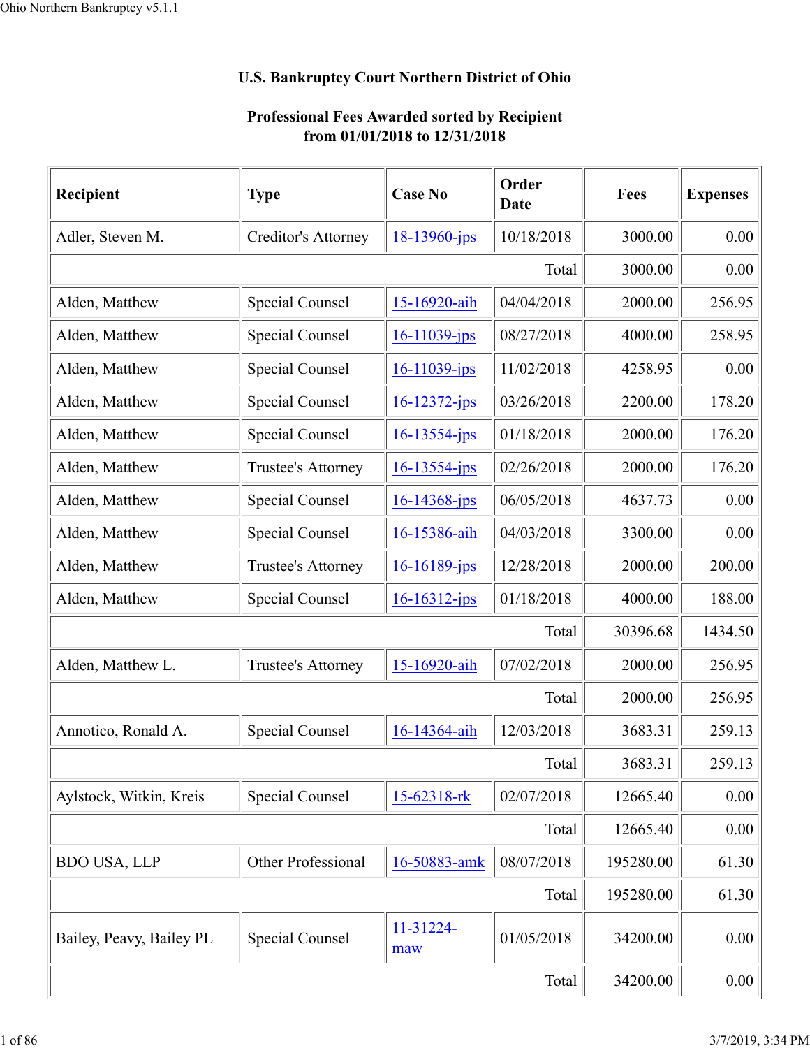# U.S. Bankruptcy Court Northern District of Ohio

## Professional Fees Awarded sorted by Recipient from 01/01/2018 to 12/31/2018

| Recipient | Type | Case No | Order Date | Fees | Expenses |
|---|---|---|---|---|---|
| Adler, Steven M. | Creditor's Attorney | 18-13960-jps | 10/18/2018 | 3000.00 | 0.00 |
| | | | Total | 3000.00 | 0.00 |
| Alden, Matthew | Special Counsel | 15-16920-aih | 04/04/2018 | 2000.00 | 256.95 |
| Alden, Matthew | Special Counsel | 16-11039-jps | 08/27/2018 | 4000.00 | 258.95 |
| Alden, Matthew | Special Counsel | 16-11039-jps | 11/02/2018 | 4258.95 | 0.00 |
| Alden, Matthew | Special Counsel | 16-12372-jps | 03/26/2018 | 2200.00 | 178.20 |
| Alden, Matthew | Special Counsel | 16-13554-jps | 01/18/2018 | 2000.00 | 176.20 |
| Alden, Matthew | Trustee's Attorney | 16-13554-jps | 02/26/2018 | 2000.00 | 176.20 |
| Alden, Matthew | Special Counsel | 16-14368-jps | 06/05/2018 | 4637.73 | 0.00 |
| Alden, Matthew | Special Counsel | 16-15386-aih | 04/03/2018 | 3300.00 | 0.00 |
| Alden, Matthew | Trustee's Attorney | 16-16189-jps | 12/28/2018 | 2000.00 | 200.00 |
| Alden, Matthew | Special Counsel | 16-16312-jps | 01/18/2018 | 4000.00 | 188.00 |
| | | | Total | 30396.68 | 1434.50 |
| Alden, Matthew L. | Trustee's Attorney | 15-16920-aih | 07/02/2018 | 2000.00 | 256.95 |
| | | | Total | 2000.00 | 256.95 |
| Annotico, Ronald A. | Special Counsel | 16-14364-aih | 12/03/2018 | 3683.31 | 259.13 |
| | | | Total | 3683.31 | 259.13 |
| Aylstock, Witkin, Kreis | Special Counsel | 15-62318-rk | 02/07/2018 | 12665.40 | 0.00 |
| | | | Total | 12665.40 | 0.00 |
| BDO USA, LLP | Other Professional | 16-50883-amk | 08/07/2018 | 195280.00 | 61.30 |
| | | | Total | 195280.00 | 61.30 |
| Bailey, Peavy, Bailey PL | Special Counsel | 11-31224-maw | 01/05/2018 | 34200.00 | 0.00 |
| | | | Total | 34200.00 | 0.00 |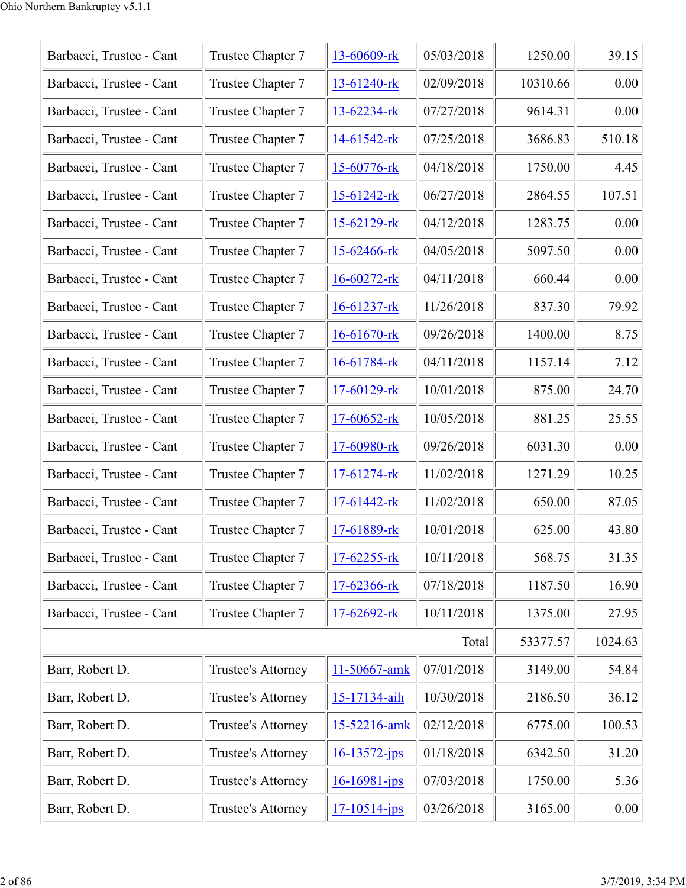| | | | | | |
|---|---|---|---|---|---|
| Barbacci, Trustee - Cant | Trustee Chapter 7 | 13-60609-rk | 05/03/2018 | 1250.00 | 39.15 |
| Barbacci, Trustee - Cant | Trustee Chapter 7 | 13-61240-rk | 02/09/2018 | 10310.66 | 0.00 |
| Barbacci, Trustee - Cant | Trustee Chapter 7 | 13-62234-rk | 07/27/2018 | 9614.31 | 0.00 |
| Barbacci, Trustee - Cant | Trustee Chapter 7 | 14-61542-rk | 07/25/2018 | 3686.83 | 510.18 |
| Barbacci, Trustee - Cant | Trustee Chapter 7 | 15-60776-rk | 04/18/2018 | 1750.00 | 4.45 |
| Barbacci, Trustee - Cant | Trustee Chapter 7 | 15-61242-rk | 06/27/2018 | 2864.55 | 107.51 |
| Barbacci, Trustee - Cant | Trustee Chapter 7 | 15-62129-rk | 04/12/2018 | 1283.75 | 0.00 |
| Barbacci, Trustee - Cant | Trustee Chapter 7 | 15-62466-rk | 04/05/2018 | 5097.50 | 0.00 |
| Barbacci, Trustee - Cant | Trustee Chapter 7 | 16-60272-rk | 04/11/2018 | 660.44 | 0.00 |
| Barbacci, Trustee - Cant | Trustee Chapter 7 | 16-61237-rk | 11/26/2018 | 837.30 | 79.92 |
| Barbacci, Trustee - Cant | Trustee Chapter 7 | 16-61670-rk | 09/26/2018 | 1400.00 | 8.75 |
| Barbacci, Trustee - Cant | Trustee Chapter 7 | 16-61784-rk | 04/11/2018 | 1157.14 | 7.12 |
| Barbacci, Trustee - Cant | Trustee Chapter 7 | 17-60129-rk | 10/01/2018 | 875.00 | 24.70 |
| Barbacci, Trustee - Cant | Trustee Chapter 7 | 17-60652-rk | 10/05/2018 | 881.25 | 25.55 |
| Barbacci, Trustee - Cant | Trustee Chapter 7 | 17-60980-rk | 09/26/2018 | 6031.30 | 0.00 |
| Barbacci, Trustee - Cant | Trustee Chapter 7 | 17-61274-rk | 11/02/2018 | 1271.29 | 10.25 |
| Barbacci, Trustee - Cant | Trustee Chapter 7 | 17-61442-rk | 11/02/2018 | 650.00 | 87.05 |
| Barbacci, Trustee - Cant | Trustee Chapter 7 | 17-61889-rk | 10/01/2018 | 625.00 | 43.80 |
| Barbacci, Trustee - Cant | Trustee Chapter 7 | 17-62255-rk | 10/11/2018 | 568.75 | 31.35 |
| Barbacci, Trustee - Cant | Trustee Chapter 7 | 17-62366-rk | 07/18/2018 | 1187.50 | 16.90 |
| Barbacci, Trustee - Cant | Trustee Chapter 7 | 17-62692-rk | 10/11/2018 | 1375.00 | 27.95 |
| | | | Total | 53377.57 | 1024.63 |
| Barr, Robert D. | Trustee's Attorney | 11-50667-amk | 07/01/2018 | 3149.00 | 54.84 |
| Barr, Robert D. | Trustee's Attorney | 15-17134-aih | 10/30/2018 | 2186.50 | 36.12 |
| Barr, Robert D. | Trustee's Attorney | 15-52216-amk | 02/12/2018 | 6775.00 | 100.53 |
| Barr, Robert D. | Trustee's Attorney | 16-13572-jps | 01/18/2018 | 6342.50 | 31.20 |
| Barr, Robert D. | Trustee's Attorney | 16-16981-jps | 07/03/2018 | 1750.00 | 5.36 |
| Barr, Robert D. | Trustee's Attorney | 17-10514-jps | 03/26/2018 | 3165.00 | 0.00 |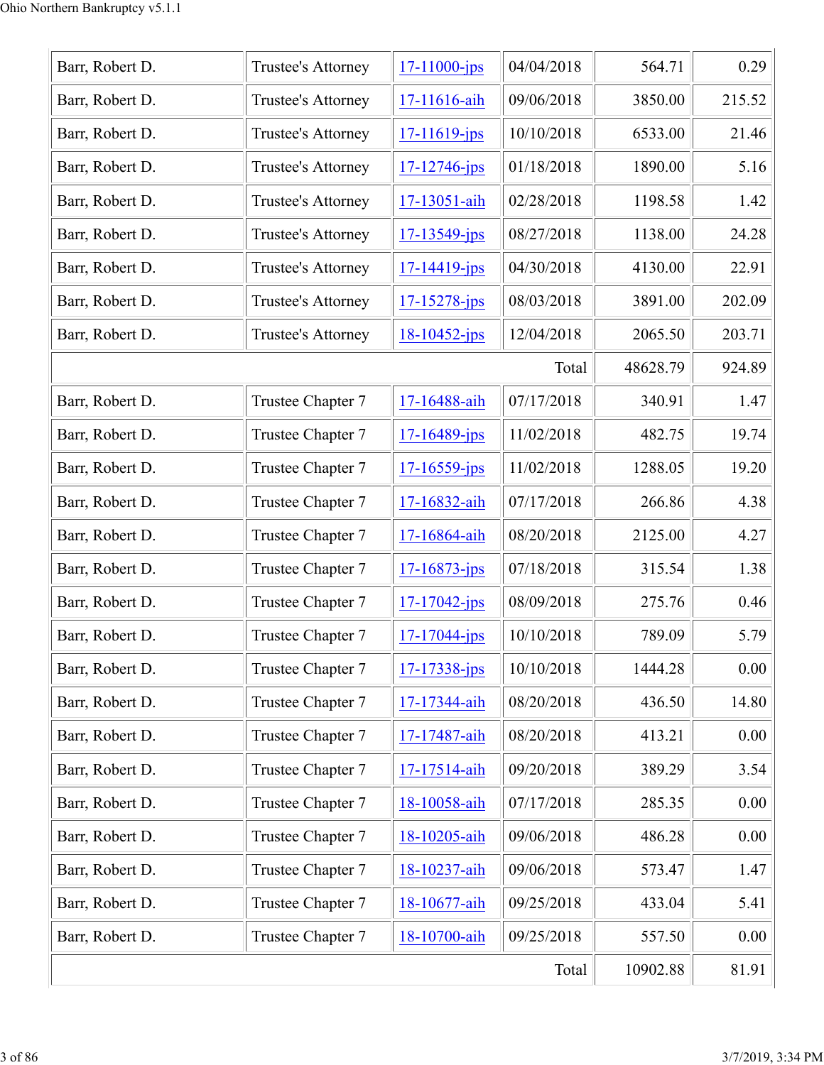| | | | | | |
|---|---|---|---|---|---|
| Barr, Robert D. | Trustee's Attorney | 17-11000-jps | 04/04/2018 | 564.71 | 0.29 |
| Barr, Robert D. | Trustee's Attorney | 17-11616-aih | 09/06/2018 | 3850.00 | 215.52 |
| Barr, Robert D. | Trustee's Attorney | 17-11619-jps | 10/10/2018 | 6533.00 | 21.46 |
| Barr, Robert D. | Trustee's Attorney | 17-12746-jps | 01/18/2018 | 1890.00 | 5.16 |
| Barr, Robert D. | Trustee's Attorney | 17-13051-aih | 02/28/2018 | 1198.58 | 1.42 |
| Barr, Robert D. | Trustee's Attorney | 17-13549-jps | 08/27/2018 | 1138.00 | 24.28 |
| Barr, Robert D. | Trustee's Attorney | 17-14419-jps | 04/30/2018 | 4130.00 | 22.91 |
| Barr, Robert D. | Trustee's Attorney | 17-15278-jps | 08/03/2018 | 3891.00 | 202.09 |
| Barr, Robert D. | Trustee's Attorney | 18-10452-jps | 12/04/2018 | 2065.50 | 203.71 |
| | | | Total | 48628.79 | 924.89 |
| Barr, Robert D. | Trustee Chapter 7 | 17-16488-aih | 07/17/2018 | 340.91 | 1.47 |
| Barr, Robert D. | Trustee Chapter 7 | 17-16489-jps | 11/02/2018 | 482.75 | 19.74 |
| Barr, Robert D. | Trustee Chapter 7 | 17-16559-jps | 11/02/2018 | 1288.05 | 19.20 |
| Barr, Robert D. | Trustee Chapter 7 | 17-16832-aih | 07/17/2018 | 266.86 | 4.38 |
| Barr, Robert D. | Trustee Chapter 7 | 17-16864-aih | 08/20/2018 | 2125.00 | 4.27 |
| Barr, Robert D. | Trustee Chapter 7 | 17-16873-jps | 07/18/2018 | 315.54 | 1.38 |
| Barr, Robert D. | Trustee Chapter 7 | 17-17042-jps | 08/09/2018 | 275.76 | 0.46 |
| Barr, Robert D. | Trustee Chapter 7 | 17-17044-jps | 10/10/2018 | 789.09 | 5.79 |
| Barr, Robert D. | Trustee Chapter 7 | 17-17338-jps | 10/10/2018 | 1444.28 | 0.00 |
| Barr, Robert D. | Trustee Chapter 7 | 17-17344-aih | 08/20/2018 | 436.50 | 14.80 |
| Barr, Robert D. | Trustee Chapter 7 | 17-17487-aih | 08/20/2018 | 413.21 | 0.00 |
| Barr, Robert D. | Trustee Chapter 7 | 17-17514-aih | 09/20/2018 | 389.29 | 3.54 |
| Barr, Robert D. | Trustee Chapter 7 | 18-10058-aih | 07/17/2018 | 285.35 | 0.00 |
| Barr, Robert D. | Trustee Chapter 7 | 18-10205-aih | 09/06/2018 | 486.28 | 0.00 |
| Barr, Robert D. | Trustee Chapter 7 | 18-10237-aih | 09/06/2018 | 573.47 | 1.47 |
| Barr, Robert D. | Trustee Chapter 7 | 18-10677-aih | 09/25/2018 | 433.04 | 5.41 |
| Barr, Robert D. | Trustee Chapter 7 | 18-10700-aih | 09/25/2018 | 557.50 | 0.00 |
| | | | Total | 10902.88 | 81.91 |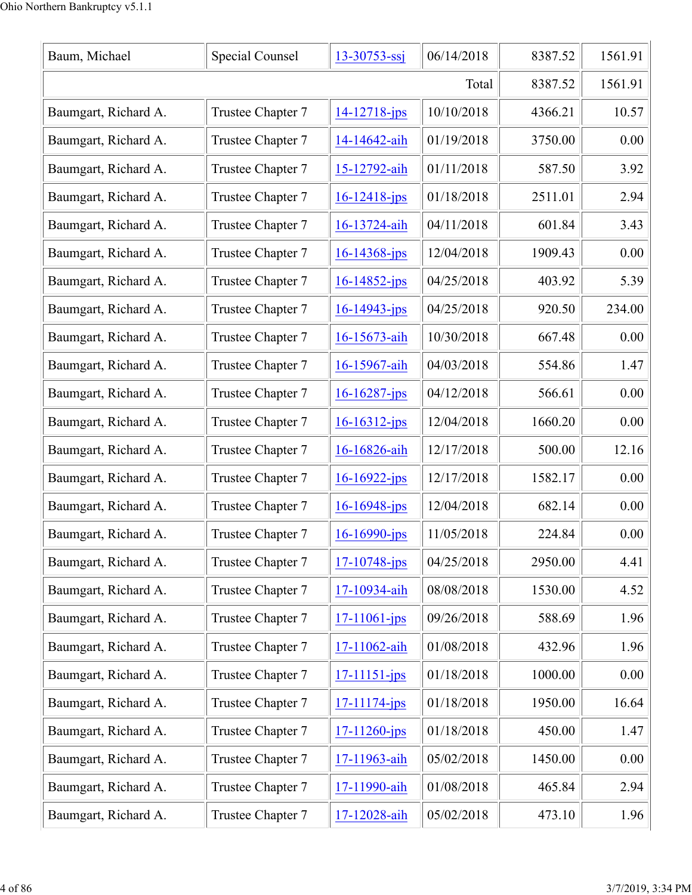| | | | | | |
|---|---|---|---|---|---|
| Baum, Michael | Special Counsel | 13-30753-ssj | 06/14/2018 | 8387.52 | 1561.91 |
| | | | Total | 8387.52 | 1561.91 |
| Baumgart, Richard A. | Trustee Chapter 7 | 14-12718-jps | 10/10/2018 | 4366.21 | 10.57 |
| Baumgart, Richard A. | Trustee Chapter 7 | 14-14642-aih | 01/19/2018 | 3750.00 | 0.00 |
| Baumgart, Richard A. | Trustee Chapter 7 | 15-12792-aih | 01/11/2018 | 587.50 | 3.92 |
| Baumgart, Richard A. | Trustee Chapter 7 | 16-12418-jps | 01/18/2018 | 2511.01 | 2.94 |
| Baumgart, Richard A. | Trustee Chapter 7 | 16-13724-aih | 04/11/2018 | 601.84 | 3.43 |
| Baumgart, Richard A. | Trustee Chapter 7 | 16-14368-jps | 12/04/2018 | 1909.43 | 0.00 |
| Baumgart, Richard A. | Trustee Chapter 7 | 16-14852-jps | 04/25/2018 | 403.92 | 5.39 |
| Baumgart, Richard A. | Trustee Chapter 7 | 16-14943-jps | 04/25/2018 | 920.50 | 234.00 |
| Baumgart, Richard A. | Trustee Chapter 7 | 16-15673-aih | 10/30/2018 | 667.48 | 0.00 |
| Baumgart, Richard A. | Trustee Chapter 7 | 16-15967-aih | 04/03/2018 | 554.86 | 1.47 |
| Baumgart, Richard A. | Trustee Chapter 7 | 16-16287-jps | 04/12/2018 | 566.61 | 0.00 |
| Baumgart, Richard A. | Trustee Chapter 7 | 16-16312-jps | 12/04/2018 | 1660.20 | 0.00 |
| Baumgart, Richard A. | Trustee Chapter 7 | 16-16826-aih | 12/17/2018 | 500.00 | 12.16 |
| Baumgart, Richard A. | Trustee Chapter 7 | 16-16922-jps | 12/17/2018 | 1582.17 | 0.00 |
| Baumgart, Richard A. | Trustee Chapter 7 | 16-16948-jps | 12/04/2018 | 682.14 | 0.00 |
| Baumgart, Richard A. | Trustee Chapter 7 | 16-16990-jps | 11/05/2018 | 224.84 | 0.00 |
| Baumgart, Richard A. | Trustee Chapter 7 | 17-10748-jps | 04/25/2018 | 2950.00 | 4.41 |
| Baumgart, Richard A. | Trustee Chapter 7 | 17-10934-aih | 08/08/2018 | 1530.00 | 4.52 |
| Baumgart, Richard A. | Trustee Chapter 7 | 17-11061-jps | 09/26/2018 | 588.69 | 1.96 |
| Baumgart, Richard A. | Trustee Chapter 7 | 17-11062-aih | 01/08/2018 | 432.96 | 1.96 |
| Baumgart, Richard A. | Trustee Chapter 7 | 17-11151-jps | 01/18/2018 | 1000.00 | 0.00 |
| Baumgart, Richard A. | Trustee Chapter 7 | 17-11174-jps | 01/18/2018 | 1950.00 | 16.64 |
| Baumgart, Richard A. | Trustee Chapter 7 | 17-11260-jps | 01/18/2018 | 450.00 | 1.47 |
| Baumgart, Richard A. | Trustee Chapter 7 | 17-11963-aih | 05/02/2018 | 1450.00 | 0.00 |
| Baumgart, Richard A. | Trustee Chapter 7 | 17-11990-aih | 01/08/2018 | 465.84 | 2.94 |
| Baumgart, Richard A. | Trustee Chapter 7 | 17-12028-aih | 05/02/2018 | 473.10 | 1.96 |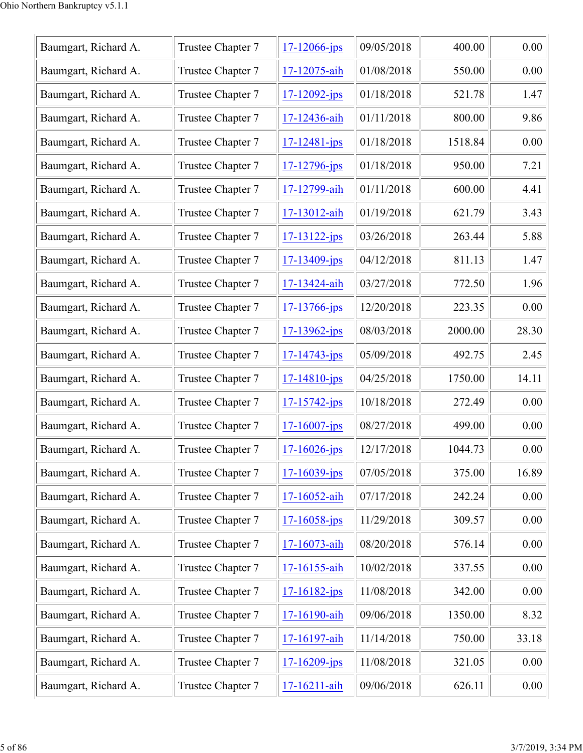| Baumgart, Richard A. | Trustee Chapter 7 | 17-12066-jps | 09/05/2018 | 400.00 | 0.00 |
|---|---|---|---|---|---|
| Baumgart, Richard A. | Trustee Chapter 7 | 17-12075-aih | 01/08/2018 | 550.00 | 0.00 |
| Baumgart, Richard A. | Trustee Chapter 7 | 17-12092-jps | 01/18/2018 | 521.78 | 1.47 |
| Baumgart, Richard A. | Trustee Chapter 7 | 17-12436-aih | 01/11/2018 | 800.00 | 9.86 |
| Baumgart, Richard A. | Trustee Chapter 7 | 17-12481-jps | 01/18/2018 | 1518.84 | 0.00 |
| Baumgart, Richard A. | Trustee Chapter 7 | 17-12796-jps | 01/18/2018 | 950.00 | 7.21 |
| Baumgart, Richard A. | Trustee Chapter 7 | 17-12799-aih | 01/11/2018 | 600.00 | 4.41 |
| Baumgart, Richard A. | Trustee Chapter 7 | 17-13012-aih | 01/19/2018 | 621.79 | 3.43 |
| Baumgart, Richard A. | Trustee Chapter 7 | 17-13122-jps | 03/26/2018 | 263.44 | 5.88 |
| Baumgart, Richard A. | Trustee Chapter 7 | 17-13409-jps | 04/12/2018 | 811.13 | 1.47 |
| Baumgart, Richard A. | Trustee Chapter 7 | 17-13424-aih | 03/27/2018 | 772.50 | 1.96 |
| Baumgart, Richard A. | Trustee Chapter 7 | 17-13766-jps | 12/20/2018 | 223.35 | 0.00 |
| Baumgart, Richard A. | Trustee Chapter 7 | 17-13962-jps | 08/03/2018 | 2000.00 | 28.30 |
| Baumgart, Richard A. | Trustee Chapter 7 | 17-14743-jps | 05/09/2018 | 492.75 | 2.45 |
| Baumgart, Richard A. | Trustee Chapter 7 | 17-14810-jps | 04/25/2018 | 1750.00 | 14.11 |
| Baumgart, Richard A. | Trustee Chapter 7 | 17-15742-jps | 10/18/2018 | 272.49 | 0.00 |
| Baumgart, Richard A. | Trustee Chapter 7 | 17-16007-jps | 08/27/2018 | 499.00 | 0.00 |
| Baumgart, Richard A. | Trustee Chapter 7 | 17-16026-jps | 12/17/2018 | 1044.73 | 0.00 |
| Baumgart, Richard A. | Trustee Chapter 7 | 17-16039-jps | 07/05/2018 | 375.00 | 16.89 |
| Baumgart, Richard A. | Trustee Chapter 7 | 17-16052-aih | 07/17/2018 | 242.24 | 0.00 |
| Baumgart, Richard A. | Trustee Chapter 7 | 17-16058-jps | 11/29/2018 | 309.57 | 0.00 |
| Baumgart, Richard A. | Trustee Chapter 7 | 17-16073-aih | 08/20/2018 | 576.14 | 0.00 |
| Baumgart, Richard A. | Trustee Chapter 7 | 17-16155-aih | 10/02/2018 | 337.55 | 0.00 |
| Baumgart, Richard A. | Trustee Chapter 7 | 17-16182-jps | 11/08/2018 | 342.00 | 0.00 |
| Baumgart, Richard A. | Trustee Chapter 7 | 17-16190-aih | 09/06/2018 | 1350.00 | 8.32 |
| Baumgart, Richard A. | Trustee Chapter 7 | 17-16197-aih | 11/14/2018 | 750.00 | 33.18 |
| Baumgart, Richard A. | Trustee Chapter 7 | 17-16209-jps | 11/08/2018 | 321.05 | 0.00 |
| Baumgart, Richard A. | Trustee Chapter 7 | 17-16211-aih | 09/06/2018 | 626.11 | 0.00 |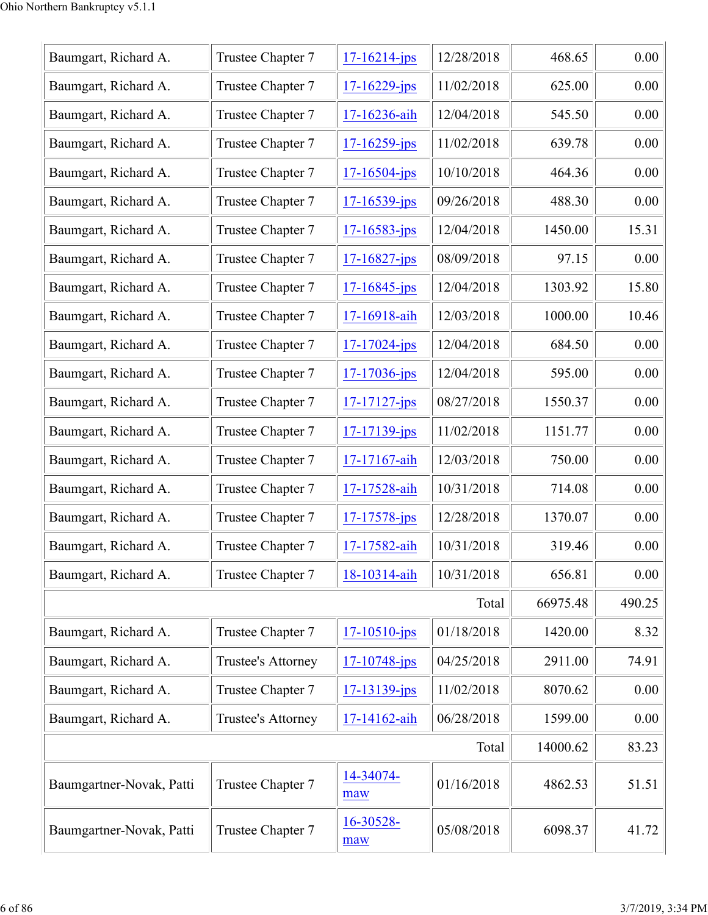| | | | | | |
|---|---|---|---|---|---|
| Baumgart, Richard A. | Trustee Chapter 7 | 17-16214-jps | 12/28/2018 | 468.65 | 0.00 |
| Baumgart, Richard A. | Trustee Chapter 7 | 17-16229-jps | 11/02/2018 | 625.00 | 0.00 |
| Baumgart, Richard A. | Trustee Chapter 7 | 17-16236-aih | 12/04/2018 | 545.50 | 0.00 |
| Baumgart, Richard A. | Trustee Chapter 7 | 17-16259-jps | 11/02/2018 | 639.78 | 0.00 |
| Baumgart, Richard A. | Trustee Chapter 7 | 17-16504-jps | 10/10/2018 | 464.36 | 0.00 |
| Baumgart, Richard A. | Trustee Chapter 7 | 17-16539-jps | 09/26/2018 | 488.30 | 0.00 |
| Baumgart, Richard A. | Trustee Chapter 7 | 17-16583-jps | 12/04/2018 | 1450.00 | 15.31 |
| Baumgart, Richard A. | Trustee Chapter 7 | 17-16827-jps | 08/09/2018 | 97.15 | 0.00 |
| Baumgart, Richard A. | Trustee Chapter 7 | 17-16845-jps | 12/04/2018 | 1303.92 | 15.80 |
| Baumgart, Richard A. | Trustee Chapter 7 | 17-16918-aih | 12/03/2018 | 1000.00 | 10.46 |
| Baumgart, Richard A. | Trustee Chapter 7 | 17-17024-jps | 12/04/2018 | 684.50 | 0.00 |
| Baumgart, Richard A. | Trustee Chapter 7 | 17-17036-jps | 12/04/2018 | 595.00 | 0.00 |
| Baumgart, Richard A. | Trustee Chapter 7 | 17-17127-jps | 08/27/2018 | 1550.37 | 0.00 |
| Baumgart, Richard A. | Trustee Chapter 7 | 17-17139-jps | 11/02/2018 | 1151.77 | 0.00 |
| Baumgart, Richard A. | Trustee Chapter 7 | 17-17167-aih | 12/03/2018 | 750.00 | 0.00 |
| Baumgart, Richard A. | Trustee Chapter 7 | 17-17528-aih | 10/31/2018 | 714.08 | 0.00 |
| Baumgart, Richard A. | Trustee Chapter 7 | 17-17578-jps | 12/28/2018 | 1370.07 | 0.00 |
| Baumgart, Richard A. | Trustee Chapter 7 | 17-17582-aih | 10/31/2018 | 319.46 | 0.00 |
| Baumgart, Richard A. | Trustee Chapter 7 | 18-10314-aih | 10/31/2018 | 656.81 | 0.00 |
| Total | | | | 66975.48 | 490.25 |
| Baumgart, Richard A. | Trustee Chapter 7 | 17-10510-jps | 01/18/2018 | 1420.00 | 8.32 |
| Baumgart, Richard A. | Trustee's Attorney | 17-10748-jps | 04/25/2018 | 2911.00 | 74.91 |
| Baumgart, Richard A. | Trustee Chapter 7 | 17-13139-jps | 11/02/2018 | 8070.62 | 0.00 |
| Baumgart, Richard A. | Trustee's Attorney | 17-14162-aih | 06/28/2018 | 1599.00 | 0.00 |
| Total | | | | 14000.62 | 83.23 |
| Baumgartner-Novak, Patti | Trustee Chapter 7 | 14-34074-maw | 01/16/2018 | 4862.53 | 51.51 |
| Baumgartner-Novak, Patti | Trustee Chapter 7 | 16-30528-maw | 05/08/2018 | 6098.37 | 41.72 |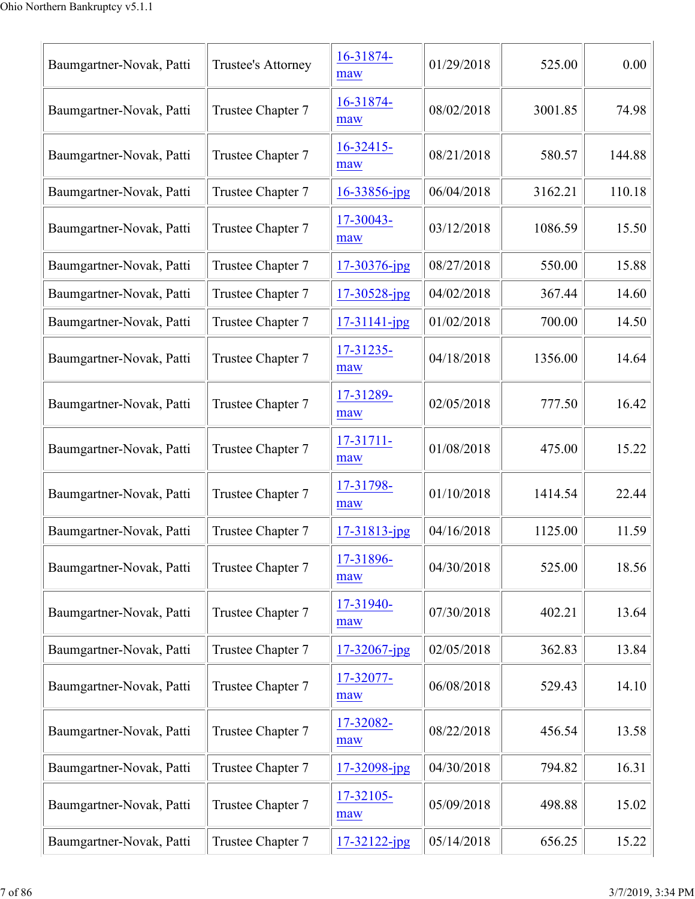| Baumgartner-Novak, Patti | Trustee's Attorney | 16-31874-maw | 01/29/2018 | 525.00 | 0.00 |
|---|---|---|---|---|---|
| Baumgartner-Novak, Patti | Trustee Chapter 7 | 16-31874-maw | 08/02/2018 | 3001.85 | 74.98 |
| Baumgartner-Novak, Patti | Trustee Chapter 7 | 16-32415-maw | 08/21/2018 | 580.57 | 144.88 |
| Baumgartner-Novak, Patti | Trustee Chapter 7 | 16-33856-jpg | 06/04/2018 | 3162.21 | 110.18 |
| Baumgartner-Novak, Patti | Trustee Chapter 7 | 17-30043-maw | 03/12/2018 | 1086.59 | 15.50 |
| Baumgartner-Novak, Patti | Trustee Chapter 7 | 17-30376-jpg | 08/27/2018 | 550.00 | 15.88 |
| Baumgartner-Novak, Patti | Trustee Chapter 7 | 17-30528-jpg | 04/02/2018 | 367.44 | 14.60 |
| Baumgartner-Novak, Patti | Trustee Chapter 7 | 17-31141-jpg | 01/02/2018 | 700.00 | 14.50 |
| Baumgartner-Novak, Patti | Trustee Chapter 7 | 17-31235-maw | 04/18/2018 | 1356.00 | 14.64 |
| Baumgartner-Novak, Patti | Trustee Chapter 7 | 17-31289-maw | 02/05/2018 | 777.50 | 16.42 |
| Baumgartner-Novak, Patti | Trustee Chapter 7 | 17-31711-maw | 01/08/2018 | 475.00 | 15.22 |
| Baumgartner-Novak, Patti | Trustee Chapter 7 | 17-31798-maw | 01/10/2018 | 1414.54 | 22.44 |
| Baumgartner-Novak, Patti | Trustee Chapter 7 | 17-31813-jpg | 04/16/2018 | 1125.00 | 11.59 |
| Baumgartner-Novak, Patti | Trustee Chapter 7 | 17-31896-maw | 04/30/2018 | 525.00 | 18.56 |
| Baumgartner-Novak, Patti | Trustee Chapter 7 | 17-31940-maw | 07/30/2018 | 402.21 | 13.64 |
| Baumgartner-Novak, Patti | Trustee Chapter 7 | 17-32067-jpg | 02/05/2018 | 362.83 | 13.84 |
| Baumgartner-Novak, Patti | Trustee Chapter 7 | 17-32077-maw | 06/08/2018 | 529.43 | 14.10 |
| Baumgartner-Novak, Patti | Trustee Chapter 7 | 17-32082-maw | 08/22/2018 | 456.54 | 13.58 |
| Baumgartner-Novak, Patti | Trustee Chapter 7 | 17-32098-jpg | 04/30/2018 | 794.82 | 16.31 |
| Baumgartner-Novak, Patti | Trustee Chapter 7 | 17-32105-maw | 05/09/2018 | 498.88 | 15.02 |
| Baumgartner-Novak, Patti | Trustee Chapter 7 | 17-32122-jpg | 05/14/2018 | 656.25 | 15.22 |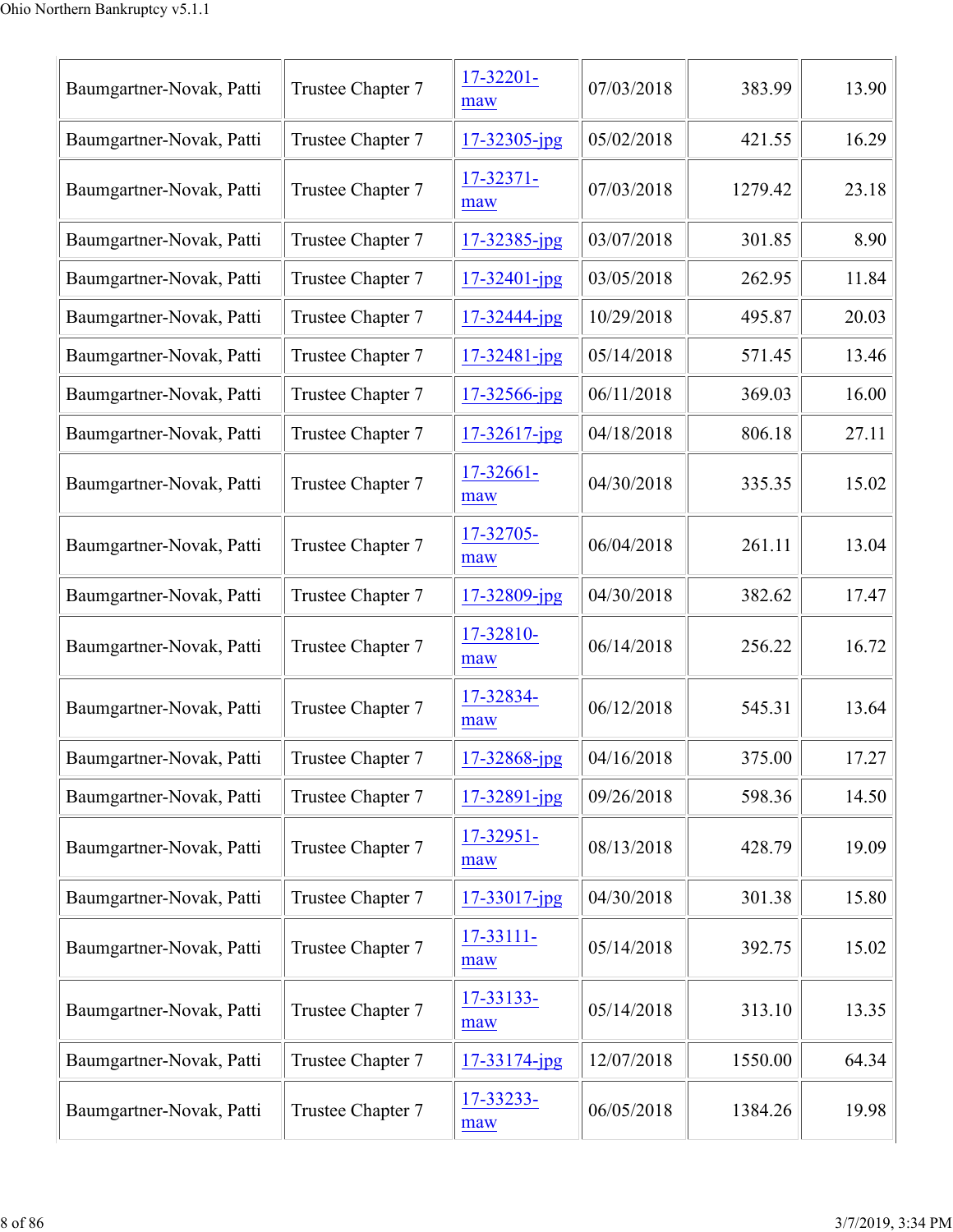| Baumgartner-Novak, Patti | Trustee Chapter 7 | 17-32201-maw | 07/03/2018 | 383.99 | 13.90 |
|---|---|---|---|---|---|
| Baumgartner-Novak, Patti | Trustee Chapter 7 | 17-32305-jpg | 05/02/2018 | 421.55 | 16.29 |
| Baumgartner-Novak, Patti | Trustee Chapter 7 | 17-32371-maw | 07/03/2018 | 1279.42 | 23.18 |
| Baumgartner-Novak, Patti | Trustee Chapter 7 | 17-32385-jpg | 03/07/2018 | 301.85 | 8.90 |
| Baumgartner-Novak, Patti | Trustee Chapter 7 | 17-32401-jpg | 03/05/2018 | 262.95 | 11.84 |
| Baumgartner-Novak, Patti | Trustee Chapter 7 | 17-32444-jpg | 10/29/2018 | 495.87 | 20.03 |
| Baumgartner-Novak, Patti | Trustee Chapter 7 | 17-32481-jpg | 05/14/2018 | 571.45 | 13.46 |
| Baumgartner-Novak, Patti | Trustee Chapter 7 | 17-32566-jpg | 06/11/2018 | 369.03 | 16.00 |
| Baumgartner-Novak, Patti | Trustee Chapter 7 | 17-32617-jpg | 04/18/2018 | 806.18 | 27.11 |
| Baumgartner-Novak, Patti | Trustee Chapter 7 | 17-32661-maw | 04/30/2018 | 335.35 | 15.02 |
| Baumgartner-Novak, Patti | Trustee Chapter 7 | 17-32705-maw | 06/04/2018 | 261.11 | 13.04 |
| Baumgartner-Novak, Patti | Trustee Chapter 7 | 17-32809-jpg | 04/30/2018 | 382.62 | 17.47 |
| Baumgartner-Novak, Patti | Trustee Chapter 7 | 17-32810-maw | 06/14/2018 | 256.22 | 16.72 |
| Baumgartner-Novak, Patti | Trustee Chapter 7 | 17-32834-maw | 06/12/2018 | 545.31 | 13.64 |
| Baumgartner-Novak, Patti | Trustee Chapter 7 | 17-32868-jpg | 04/16/2018 | 375.00 | 17.27 |
| Baumgartner-Novak, Patti | Trustee Chapter 7 | 17-32891-jpg | 09/26/2018 | 598.36 | 14.50 |
| Baumgartner-Novak, Patti | Trustee Chapter 7 | 17-32951-maw | 08/13/2018 | 428.79 | 19.09 |
| Baumgartner-Novak, Patti | Trustee Chapter 7 | 17-33017-jpg | 04/30/2018 | 301.38 | 15.80 |
| Baumgartner-Novak, Patti | Trustee Chapter 7 | 17-33111-maw | 05/14/2018 | 392.75 | 15.02 |
| Baumgartner-Novak, Patti | Trustee Chapter 7 | 17-33133-maw | 05/14/2018 | 313.10 | 13.35 |
| Baumgartner-Novak, Patti | Trustee Chapter 7 | 17-33174-jpg | 12/07/2018 | 1550.00 | 64.34 |
| Baumgartner-Novak, Patti | Trustee Chapter 7 | 17-33233-maw | 06/05/2018 | 1384.26 | 19.98 |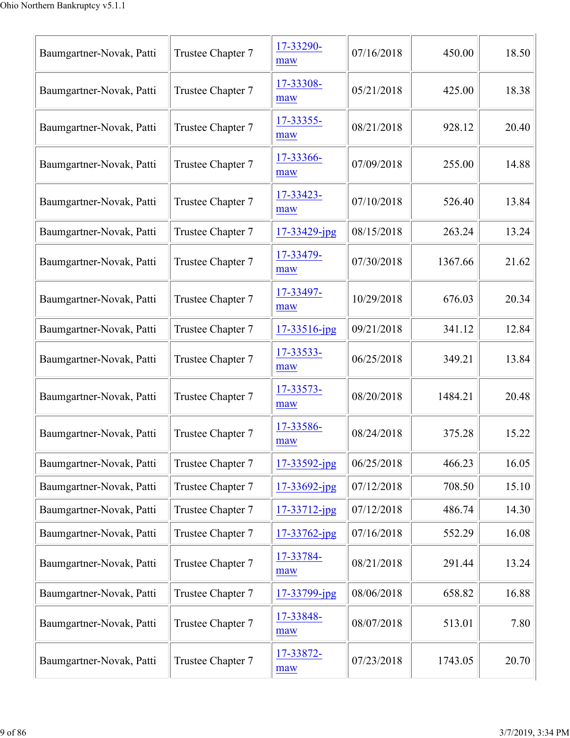| | | | | | |
|---|---|---|---|---|---|
| Baumgartner-Novak, Patti | Trustee Chapter 7 | 17-33290-maw | 07/16/2018 | 450.00 | 18.50 |
| Baumgartner-Novak, Patti | Trustee Chapter 7 | 17-33308-maw | 05/21/2018 | 425.00 | 18.38 |
| Baumgartner-Novak, Patti | Trustee Chapter 7 | 17-33355-maw | 08/21/2018 | 928.12 | 20.40 |
| Baumgartner-Novak, Patti | Trustee Chapter 7 | 17-33366-maw | 07/09/2018 | 255.00 | 14.88 |
| Baumgartner-Novak, Patti | Trustee Chapter 7 | 17-33423-maw | 07/10/2018 | 526.40 | 13.84 |
| Baumgartner-Novak, Patti | Trustee Chapter 7 | 17-33429-jpg | 08/15/2018 | 263.24 | 13.24 |
| Baumgartner-Novak, Patti | Trustee Chapter 7 | 17-33479-maw | 07/30/2018 | 1367.66 | 21.62 |
| Baumgartner-Novak, Patti | Trustee Chapter 7 | 17-33497-maw | 10/29/2018 | 676.03 | 20.34 |
| Baumgartner-Novak, Patti | Trustee Chapter 7 | 17-33516-jpg | 09/21/2018 | 341.12 | 12.84 |
| Baumgartner-Novak, Patti | Trustee Chapter 7 | 17-33533-maw | 06/25/2018 | 349.21 | 13.84 |
| Baumgartner-Novak, Patti | Trustee Chapter 7 | 17-33573-maw | 08/20/2018 | 1484.21 | 20.48 |
| Baumgartner-Novak, Patti | Trustee Chapter 7 | 17-33586-maw | 08/24/2018 | 375.28 | 15.22 |
| Baumgartner-Novak, Patti | Trustee Chapter 7 | 17-33592-jpg | 06/25/2018 | 466.23 | 16.05 |
| Baumgartner-Novak, Patti | Trustee Chapter 7 | 17-33692-jpg | 07/12/2018 | 708.50 | 15.10 |
| Baumgartner-Novak, Patti | Trustee Chapter 7 | 17-33712-jpg | 07/12/2018 | 486.74 | 14.30 |
| Baumgartner-Novak, Patti | Trustee Chapter 7 | 17-33762-jpg | 07/16/2018 | 552.29 | 16.08 |
| Baumgartner-Novak, Patti | Trustee Chapter 7 | 17-33784-maw | 08/21/2018 | 291.44 | 13.24 |
| Baumgartner-Novak, Patti | Trustee Chapter 7 | 17-33799-jpg | 08/06/2018 | 658.82 | 16.88 |
| Baumgartner-Novak, Patti | Trustee Chapter 7 | 17-33848-maw | 08/07/2018 | 513.01 | 7.80 |
| Baumgartner-Novak, Patti | Trustee Chapter 7 | 17-33872-maw | 07/23/2018 | 1743.05 | 20.70 |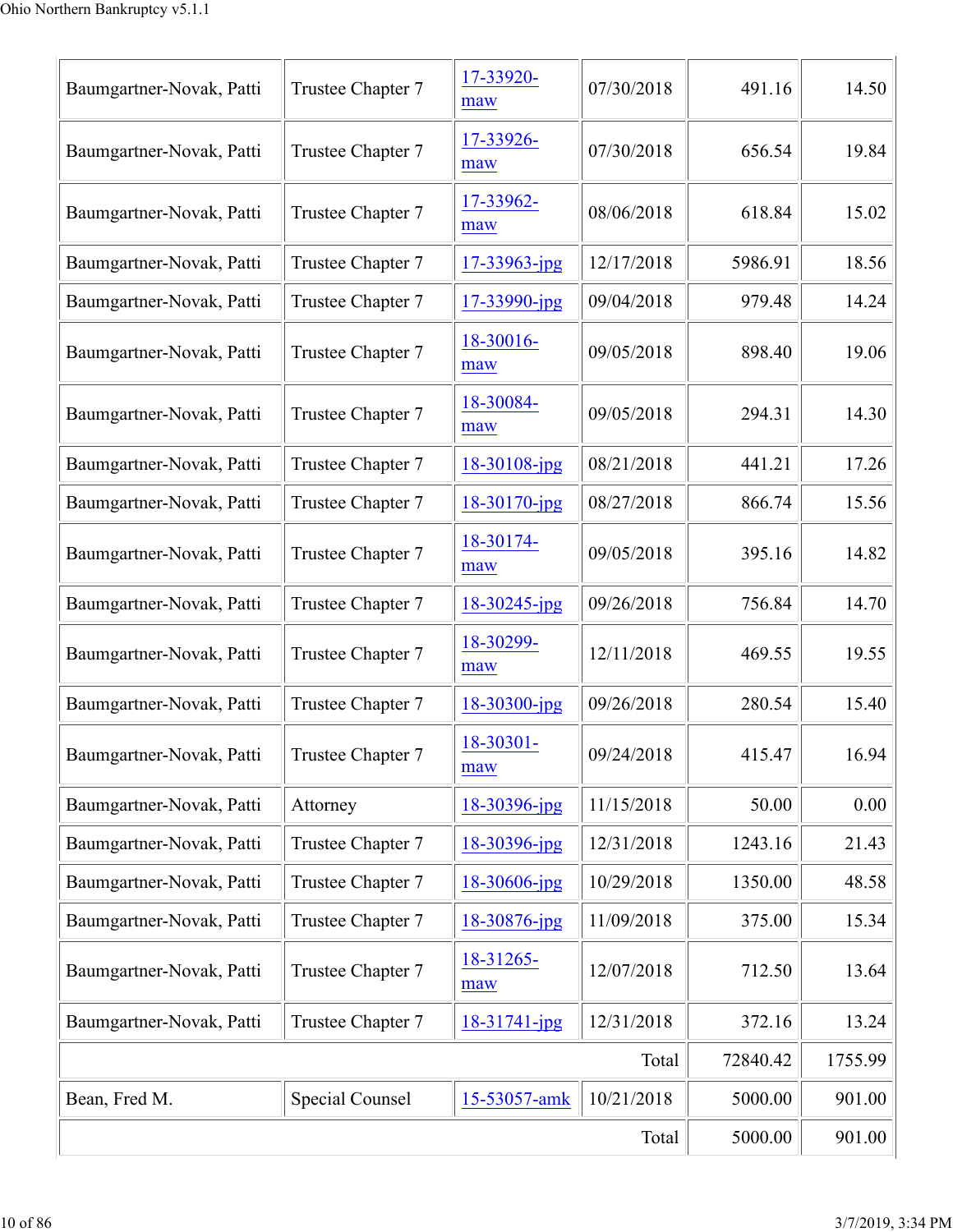| | | | | | |
|---|---|---|---|---|---|
| Baumgartner-Novak, Patti | Trustee Chapter 7 | 17-33920-maw | 07/30/2018 | 491.16 | 14.50 |
| Baumgartner-Novak, Patti | Trustee Chapter 7 | 17-33926-maw | 07/30/2018 | 656.54 | 19.84 |
| Baumgartner-Novak, Patti | Trustee Chapter 7 | 17-33962-maw | 08/06/2018 | 618.84 | 15.02 |
| Baumgartner-Novak, Patti | Trustee Chapter 7 | 17-33963-jpg | 12/17/2018 | 5986.91 | 18.56 |
| Baumgartner-Novak, Patti | Trustee Chapter 7 | 17-33990-jpg | 09/04/2018 | 979.48 | 14.24 |
| Baumgartner-Novak, Patti | Trustee Chapter 7 | 18-30016-maw | 09/05/2018 | 898.40 | 19.06 |
| Baumgartner-Novak, Patti | Trustee Chapter 7 | 18-30084-maw | 09/05/2018 | 294.31 | 14.30 |
| Baumgartner-Novak, Patti | Trustee Chapter 7 | 18-30108-jpg | 08/21/2018 | 441.21 | 17.26 |
| Baumgartner-Novak, Patti | Trustee Chapter 7 | 18-30170-jpg | 08/27/2018 | 866.74 | 15.56 |
| Baumgartner-Novak, Patti | Trustee Chapter 7 | 18-30174-maw | 09/05/2018 | 395.16 | 14.82 |
| Baumgartner-Novak, Patti | Trustee Chapter 7 | 18-30245-jpg | 09/26/2018 | 756.84 | 14.70 |
| Baumgartner-Novak, Patti | Trustee Chapter 7 | 18-30299-maw | 12/11/2018 | 469.55 | 19.55 |
| Baumgartner-Novak, Patti | Trustee Chapter 7 | 18-30300-jpg | 09/26/2018 | 280.54 | 15.40 |
| Baumgartner-Novak, Patti | Trustee Chapter 7 | 18-30301-maw | 09/24/2018 | 415.47 | 16.94 |
| Baumgartner-Novak, Patti | Attorney | 18-30396-jpg | 11/15/2018 | 50.00 | 0.00 |
| Baumgartner-Novak, Patti | Trustee Chapter 7 | 18-30396-jpg | 12/31/2018 | 1243.16 | 21.43 |
| Baumgartner-Novak, Patti | Trustee Chapter 7 | 18-30606-jpg | 10/29/2018 | 1350.00 | 48.58 |
| Baumgartner-Novak, Patti | Trustee Chapter 7 | 18-30876-jpg | 11/09/2018 | 375.00 | 15.34 |
| Baumgartner-Novak, Patti | Trustee Chapter 7 | 18-31265-maw | 12/07/2018 | 712.50 | 13.64 |
| Baumgartner-Novak, Patti | Trustee Chapter 7 | 18-31741-jpg | 12/31/2018 | 372.16 | 13.24 |
| | | | Total | 72840.42 | 1755.99 |
| Bean, Fred M. | Special Counsel | 15-53057-amk | 10/21/2018 | 5000.00 | 901.00 |
| | | | Total | 5000.00 | 901.00 |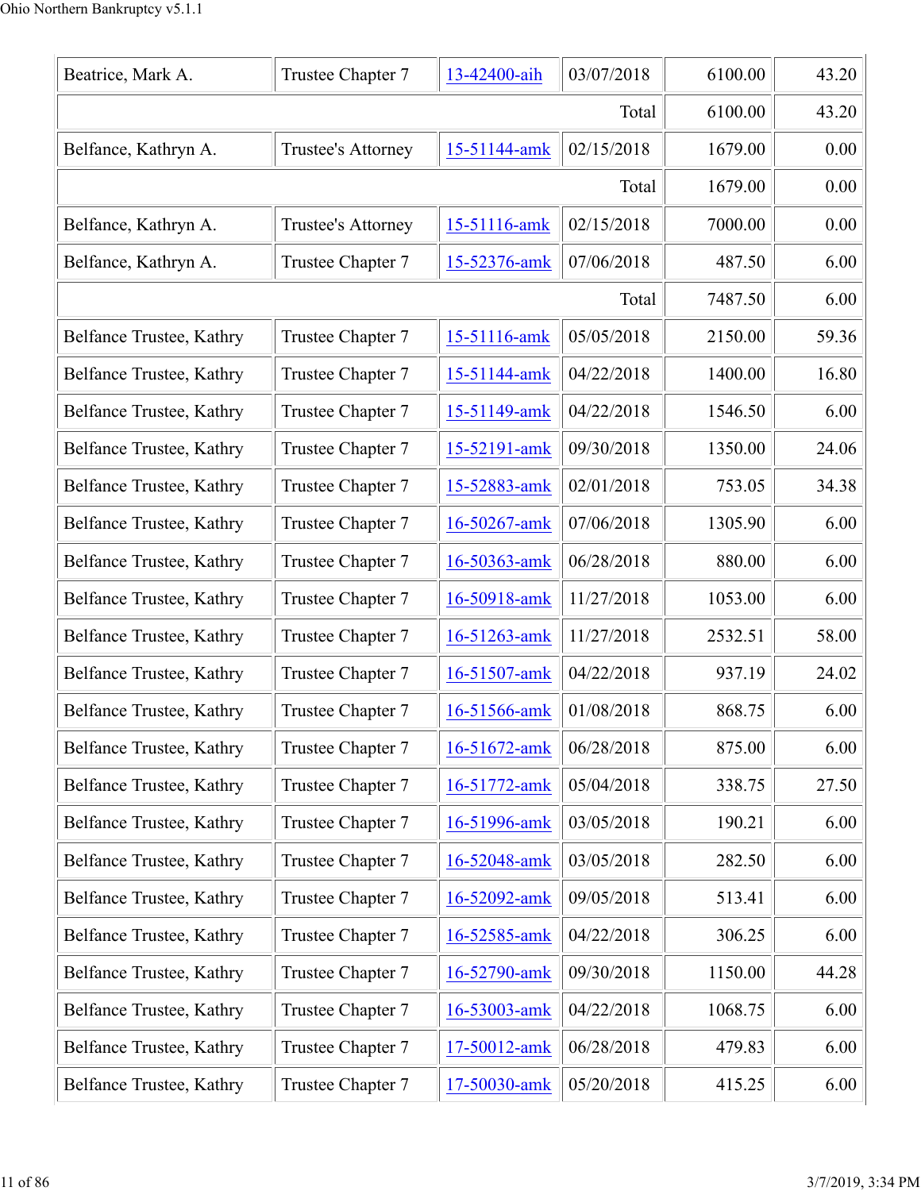| | | | | | |
|---|---|---|---|---|---|
| Beatrice, Mark A. | Trustee Chapter 7 | 13-42400-aih | 03/07/2018 | 6100.00 | 43.20 |
| | | | Total | 6100.00 | 43.20 |
| Belfance, Kathryn A. | Trustee's Attorney | 15-51144-amk | 02/15/2018 | 1679.00 | 0.00 |
| | | | Total | 1679.00 | 0.00 |
| Belfance, Kathryn A. | Trustee's Attorney | 15-51116-amk | 02/15/2018 | 7000.00 | 0.00 |
| Belfance, Kathryn A. | Trustee Chapter 7 | 15-52376-amk | 07/06/2018 | 487.50 | 6.00 |
| | | | Total | 7487.50 | 6.00 |
| Belfance Trustee, Kathry | Trustee Chapter 7 | 15-51116-amk | 05/05/2018 | 2150.00 | 59.36 |
| Belfance Trustee, Kathry | Trustee Chapter 7 | 15-51144-amk | 04/22/2018 | 1400.00 | 16.80 |
| Belfance Trustee, Kathry | Trustee Chapter 7 | 15-51149-amk | 04/22/2018 | 1546.50 | 6.00 |
| Belfance Trustee, Kathry | Trustee Chapter 7 | 15-52191-amk | 09/30/2018 | 1350.00 | 24.06 |
| Belfance Trustee, Kathry | Trustee Chapter 7 | 15-52883-amk | 02/01/2018 | 753.05 | 34.38 |
| Belfance Trustee, Kathry | Trustee Chapter 7 | 16-50267-amk | 07/06/2018 | 1305.90 | 6.00 |
| Belfance Trustee, Kathry | Trustee Chapter 7 | 16-50363-amk | 06/28/2018 | 880.00 | 6.00 |
| Belfance Trustee, Kathry | Trustee Chapter 7 | 16-50918-amk | 11/27/2018 | 1053.00 | 6.00 |
| Belfance Trustee, Kathry | Trustee Chapter 7 | 16-51263-amk | 11/27/2018 | 2532.51 | 58.00 |
| Belfance Trustee, Kathry | Trustee Chapter 7 | 16-51507-amk | 04/22/2018 | 937.19 | 24.02 |
| Belfance Trustee, Kathry | Trustee Chapter 7 | 16-51566-amk | 01/08/2018 | 868.75 | 6.00 |
| Belfance Trustee, Kathry | Trustee Chapter 7 | 16-51672-amk | 06/28/2018 | 875.00 | 6.00 |
| Belfance Trustee, Kathry | Trustee Chapter 7 | 16-51772-amk | 05/04/2018 | 338.75 | 27.50 |
| Belfance Trustee, Kathry | Trustee Chapter 7 | 16-51996-amk | 03/05/2018 | 190.21 | 6.00 |
| Belfance Trustee, Kathry | Trustee Chapter 7 | 16-52048-amk | 03/05/2018 | 282.50 | 6.00 |
| Belfance Trustee, Kathry | Trustee Chapter 7 | 16-52092-amk | 09/05/2018 | 513.41 | 6.00 |
| Belfance Trustee, Kathry | Trustee Chapter 7 | 16-52585-amk | 04/22/2018 | 306.25 | 6.00 |
| Belfance Trustee, Kathry | Trustee Chapter 7 | 16-52790-amk | 09/30/2018 | 1150.00 | 44.28 |
| Belfance Trustee, Kathry | Trustee Chapter 7 | 16-53003-amk | 04/22/2018 | 1068.75 | 6.00 |
| Belfance Trustee, Kathry | Trustee Chapter 7 | 17-50012-amk | 06/28/2018 | 479.83 | 6.00 |
| Belfance Trustee, Kathry | Trustee Chapter 7 | 17-50030-amk | 05/20/2018 | 415.25 | 6.00 |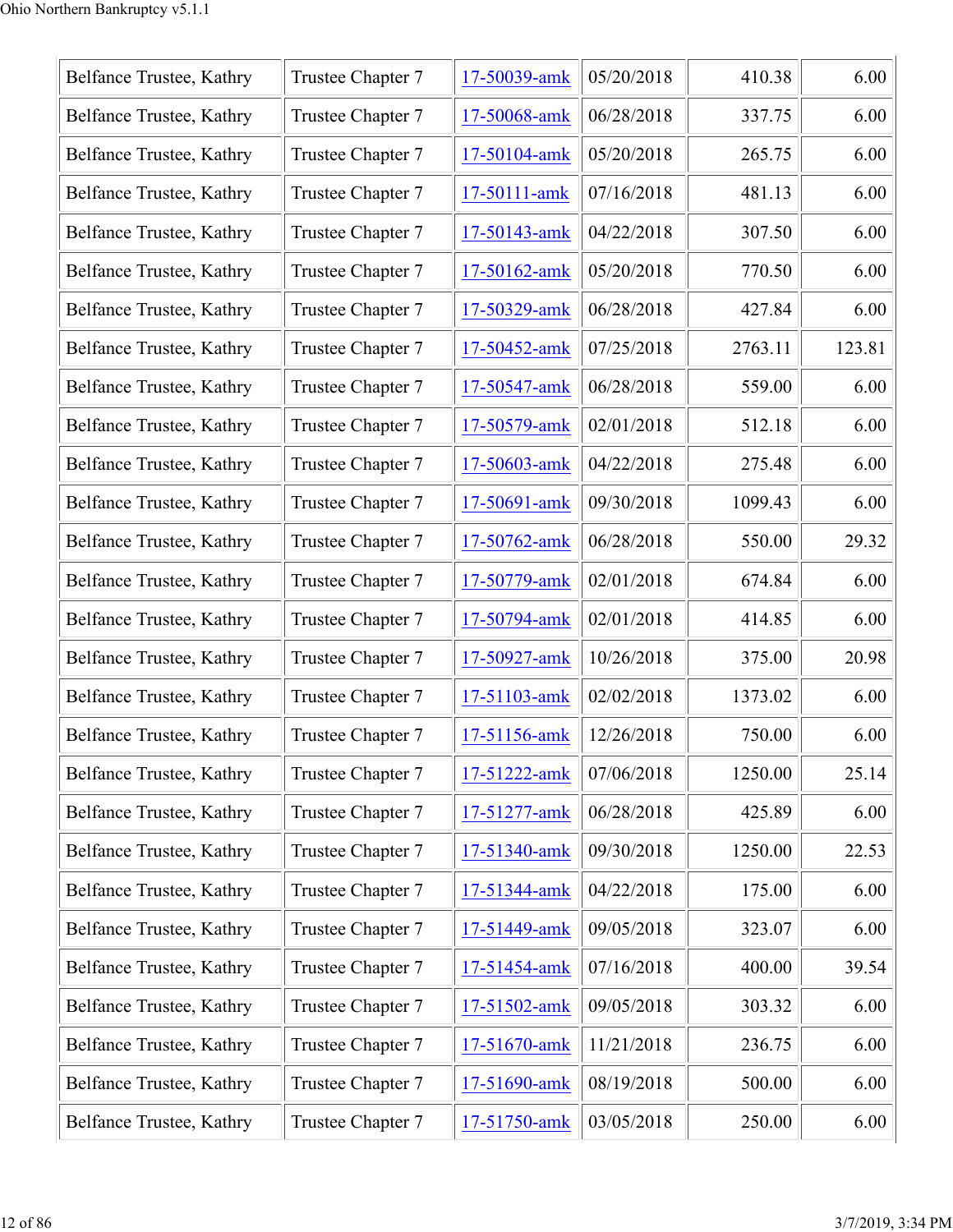| | | | | | |
|---|---|---|---|---|---|
| Belfance Trustee, Kathry | Trustee Chapter 7 | 17-50039-amk | 05/20/2018 | 410.38 | 6.00 |
| Belfance Trustee, Kathry | Trustee Chapter 7 | 17-50068-amk | 06/28/2018 | 337.75 | 6.00 |
| Belfance Trustee, Kathry | Trustee Chapter 7 | 17-50104-amk | 05/20/2018 | 265.75 | 6.00 |
| Belfance Trustee, Kathry | Trustee Chapter 7 | 17-50111-amk | 07/16/2018 | 481.13 | 6.00 |
| Belfance Trustee, Kathry | Trustee Chapter 7 | 17-50143-amk | 04/22/2018 | 307.50 | 6.00 |
| Belfance Trustee, Kathry | Trustee Chapter 7 | 17-50162-amk | 05/20/2018 | 770.50 | 6.00 |
| Belfance Trustee, Kathry | Trustee Chapter 7 | 17-50329-amk | 06/28/2018 | 427.84 | 6.00 |
| Belfance Trustee, Kathry | Trustee Chapter 7 | 17-50452-amk | 07/25/2018 | 2763.11 | 123.81 |
| Belfance Trustee, Kathry | Trustee Chapter 7 | 17-50547-amk | 06/28/2018 | 559.00 | 6.00 |
| Belfance Trustee, Kathry | Trustee Chapter 7 | 17-50579-amk | 02/01/2018 | 512.18 | 6.00 |
| Belfance Trustee, Kathry | Trustee Chapter 7 | 17-50603-amk | 04/22/2018 | 275.48 | 6.00 |
| Belfance Trustee, Kathry | Trustee Chapter 7 | 17-50691-amk | 09/30/2018 | 1099.43 | 6.00 |
| Belfance Trustee, Kathry | Trustee Chapter 7 | 17-50762-amk | 06/28/2018 | 550.00 | 29.32 |
| Belfance Trustee, Kathry | Trustee Chapter 7 | 17-50779-amk | 02/01/2018 | 674.84 | 6.00 |
| Belfance Trustee, Kathry | Trustee Chapter 7 | 17-50794-amk | 02/01/2018 | 414.85 | 6.00 |
| Belfance Trustee, Kathry | Trustee Chapter 7 | 17-50927-amk | 10/26/2018 | 375.00 | 20.98 |
| Belfance Trustee, Kathry | Trustee Chapter 7 | 17-51103-amk | 02/02/2018 | 1373.02 | 6.00 |
| Belfance Trustee, Kathry | Trustee Chapter 7 | 17-51156-amk | 12/26/2018 | 750.00 | 6.00 |
| Belfance Trustee, Kathry | Trustee Chapter 7 | 17-51222-amk | 07/06/2018 | 1250.00 | 25.14 |
| Belfance Trustee, Kathry | Trustee Chapter 7 | 17-51277-amk | 06/28/2018 | 425.89 | 6.00 |
| Belfance Trustee, Kathry | Trustee Chapter 7 | 17-51340-amk | 09/30/2018 | 1250.00 | 22.53 |
| Belfance Trustee, Kathry | Trustee Chapter 7 | 17-51344-amk | 04/22/2018 | 175.00 | 6.00 |
| Belfance Trustee, Kathry | Trustee Chapter 7 | 17-51449-amk | 09/05/2018 | 323.07 | 6.00 |
| Belfance Trustee, Kathry | Trustee Chapter 7 | 17-51454-amk | 07/16/2018 | 400.00 | 39.54 |
| Belfance Trustee, Kathry | Trustee Chapter 7 | 17-51502-amk | 09/05/2018 | 303.32 | 6.00 |
| Belfance Trustee, Kathry | Trustee Chapter 7 | 17-51670-amk | 11/21/2018 | 236.75 | 6.00 |
| Belfance Trustee, Kathry | Trustee Chapter 7 | 17-51690-amk | 08/19/2018 | 500.00 | 6.00 |
| Belfance Trustee, Kathry | Trustee Chapter 7 | 17-51750-amk | 03/05/2018 | 250.00 | 6.00 |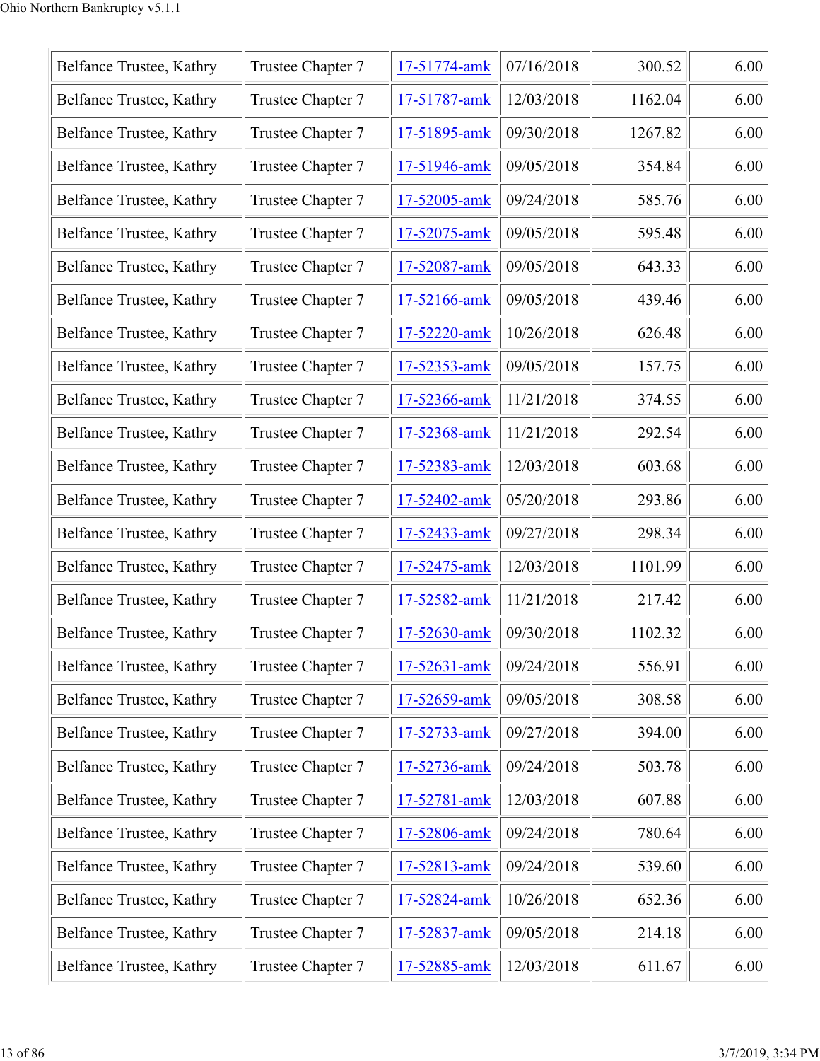| Belfance Trustee, Kathry | Trustee Chapter 7 | 17-51774-amk | 07/16/2018 | 300.52 | 6.00 |
|---|---|---|---|---|---|
| Belfance Trustee, Kathry | Trustee Chapter 7 | 17-51787-amk | 12/03/2018 | 1162.04 | 6.00 |
| Belfance Trustee, Kathry | Trustee Chapter 7 | 17-51895-amk | 09/30/2018 | 1267.82 | 6.00 |
| Belfance Trustee, Kathry | Trustee Chapter 7 | 17-51946-amk | 09/05/2018 | 354.84 | 6.00 |
| Belfance Trustee, Kathry | Trustee Chapter 7 | 17-52005-amk | 09/24/2018 | 585.76 | 6.00 |
| Belfance Trustee, Kathry | Trustee Chapter 7 | 17-52075-amk | 09/05/2018 | 595.48 | 6.00 |
| Belfance Trustee, Kathry | Trustee Chapter 7 | 17-52087-amk | 09/05/2018 | 643.33 | 6.00 |
| Belfance Trustee, Kathry | Trustee Chapter 7 | 17-52166-amk | 09/05/2018 | 439.46 | 6.00 |
| Belfance Trustee, Kathry | Trustee Chapter 7 | 17-52220-amk | 10/26/2018 | 626.48 | 6.00 |
| Belfance Trustee, Kathry | Trustee Chapter 7 | 17-52353-amk | 09/05/2018 | 157.75 | 6.00 |
| Belfance Trustee, Kathry | Trustee Chapter 7 | 17-52366-amk | 11/21/2018 | 374.55 | 6.00 |
| Belfance Trustee, Kathry | Trustee Chapter 7 | 17-52368-amk | 11/21/2018 | 292.54 | 6.00 |
| Belfance Trustee, Kathry | Trustee Chapter 7 | 17-52383-amk | 12/03/2018 | 603.68 | 6.00 |
| Belfance Trustee, Kathry | Trustee Chapter 7 | 17-52402-amk | 05/20/2018 | 293.86 | 6.00 |
| Belfance Trustee, Kathry | Trustee Chapter 7 | 17-52433-amk | 09/27/2018 | 298.34 | 6.00 |
| Belfance Trustee, Kathry | Trustee Chapter 7 | 17-52475-amk | 12/03/2018 | 1101.99 | 6.00 |
| Belfance Trustee, Kathry | Trustee Chapter 7 | 17-52582-amk | 11/21/2018 | 217.42 | 6.00 |
| Belfance Trustee, Kathry | Trustee Chapter 7 | 17-52630-amk | 09/30/2018 | 1102.32 | 6.00 |
| Belfance Trustee, Kathry | Trustee Chapter 7 | 17-52631-amk | 09/24/2018 | 556.91 | 6.00 |
| Belfance Trustee, Kathry | Trustee Chapter 7 | 17-52659-amk | 09/05/2018 | 308.58 | 6.00 |
| Belfance Trustee, Kathry | Trustee Chapter 7 | 17-52733-amk | 09/27/2018 | 394.00 | 6.00 |
| Belfance Trustee, Kathry | Trustee Chapter 7 | 17-52736-amk | 09/24/2018 | 503.78 | 6.00 |
| Belfance Trustee, Kathry | Trustee Chapter 7 | 17-52781-amk | 12/03/2018 | 607.88 | 6.00 |
| Belfance Trustee, Kathry | Trustee Chapter 7 | 17-52806-amk | 09/24/2018 | 780.64 | 6.00 |
| Belfance Trustee, Kathry | Trustee Chapter 7 | 17-52813-amk | 09/24/2018 | 539.60 | 6.00 |
| Belfance Trustee, Kathry | Trustee Chapter 7 | 17-52824-amk | 10/26/2018 | 652.36 | 6.00 |
| Belfance Trustee, Kathry | Trustee Chapter 7 | 17-52837-amk | 09/05/2018 | 214.18 | 6.00 |
| Belfance Trustee, Kathry | Trustee Chapter 7 | 17-52885-amk | 12/03/2018 | 611.67 | 6.00 |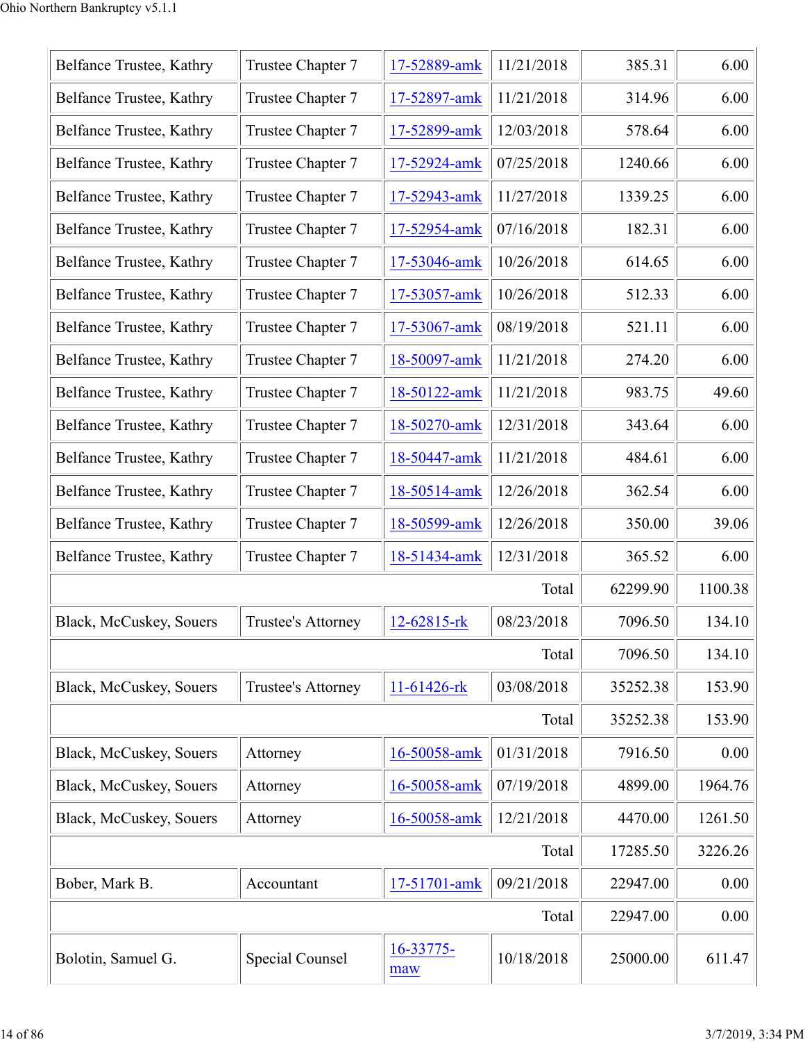| | | | | | |
|---|---|---|---|---|---|
| Belfance Trustee, Kathry | Trustee Chapter 7 | 17-52889-amk | 11/21/2018 | 385.31 | 6.00 |
| Belfance Trustee, Kathry | Trustee Chapter 7 | 17-52897-amk | 11/21/2018 | 314.96 | 6.00 |
| Belfance Trustee, Kathry | Trustee Chapter 7 | 17-52899-amk | 12/03/2018 | 578.64 | 6.00 |
| Belfance Trustee, Kathry | Trustee Chapter 7 | 17-52924-amk | 07/25/2018 | 1240.66 | 6.00 |
| Belfance Trustee, Kathry | Trustee Chapter 7 | 17-52943-amk | 11/27/2018 | 1339.25 | 6.00 |
| Belfance Trustee, Kathry | Trustee Chapter 7 | 17-52954-amk | 07/16/2018 | 182.31 | 6.00 |
| Belfance Trustee, Kathry | Trustee Chapter 7 | 17-53046-amk | 10/26/2018 | 614.65 | 6.00 |
| Belfance Trustee, Kathry | Trustee Chapter 7 | 17-53057-amk | 10/26/2018 | 512.33 | 6.00 |
| Belfance Trustee, Kathry | Trustee Chapter 7 | 17-53067-amk | 08/19/2018 | 521.11 | 6.00 |
| Belfance Trustee, Kathry | Trustee Chapter 7 | 18-50097-amk | 11/21/2018 | 274.20 | 6.00 |
| Belfance Trustee, Kathry | Trustee Chapter 7 | 18-50122-amk | 11/21/2018 | 983.75 | 49.60 |
| Belfance Trustee, Kathry | Trustee Chapter 7 | 18-50270-amk | 12/31/2018 | 343.64 | 6.00 |
| Belfance Trustee, Kathry | Trustee Chapter 7 | 18-50447-amk | 11/21/2018 | 484.61 | 6.00 |
| Belfance Trustee, Kathry | Trustee Chapter 7 | 18-50514-amk | 12/26/2018 | 362.54 | 6.00 |
| Belfance Trustee, Kathry | Trustee Chapter 7 | 18-50599-amk | 12/26/2018 | 350.00 | 39.06 |
| Belfance Trustee, Kathry | Trustee Chapter 7 | 18-51434-amk | 12/31/2018 | 365.52 | 6.00 |
| | | | Total | 62299.90 | 1100.38 |
| Black, McCuskey, Souers | Trustee's Attorney | 12-62815-rk | 08/23/2018 | 7096.50 | 134.10 |
| | | | Total | 7096.50 | 134.10 |
| Black, McCuskey, Souers | Trustee's Attorney | 11-61426-rk | 03/08/2018 | 35252.38 | 153.90 |
| | | | Total | 35252.38 | 153.90 |
| Black, McCuskey, Souers | Attorney | 16-50058-amk | 01/31/2018 | 7916.50 | 0.00 |
| Black, McCuskey, Souers | Attorney | 16-50058-amk | 07/19/2018 | 4899.00 | 1964.76 |
| Black, McCuskey, Souers | Attorney | 16-50058-amk | 12/21/2018 | 4470.00 | 1261.50 |
| | | | Total | 17285.50 | 3226.26 |
| Bober, Mark B. | Accountant | 17-51701-amk | 09/21/2018 | 22947.00 | 0.00 |
| | | | Total | 22947.00 | 0.00 |
| Bolotin, Samuel G. | Special Counsel | 16-33775-maw | 10/18/2018 | 25000.00 | 611.47 |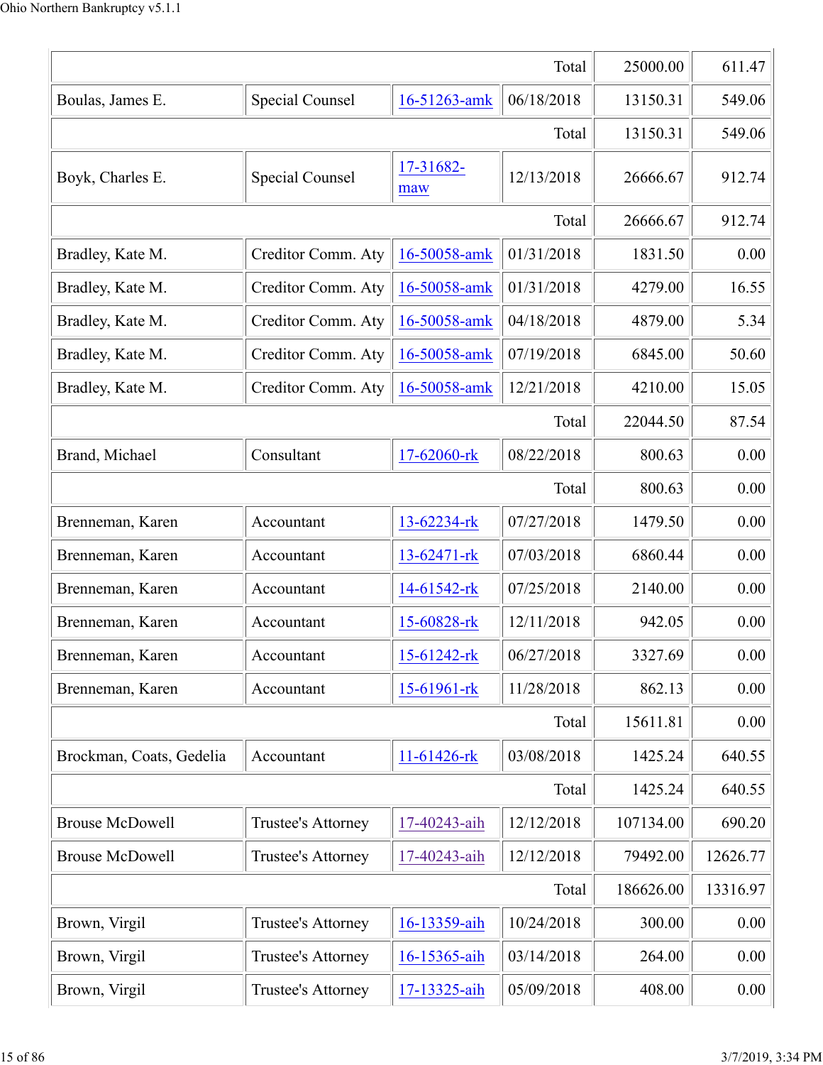| | | | | | |
|---|---|---|---|---|---|
| | | | Total | 25000.00 | 611.47 |
| Boulas, James E. | Special Counsel | 16-51263-amk | 06/18/2018 | 13150.31 | 549.06 |
| | | | Total | 13150.31 | 549.06 |
| Boyk, Charles E. | Special Counsel | 17-31682-maw | 12/13/2018 | 26666.67 | 912.74 |
| | | | Total | 26666.67 | 912.74 |
| Bradley, Kate M. | Creditor Comm. Aty | 16-50058-amk | 01/31/2018 | 1831.50 | 0.00 |
| Bradley, Kate M. | Creditor Comm. Aty | 16-50058-amk | 01/31/2018 | 4279.00 | 16.55 |
| Bradley, Kate M. | Creditor Comm. Aty | 16-50058-amk | 04/18/2018 | 4879.00 | 5.34 |
| Bradley, Kate M. | Creditor Comm. Aty | 16-50058-amk | 07/19/2018 | 6845.00 | 50.60 |
| Bradley, Kate M. | Creditor Comm. Aty | 16-50058-amk | 12/21/2018 | 4210.00 | 15.05 |
| | | | Total | 22044.50 | 87.54 |
| Brand, Michael | Consultant | 17-62060-rk | 08/22/2018 | 800.63 | 0.00 |
| | | | Total | 800.63 | 0.00 |
| Brenneman, Karen | Accountant | 13-62234-rk | 07/27/2018 | 1479.50 | 0.00 |
| Brenneman, Karen | Accountant | 13-62471-rk | 07/03/2018 | 6860.44 | 0.00 |
| Brenneman, Karen | Accountant | 14-61542-rk | 07/25/2018 | 2140.00 | 0.00 |
| Brenneman, Karen | Accountant | 15-60828-rk | 12/11/2018 | 942.05 | 0.00 |
| Brenneman, Karen | Accountant | 15-61242-rk | 06/27/2018 | 3327.69 | 0.00 |
| Brenneman, Karen | Accountant | 15-61961-rk | 11/28/2018 | 862.13 | 0.00 |
| | | | Total | 15611.81 | 0.00 |
| Brockman, Coats, Gedelia | Accountant | 11-61426-rk | 03/08/2018 | 1425.24 | 640.55 |
| | | | Total | 1425.24 | 640.55 |
| Brouse McDowell | Trustee's Attorney | 17-40243-aih | 12/12/2018 | 107134.00 | 690.20 |
| Brouse McDowell | Trustee's Attorney | 17-40243-aih | 12/12/2018 | 79492.00 | 12626.77 |
| | | | Total | 186626.00 | 13316.97 |
| Brown, Virgil | Trustee's Attorney | 16-13359-aih | 10/24/2018 | 300.00 | 0.00 |
| Brown, Virgil | Trustee's Attorney | 16-15365-aih | 03/14/2018 | 264.00 | 0.00 |
| Brown, Virgil | Trustee's Attorney | 17-13325-aih | 05/09/2018 | 408.00 | 0.00 |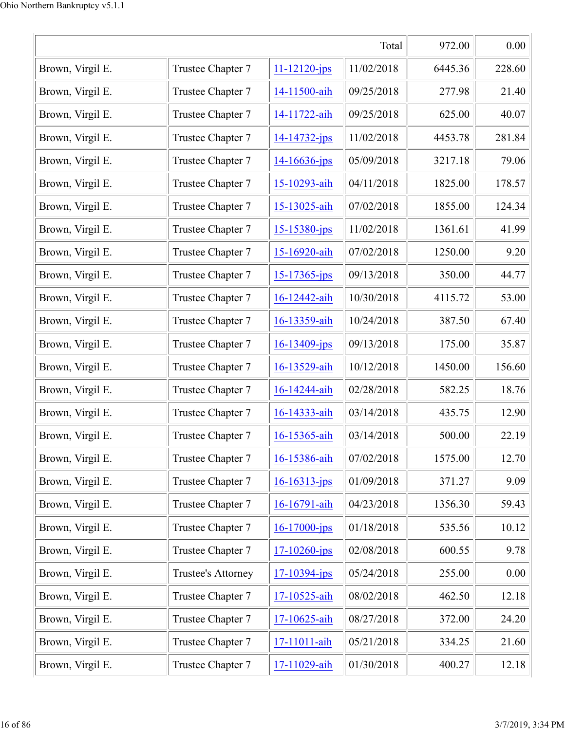| | | | Total | 972.00 | 0.00 |
|---|---|---|---|---|---|
| Brown, Virgil E. | Trustee Chapter 7 | 11-12120-jps | 11/02/2018 | 6445.36 | 228.60 |
| Brown, Virgil E. | Trustee Chapter 7 | 14-11500-aih | 09/25/2018 | 277.98 | 21.40 |
| Brown, Virgil E. | Trustee Chapter 7 | 14-11722-aih | 09/25/2018 | 625.00 | 40.07 |
| Brown, Virgil E. | Trustee Chapter 7 | 14-14732-jps | 11/02/2018 | 4453.78 | 281.84 |
| Brown, Virgil E. | Trustee Chapter 7 | 14-16636-jps | 05/09/2018 | 3217.18 | 79.06 |
| Brown, Virgil E. | Trustee Chapter 7 | 15-10293-aih | 04/11/2018 | 1825.00 | 178.57 |
| Brown, Virgil E. | Trustee Chapter 7 | 15-13025-aih | 07/02/2018 | 1855.00 | 124.34 |
| Brown, Virgil E. | Trustee Chapter 7 | 15-15380-jps | 11/02/2018 | 1361.61 | 41.99 |
| Brown, Virgil E. | Trustee Chapter 7 | 15-16920-aih | 07/02/2018 | 1250.00 | 9.20 |
| Brown, Virgil E. | Trustee Chapter 7 | 15-17365-jps | 09/13/2018 | 350.00 | 44.77 |
| Brown, Virgil E. | Trustee Chapter 7 | 16-12442-aih | 10/30/2018 | 4115.72 | 53.00 |
| Brown, Virgil E. | Trustee Chapter 7 | 16-13359-aih | 10/24/2018 | 387.50 | 67.40 |
| Brown, Virgil E. | Trustee Chapter 7 | 16-13409-jps | 09/13/2018 | 175.00 | 35.87 |
| Brown, Virgil E. | Trustee Chapter 7 | 16-13529-aih | 10/12/2018 | 1450.00 | 156.60 |
| Brown, Virgil E. | Trustee Chapter 7 | 16-14244-aih | 02/28/2018 | 582.25 | 18.76 |
| Brown, Virgil E. | Trustee Chapter 7 | 16-14333-aih | 03/14/2018 | 435.75 | 12.90 |
| Brown, Virgil E. | Trustee Chapter 7 | 16-15365-aih | 03/14/2018 | 500.00 | 22.19 |
| Brown, Virgil E. | Trustee Chapter 7 | 16-15386-aih | 07/02/2018 | 1575.00 | 12.70 |
| Brown, Virgil E. | Trustee Chapter 7 | 16-16313-jps | 01/09/2018 | 371.27 | 9.09 |
| Brown, Virgil E. | Trustee Chapter 7 | 16-16791-aih | 04/23/2018 | 1356.30 | 59.43 |
| Brown, Virgil E. | Trustee Chapter 7 | 16-17000-jps | 01/18/2018 | 535.56 | 10.12 |
| Brown, Virgil E. | Trustee Chapter 7 | 17-10260-jps | 02/08/2018 | 600.55 | 9.78 |
| Brown, Virgil E. | Trustee's Attorney | 17-10394-jps | 05/24/2018 | 255.00 | 0.00 |
| Brown, Virgil E. | Trustee Chapter 7 | 17-10525-aih | 08/02/2018 | 462.50 | 12.18 |
| Brown, Virgil E. | Trustee Chapter 7 | 17-10625-aih | 08/27/2018 | 372.00 | 24.20 |
| Brown, Virgil E. | Trustee Chapter 7 | 17-11011-aih | 05/21/2018 | 334.25 | 21.60 |
| Brown, Virgil E. | Trustee Chapter 7 | 17-11029-aih | 01/30/2018 | 400.27 | 12.18 |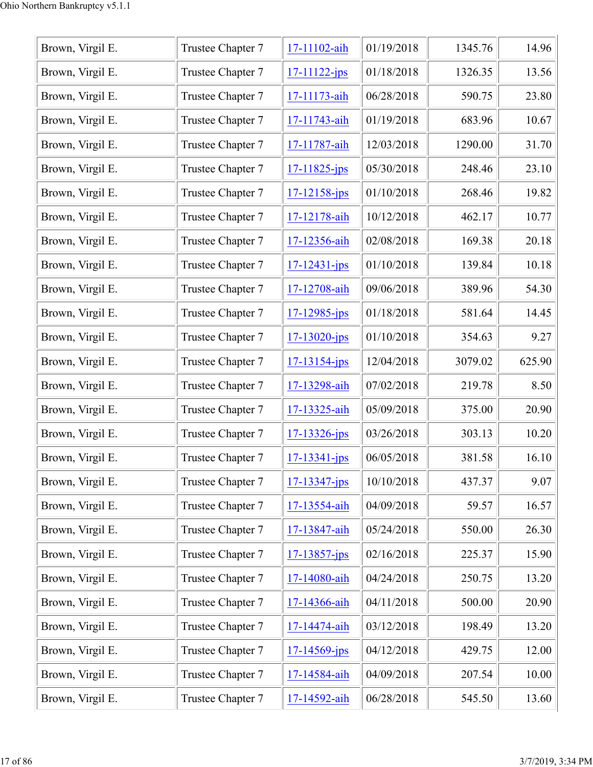| Brown, Virgil E. | Trustee Chapter 7 | 17-11102-aih | 01/19/2018 | 1345.76 | 14.96 |
|---|---|---|---|---|---|
| Brown, Virgil E. | Trustee Chapter 7 | 17-11122-jps | 01/18/2018 | 1326.35 | 13.56 |
| Brown, Virgil E. | Trustee Chapter 7 | 17-11173-aih | 06/28/2018 | 590.75 | 23.80 |
| Brown, Virgil E. | Trustee Chapter 7 | 17-11743-aih | 01/19/2018 | 683.96 | 10.67 |
| Brown, Virgil E. | Trustee Chapter 7 | 17-11787-aih | 12/03/2018 | 1290.00 | 31.70 |
| Brown, Virgil E. | Trustee Chapter 7 | 17-11825-jps | 05/30/2018 | 248.46 | 23.10 |
| Brown, Virgil E. | Trustee Chapter 7 | 17-12158-jps | 01/10/2018 | 268.46 | 19.82 |
| Brown, Virgil E. | Trustee Chapter 7 | 17-12178-aih | 10/12/2018 | 462.17 | 10.77 |
| Brown, Virgil E. | Trustee Chapter 7 | 17-12356-aih | 02/08/2018 | 169.38 | 20.18 |
| Brown, Virgil E. | Trustee Chapter 7 | 17-12431-jps | 01/10/2018 | 139.84 | 10.18 |
| Brown, Virgil E. | Trustee Chapter 7 | 17-12708-aih | 09/06/2018 | 389.96 | 54.30 |
| Brown, Virgil E. | Trustee Chapter 7 | 17-12985-jps | 01/18/2018 | 581.64 | 14.45 |
| Brown, Virgil E. | Trustee Chapter 7 | 17-13020-jps | 01/10/2018 | 354.63 | 9.27 |
| Brown, Virgil E. | Trustee Chapter 7 | 17-13154-jps | 12/04/2018 | 3079.02 | 625.90 |
| Brown, Virgil E. | Trustee Chapter 7 | 17-13298-aih | 07/02/2018 | 219.78 | 8.50 |
| Brown, Virgil E. | Trustee Chapter 7 | 17-13325-aih | 05/09/2018 | 375.00 | 20.90 |
| Brown, Virgil E. | Trustee Chapter 7 | 17-13326-jps | 03/26/2018 | 303.13 | 10.20 |
| Brown, Virgil E. | Trustee Chapter 7 | 17-13341-jps | 06/05/2018 | 381.58 | 16.10 |
| Brown, Virgil E. | Trustee Chapter 7 | 17-13347-jps | 10/10/2018 | 437.37 | 9.07 |
| Brown, Virgil E. | Trustee Chapter 7 | 17-13554-aih | 04/09/2018 | 59.57 | 16.57 |
| Brown, Virgil E. | Trustee Chapter 7 | 17-13847-aih | 05/24/2018 | 550.00 | 26.30 |
| Brown, Virgil E. | Trustee Chapter 7 | 17-13857-jps | 02/16/2018 | 225.37 | 15.90 |
| Brown, Virgil E. | Trustee Chapter 7 | 17-14080-aih | 04/24/2018 | 250.75 | 13.20 |
| Brown, Virgil E. | Trustee Chapter 7 | 17-14366-aih | 04/11/2018 | 500.00 | 20.90 |
| Brown, Virgil E. | Trustee Chapter 7 | 17-14474-aih | 03/12/2018 | 198.49 | 13.20 |
| Brown, Virgil E. | Trustee Chapter 7 | 17-14569-jps | 04/12/2018 | 429.75 | 12.00 |
| Brown, Virgil E. | Trustee Chapter 7 | 17-14584-aih | 04/09/2018 | 207.54 | 10.00 |
| Brown, Virgil E. | Trustee Chapter 7 | 17-14592-aih | 06/28/2018 | 545.50 | 13.60 |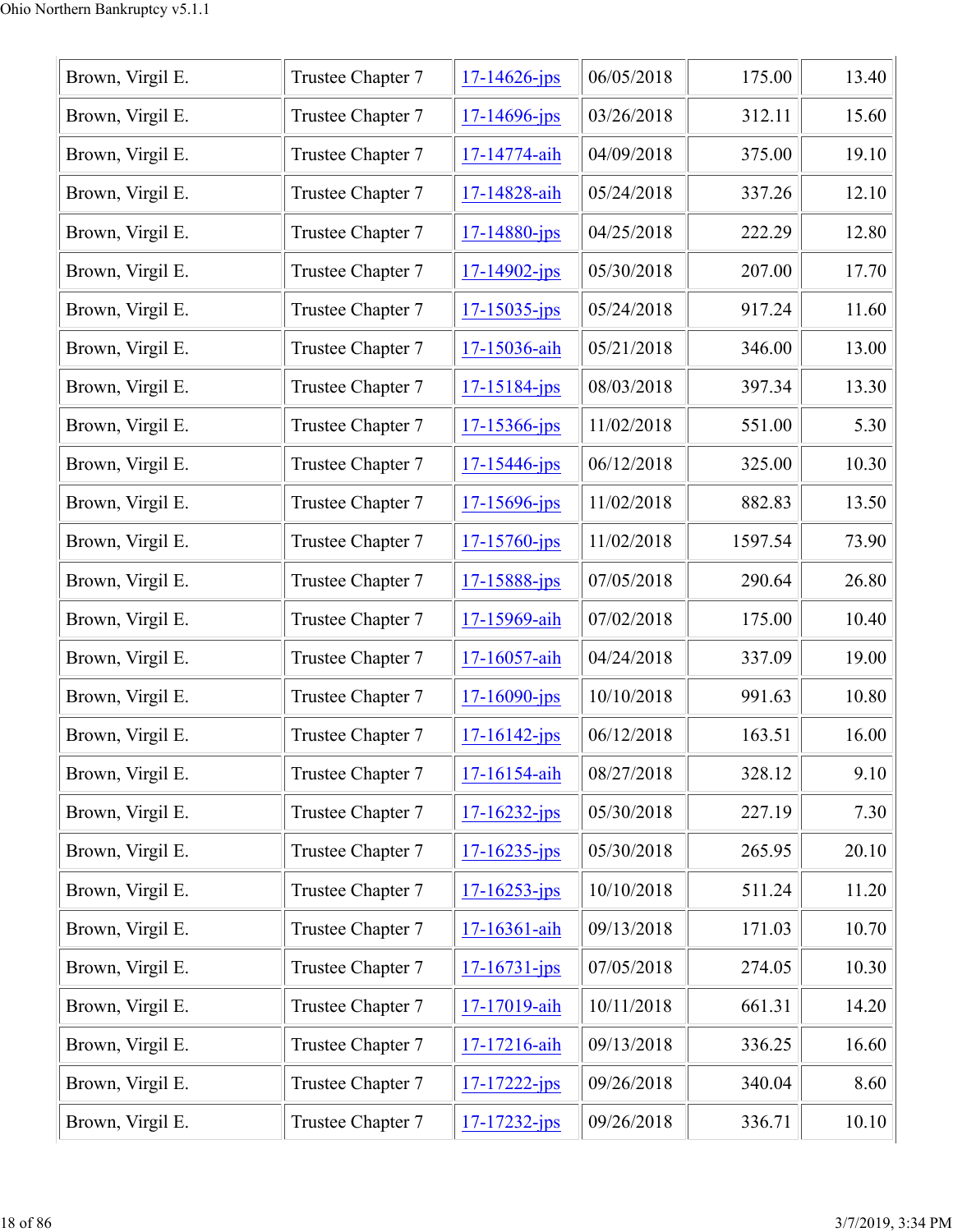| | | | | | |
|---|---|---|---|---|---|
| Brown, Virgil E. | Trustee Chapter 7 | 17-14626-jps | 06/05/2018 | 175.00 | 13.40 |
| Brown, Virgil E. | Trustee Chapter 7 | 17-14696-jps | 03/26/2018 | 312.11 | 15.60 |
| Brown, Virgil E. | Trustee Chapter 7 | 17-14774-aih | 04/09/2018 | 375.00 | 19.10 |
| Brown, Virgil E. | Trustee Chapter 7 | 17-14828-aih | 05/24/2018 | 337.26 | 12.10 |
| Brown, Virgil E. | Trustee Chapter 7 | 17-14880-jps | 04/25/2018 | 222.29 | 12.80 |
| Brown, Virgil E. | Trustee Chapter 7 | 17-14902-jps | 05/30/2018 | 207.00 | 17.70 |
| Brown, Virgil E. | Trustee Chapter 7 | 17-15035-jps | 05/24/2018 | 917.24 | 11.60 |
| Brown, Virgil E. | Trustee Chapter 7 | 17-15036-aih | 05/21/2018 | 346.00 | 13.00 |
| Brown, Virgil E. | Trustee Chapter 7 | 17-15184-jps | 08/03/2018 | 397.34 | 13.30 |
| Brown, Virgil E. | Trustee Chapter 7 | 17-15366-jps | 11/02/2018 | 551.00 | 5.30 |
| Brown, Virgil E. | Trustee Chapter 7 | 17-15446-jps | 06/12/2018 | 325.00 | 10.30 |
| Brown, Virgil E. | Trustee Chapter 7 | 17-15696-jps | 11/02/2018 | 882.83 | 13.50 |
| Brown, Virgil E. | Trustee Chapter 7 | 17-15760-jps | 11/02/2018 | 1597.54 | 73.90 |
| Brown, Virgil E. | Trustee Chapter 7 | 17-15888-jps | 07/05/2018 | 290.64 | 26.80 |
| Brown, Virgil E. | Trustee Chapter 7 | 17-15969-aih | 07/02/2018 | 175.00 | 10.40 |
| Brown, Virgil E. | Trustee Chapter 7 | 17-16057-aih | 04/24/2018 | 337.09 | 19.00 |
| Brown, Virgil E. | Trustee Chapter 7 | 17-16090-jps | 10/10/2018 | 991.63 | 10.80 |
| Brown, Virgil E. | Trustee Chapter 7 | 17-16142-jps | 06/12/2018 | 163.51 | 16.00 |
| Brown, Virgil E. | Trustee Chapter 7 | 17-16154-aih | 08/27/2018 | 328.12 | 9.10 |
| Brown, Virgil E. | Trustee Chapter 7 | 17-16232-jps | 05/30/2018 | 227.19 | 7.30 |
| Brown, Virgil E. | Trustee Chapter 7 | 17-16235-jps | 05/30/2018 | 265.95 | 20.10 |
| Brown, Virgil E. | Trustee Chapter 7 | 17-16253-jps | 10/10/2018 | 511.24 | 11.20 |
| Brown, Virgil E. | Trustee Chapter 7 | 17-16361-aih | 09/13/2018 | 171.03 | 10.70 |
| Brown, Virgil E. | Trustee Chapter 7 | 17-16731-jps | 07/05/2018 | 274.05 | 10.30 |
| Brown, Virgil E. | Trustee Chapter 7 | 17-17019-aih | 10/11/2018 | 661.31 | 14.20 |
| Brown, Virgil E. | Trustee Chapter 7 | 17-17216-aih | 09/13/2018 | 336.25 | 16.60 |
| Brown, Virgil E. | Trustee Chapter 7 | 17-17222-jps | 09/26/2018 | 340.04 | 8.60 |
| Brown, Virgil E. | Trustee Chapter 7 | 17-17232-jps | 09/26/2018 | 336.71 | 10.10 |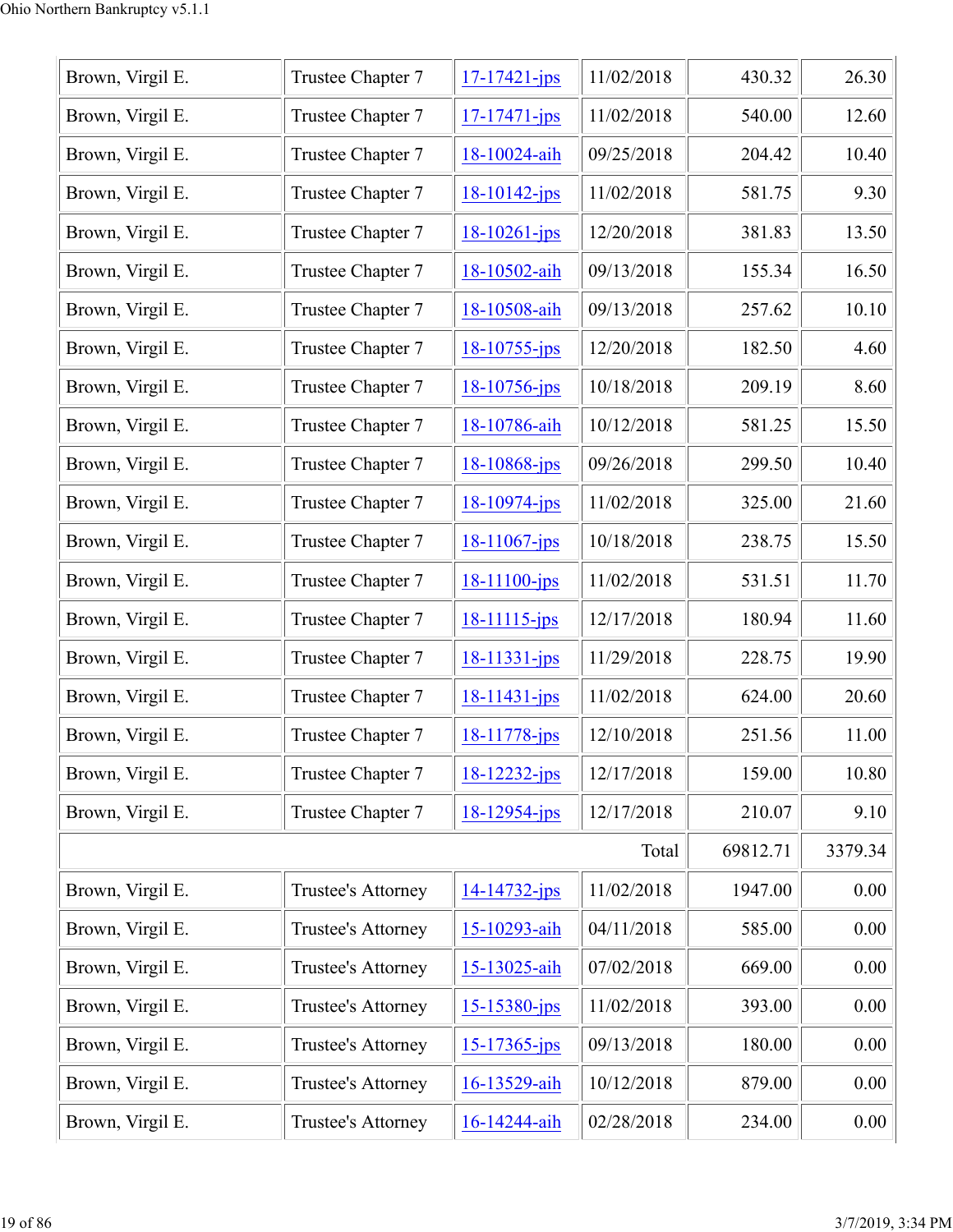| | | | | | |
|---|---|---|---|---|---|
| Brown, Virgil E. | Trustee Chapter 7 | 17-17421-jps | 11/02/2018 | 430.32 | 26.30 |
| Brown, Virgil E. | Trustee Chapter 7 | 17-17471-jps | 11/02/2018 | 540.00 | 12.60 |
| Brown, Virgil E. | Trustee Chapter 7 | 18-10024-aih | 09/25/2018 | 204.42 | 10.40 |
| Brown, Virgil E. | Trustee Chapter 7 | 18-10142-jps | 11/02/2018 | 581.75 | 9.30 |
| Brown, Virgil E. | Trustee Chapter 7 | 18-10261-jps | 12/20/2018 | 381.83 | 13.50 |
| Brown, Virgil E. | Trustee Chapter 7 | 18-10502-aih | 09/13/2018 | 155.34 | 16.50 |
| Brown, Virgil E. | Trustee Chapter 7 | 18-10508-aih | 09/13/2018 | 257.62 | 10.10 |
| Brown, Virgil E. | Trustee Chapter 7 | 18-10755-jps | 12/20/2018 | 182.50 | 4.60 |
| Brown, Virgil E. | Trustee Chapter 7 | 18-10756-jps | 10/18/2018 | 209.19 | 8.60 |
| Brown, Virgil E. | Trustee Chapter 7 | 18-10786-aih | 10/12/2018 | 581.25 | 15.50 |
| Brown, Virgil E. | Trustee Chapter 7 | 18-10868-jps | 09/26/2018 | 299.50 | 10.40 |
| Brown, Virgil E. | Trustee Chapter 7 | 18-10974-jps | 11/02/2018 | 325.00 | 21.60 |
| Brown, Virgil E. | Trustee Chapter 7 | 18-11067-jps | 10/18/2018 | 238.75 | 15.50 |
| Brown, Virgil E. | Trustee Chapter 7 | 18-11100-jps | 11/02/2018 | 531.51 | 11.70 |
| Brown, Virgil E. | Trustee Chapter 7 | 18-11115-jps | 12/17/2018 | 180.94 | 11.60 |
| Brown, Virgil E. | Trustee Chapter 7 | 18-11331-jps | 11/29/2018 | 228.75 | 19.90 |
| Brown, Virgil E. | Trustee Chapter 7 | 18-11431-jps | 11/02/2018 | 624.00 | 20.60 |
| Brown, Virgil E. | Trustee Chapter 7 | 18-11778-jps | 12/10/2018 | 251.56 | 11.00 |
| Brown, Virgil E. | Trustee Chapter 7 | 18-12232-jps | 12/17/2018 | 159.00 | 10.80 |
| Brown, Virgil E. | Trustee Chapter 7 | 18-12954-jps | 12/17/2018 | 210.07 | 9.10 |
| | | | Total | 69812.71 | 3379.34 |
| Brown, Virgil E. | Trustee's Attorney | 14-14732-jps | 11/02/2018 | 1947.00 | 0.00 |
| Brown, Virgil E. | Trustee's Attorney | 15-10293-aih | 04/11/2018 | 585.00 | 0.00 |
| Brown, Virgil E. | Trustee's Attorney | 15-13025-aih | 07/02/2018 | 669.00 | 0.00 |
| Brown, Virgil E. | Trustee's Attorney | 15-15380-jps | 11/02/2018 | 393.00 | 0.00 |
| Brown, Virgil E. | Trustee's Attorney | 15-17365-jps | 09/13/2018 | 180.00 | 0.00 |
| Brown, Virgil E. | Trustee's Attorney | 16-13529-aih | 10/12/2018 | 879.00 | 0.00 |
| Brown, Virgil E. | Trustee's Attorney | 16-14244-aih | 02/28/2018 | 234.00 | 0.00 |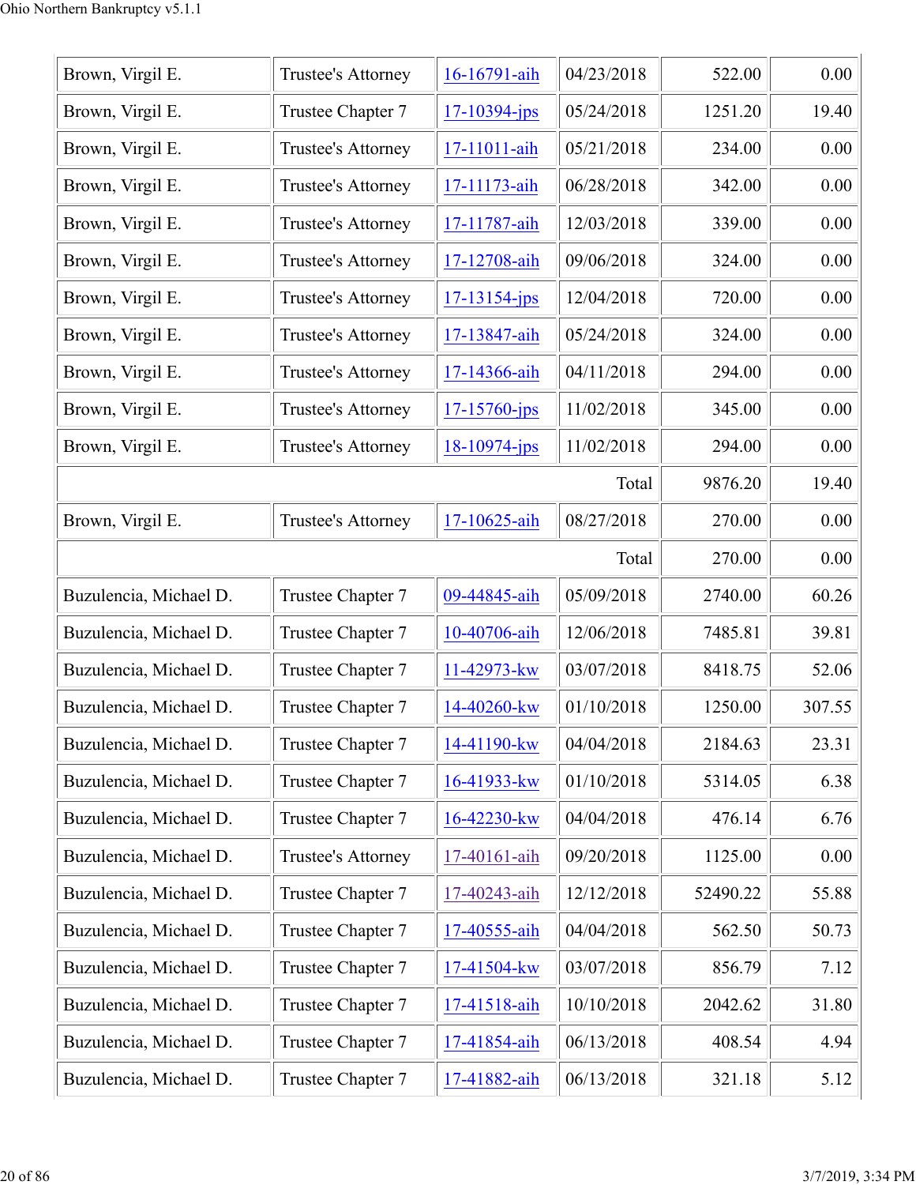| | | | | | |
|---|---|---|---|---|---|
| Brown, Virgil E. | Trustee's Attorney | 16-16791-aih | 04/23/2018 | 522.00 | 0.00 |
| Brown, Virgil E. | Trustee Chapter 7 | 17-10394-jps | 05/24/2018 | 1251.20 | 19.40 |
| Brown, Virgil E. | Trustee's Attorney | 17-11011-aih | 05/21/2018 | 234.00 | 0.00 |
| Brown, Virgil E. | Trustee's Attorney | 17-11173-aih | 06/28/2018 | 342.00 | 0.00 |
| Brown, Virgil E. | Trustee's Attorney | 17-11787-aih | 12/03/2018 | 339.00 | 0.00 |
| Brown, Virgil E. | Trustee's Attorney | 17-12708-aih | 09/06/2018 | 324.00 | 0.00 |
| Brown, Virgil E. | Trustee's Attorney | 17-13154-jps | 12/04/2018 | 720.00 | 0.00 |
| Brown, Virgil E. | Trustee's Attorney | 17-13847-aih | 05/24/2018 | 324.00 | 0.00 |
| Brown, Virgil E. | Trustee's Attorney | 17-14366-aih | 04/11/2018 | 294.00 | 0.00 |
| Brown, Virgil E. | Trustee's Attorney | 17-15760-jps | 11/02/2018 | 345.00 | 0.00 |
| Brown, Virgil E. | Trustee's Attorney | 18-10974-jps | 11/02/2018 | 294.00 | 0.00 |
| | | | Total | 9876.20 | 19.40 |
| Brown, Virgil E. | Trustee's Attorney | 17-10625-aih | 08/27/2018 | 270.00 | 0.00 |
| | | | Total | 270.00 | 0.00 |
| Buzulencia, Michael D. | Trustee Chapter 7 | 09-44845-aih | 05/09/2018 | 2740.00 | 60.26 |
| Buzulencia, Michael D. | Trustee Chapter 7 | 10-40706-aih | 12/06/2018 | 7485.81 | 39.81 |
| Buzulencia, Michael D. | Trustee Chapter 7 | 11-42973-kw | 03/07/2018 | 8418.75 | 52.06 |
| Buzulencia, Michael D. | Trustee Chapter 7 | 14-40260-kw | 01/10/2018 | 1250.00 | 307.55 |
| Buzulencia, Michael D. | Trustee Chapter 7 | 14-41190-kw | 04/04/2018 | 2184.63 | 23.31 |
| Buzulencia, Michael D. | Trustee Chapter 7 | 16-41933-kw | 01/10/2018 | 5314.05 | 6.38 |
| Buzulencia, Michael D. | Trustee Chapter 7 | 16-42230-kw | 04/04/2018 | 476.14 | 6.76 |
| Buzulencia, Michael D. | Trustee's Attorney | 17-40161-aih | 09/20/2018 | 1125.00 | 0.00 |
| Buzulencia, Michael D. | Trustee Chapter 7 | 17-40243-aih | 12/12/2018 | 52490.22 | 55.88 |
| Buzulencia, Michael D. | Trustee Chapter 7 | 17-40555-aih | 04/04/2018 | 562.50 | 50.73 |
| Buzulencia, Michael D. | Trustee Chapter 7 | 17-41504-kw | 03/07/2018 | 856.79 | 7.12 |
| Buzulencia, Michael D. | Trustee Chapter 7 | 17-41518-aih | 10/10/2018 | 2042.62 | 31.80 |
| Buzulencia, Michael D. | Trustee Chapter 7 | 17-41854-aih | 06/13/2018 | 408.54 | 4.94 |
| Buzulencia, Michael D. | Trustee Chapter 7 | 17-41882-aih | 06/13/2018 | 321.18 | 5.12 |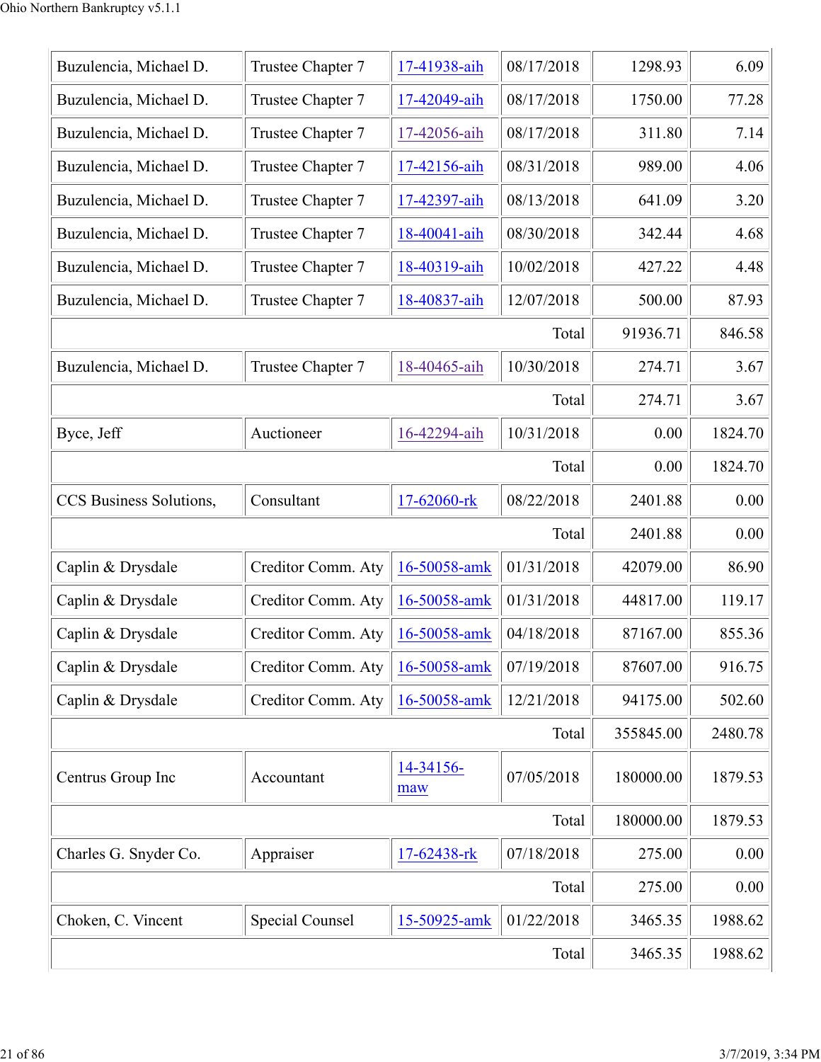| | | | | | |
|---|---|---|---|---|---|
| Buzulencia, Michael D. | Trustee Chapter 7 | 17-41938-aih | 08/17/2018 | 1298.93 | 6.09 |
| Buzulencia, Michael D. | Trustee Chapter 7 | 17-42049-aih | 08/17/2018 | 1750.00 | 77.28 |
| Buzulencia, Michael D. | Trustee Chapter 7 | 17-42056-aih | 08/17/2018 | 311.80 | 7.14 |
| Buzulencia, Michael D. | Trustee Chapter 7 | 17-42156-aih | 08/31/2018 | 989.00 | 4.06 |
| Buzulencia, Michael D. | Trustee Chapter 7 | 17-42397-aih | 08/13/2018 | 641.09 | 3.20 |
| Buzulencia, Michael D. | Trustee Chapter 7 | 18-40041-aih | 08/30/2018 | 342.44 | 4.68 |
| Buzulencia, Michael D. | Trustee Chapter 7 | 18-40319-aih | 10/02/2018 | 427.22 | 4.48 |
| Buzulencia, Michael D. | Trustee Chapter 7 | 18-40837-aih | 12/07/2018 | 500.00 | 87.93 |
| | | | Total | 91936.71 | 846.58 |
| Buzulencia, Michael D. | Trustee Chapter 7 | 18-40465-aih | 10/30/2018 | 274.71 | 3.67 |
| | | | Total | 274.71 | 3.67 |
| Byce, Jeff | Auctioneer | 16-42294-aih | 10/31/2018 | 0.00 | 1824.70 |
| | | | Total | 0.00 | 1824.70 |
| CCS Business Solutions, | Consultant | 17-62060-rk | 08/22/2018 | 2401.88 | 0.00 |
| | | | Total | 2401.88 | 0.00 |
| Caplin & Drysdale | Creditor Comm. Aty | 16-50058-amk | 01/31/2018 | 42079.00 | 86.90 |
| Caplin & Drysdale | Creditor Comm. Aty | 16-50058-amk | 01/31/2018 | 44817.00 | 119.17 |
| Caplin & Drysdale | Creditor Comm. Aty | 16-50058-amk | 04/18/2018 | 87167.00 | 855.36 |
| Caplin & Drysdale | Creditor Comm. Aty | 16-50058-amk | 07/19/2018 | 87607.00 | 916.75 |
| Caplin & Drysdale | Creditor Comm. Aty | 16-50058-amk | 12/21/2018 | 94175.00 | 502.60 |
| | | | Total | 355845.00 | 2480.78 |
| Centrus Group Inc | Accountant | 14-34156-maw | 07/05/2018 | 180000.00 | 1879.53 |
| | | | Total | 180000.00 | 1879.53 |
| Charles G. Snyder Co. | Appraiser | 17-62438-rk | 07/18/2018 | 275.00 | 0.00 |
| | | | Total | 275.00 | 0.00 |
| Choken, C. Vincent | Special Counsel | 15-50925-amk | 01/22/2018 | 3465.35 | 1988.62 |
| | | | Total | 3465.35 | 1988.62 |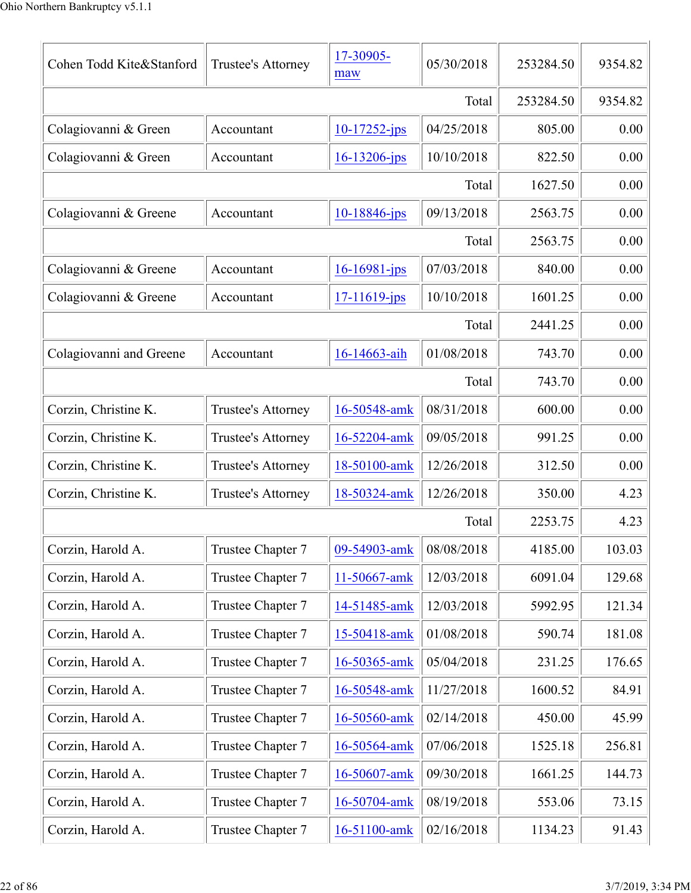| Cohen Todd Kite&Stanford | Trustee's Attorney | 17-30905-maw | 05/30/2018 | 253284.50 | 9354.82 |
|---|---|---|---|---|---|
| | | | Total | 253284.50 | 9354.82 |
| Colagiovanni & Green | Accountant | 10-17252-jps | 04/25/2018 | 805.00 | 0.00 |
| Colagiovanni & Green | Accountant | 16-13206-jps | 10/10/2018 | 822.50 | 0.00 |
| | | | Total | 1627.50 | 0.00 |
| Colagiovanni & Greene | Accountant | 10-18846-jps | 09/13/2018 | 2563.75 | 0.00 |
| | | | Total | 2563.75 | 0.00 |
| Colagiovanni & Greene | Accountant | 16-16981-jps | 07/03/2018 | 840.00 | 0.00 |
| Colagiovanni & Greene | Accountant | 17-11619-jps | 10/10/2018 | 1601.25 | 0.00 |
| | | | Total | 2441.25 | 0.00 |
| Colagiovanni and Greene | Accountant | 16-14663-aih | 01/08/2018 | 743.70 | 0.00 |
| | | | Total | 743.70 | 0.00 |
| Corzin, Christine K. | Trustee's Attorney | 16-50548-amk | 08/31/2018 | 600.00 | 0.00 |
| Corzin, Christine K. | Trustee's Attorney | 16-52204-amk | 09/05/2018 | 991.25 | 0.00 |
| Corzin, Christine K. | Trustee's Attorney | 18-50100-amk | 12/26/2018 | 312.50 | 0.00 |
| Corzin, Christine K. | Trustee's Attorney | 18-50324-amk | 12/26/2018 | 350.00 | 4.23 |
| | | | Total | 2253.75 | 4.23 |
| Corzin, Harold A. | Trustee Chapter 7 | 09-54903-amk | 08/08/2018 | 4185.00 | 103.03 |
| Corzin, Harold A. | Trustee Chapter 7 | 11-50667-amk | 12/03/2018 | 6091.04 | 129.68 |
| Corzin, Harold A. | Trustee Chapter 7 | 14-51485-amk | 12/03/2018 | 5992.95 | 121.34 |
| Corzin, Harold A. | Trustee Chapter 7 | 15-50418-amk | 01/08/2018 | 590.74 | 181.08 |
| Corzin, Harold A. | Trustee Chapter 7 | 16-50365-amk | 05/04/2018 | 231.25 | 176.65 |
| Corzin, Harold A. | Trustee Chapter 7 | 16-50548-amk | 11/27/2018 | 1600.52 | 84.91 |
| Corzin, Harold A. | Trustee Chapter 7 | 16-50560-amk | 02/14/2018 | 450.00 | 45.99 |
| Corzin, Harold A. | Trustee Chapter 7 | 16-50564-amk | 07/06/2018 | 1525.18 | 256.81 |
| Corzin, Harold A. | Trustee Chapter 7 | 16-50607-amk | 09/30/2018 | 1661.25 | 144.73 |
| Corzin, Harold A. | Trustee Chapter 7 | 16-50704-amk | 08/19/2018 | 553.06 | 73.15 |
| Corzin, Harold A. | Trustee Chapter 7 | 16-51100-amk | 02/16/2018 | 1134.23 | 91.43 |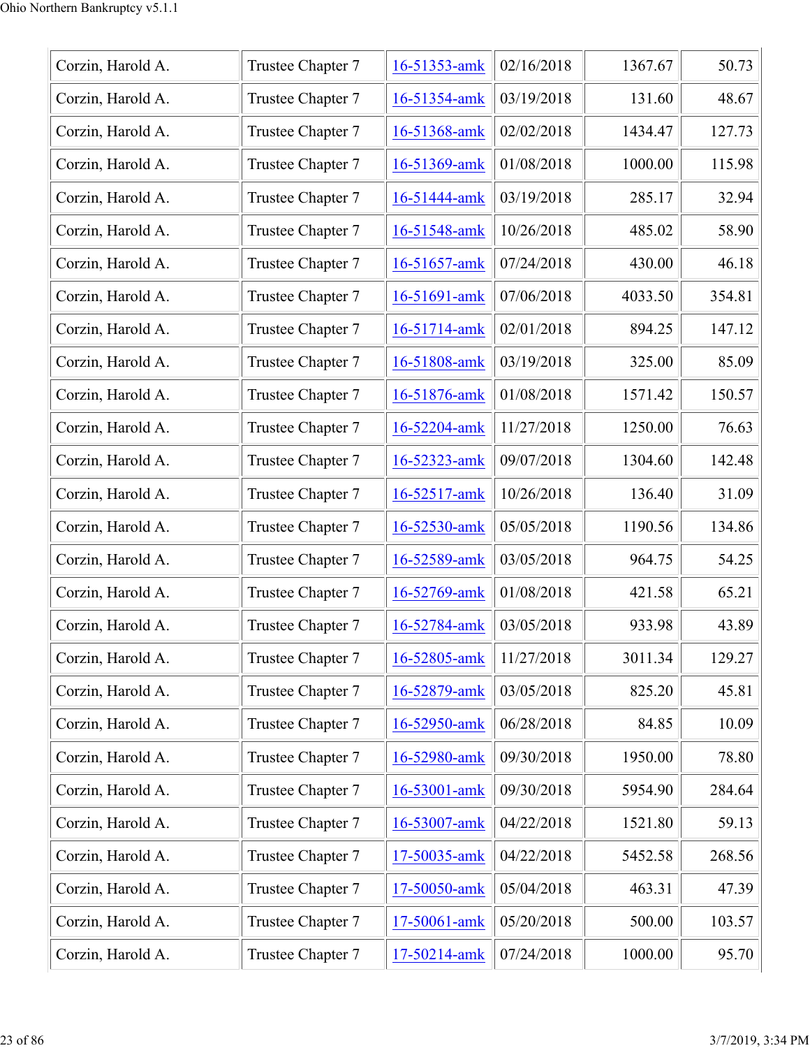| | | | | | |
|---|---|---|---|---|---|
| Corzin, Harold A. | Trustee Chapter 7 | 16-51353-amk | 02/16/2018 | 1367.67 | 50.73 |
| Corzin, Harold A. | Trustee Chapter 7 | 16-51354-amk | 03/19/2018 | 131.60 | 48.67 |
| Corzin, Harold A. | Trustee Chapter 7 | 16-51368-amk | 02/02/2018 | 1434.47 | 127.73 |
| Corzin, Harold A. | Trustee Chapter 7 | 16-51369-amk | 01/08/2018 | 1000.00 | 115.98 |
| Corzin, Harold A. | Trustee Chapter 7 | 16-51444-amk | 03/19/2018 | 285.17 | 32.94 |
| Corzin, Harold A. | Trustee Chapter 7 | 16-51548-amk | 10/26/2018 | 485.02 | 58.90 |
| Corzin, Harold A. | Trustee Chapter 7 | 16-51657-amk | 07/24/2018 | 430.00 | 46.18 |
| Corzin, Harold A. | Trustee Chapter 7 | 16-51691-amk | 07/06/2018 | 4033.50 | 354.81 |
| Corzin, Harold A. | Trustee Chapter 7 | 16-51714-amk | 02/01/2018 | 894.25 | 147.12 |
| Corzin, Harold A. | Trustee Chapter 7 | 16-51808-amk | 03/19/2018 | 325.00 | 85.09 |
| Corzin, Harold A. | Trustee Chapter 7 | 16-51876-amk | 01/08/2018 | 1571.42 | 150.57 |
| Corzin, Harold A. | Trustee Chapter 7 | 16-52204-amk | 11/27/2018 | 1250.00 | 76.63 |
| Corzin, Harold A. | Trustee Chapter 7 | 16-52323-amk | 09/07/2018 | 1304.60 | 142.48 |
| Corzin, Harold A. | Trustee Chapter 7 | 16-52517-amk | 10/26/2018 | 136.40 | 31.09 |
| Corzin, Harold A. | Trustee Chapter 7 | 16-52530-amk | 05/05/2018 | 1190.56 | 134.86 |
| Corzin, Harold A. | Trustee Chapter 7 | 16-52589-amk | 03/05/2018 | 964.75 | 54.25 |
| Corzin, Harold A. | Trustee Chapter 7 | 16-52769-amk | 01/08/2018 | 421.58 | 65.21 |
| Corzin, Harold A. | Trustee Chapter 7 | 16-52784-amk | 03/05/2018 | 933.98 | 43.89 |
| Corzin, Harold A. | Trustee Chapter 7 | 16-52805-amk | 11/27/2018 | 3011.34 | 129.27 |
| Corzin, Harold A. | Trustee Chapter 7 | 16-52879-amk | 03/05/2018 | 825.20 | 45.81 |
| Corzin, Harold A. | Trustee Chapter 7 | 16-52950-amk | 06/28/2018 | 84.85 | 10.09 |
| Corzin, Harold A. | Trustee Chapter 7 | 16-52980-amk | 09/30/2018 | 1950.00 | 78.80 |
| Corzin, Harold A. | Trustee Chapter 7 | 16-53001-amk | 09/30/2018 | 5954.90 | 284.64 |
| Corzin, Harold A. | Trustee Chapter 7 | 16-53007-amk | 04/22/2018 | 1521.80 | 59.13 |
| Corzin, Harold A. | Trustee Chapter 7 | 17-50035-amk | 04/22/2018 | 5452.58 | 268.56 |
| Corzin, Harold A. | Trustee Chapter 7 | 17-50050-amk | 05/04/2018 | 463.31 | 47.39 |
| Corzin, Harold A. | Trustee Chapter 7 | 17-50061-amk | 05/20/2018 | 500.00 | 103.57 |
| Corzin, Harold A. | Trustee Chapter 7 | 17-50214-amk | 07/24/2018 | 1000.00 | 95.70 |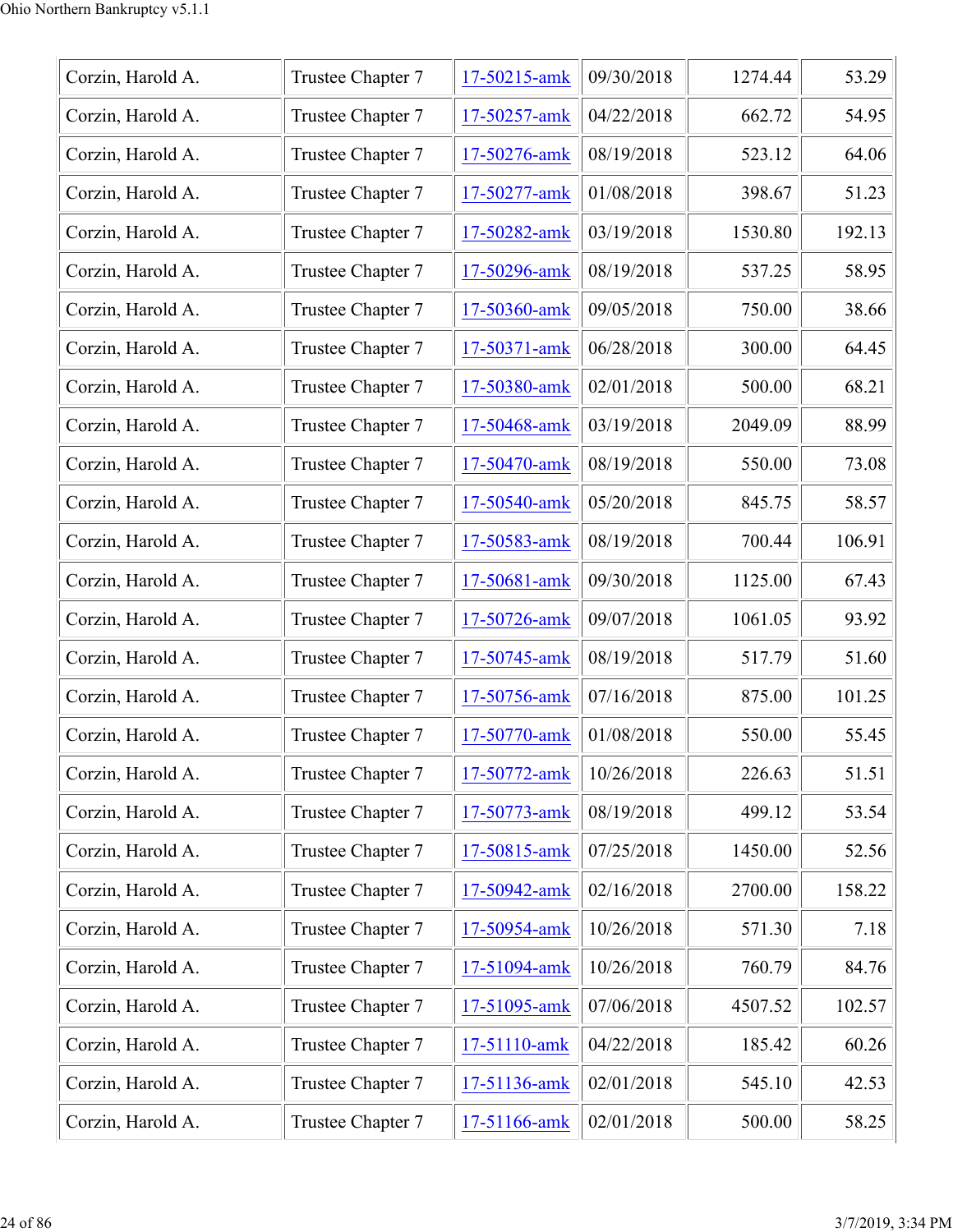| Corzin, Harold A. | Trustee Chapter 7 | 17-50215-amk | 09/30/2018 | 1274.44 | 53.29 |
|---|---|---|---|---|---|
| Corzin, Harold A. | Trustee Chapter 7 | 17-50257-amk | 04/22/2018 | 662.72 | 54.95 |
| Corzin, Harold A. | Trustee Chapter 7 | 17-50276-amk | 08/19/2018 | 523.12 | 64.06 |
| Corzin, Harold A. | Trustee Chapter 7 | 17-50277-amk | 01/08/2018 | 398.67 | 51.23 |
| Corzin, Harold A. | Trustee Chapter 7 | 17-50282-amk | 03/19/2018 | 1530.80 | 192.13 |
| Corzin, Harold A. | Trustee Chapter 7 | 17-50296-amk | 08/19/2018 | 537.25 | 58.95 |
| Corzin, Harold A. | Trustee Chapter 7 | 17-50360-amk | 09/05/2018 | 750.00 | 38.66 |
| Corzin, Harold A. | Trustee Chapter 7 | 17-50371-amk | 06/28/2018 | 300.00 | 64.45 |
| Corzin, Harold A. | Trustee Chapter 7 | 17-50380-amk | 02/01/2018 | 500.00 | 68.21 |
| Corzin, Harold A. | Trustee Chapter 7 | 17-50468-amk | 03/19/2018 | 2049.09 | 88.99 |
| Corzin, Harold A. | Trustee Chapter 7 | 17-50470-amk | 08/19/2018 | 550.00 | 73.08 |
| Corzin, Harold A. | Trustee Chapter 7 | 17-50540-amk | 05/20/2018 | 845.75 | 58.57 |
| Corzin, Harold A. | Trustee Chapter 7 | 17-50583-amk | 08/19/2018 | 700.44 | 106.91 |
| Corzin, Harold A. | Trustee Chapter 7 | 17-50681-amk | 09/30/2018 | 1125.00 | 67.43 |
| Corzin, Harold A. | Trustee Chapter 7 | 17-50726-amk | 09/07/2018 | 1061.05 | 93.92 |
| Corzin, Harold A. | Trustee Chapter 7 | 17-50745-amk | 08/19/2018 | 517.79 | 51.60 |
| Corzin, Harold A. | Trustee Chapter 7 | 17-50756-amk | 07/16/2018 | 875.00 | 101.25 |
| Corzin, Harold A. | Trustee Chapter 7 | 17-50770-amk | 01/08/2018 | 550.00 | 55.45 |
| Corzin, Harold A. | Trustee Chapter 7 | 17-50772-amk | 10/26/2018 | 226.63 | 51.51 |
| Corzin, Harold A. | Trustee Chapter 7 | 17-50773-amk | 08/19/2018 | 499.12 | 53.54 |
| Corzin, Harold A. | Trustee Chapter 7 | 17-50815-amk | 07/25/2018 | 1450.00 | 52.56 |
| Corzin, Harold A. | Trustee Chapter 7 | 17-50942-amk | 02/16/2018 | 2700.00 | 158.22 |
| Corzin, Harold A. | Trustee Chapter 7 | 17-50954-amk | 10/26/2018 | 571.30 | 7.18 |
| Corzin, Harold A. | Trustee Chapter 7 | 17-51094-amk | 10/26/2018 | 760.79 | 84.76 |
| Corzin, Harold A. | Trustee Chapter 7 | 17-51095-amk | 07/06/2018 | 4507.52 | 102.57 |
| Corzin, Harold A. | Trustee Chapter 7 | 17-51110-amk | 04/22/2018 | 185.42 | 60.26 |
| Corzin, Harold A. | Trustee Chapter 7 | 17-51136-amk | 02/01/2018 | 545.10 | 42.53 |
| Corzin, Harold A. | Trustee Chapter 7 | 17-51166-amk | 02/01/2018 | 500.00 | 58.25 |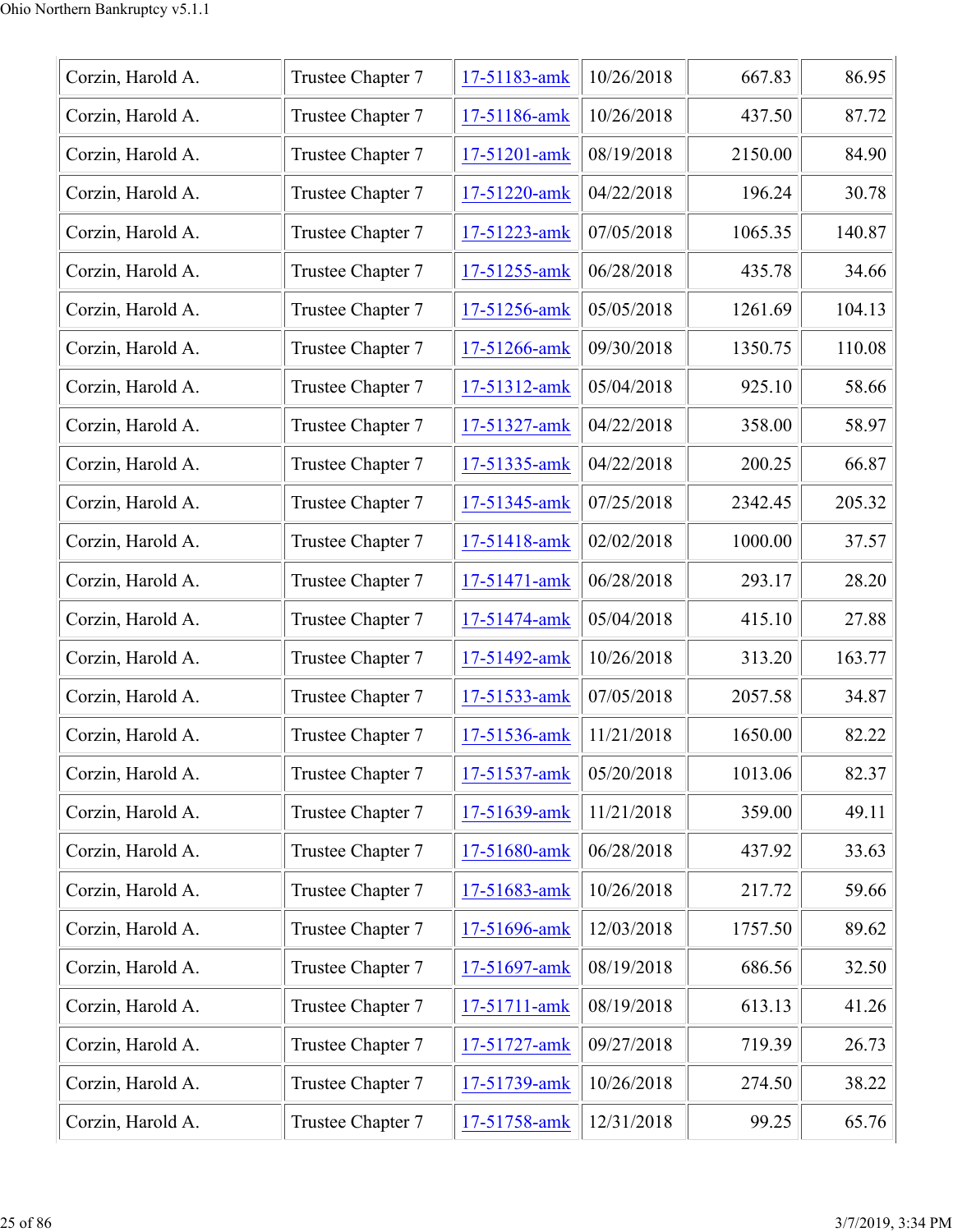| | | | | | |
|---|---|---|---|---|---|
| Corzin, Harold A. | Trustee Chapter 7 | 17-51183-amk | 10/26/2018 | 667.83 | 86.95 |
| Corzin, Harold A. | Trustee Chapter 7 | 17-51186-amk | 10/26/2018 | 437.50 | 87.72 |
| Corzin, Harold A. | Trustee Chapter 7 | 17-51201-amk | 08/19/2018 | 2150.00 | 84.90 |
| Corzin, Harold A. | Trustee Chapter 7 | 17-51220-amk | 04/22/2018 | 196.24 | 30.78 |
| Corzin, Harold A. | Trustee Chapter 7 | 17-51223-amk | 07/05/2018 | 1065.35 | 140.87 |
| Corzin, Harold A. | Trustee Chapter 7 | 17-51255-amk | 06/28/2018 | 435.78 | 34.66 |
| Corzin, Harold A. | Trustee Chapter 7 | 17-51256-amk | 05/05/2018 | 1261.69 | 104.13 |
| Corzin, Harold A. | Trustee Chapter 7 | 17-51266-amk | 09/30/2018 | 1350.75 | 110.08 |
| Corzin, Harold A. | Trustee Chapter 7 | 17-51312-amk | 05/04/2018 | 925.10 | 58.66 |
| Corzin, Harold A. | Trustee Chapter 7 | 17-51327-amk | 04/22/2018 | 358.00 | 58.97 |
| Corzin, Harold A. | Trustee Chapter 7 | 17-51335-amk | 04/22/2018 | 200.25 | 66.87 |
| Corzin, Harold A. | Trustee Chapter 7 | 17-51345-amk | 07/25/2018 | 2342.45 | 205.32 |
| Corzin, Harold A. | Trustee Chapter 7 | 17-51418-amk | 02/02/2018 | 1000.00 | 37.57 |
| Corzin, Harold A. | Trustee Chapter 7 | 17-51471-amk | 06/28/2018 | 293.17 | 28.20 |
| Corzin, Harold A. | Trustee Chapter 7 | 17-51474-amk | 05/04/2018 | 415.10 | 27.88 |
| Corzin, Harold A. | Trustee Chapter 7 | 17-51492-amk | 10/26/2018 | 313.20 | 163.77 |
| Corzin, Harold A. | Trustee Chapter 7 | 17-51533-amk | 07/05/2018 | 2057.58 | 34.87 |
| Corzin, Harold A. | Trustee Chapter 7 | 17-51536-amk | 11/21/2018 | 1650.00 | 82.22 |
| Corzin, Harold A. | Trustee Chapter 7 | 17-51537-amk | 05/20/2018 | 1013.06 | 82.37 |
| Corzin, Harold A. | Trustee Chapter 7 | 17-51639-amk | 11/21/2018 | 359.00 | 49.11 |
| Corzin, Harold A. | Trustee Chapter 7 | 17-51680-amk | 06/28/2018 | 437.92 | 33.63 |
| Corzin, Harold A. | Trustee Chapter 7 | 17-51683-amk | 10/26/2018 | 217.72 | 59.66 |
| Corzin, Harold A. | Trustee Chapter 7 | 17-51696-amk | 12/03/2018 | 1757.50 | 89.62 |
| Corzin, Harold A. | Trustee Chapter 7 | 17-51697-amk | 08/19/2018 | 686.56 | 32.50 |
| Corzin, Harold A. | Trustee Chapter 7 | 17-51711-amk | 08/19/2018 | 613.13 | 41.26 |
| Corzin, Harold A. | Trustee Chapter 7 | 17-51727-amk | 09/27/2018 | 719.39 | 26.73 |
| Corzin, Harold A. | Trustee Chapter 7 | 17-51739-amk | 10/26/2018 | 274.50 | 38.22 |
| Corzin, Harold A. | Trustee Chapter 7 | 17-51758-amk | 12/31/2018 | 99.25 | 65.76 |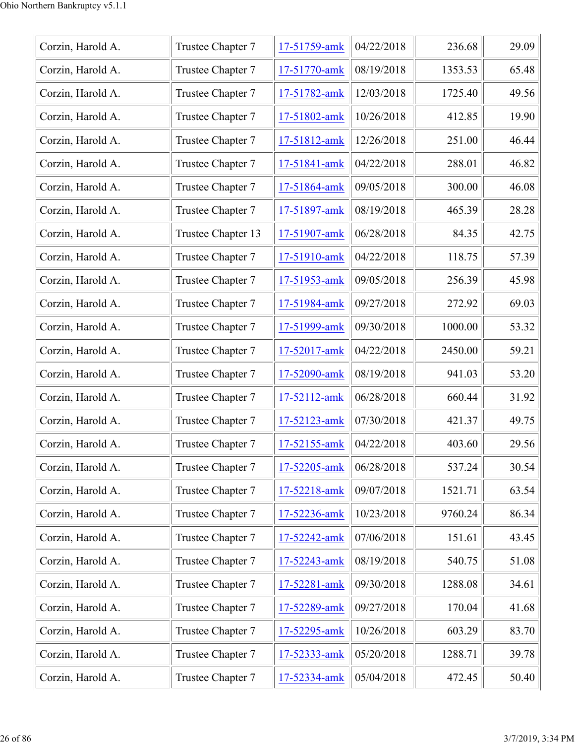| Corzin, Harold A. | Trustee Chapter 7 | 17-51759-amk | 04/22/2018 | 236.68 | 29.09 |
|---|---|---|---|---|---|
| Corzin, Harold A. | Trustee Chapter 7 | 17-51770-amk | 08/19/2018 | 1353.53 | 65.48 |
| Corzin, Harold A. | Trustee Chapter 7 | 17-51782-amk | 12/03/2018 | 1725.40 | 49.56 |
| Corzin, Harold A. | Trustee Chapter 7 | 17-51802-amk | 10/26/2018 | 412.85 | 19.90 |
| Corzin, Harold A. | Trustee Chapter 7 | 17-51812-amk | 12/26/2018 | 251.00 | 46.44 |
| Corzin, Harold A. | Trustee Chapter 7 | 17-51841-amk | 04/22/2018 | 288.01 | 46.82 |
| Corzin, Harold A. | Trustee Chapter 7 | 17-51864-amk | 09/05/2018 | 300.00 | 46.08 |
| Corzin, Harold A. | Trustee Chapter 7 | 17-51897-amk | 08/19/2018 | 465.39 | 28.28 |
| Corzin, Harold A. | Trustee Chapter 13 | 17-51907-amk | 06/28/2018 | 84.35 | 42.75 |
| Corzin, Harold A. | Trustee Chapter 7 | 17-51910-amk | 04/22/2018 | 118.75 | 57.39 |
| Corzin, Harold A. | Trustee Chapter 7 | 17-51953-amk | 09/05/2018 | 256.39 | 45.98 |
| Corzin, Harold A. | Trustee Chapter 7 | 17-51984-amk | 09/27/2018 | 272.92 | 69.03 |
| Corzin, Harold A. | Trustee Chapter 7 | 17-51999-amk | 09/30/2018 | 1000.00 | 53.32 |
| Corzin, Harold A. | Trustee Chapter 7 | 17-52017-amk | 04/22/2018 | 2450.00 | 59.21 |
| Corzin, Harold A. | Trustee Chapter 7 | 17-52090-amk | 08/19/2018 | 941.03 | 53.20 |
| Corzin, Harold A. | Trustee Chapter 7 | 17-52112-amk | 06/28/2018 | 660.44 | 31.92 |
| Corzin, Harold A. | Trustee Chapter 7 | 17-52123-amk | 07/30/2018 | 421.37 | 49.75 |
| Corzin, Harold A. | Trustee Chapter 7 | 17-52155-amk | 04/22/2018 | 403.60 | 29.56 |
| Corzin, Harold A. | Trustee Chapter 7 | 17-52205-amk | 06/28/2018 | 537.24 | 30.54 |
| Corzin, Harold A. | Trustee Chapter 7 | 17-52218-amk | 09/07/2018 | 1521.71 | 63.54 |
| Corzin, Harold A. | Trustee Chapter 7 | 17-52236-amk | 10/23/2018 | 9760.24 | 86.34 |
| Corzin, Harold A. | Trustee Chapter 7 | 17-52242-amk | 07/06/2018 | 151.61 | 43.45 |
| Corzin, Harold A. | Trustee Chapter 7 | 17-52243-amk | 08/19/2018 | 540.75 | 51.08 |
| Corzin, Harold A. | Trustee Chapter 7 | 17-52281-amk | 09/30/2018 | 1288.08 | 34.61 |
| Corzin, Harold A. | Trustee Chapter 7 | 17-52289-amk | 09/27/2018 | 170.04 | 41.68 |
| Corzin, Harold A. | Trustee Chapter 7 | 17-52295-amk | 10/26/2018 | 603.29 | 83.70 |
| Corzin, Harold A. | Trustee Chapter 7 | 17-52333-amk | 05/20/2018 | 1288.71 | 39.78 |
| Corzin, Harold A. | Trustee Chapter 7 | 17-52334-amk | 05/04/2018 | 472.45 | 50.40 |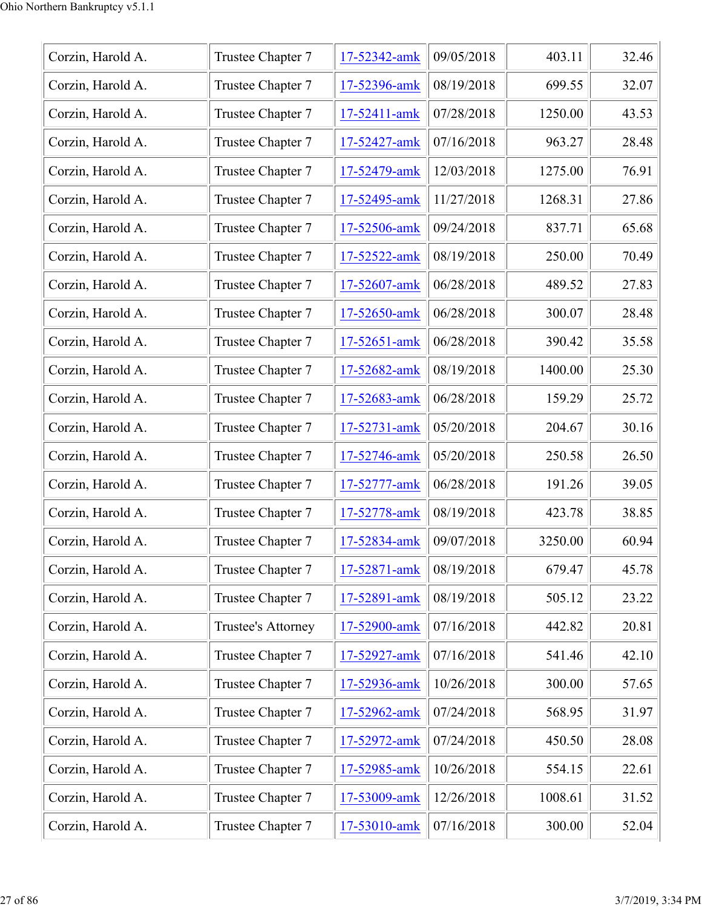| | | | | | |
|---|---|---|---|---|---|
| Corzin, Harold A. | Trustee Chapter 7 | 17-52342-amk | 09/05/2018 | 403.11 | 32.46 |
| Corzin, Harold A. | Trustee Chapter 7 | 17-52396-amk | 08/19/2018 | 699.55 | 32.07 |
| Corzin, Harold A. | Trustee Chapter 7 | 17-52411-amk | 07/28/2018 | 1250.00 | 43.53 |
| Corzin, Harold A. | Trustee Chapter 7 | 17-52427-amk | 07/16/2018 | 963.27 | 28.48 |
| Corzin, Harold A. | Trustee Chapter 7 | 17-52479-amk | 12/03/2018 | 1275.00 | 76.91 |
| Corzin, Harold A. | Trustee Chapter 7 | 17-52495-amk | 11/27/2018 | 1268.31 | 27.86 |
| Corzin, Harold A. | Trustee Chapter 7 | 17-52506-amk | 09/24/2018 | 837.71 | 65.68 |
| Corzin, Harold A. | Trustee Chapter 7 | 17-52522-amk | 08/19/2018 | 250.00 | 70.49 |
| Corzin, Harold A. | Trustee Chapter 7 | 17-52607-amk | 06/28/2018 | 489.52 | 27.83 |
| Corzin, Harold A. | Trustee Chapter 7 | 17-52650-amk | 06/28/2018 | 300.07 | 28.48 |
| Corzin, Harold A. | Trustee Chapter 7 | 17-52651-amk | 06/28/2018 | 390.42 | 35.58 |
| Corzin, Harold A. | Trustee Chapter 7 | 17-52682-amk | 08/19/2018 | 1400.00 | 25.30 |
| Corzin, Harold A. | Trustee Chapter 7 | 17-52683-amk | 06/28/2018 | 159.29 | 25.72 |
| Corzin, Harold A. | Trustee Chapter 7 | 17-52731-amk | 05/20/2018 | 204.67 | 30.16 |
| Corzin, Harold A. | Trustee Chapter 7 | 17-52746-amk | 05/20/2018 | 250.58 | 26.50 |
| Corzin, Harold A. | Trustee Chapter 7 | 17-52777-amk | 06/28/2018 | 191.26 | 39.05 |
| Corzin, Harold A. | Trustee Chapter 7 | 17-52778-amk | 08/19/2018 | 423.78 | 38.85 |
| Corzin, Harold A. | Trustee Chapter 7 | 17-52834-amk | 09/07/2018 | 3250.00 | 60.94 |
| Corzin, Harold A. | Trustee Chapter 7 | 17-52871-amk | 08/19/2018 | 679.47 | 45.78 |
| Corzin, Harold A. | Trustee Chapter 7 | 17-52891-amk | 08/19/2018 | 505.12 | 23.22 |
| Corzin, Harold A. | Trustee's Attorney | 17-52900-amk | 07/16/2018 | 442.82 | 20.81 |
| Corzin, Harold A. | Trustee Chapter 7 | 17-52927-amk | 07/16/2018 | 541.46 | 42.10 |
| Corzin, Harold A. | Trustee Chapter 7 | 17-52936-amk | 10/26/2018 | 300.00 | 57.65 |
| Corzin, Harold A. | Trustee Chapter 7 | 17-52962-amk | 07/24/2018 | 568.95 | 31.97 |
| Corzin, Harold A. | Trustee Chapter 7 | 17-52972-amk | 07/24/2018 | 450.50 | 28.08 |
| Corzin, Harold A. | Trustee Chapter 7 | 17-52985-amk | 10/26/2018 | 554.15 | 22.61 |
| Corzin, Harold A. | Trustee Chapter 7 | 17-53009-amk | 12/26/2018 | 1008.61 | 31.52 |
| Corzin, Harold A. | Trustee Chapter 7 | 17-53010-amk | 07/16/2018 | 300.00 | 52.04 |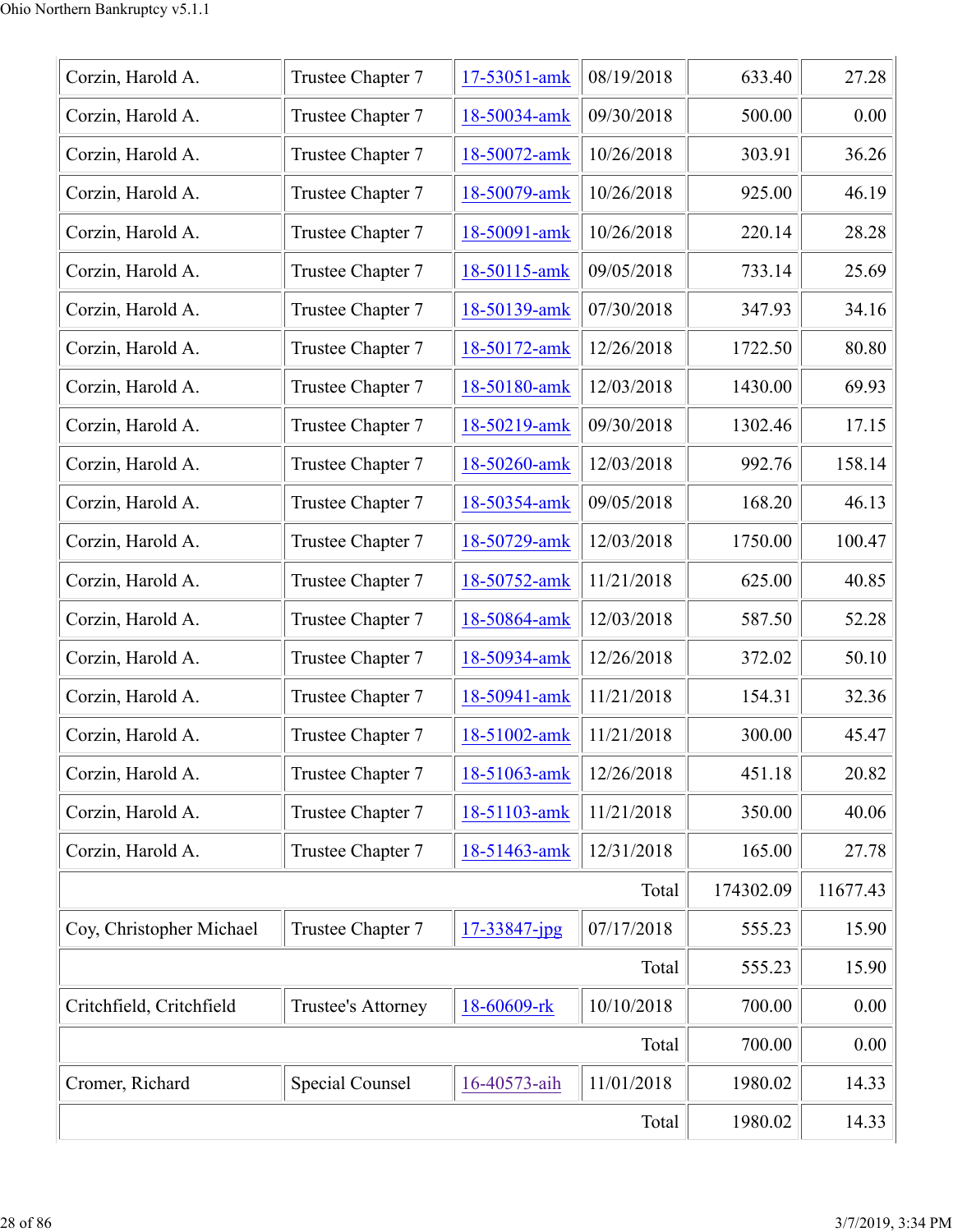| | | | | | |
|---|---|---|---|---|---|
| Corzin, Harold A. | Trustee Chapter 7 | 17-53051-amk | 08/19/2018 | 633.40 | 27.28 |
| Corzin, Harold A. | Trustee Chapter 7 | 18-50034-amk | 09/30/2018 | 500.00 | 0.00 |
| Corzin, Harold A. | Trustee Chapter 7 | 18-50072-amk | 10/26/2018 | 303.91 | 36.26 |
| Corzin, Harold A. | Trustee Chapter 7 | 18-50079-amk | 10/26/2018 | 925.00 | 46.19 |
| Corzin, Harold A. | Trustee Chapter 7 | 18-50091-amk | 10/26/2018 | 220.14 | 28.28 |
| Corzin, Harold A. | Trustee Chapter 7 | 18-50115-amk | 09/05/2018 | 733.14 | 25.69 |
| Corzin, Harold A. | Trustee Chapter 7 | 18-50139-amk | 07/30/2018 | 347.93 | 34.16 |
| Corzin, Harold A. | Trustee Chapter 7 | 18-50172-amk | 12/26/2018 | 1722.50 | 80.80 |
| Corzin, Harold A. | Trustee Chapter 7 | 18-50180-amk | 12/03/2018 | 1430.00 | 69.93 |
| Corzin, Harold A. | Trustee Chapter 7 | 18-50219-amk | 09/30/2018 | 1302.46 | 17.15 |
| Corzin, Harold A. | Trustee Chapter 7 | 18-50260-amk | 12/03/2018 | 992.76 | 158.14 |
| Corzin, Harold A. | Trustee Chapter 7 | 18-50354-amk | 09/05/2018 | 168.20 | 46.13 |
| Corzin, Harold A. | Trustee Chapter 7 | 18-50729-amk | 12/03/2018 | 1750.00 | 100.47 |
| Corzin, Harold A. | Trustee Chapter 7 | 18-50752-amk | 11/21/2018 | 625.00 | 40.85 |
| Corzin, Harold A. | Trustee Chapter 7 | 18-50864-amk | 12/03/2018 | 587.50 | 52.28 |
| Corzin, Harold A. | Trustee Chapter 7 | 18-50934-amk | 12/26/2018 | 372.02 | 50.10 |
| Corzin, Harold A. | Trustee Chapter 7 | 18-50941-amk | 11/21/2018 | 154.31 | 32.36 |
| Corzin, Harold A. | Trustee Chapter 7 | 18-51002-amk | 11/21/2018 | 300.00 | 45.47 |
| Corzin, Harold A. | Trustee Chapter 7 | 18-51063-amk | 12/26/2018 | 451.18 | 20.82 |
| Corzin, Harold A. | Trustee Chapter 7 | 18-51103-amk | 11/21/2018 | 350.00 | 40.06 |
| Corzin, Harold A. | Trustee Chapter 7 | 18-51463-amk | 12/31/2018 | 165.00 | 27.78 |
| | | | Total | 174302.09 | 11677.43 |
| Coy, Christopher Michael | Trustee Chapter 7 | 17-33847-jpg | 07/17/2018 | 555.23 | 15.90 |
| | | | Total | 555.23 | 15.90 |
| Critchfield, Critchfield | Trustee's Attorney | 18-60609-rk | 10/10/2018 | 700.00 | 0.00 |
| | | | Total | 700.00 | 0.00 |
| Cromer, Richard | Special Counsel | 16-40573-aih | 11/01/2018 | 1980.02 | 14.33 |
| | | | Total | 1980.02 | 14.33 |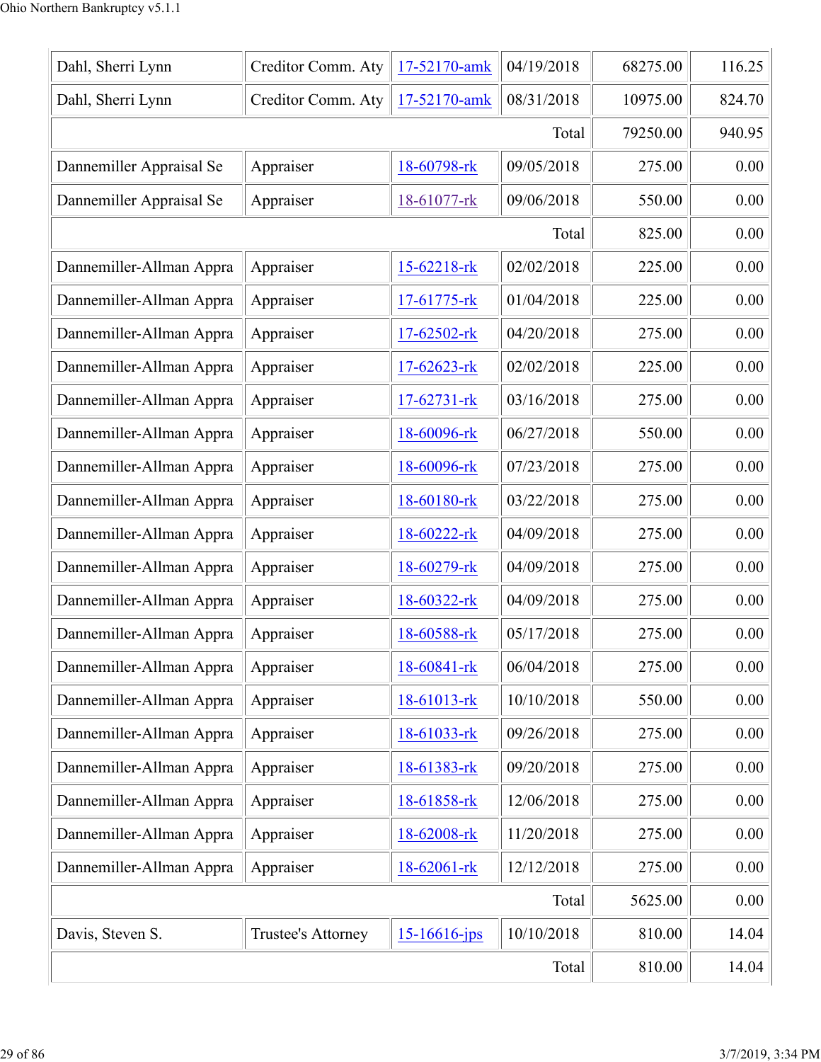| | | | | | |
|---|---|---|---|---|---|
| Dahl, Sherri Lynn | Creditor Comm. Aty | 17-52170-amk | 04/19/2018 | 68275.00 | 116.25 |
| Dahl, Sherri Lynn | Creditor Comm. Aty | 17-52170-amk | 08/31/2018 | 10975.00 | 824.70 |
| | | | Total | 79250.00 | 940.95 |
| Dannemiller Appraisal Se | Appraiser | 18-60798-rk | 09/05/2018 | 275.00 | 0.00 |
| Dannemiller Appraisal Se | Appraiser | 18-61077-rk | 09/06/2018 | 550.00 | 0.00 |
| | | | Total | 825.00 | 0.00 |
| Dannemiller-Allman Appra | Appraiser | 15-62218-rk | 02/02/2018 | 225.00 | 0.00 |
| Dannemiller-Allman Appra | Appraiser | 17-61775-rk | 01/04/2018 | 225.00 | 0.00 |
| Dannemiller-Allman Appra | Appraiser | 17-62502-rk | 04/20/2018 | 275.00 | 0.00 |
| Dannemiller-Allman Appra | Appraiser | 17-62623-rk | 02/02/2018 | 225.00 | 0.00 |
| Dannemiller-Allman Appra | Appraiser | 17-62731-rk | 03/16/2018 | 275.00 | 0.00 |
| Dannemiller-Allman Appra | Appraiser | 18-60096-rk | 06/27/2018 | 550.00 | 0.00 |
| Dannemiller-Allman Appra | Appraiser | 18-60096-rk | 07/23/2018 | 275.00 | 0.00 |
| Dannemiller-Allman Appra | Appraiser | 18-60180-rk | 03/22/2018 | 275.00 | 0.00 |
| Dannemiller-Allman Appra | Appraiser | 18-60222-rk | 04/09/2018 | 275.00 | 0.00 |
| Dannemiller-Allman Appra | Appraiser | 18-60279-rk | 04/09/2018 | 275.00 | 0.00 |
| Dannemiller-Allman Appra | Appraiser | 18-60322-rk | 04/09/2018 | 275.00 | 0.00 |
| Dannemiller-Allman Appra | Appraiser | 18-60588-rk | 05/17/2018 | 275.00 | 0.00 |
| Dannemiller-Allman Appra | Appraiser | 18-60841-rk | 06/04/2018 | 275.00 | 0.00 |
| Dannemiller-Allman Appra | Appraiser | 18-61013-rk | 10/10/2018 | 550.00 | 0.00 |
| Dannemiller-Allman Appra | Appraiser | 18-61033-rk | 09/26/2018 | 275.00 | 0.00 |
| Dannemiller-Allman Appra | Appraiser | 18-61383-rk | 09/20/2018 | 275.00 | 0.00 |
| Dannemiller-Allman Appra | Appraiser | 18-61858-rk | 12/06/2018 | 275.00 | 0.00 |
| Dannemiller-Allman Appra | Appraiser | 18-62008-rk | 11/20/2018 | 275.00 | 0.00 |
| Dannemiller-Allman Appra | Appraiser | 18-62061-rk | 12/12/2018 | 275.00 | 0.00 |
| | | | Total | 5625.00 | 0.00 |
| Davis, Steven S. | Trustee's Attorney | 15-16616-jps | 10/10/2018 | 810.00 | 14.04 |
| | | | Total | 810.00 | 14.04 |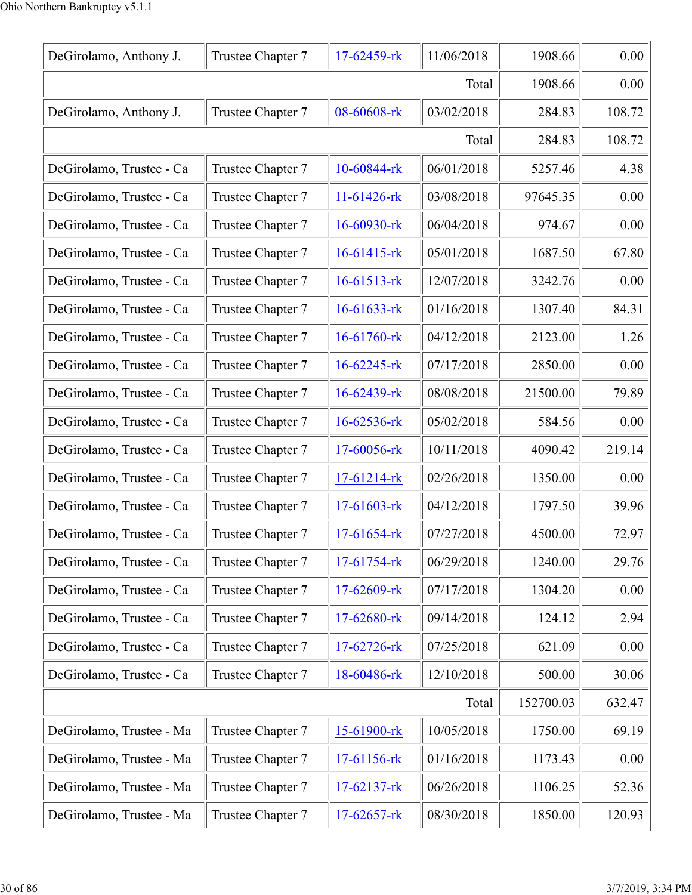| DeGirolamo, Anthony J. | Trustee Chapter 7 | 17-62459-rk | 11/06/2018 | 1908.66 | 0.00 |
|---|---|---|---|---|---|
| | | | Total | 1908.66 | 0.00 |
| DeGirolamo, Anthony J. | Trustee Chapter 7 | 08-60608-rk | 03/02/2018 | 284.83 | 108.72 |
| | | | Total | 284.83 | 108.72 |
| DeGirolamo, Trustee - Ca | Trustee Chapter 7 | 10-60844-rk | 06/01/2018 | 5257.46 | 4.38 |
| DeGirolamo, Trustee - Ca | Trustee Chapter 7 | 11-61426-rk | 03/08/2018 | 97645.35 | 0.00 |
| DeGirolamo, Trustee - Ca | Trustee Chapter 7 | 16-60930-rk | 06/04/2018 | 974.67 | 0.00 |
| DeGirolamo, Trustee - Ca | Trustee Chapter 7 | 16-61415-rk | 05/01/2018 | 1687.50 | 67.80 |
| DeGirolamo, Trustee - Ca | Trustee Chapter 7 | 16-61513-rk | 12/07/2018 | 3242.76 | 0.00 |
| DeGirolamo, Trustee - Ca | Trustee Chapter 7 | 16-61633-rk | 01/16/2018 | 1307.40 | 84.31 |
| DeGirolamo, Trustee - Ca | Trustee Chapter 7 | 16-61760-rk | 04/12/2018 | 2123.00 | 1.26 |
| DeGirolamo, Trustee - Ca | Trustee Chapter 7 | 16-62245-rk | 07/17/2018 | 2850.00 | 0.00 |
| DeGirolamo, Trustee - Ca | Trustee Chapter 7 | 16-62439-rk | 08/08/2018 | 21500.00 | 79.89 |
| DeGirolamo, Trustee - Ca | Trustee Chapter 7 | 16-62536-rk | 05/02/2018 | 584.56 | 0.00 |
| DeGirolamo, Trustee - Ca | Trustee Chapter 7 | 17-60056-rk | 10/11/2018 | 4090.42 | 219.14 |
| DeGirolamo, Trustee - Ca | Trustee Chapter 7 | 17-61214-rk | 02/26/2018 | 1350.00 | 0.00 |
| DeGirolamo, Trustee - Ca | Trustee Chapter 7 | 17-61603-rk | 04/12/2018 | 1797.50 | 39.96 |
| DeGirolamo, Trustee - Ca | Trustee Chapter 7 | 17-61654-rk | 07/27/2018 | 4500.00 | 72.97 |
| DeGirolamo, Trustee - Ca | Trustee Chapter 7 | 17-61754-rk | 06/29/2018 | 1240.00 | 29.76 |
| DeGirolamo, Trustee - Ca | Trustee Chapter 7 | 17-62609-rk | 07/17/2018 | 1304.20 | 0.00 |
| DeGirolamo, Trustee - Ca | Trustee Chapter 7 | 17-62680-rk | 09/14/2018 | 124.12 | 2.94 |
| DeGirolamo, Trustee - Ca | Trustee Chapter 7 | 17-62726-rk | 07/25/2018 | 621.09 | 0.00 |
| DeGirolamo, Trustee - Ca | Trustee Chapter 7 | 18-60486-rk | 12/10/2018 | 500.00 | 30.06 |
| | | | Total | 152700.03 | 632.47 |
| DeGirolamo, Trustee - Ma | Trustee Chapter 7 | 15-61900-rk | 10/05/2018 | 1750.00 | 69.19 |
| DeGirolamo, Trustee - Ma | Trustee Chapter 7 | 17-61156-rk | 01/16/2018 | 1173.43 | 0.00 |
| DeGirolamo, Trustee - Ma | Trustee Chapter 7 | 17-62137-rk | 06/26/2018 | 1106.25 | 52.36 |
| DeGirolamo, Trustee - Ma | Trustee Chapter 7 | 17-62657-rk | 08/30/2018 | 1850.00 | 120.93 |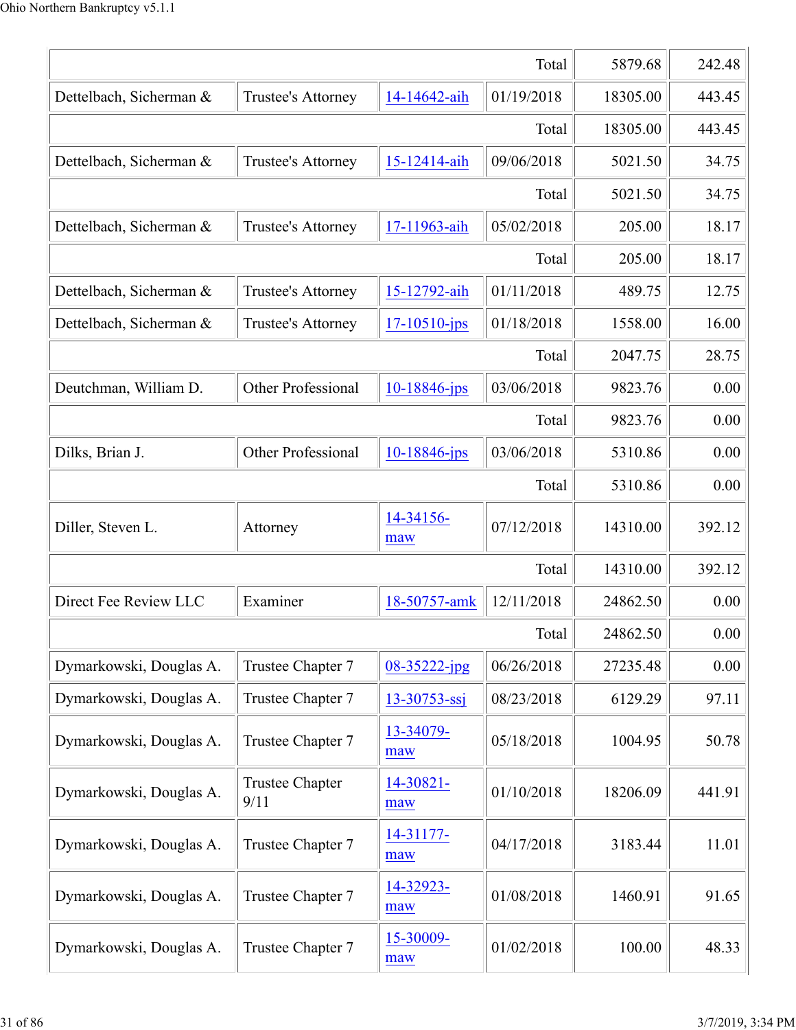| | | | | | |
|---|---|---|---|---|---|
| | | | Total | 5879.68 | 242.48 |
| Dettelbach, Sicherman & | Trustee's Attorney | 14-14642-aih | 01/19/2018 | 18305.00 | 443.45 |
| | | | Total | 18305.00 | 443.45 |
| Dettelbach, Sicherman & | Trustee's Attorney | 15-12414-aih | 09/06/2018 | 5021.50 | 34.75 |
| | | | Total | 5021.50 | 34.75 |
| Dettelbach, Sicherman & | Trustee's Attorney | 17-11963-aih | 05/02/2018 | 205.00 | 18.17 |
| | | | Total | 205.00 | 18.17 |
| Dettelbach, Sicherman & | Trustee's Attorney | 15-12792-aih | 01/11/2018 | 489.75 | 12.75 |
| Dettelbach, Sicherman & | Trustee's Attorney | 17-10510-jps | 01/18/2018 | 1558.00 | 16.00 |
| | | | Total | 2047.75 | 28.75 |
| Deutchman, William D. | Other Professional | 10-18846-jps | 03/06/2018 | 9823.76 | 0.00 |
| | | | Total | 9823.76 | 0.00 |
| Dilks, Brian J. | Other Professional | 10-18846-jps | 03/06/2018 | 5310.86 | 0.00 |
| | | | Total | 5310.86 | 0.00 |
| Diller, Steven L. | Attorney | 14-34156-maw | 07/12/2018 | 14310.00 | 392.12 |
| | | | Total | 14310.00 | 392.12 |
| Direct Fee Review LLC | Examiner | 18-50757-amk | 12/11/2018 | 24862.50 | 0.00 |
| | | | Total | 24862.50 | 0.00 |
| Dymarkowski, Douglas A. | Trustee Chapter 7 | 08-35222-jpg | 06/26/2018 | 27235.48 | 0.00 |
| Dymarkowski, Douglas A. | Trustee Chapter 7 | 13-30753-ssj | 08/23/2018 | 6129.29 | 97.11 |
| Dymarkowski, Douglas A. | Trustee Chapter 7 | 13-34079-maw | 05/18/2018 | 1004.95 | 50.78 |
| Dymarkowski, Douglas A. | Trustee Chapter 9/11 | 14-30821-maw | 01/10/2018 | 18206.09 | 441.91 |
| Dymarkowski, Douglas A. | Trustee Chapter 7 | 14-31177-maw | 04/17/2018 | 3183.44 | 11.01 |
| Dymarkowski, Douglas A. | Trustee Chapter 7 | 14-32923-maw | 01/08/2018 | 1460.91 | 91.65 |
| Dymarkowski, Douglas A. | Trustee Chapter 7 | 15-30009-maw | 01/02/2018 | 100.00 | 48.33 |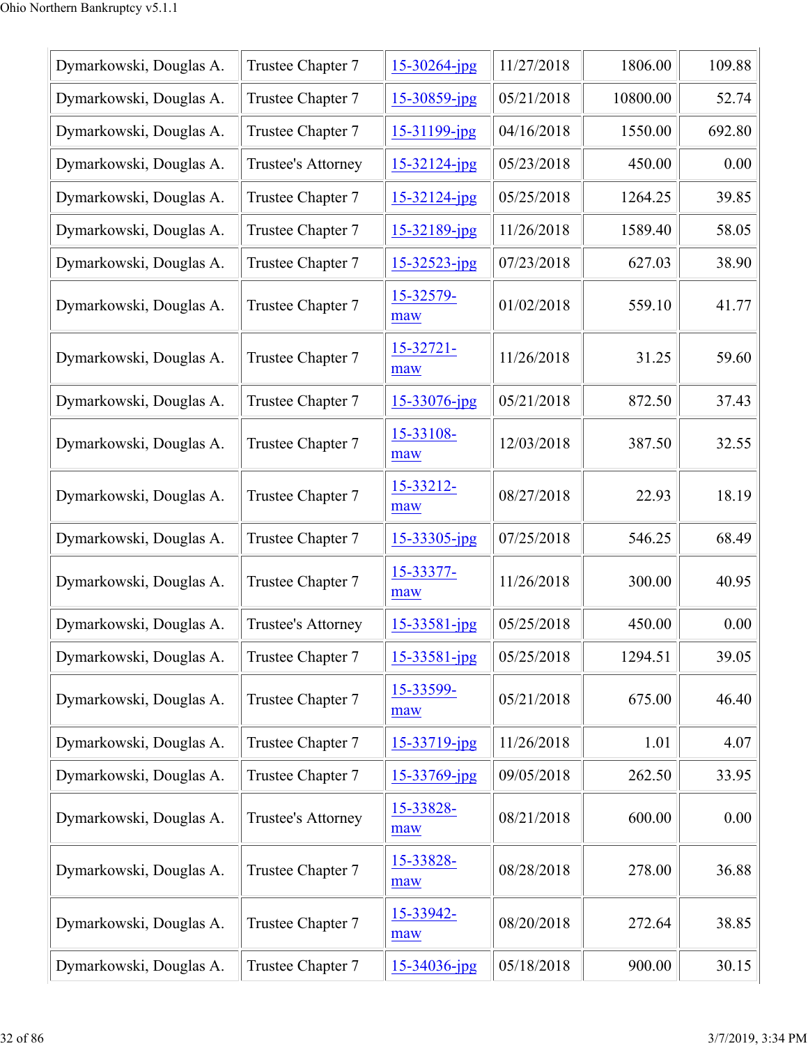| | | | | | |
|---|---|---|---|---|---|
| Dymarkowski, Douglas A. | Trustee Chapter 7 | 15-30264-jpg | 11/27/2018 | 1806.00 | 109.88 |
| Dymarkowski, Douglas A. | Trustee Chapter 7 | 15-30859-jpg | 05/21/2018 | 10800.00 | 52.74 |
| Dymarkowski, Douglas A. | Trustee Chapter 7 | 15-31199-jpg | 04/16/2018 | 1550.00 | 692.80 |
| Dymarkowski, Douglas A. | Trustee's Attorney | 15-32124-jpg | 05/23/2018 | 450.00 | 0.00 |
| Dymarkowski, Douglas A. | Trustee Chapter 7 | 15-32124-jpg | 05/25/2018 | 1264.25 | 39.85 |
| Dymarkowski, Douglas A. | Trustee Chapter 7 | 15-32189-jpg | 11/26/2018 | 1589.40 | 58.05 |
| Dymarkowski, Douglas A. | Trustee Chapter 7 | 15-32523-jpg | 07/23/2018 | 627.03 | 38.90 |
| Dymarkowski, Douglas A. | Trustee Chapter 7 | 15-32579-maw | 01/02/2018 | 559.10 | 41.77 |
| Dymarkowski, Douglas A. | Trustee Chapter 7 | 15-32721-maw | 11/26/2018 | 31.25 | 59.60 |
| Dymarkowski, Douglas A. | Trustee Chapter 7 | 15-33076-jpg | 05/21/2018 | 872.50 | 37.43 |
| Dymarkowski, Douglas A. | Trustee Chapter 7 | 15-33108-maw | 12/03/2018 | 387.50 | 32.55 |
| Dymarkowski, Douglas A. | Trustee Chapter 7 | 15-33212-maw | 08/27/2018 | 22.93 | 18.19 |
| Dymarkowski, Douglas A. | Trustee Chapter 7 | 15-33305-jpg | 07/25/2018 | 546.25 | 68.49 |
| Dymarkowski, Douglas A. | Trustee Chapter 7 | 15-33377-maw | 11/26/2018 | 300.00 | 40.95 |
| Dymarkowski, Douglas A. | Trustee's Attorney | 15-33581-jpg | 05/25/2018 | 450.00 | 0.00 |
| Dymarkowski, Douglas A. | Trustee Chapter 7 | 15-33581-jpg | 05/25/2018 | 1294.51 | 39.05 |
| Dymarkowski, Douglas A. | Trustee Chapter 7 | 15-33599-maw | 05/21/2018 | 675.00 | 46.40 |
| Dymarkowski, Douglas A. | Trustee Chapter 7 | 15-33719-jpg | 11/26/2018 | 1.01 | 4.07 |
| Dymarkowski, Douglas A. | Trustee Chapter 7 | 15-33769-jpg | 09/05/2018 | 262.50 | 33.95 |
| Dymarkowski, Douglas A. | Trustee's Attorney | 15-33828-maw | 08/21/2018 | 600.00 | 0.00 |
| Dymarkowski, Douglas A. | Trustee Chapter 7 | 15-33828-maw | 08/28/2018 | 278.00 | 36.88 |
| Dymarkowski, Douglas A. | Trustee Chapter 7 | 15-33942-maw | 08/20/2018 | 272.64 | 38.85 |
| Dymarkowski, Douglas A. | Trustee Chapter 7 | 15-34036-jpg | 05/18/2018 | 900.00 | 30.15 |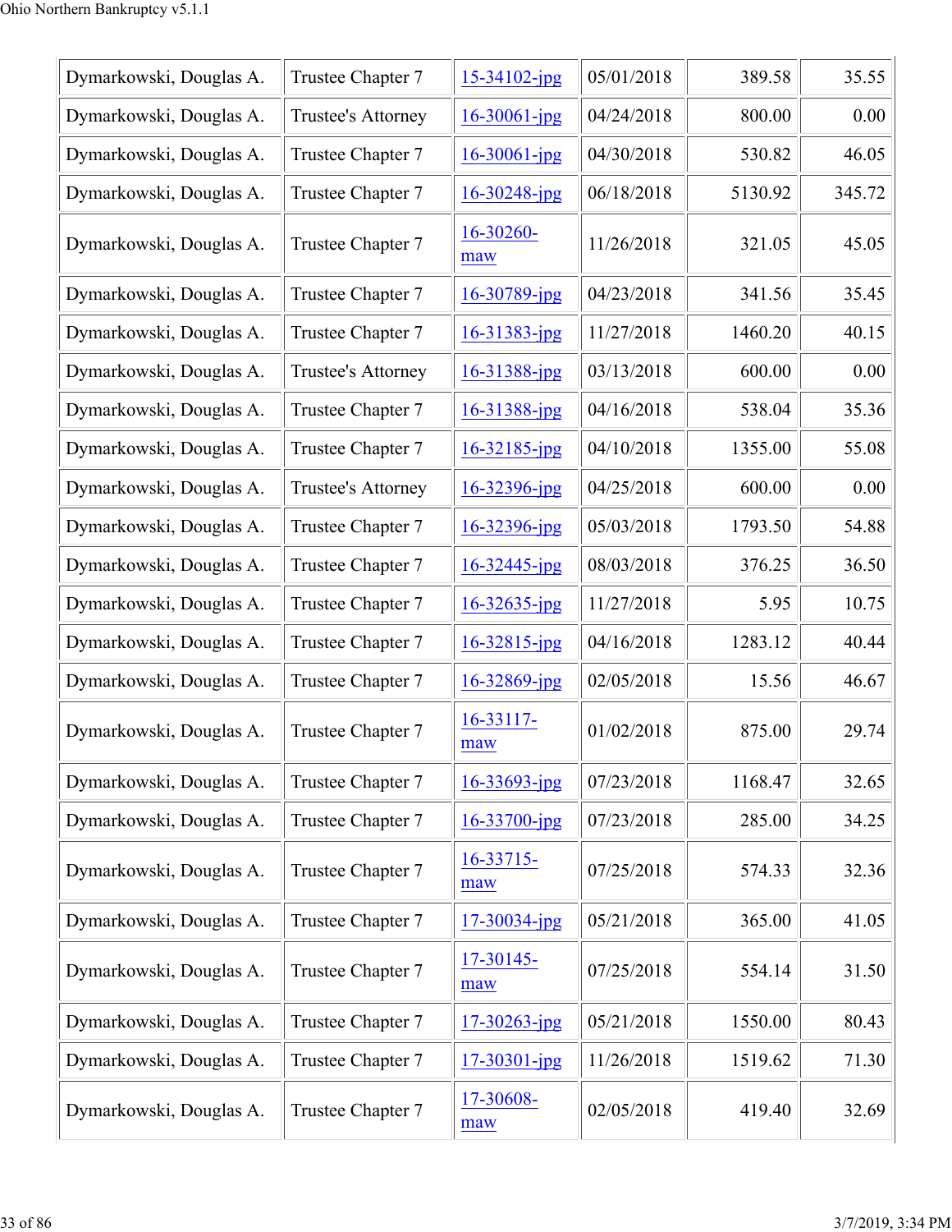| | | | | | |
|---|---|---|---|---|---|
| Dymarkowski, Douglas A. | Trustee Chapter 7 | 15-34102-jpg | 05/01/2018 | 389.58 | 35.55 |
| Dymarkowski, Douglas A. | Trustee's Attorney | 16-30061-jpg | 04/24/2018 | 800.00 | 0.00 |
| Dymarkowski, Douglas A. | Trustee Chapter 7 | 16-30061-jpg | 04/30/2018 | 530.82 | 46.05 |
| Dymarkowski, Douglas A. | Trustee Chapter 7 | 16-30248-jpg | 06/18/2018 | 5130.92 | 345.72 |
| Dymarkowski, Douglas A. | Trustee Chapter 7 | 16-30260-maw | 11/26/2018 | 321.05 | 45.05 |
| Dymarkowski, Douglas A. | Trustee Chapter 7 | 16-30789-jpg | 04/23/2018 | 341.56 | 35.45 |
| Dymarkowski, Douglas A. | Trustee Chapter 7 | 16-31383-jpg | 11/27/2018 | 1460.20 | 40.15 |
| Dymarkowski, Douglas A. | Trustee's Attorney | 16-31388-jpg | 03/13/2018 | 600.00 | 0.00 |
| Dymarkowski, Douglas A. | Trustee Chapter 7 | 16-31388-jpg | 04/16/2018 | 538.04 | 35.36 |
| Dymarkowski, Douglas A. | Trustee Chapter 7 | 16-32185-jpg | 04/10/2018 | 1355.00 | 55.08 |
| Dymarkowski, Douglas A. | Trustee's Attorney | 16-32396-jpg | 04/25/2018 | 600.00 | 0.00 |
| Dymarkowski, Douglas A. | Trustee Chapter 7 | 16-32396-jpg | 05/03/2018 | 1793.50 | 54.88 |
| Dymarkowski, Douglas A. | Trustee Chapter 7 | 16-32445-jpg | 08/03/2018 | 376.25 | 36.50 |
| Dymarkowski, Douglas A. | Trustee Chapter 7 | 16-32635-jpg | 11/27/2018 | 5.95 | 10.75 |
| Dymarkowski, Douglas A. | Trustee Chapter 7 | 16-32815-jpg | 04/16/2018 | 1283.12 | 40.44 |
| Dymarkowski, Douglas A. | Trustee Chapter 7 | 16-32869-jpg | 02/05/2018 | 15.56 | 46.67 |
| Dymarkowski, Douglas A. | Trustee Chapter 7 | 16-33117-maw | 01/02/2018 | 875.00 | 29.74 |
| Dymarkowski, Douglas A. | Trustee Chapter 7 | 16-33693-jpg | 07/23/2018 | 1168.47 | 32.65 |
| Dymarkowski, Douglas A. | Trustee Chapter 7 | 16-33700-jpg | 07/23/2018 | 285.00 | 34.25 |
| Dymarkowski, Douglas A. | Trustee Chapter 7 | 16-33715-maw | 07/25/2018 | 574.33 | 32.36 |
| Dymarkowski, Douglas A. | Trustee Chapter 7 | 17-30034-jpg | 05/21/2018 | 365.00 | 41.05 |
| Dymarkowski, Douglas A. | Trustee Chapter 7 | 17-30145-maw | 07/25/2018 | 554.14 | 31.50 |
| Dymarkowski, Douglas A. | Trustee Chapter 7 | 17-30263-jpg | 05/21/2018 | 1550.00 | 80.43 |
| Dymarkowski, Douglas A. | Trustee Chapter 7 | 17-30301-jpg | 11/26/2018 | 1519.62 | 71.30 |
| Dymarkowski, Douglas A. | Trustee Chapter 7 | 17-30608-maw | 02/05/2018 | 419.40 | 32.69 |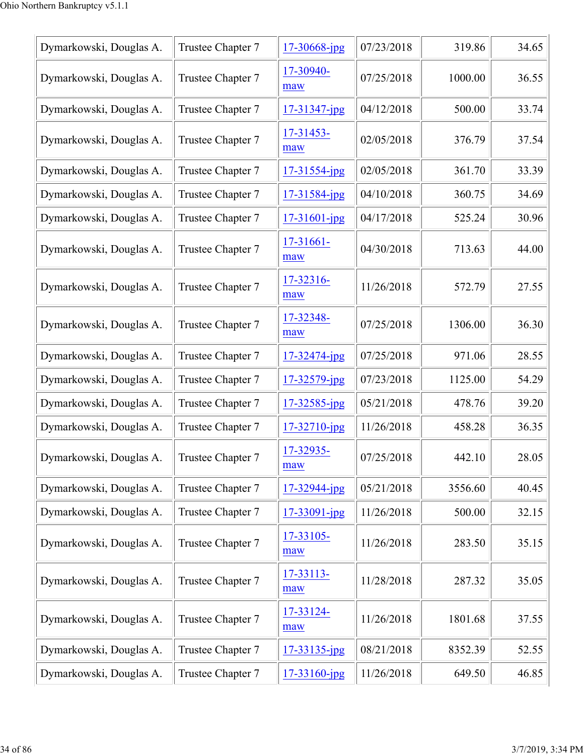| | | | | | |
|---|---|---|---|---|---|
| Dymarkowski, Douglas A. | Trustee Chapter 7 | 17-30668-jpg | 07/23/2018 | 319.86 | 34.65 |
| Dymarkowski, Douglas A. | Trustee Chapter 7 | 17-30940-maw | 07/25/2018 | 1000.00 | 36.55 |
| Dymarkowski, Douglas A. | Trustee Chapter 7 | 17-31347-jpg | 04/12/2018 | 500.00 | 33.74 |
| Dymarkowski, Douglas A. | Trustee Chapter 7 | 17-31453-maw | 02/05/2018 | 376.79 | 37.54 |
| Dymarkowski, Douglas A. | Trustee Chapter 7 | 17-31554-jpg | 02/05/2018 | 361.70 | 33.39 |
| Dymarkowski, Douglas A. | Trustee Chapter 7 | 17-31584-jpg | 04/10/2018 | 360.75 | 34.69 |
| Dymarkowski, Douglas A. | Trustee Chapter 7 | 17-31601-jpg | 04/17/2018 | 525.24 | 30.96 |
| Dymarkowski, Douglas A. | Trustee Chapter 7 | 17-31661-maw | 04/30/2018 | 713.63 | 44.00 |
| Dymarkowski, Douglas A. | Trustee Chapter 7 | 17-32316-maw | 11/26/2018 | 572.79 | 27.55 |
| Dymarkowski, Douglas A. | Trustee Chapter 7 | 17-32348-maw | 07/25/2018 | 1306.00 | 36.30 |
| Dymarkowski, Douglas A. | Trustee Chapter 7 | 17-32474-jpg | 07/25/2018 | 971.06 | 28.55 |
| Dymarkowski, Douglas A. | Trustee Chapter 7 | 17-32579-jpg | 07/23/2018 | 1125.00 | 54.29 |
| Dymarkowski, Douglas A. | Trustee Chapter 7 | 17-32585-jpg | 05/21/2018 | 478.76 | 39.20 |
| Dymarkowski, Douglas A. | Trustee Chapter 7 | 17-32710-jpg | 11/26/2018 | 458.28 | 36.35 |
| Dymarkowski, Douglas A. | Trustee Chapter 7 | 17-32935-maw | 07/25/2018 | 442.10 | 28.05 |
| Dymarkowski, Douglas A. | Trustee Chapter 7 | 17-32944-jpg | 05/21/2018 | 3556.60 | 40.45 |
| Dymarkowski, Douglas A. | Trustee Chapter 7 | 17-33091-jpg | 11/26/2018 | 500.00 | 32.15 |
| Dymarkowski, Douglas A. | Trustee Chapter 7 | 17-33105-maw | 11/26/2018 | 283.50 | 35.15 |
| Dymarkowski, Douglas A. | Trustee Chapter 7 | 17-33113-maw | 11/28/2018 | 287.32 | 35.05 |
| Dymarkowski, Douglas A. | Trustee Chapter 7 | 17-33124-maw | 11/26/2018 | 1801.68 | 37.55 |
| Dymarkowski, Douglas A. | Trustee Chapter 7 | 17-33135-jpg | 08/21/2018 | 8352.39 | 52.55 |
| Dymarkowski, Douglas A. | Trustee Chapter 7 | 17-33160-jpg | 11/26/2018 | 649.50 | 46.85 |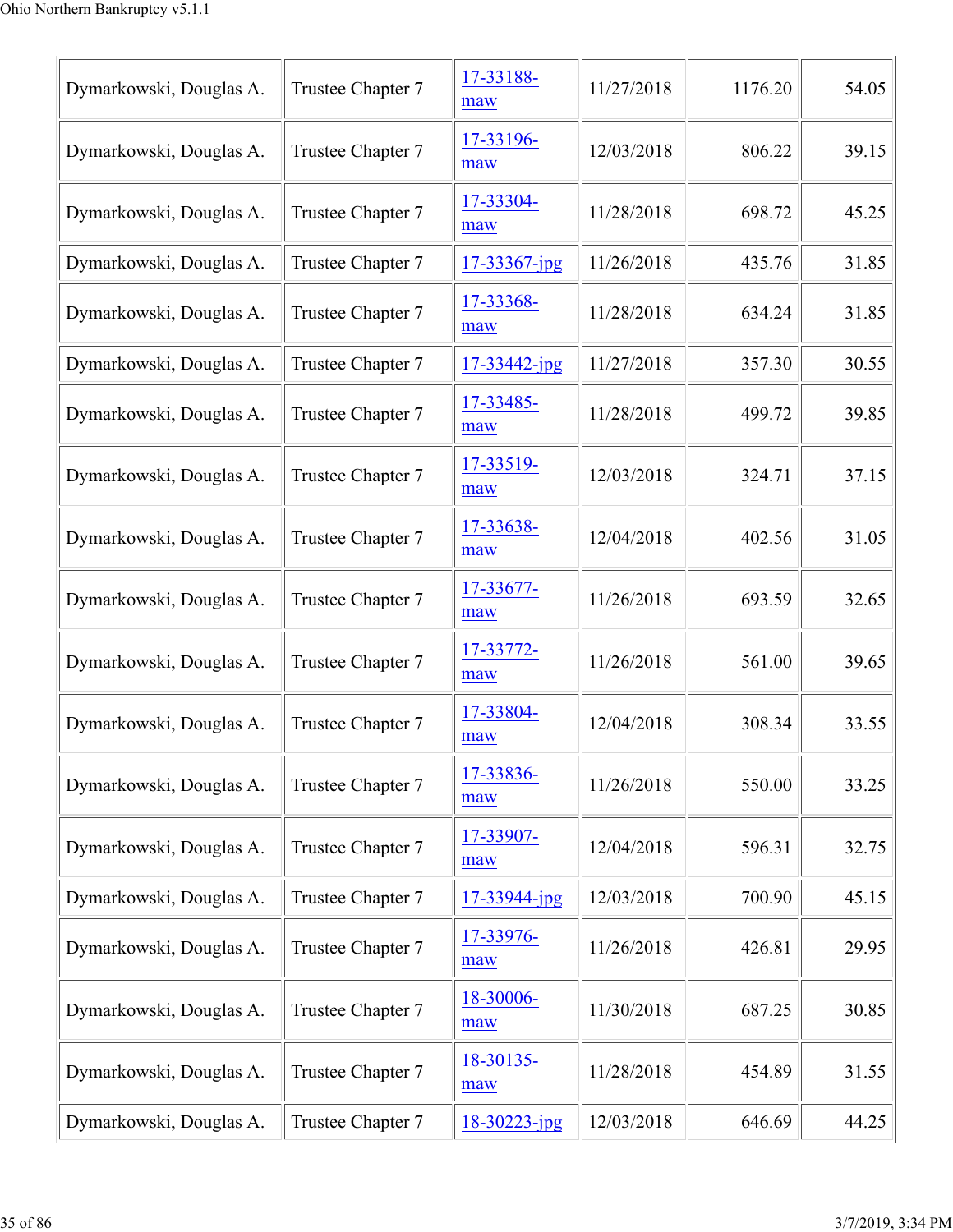| | | | | | |
|---|---|---|---|---|---|
| Dymarkowski, Douglas A. | Trustee Chapter 7 | 17-33188-maw | 11/27/2018 | 1176.20 | 54.05 |
| Dymarkowski, Douglas A. | Trustee Chapter 7 | 17-33196-maw | 12/03/2018 | 806.22 | 39.15 |
| Dymarkowski, Douglas A. | Trustee Chapter 7 | 17-33304-maw | 11/28/2018 | 698.72 | 45.25 |
| Dymarkowski, Douglas A. | Trustee Chapter 7 | 17-33367-jpg | 11/26/2018 | 435.76 | 31.85 |
| Dymarkowski, Douglas A. | Trustee Chapter 7 | 17-33368-maw | 11/28/2018 | 634.24 | 31.85 |
| Dymarkowski, Douglas A. | Trustee Chapter 7 | 17-33442-jpg | 11/27/2018 | 357.30 | 30.55 |
| Dymarkowski, Douglas A. | Trustee Chapter 7 | 17-33485-maw | 11/28/2018 | 499.72 | 39.85 |
| Dymarkowski, Douglas A. | Trustee Chapter 7 | 17-33519-maw | 12/03/2018 | 324.71 | 37.15 |
| Dymarkowski, Douglas A. | Trustee Chapter 7 | 17-33638-maw | 12/04/2018 | 402.56 | 31.05 |
| Dymarkowski, Douglas A. | Trustee Chapter 7 | 17-33677-maw | 11/26/2018 | 693.59 | 32.65 |
| Dymarkowski, Douglas A. | Trustee Chapter 7 | 17-33772-maw | 11/26/2018 | 561.00 | 39.65 |
| Dymarkowski, Douglas A. | Trustee Chapter 7 | 17-33804-maw | 12/04/2018 | 308.34 | 33.55 |
| Dymarkowski, Douglas A. | Trustee Chapter 7 | 17-33836-maw | 11/26/2018 | 550.00 | 33.25 |
| Dymarkowski, Douglas A. | Trustee Chapter 7 | 17-33907-maw | 12/04/2018 | 596.31 | 32.75 |
| Dymarkowski, Douglas A. | Trustee Chapter 7 | 17-33944-jpg | 12/03/2018 | 700.90 | 45.15 |
| Dymarkowski, Douglas A. | Trustee Chapter 7 | 17-33976-maw | 11/26/2018 | 426.81 | 29.95 |
| Dymarkowski, Douglas A. | Trustee Chapter 7 | 18-30006-maw | 11/30/2018 | 687.25 | 30.85 |
| Dymarkowski, Douglas A. | Trustee Chapter 7 | 18-30135-maw | 11/28/2018 | 454.89 | 31.55 |
| Dymarkowski, Douglas A. | Trustee Chapter 7 | 18-30223-jpg | 12/03/2018 | 646.69 | 44.25 |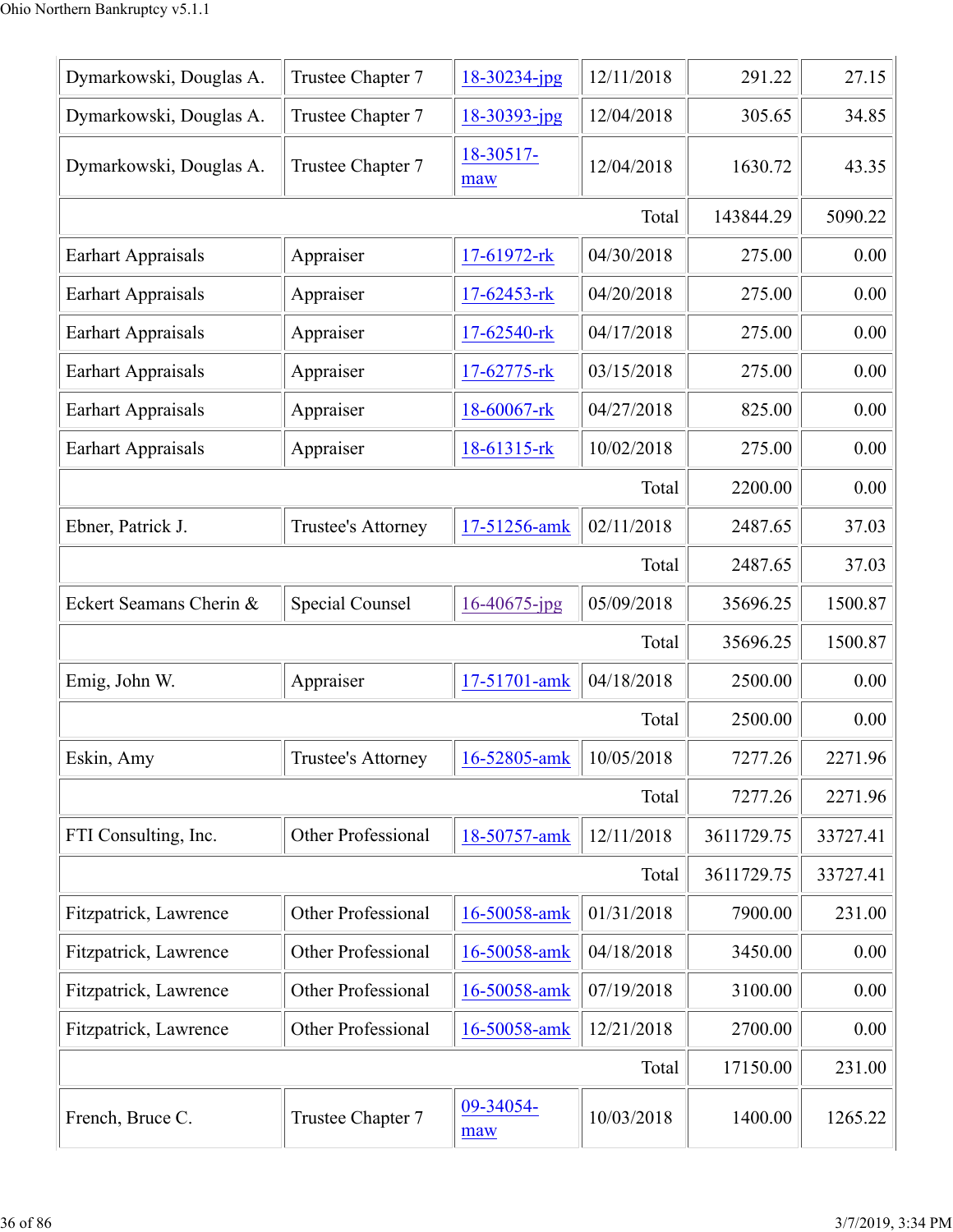| | | | | | |
|---|---|---|---|---|---|
| Dymarkowski, Douglas A. | Trustee Chapter 7 | 18-30234-jpg | 12/11/2018 | 291.22 | 27.15 |
| Dymarkowski, Douglas A. | Trustee Chapter 7 | 18-30393-jpg | 12/04/2018 | 305.65 | 34.85 |
| Dymarkowski, Douglas A. | Trustee Chapter 7 | 18-30517-maw | 12/04/2018 | 1630.72 | 43.35 |
| | | | Total | 143844.29 | 5090.22 |
| Earhart Appraisals | Appraiser | 17-61972-rk | 04/30/2018 | 275.00 | 0.00 |
| Earhart Appraisals | Appraiser | 17-62453-rk | 04/20/2018 | 275.00 | 0.00 |
| Earhart Appraisals | Appraiser | 17-62540-rk | 04/17/2018 | 275.00 | 0.00 |
| Earhart Appraisals | Appraiser | 17-62775-rk | 03/15/2018 | 275.00 | 0.00 |
| Earhart Appraisals | Appraiser | 18-60067-rk | 04/27/2018 | 825.00 | 0.00 |
| Earhart Appraisals | Appraiser | 18-61315-rk | 10/02/2018 | 275.00 | 0.00 |
| | | | Total | 2200.00 | 0.00 |
| Ebner, Patrick J. | Trustee's Attorney | 17-51256-amk | 02/11/2018 | 2487.65 | 37.03 |
| | | | Total | 2487.65 | 37.03 |
| Eckert Seamans Cherin & | Special Counsel | 16-40675-jpg | 05/09/2018 | 35696.25 | 1500.87 |
| | | | Total | 35696.25 | 1500.87 |
| Emig, John W. | Appraiser | 17-51701-amk | 04/18/2018 | 2500.00 | 0.00 |
| | | | Total | 2500.00 | 0.00 |
| Eskin, Amy | Trustee's Attorney | 16-52805-amk | 10/05/2018 | 7277.26 | 2271.96 |
| | | | Total | 7277.26 | 2271.96 |
| FTI Consulting, Inc. | Other Professional | 18-50757-amk | 12/11/2018 | 3611729.75 | 33727.41 |
| | | | Total | 3611729.75 | 33727.41 |
| Fitzpatrick, Lawrence | Other Professional | 16-50058-amk | 01/31/2018 | 7900.00 | 231.00 |
| Fitzpatrick, Lawrence | Other Professional | 16-50058-amk | 04/18/2018 | 3450.00 | 0.00 |
| Fitzpatrick, Lawrence | Other Professional | 16-50058-amk | 07/19/2018 | 3100.00 | 0.00 |
| Fitzpatrick, Lawrence | Other Professional | 16-50058-amk | 12/21/2018 | 2700.00 | 0.00 |
| | | | Total | 17150.00 | 231.00 |
| French, Bruce C. | Trustee Chapter 7 | 09-34054-maw | 10/03/2018 | 1400.00 | 1265.22 |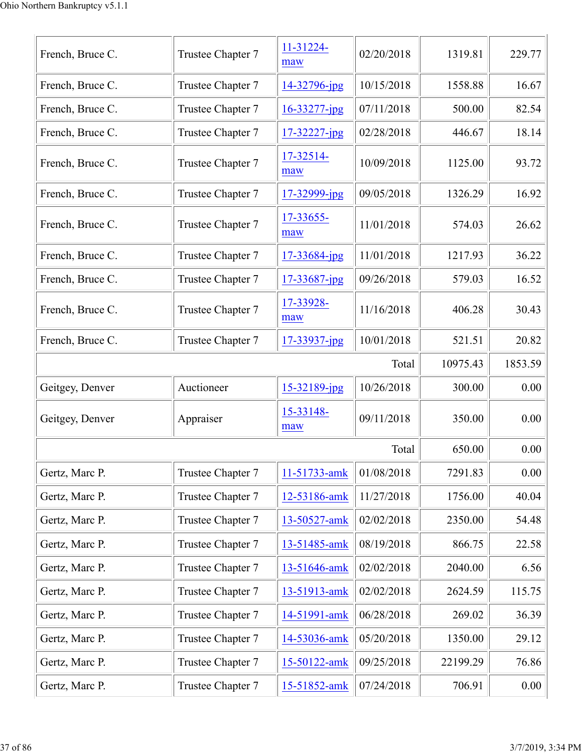| | | | | | |
|---|---|---|---|---|---|
| French, Bruce C. | Trustee Chapter 7 | 11-31224-maw | 02/20/2018 | 1319.81 | 229.77 |
| French, Bruce C. | Trustee Chapter 7 | 14-32796-jpg | 10/15/2018 | 1558.88 | 16.67 |
| French, Bruce C. | Trustee Chapter 7 | 16-33277-jpg | 07/11/2018 | 500.00 | 82.54 |
| French, Bruce C. | Trustee Chapter 7 | 17-32227-jpg | 02/28/2018 | 446.67 | 18.14 |
| French, Bruce C. | Trustee Chapter 7 | 17-32514-maw | 10/09/2018 | 1125.00 | 93.72 |
| French, Bruce C. | Trustee Chapter 7 | 17-32999-jpg | 09/05/2018 | 1326.29 | 16.92 |
| French, Bruce C. | Trustee Chapter 7 | 17-33655-maw | 11/01/2018 | 574.03 | 26.62 |
| French, Bruce C. | Trustee Chapter 7 | 17-33684-jpg | 11/01/2018 | 1217.93 | 36.22 |
| French, Bruce C. | Trustee Chapter 7 | 17-33687-jpg | 09/26/2018 | 579.03 | 16.52 |
| French, Bruce C. | Trustee Chapter 7 | 17-33928-maw | 11/16/2018 | 406.28 | 30.43 |
| French, Bruce C. | Trustee Chapter 7 | 17-33937-jpg | 10/01/2018 | 521.51 | 20.82 |
| | | | Total | 10975.43 | 1853.59 |
| Geitgey, Denver | Auctioneer | 15-32189-jpg | 10/26/2018 | 300.00 | 0.00 |
| Geitgey, Denver | Appraiser | 15-33148-maw | 09/11/2018 | 350.00 | 0.00 |
| | | | Total | 650.00 | 0.00 |
| Gertz, Marc P. | Trustee Chapter 7 | 11-51733-amk | 01/08/2018 | 7291.83 | 0.00 |
| Gertz, Marc P. | Trustee Chapter 7 | 12-53186-amk | 11/27/2018 | 1756.00 | 40.04 |
| Gertz, Marc P. | Trustee Chapter 7 | 13-50527-amk | 02/02/2018 | 2350.00 | 54.48 |
| Gertz, Marc P. | Trustee Chapter 7 | 13-51485-amk | 08/19/2018 | 866.75 | 22.58 |
| Gertz, Marc P. | Trustee Chapter 7 | 13-51646-amk | 02/02/2018 | 2040.00 | 6.56 |
| Gertz, Marc P. | Trustee Chapter 7 | 13-51913-amk | 02/02/2018 | 2624.59 | 115.75 |
| Gertz, Marc P. | Trustee Chapter 7 | 14-51991-amk | 06/28/2018 | 269.02 | 36.39 |
| Gertz, Marc P. | Trustee Chapter 7 | 14-53036-amk | 05/20/2018 | 1350.00 | 29.12 |
| Gertz, Marc P. | Trustee Chapter 7 | 15-50122-amk | 09/25/2018 | 22199.29 | 76.86 |
| Gertz, Marc P. | Trustee Chapter 7 | 15-51852-amk | 07/24/2018 | 706.91 | 0.00 |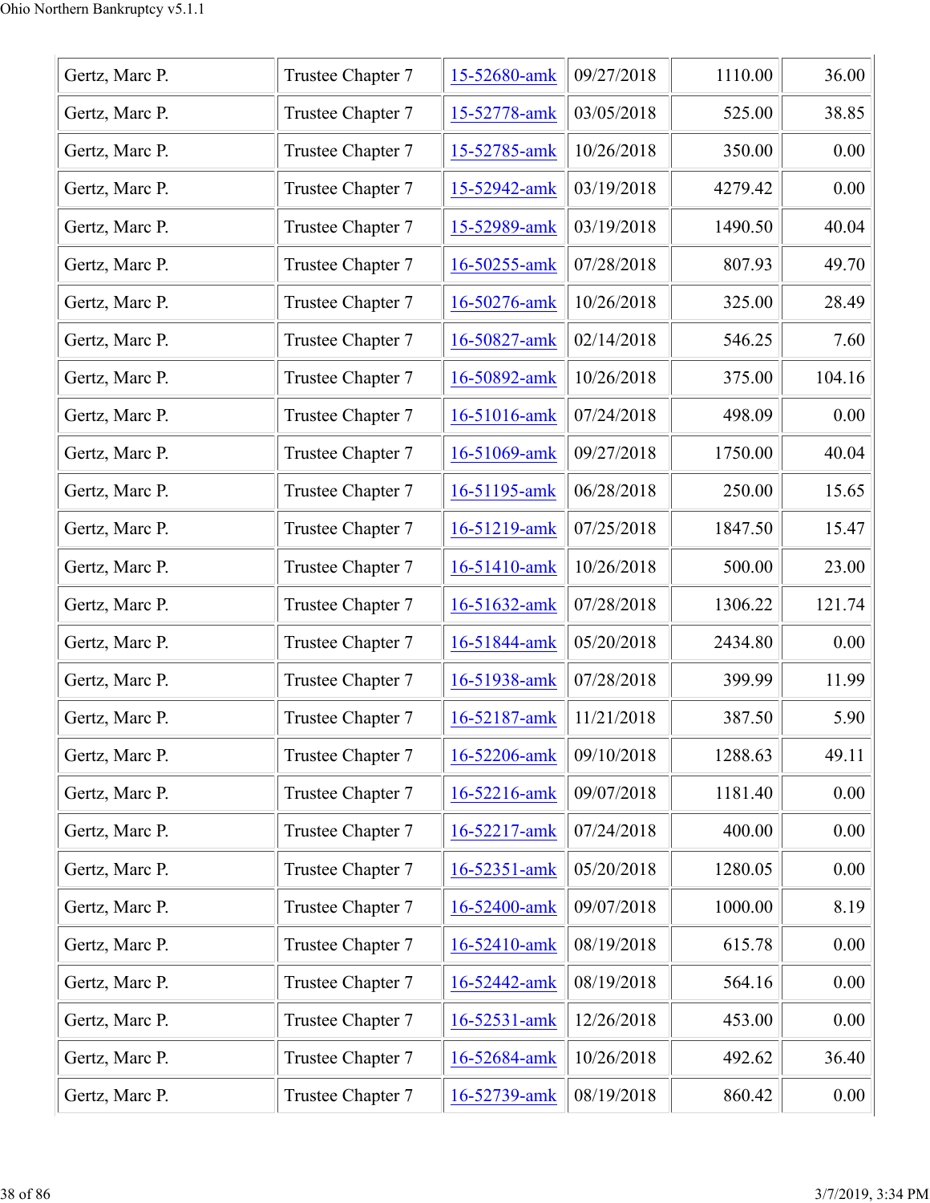| Gertz, Marc P. | Trustee Chapter 7 | 15-52680-amk | 09/27/2018 | 1110.00 | 36.00 |
|---|---|---|---|---|---|
| Gertz, Marc P. | Trustee Chapter 7 | 15-52778-amk | 03/05/2018 | 525.00 | 38.85 |
| Gertz, Marc P. | Trustee Chapter 7 | 15-52785-amk | 10/26/2018 | 350.00 | 0.00 |
| Gertz, Marc P. | Trustee Chapter 7 | 15-52942-amk | 03/19/2018 | 4279.42 | 0.00 |
| Gertz, Marc P. | Trustee Chapter 7 | 15-52989-amk | 03/19/2018 | 1490.50 | 40.04 |
| Gertz, Marc P. | Trustee Chapter 7 | 16-50255-amk | 07/28/2018 | 807.93 | 49.70 |
| Gertz, Marc P. | Trustee Chapter 7 | 16-50276-amk | 10/26/2018 | 325.00 | 28.49 |
| Gertz, Marc P. | Trustee Chapter 7 | 16-50827-amk | 02/14/2018 | 546.25 | 7.60 |
| Gertz, Marc P. | Trustee Chapter 7 | 16-50892-amk | 10/26/2018 | 375.00 | 104.16 |
| Gertz, Marc P. | Trustee Chapter 7 | 16-51016-amk | 07/24/2018 | 498.09 | 0.00 |
| Gertz, Marc P. | Trustee Chapter 7 | 16-51069-amk | 09/27/2018 | 1750.00 | 40.04 |
| Gertz, Marc P. | Trustee Chapter 7 | 16-51195-amk | 06/28/2018 | 250.00 | 15.65 |
| Gertz, Marc P. | Trustee Chapter 7 | 16-51219-amk | 07/25/2018 | 1847.50 | 15.47 |
| Gertz, Marc P. | Trustee Chapter 7 | 16-51410-amk | 10/26/2018 | 500.00 | 23.00 |
| Gertz, Marc P. | Trustee Chapter 7 | 16-51632-amk | 07/28/2018 | 1306.22 | 121.74 |
| Gertz, Marc P. | Trustee Chapter 7 | 16-51844-amk | 05/20/2018 | 2434.80 | 0.00 |
| Gertz, Marc P. | Trustee Chapter 7 | 16-51938-amk | 07/28/2018 | 399.99 | 11.99 |
| Gertz, Marc P. | Trustee Chapter 7 | 16-52187-amk | 11/21/2018 | 387.50 | 5.90 |
| Gertz, Marc P. | Trustee Chapter 7 | 16-52206-amk | 09/10/2018 | 1288.63 | 49.11 |
| Gertz, Marc P. | Trustee Chapter 7 | 16-52216-amk | 09/07/2018 | 1181.40 | 0.00 |
| Gertz, Marc P. | Trustee Chapter 7 | 16-52217-amk | 07/24/2018 | 400.00 | 0.00 |
| Gertz, Marc P. | Trustee Chapter 7 | 16-52351-amk | 05/20/2018 | 1280.05 | 0.00 |
| Gertz, Marc P. | Trustee Chapter 7 | 16-52400-amk | 09/07/2018 | 1000.00 | 8.19 |
| Gertz, Marc P. | Trustee Chapter 7 | 16-52410-amk | 08/19/2018 | 615.78 | 0.00 |
| Gertz, Marc P. | Trustee Chapter 7 | 16-52442-amk | 08/19/2018 | 564.16 | 0.00 |
| Gertz, Marc P. | Trustee Chapter 7 | 16-52531-amk | 12/26/2018 | 453.00 | 0.00 |
| Gertz, Marc P. | Trustee Chapter 7 | 16-52684-amk | 10/26/2018 | 492.62 | 36.40 |
| Gertz, Marc P. | Trustee Chapter 7 | 16-52739-amk | 08/19/2018 | 860.42 | 0.00 |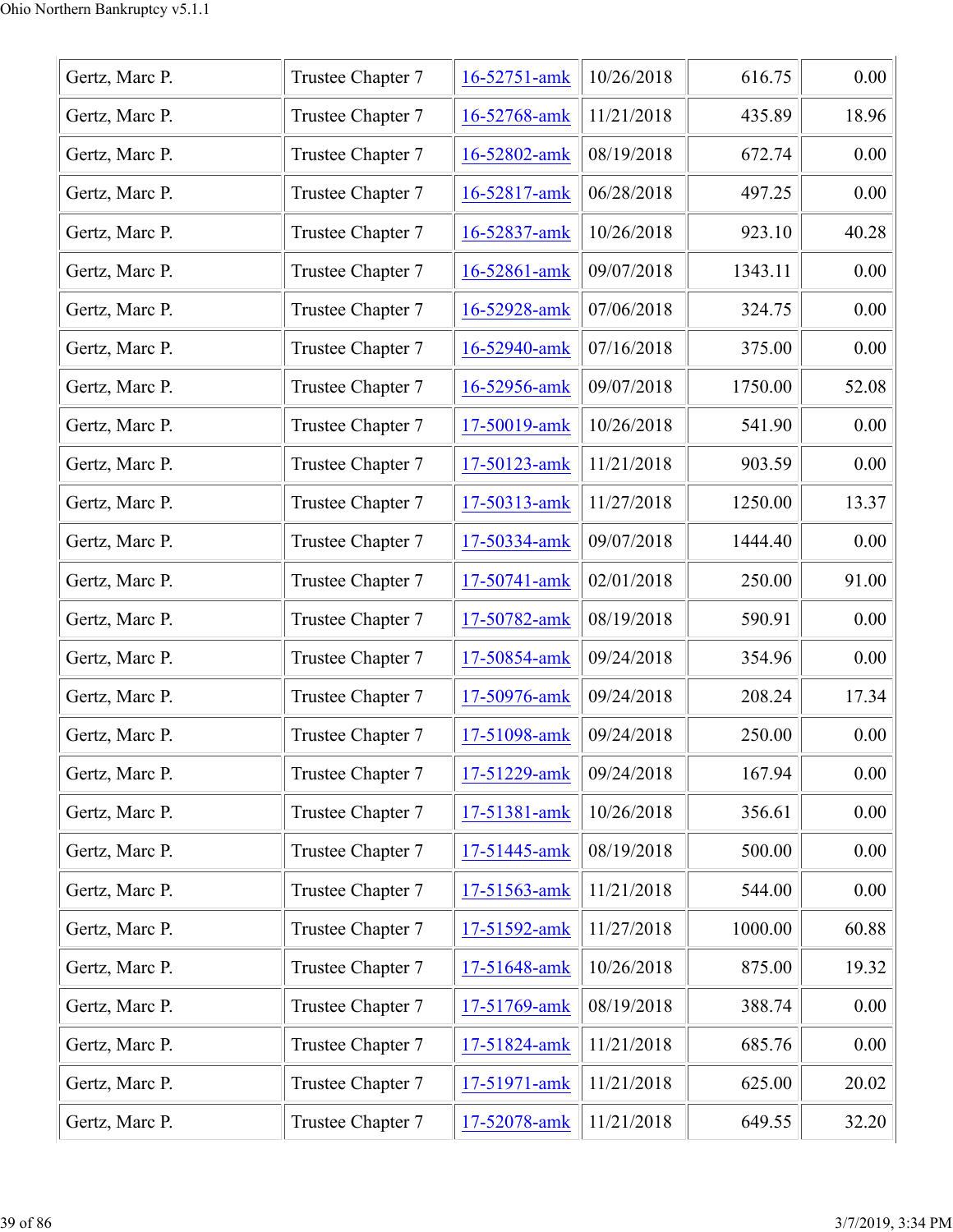| | | | | | |
|---|---|---|---|---|---|
| Gertz, Marc P. | Trustee Chapter 7 | 16-52751-amk | 10/26/2018 | 616.75 | 0.00 |
| Gertz, Marc P. | Trustee Chapter 7 | 16-52768-amk | 11/21/2018 | 435.89 | 18.96 |
| Gertz, Marc P. | Trustee Chapter 7 | 16-52802-amk | 08/19/2018 | 672.74 | 0.00 |
| Gertz, Marc P. | Trustee Chapter 7 | 16-52817-amk | 06/28/2018 | 497.25 | 0.00 |
| Gertz, Marc P. | Trustee Chapter 7 | 16-52837-amk | 10/26/2018 | 923.10 | 40.28 |
| Gertz, Marc P. | Trustee Chapter 7 | 16-52861-amk | 09/07/2018 | 1343.11 | 0.00 |
| Gertz, Marc P. | Trustee Chapter 7 | 16-52928-amk | 07/06/2018 | 324.75 | 0.00 |
| Gertz, Marc P. | Trustee Chapter 7 | 16-52940-amk | 07/16/2018 | 375.00 | 0.00 |
| Gertz, Marc P. | Trustee Chapter 7 | 16-52956-amk | 09/07/2018 | 1750.00 | 52.08 |
| Gertz, Marc P. | Trustee Chapter 7 | 17-50019-amk | 10/26/2018 | 541.90 | 0.00 |
| Gertz, Marc P. | Trustee Chapter 7 | 17-50123-amk | 11/21/2018 | 903.59 | 0.00 |
| Gertz, Marc P. | Trustee Chapter 7 | 17-50313-amk | 11/27/2018 | 1250.00 | 13.37 |
| Gertz, Marc P. | Trustee Chapter 7 | 17-50334-amk | 09/07/2018 | 1444.40 | 0.00 |
| Gertz, Marc P. | Trustee Chapter 7 | 17-50741-amk | 02/01/2018 | 250.00 | 91.00 |
| Gertz, Marc P. | Trustee Chapter 7 | 17-50782-amk | 08/19/2018 | 590.91 | 0.00 |
| Gertz, Marc P. | Trustee Chapter 7 | 17-50854-amk | 09/24/2018 | 354.96 | 0.00 |
| Gertz, Marc P. | Trustee Chapter 7 | 17-50976-amk | 09/24/2018 | 208.24 | 17.34 |
| Gertz, Marc P. | Trustee Chapter 7 | 17-51098-amk | 09/24/2018 | 250.00 | 0.00 |
| Gertz, Marc P. | Trustee Chapter 7 | 17-51229-amk | 09/24/2018 | 167.94 | 0.00 |
| Gertz, Marc P. | Trustee Chapter 7 | 17-51381-amk | 10/26/2018 | 356.61 | 0.00 |
| Gertz, Marc P. | Trustee Chapter 7 | 17-51445-amk | 08/19/2018 | 500.00 | 0.00 |
| Gertz, Marc P. | Trustee Chapter 7 | 17-51563-amk | 11/21/2018 | 544.00 | 0.00 |
| Gertz, Marc P. | Trustee Chapter 7 | 17-51592-amk | 11/27/2018 | 1000.00 | 60.88 |
| Gertz, Marc P. | Trustee Chapter 7 | 17-51648-amk | 10/26/2018 | 875.00 | 19.32 |
| Gertz, Marc P. | Trustee Chapter 7 | 17-51769-amk | 08/19/2018 | 388.74 | 0.00 |
| Gertz, Marc P. | Trustee Chapter 7 | 17-51824-amk | 11/21/2018 | 685.76 | 0.00 |
| Gertz, Marc P. | Trustee Chapter 7 | 17-51971-amk | 11/21/2018 | 625.00 | 20.02 |
| Gertz, Marc P. | Trustee Chapter 7 | 17-52078-amk | 11/21/2018 | 649.55 | 32.20 |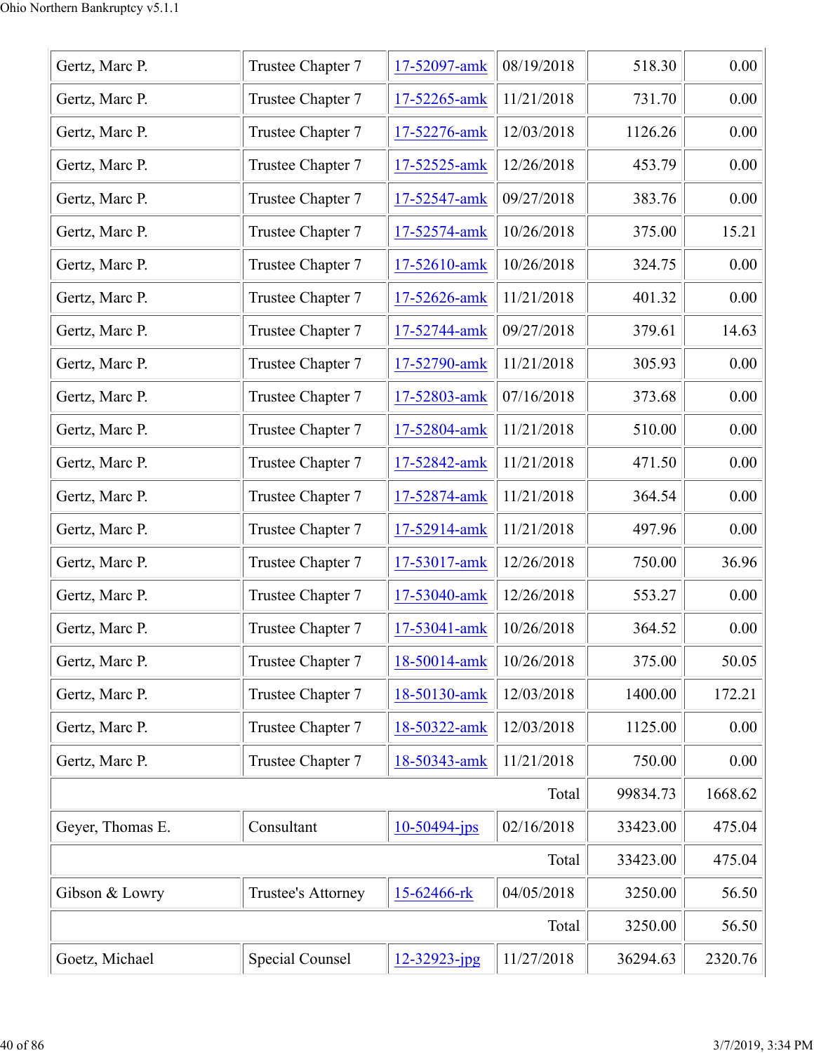| | | | | | |
|---|---|---|---|---|---|
| Gertz, Marc P. | Trustee Chapter 7 | 17-52097-amk | 08/19/2018 | 518.30 | 0.00 |
| Gertz, Marc P. | Trustee Chapter 7 | 17-52265-amk | 11/21/2018 | 731.70 | 0.00 |
| Gertz, Marc P. | Trustee Chapter 7 | 17-52276-amk | 12/03/2018 | 1126.26 | 0.00 |
| Gertz, Marc P. | Trustee Chapter 7 | 17-52525-amk | 12/26/2018 | 453.79 | 0.00 |
| Gertz, Marc P. | Trustee Chapter 7 | 17-52547-amk | 09/27/2018 | 383.76 | 0.00 |
| Gertz, Marc P. | Trustee Chapter 7 | 17-52574-amk | 10/26/2018 | 375.00 | 15.21 |
| Gertz, Marc P. | Trustee Chapter 7 | 17-52610-amk | 10/26/2018 | 324.75 | 0.00 |
| Gertz, Marc P. | Trustee Chapter 7 | 17-52626-amk | 11/21/2018 | 401.32 | 0.00 |
| Gertz, Marc P. | Trustee Chapter 7 | 17-52744-amk | 09/27/2018 | 379.61 | 14.63 |
| Gertz, Marc P. | Trustee Chapter 7 | 17-52790-amk | 11/21/2018 | 305.93 | 0.00 |
| Gertz, Marc P. | Trustee Chapter 7 | 17-52803-amk | 07/16/2018 | 373.68 | 0.00 |
| Gertz, Marc P. | Trustee Chapter 7 | 17-52804-amk | 11/21/2018 | 510.00 | 0.00 |
| Gertz, Marc P. | Trustee Chapter 7 | 17-52842-amk | 11/21/2018 | 471.50 | 0.00 |
| Gertz, Marc P. | Trustee Chapter 7 | 17-52874-amk | 11/21/2018 | 364.54 | 0.00 |
| Gertz, Marc P. | Trustee Chapter 7 | 17-52914-amk | 11/21/2018 | 497.96 | 0.00 |
| Gertz, Marc P. | Trustee Chapter 7 | 17-53017-amk | 12/26/2018 | 750.00 | 36.96 |
| Gertz, Marc P. | Trustee Chapter 7 | 17-53040-amk | 12/26/2018 | 553.27 | 0.00 |
| Gertz, Marc P. | Trustee Chapter 7 | 17-53041-amk | 10/26/2018 | 364.52 | 0.00 |
| Gertz, Marc P. | Trustee Chapter 7 | 18-50014-amk | 10/26/2018 | 375.00 | 50.05 |
| Gertz, Marc P. | Trustee Chapter 7 | 18-50130-amk | 12/03/2018 | 1400.00 | 172.21 |
| Gertz, Marc P. | Trustee Chapter 7 | 18-50322-amk | 12/03/2018 | 1125.00 | 0.00 |
| Gertz, Marc P. | Trustee Chapter 7 | 18-50343-amk | 11/21/2018 | 750.00 | 0.00 |
| | | | Total | 99834.73 | 1668.62 |
| Geyer, Thomas E. | Consultant | 10-50494-jps | 02/16/2018 | 33423.00 | 475.04 |
| | | | Total | 33423.00 | 475.04 |
| Gibson & Lowry | Trustee's Attorney | 15-62466-rk | 04/05/2018 | 3250.00 | 56.50 |
| | | | Total | 3250.00 | 56.50 |
| Goetz, Michael | Special Counsel | 12-32923-jpg | 11/27/2018 | 36294.63 | 2320.76 |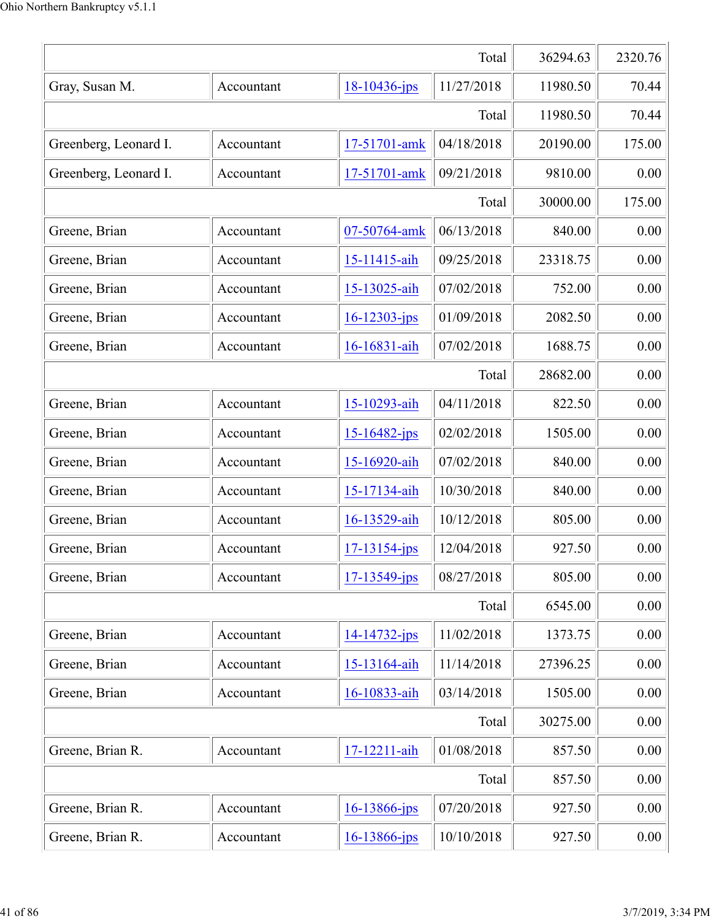| | | | | | |
|---|---|---|---|---|---|
| | | | Total | 36294.63 | 2320.76 |
| Gray, Susan M. | Accountant | 18-10436-jps | 11/27/2018 | 11980.50 | 70.44 |
| | | | Total | 11980.50 | 70.44 |
| Greenberg, Leonard I. | Accountant | 17-51701-amk | 04/18/2018 | 20190.00 | 175.00 |
| Greenberg, Leonard I. | Accountant | 17-51701-amk | 09/21/2018 | 9810.00 | 0.00 |
| | | | Total | 30000.00 | 175.00 |
| Greene, Brian | Accountant | 07-50764-amk | 06/13/2018 | 840.00 | 0.00 |
| Greene, Brian | Accountant | 15-11415-aih | 09/25/2018 | 23318.75 | 0.00 |
| Greene, Brian | Accountant | 15-13025-aih | 07/02/2018 | 752.00 | 0.00 |
| Greene, Brian | Accountant | 16-12303-jps | 01/09/2018 | 2082.50 | 0.00 |
| Greene, Brian | Accountant | 16-16831-aih | 07/02/2018 | 1688.75 | 0.00 |
| | | | Total | 28682.00 | 0.00 |
| Greene, Brian | Accountant | 15-10293-aih | 04/11/2018 | 822.50 | 0.00 |
| Greene, Brian | Accountant | 15-16482-jps | 02/02/2018 | 1505.00 | 0.00 |
| Greene, Brian | Accountant | 15-16920-aih | 07/02/2018 | 840.00 | 0.00 |
| Greene, Brian | Accountant | 15-17134-aih | 10/30/2018 | 840.00 | 0.00 |
| Greene, Brian | Accountant | 16-13529-aih | 10/12/2018 | 805.00 | 0.00 |
| Greene, Brian | Accountant | 17-13154-jps | 12/04/2018 | 927.50 | 0.00 |
| Greene, Brian | Accountant | 17-13549-jps | 08/27/2018 | 805.00 | 0.00 |
| | | | Total | 6545.00 | 0.00 |
| Greene, Brian | Accountant | 14-14732-jps | 11/02/2018 | 1373.75 | 0.00 |
| Greene, Brian | Accountant | 15-13164-aih | 11/14/2018 | 27396.25 | 0.00 |
| Greene, Brian | Accountant | 16-10833-aih | 03/14/2018 | 1505.00 | 0.00 |
| | | | Total | 30275.00 | 0.00 |
| Greene, Brian R. | Accountant | 17-12211-aih | 01/08/2018 | 857.50 | 0.00 |
| | | | Total | 857.50 | 0.00 |
| Greene, Brian R. | Accountant | 16-13866-jps | 07/20/2018 | 927.50 | 0.00 |
| Greene, Brian R. | Accountant | 16-13866-jps | 10/10/2018 | 927.50 | 0.00 |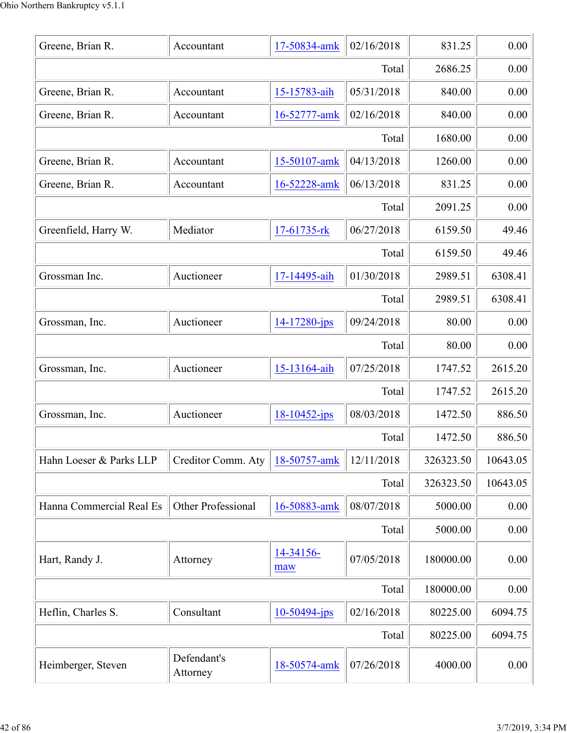| | | | | | |
|---|---|---|---|---|---|
| Greene, Brian R. | Accountant | 17-50834-amk | 02/16/2018 | 831.25 | 0.00 |
| | | | Total | 2686.25 | 0.00 |
| Greene, Brian R. | Accountant | 15-15783-aih | 05/31/2018 | 840.00 | 0.00 |
| Greene, Brian R. | Accountant | 16-52777-amk | 02/16/2018 | 840.00 | 0.00 |
| | | | Total | 1680.00 | 0.00 |
| Greene, Brian R. | Accountant | 15-50107-amk | 04/13/2018 | 1260.00 | 0.00 |
| Greene, Brian R. | Accountant | 16-52228-amk | 06/13/2018 | 831.25 | 0.00 |
| | | | Total | 2091.25 | 0.00 |
| Greenfield, Harry W. | Mediator | 17-61735-rk | 06/27/2018 | 6159.50 | 49.46 |
| | | | Total | 6159.50 | 49.46 |
| Grossman Inc. | Auctioneer | 17-14495-aih | 01/30/2018 | 2989.51 | 6308.41 |
| | | | Total | 2989.51 | 6308.41 |
| Grossman, Inc. | Auctioneer | 14-17280-jps | 09/24/2018 | 80.00 | 0.00 |
| | | | Total | 80.00 | 0.00 |
| Grossman, Inc. | Auctioneer | 15-13164-aih | 07/25/2018 | 1747.52 | 2615.20 |
| | | | Total | 1747.52 | 2615.20 |
| Grossman, Inc. | Auctioneer | 18-10452-jps | 08/03/2018 | 1472.50 | 886.50 |
| | | | Total | 1472.50 | 886.50 |
| Hahn Loeser & Parks LLP | Creditor Comm. Aty | 18-50757-amk | 12/11/2018 | 326323.50 | 10643.05 |
| | | | Total | 326323.50 | 10643.05 |
| Hanna Commercial Real Es | Other Professional | 16-50883-amk | 08/07/2018 | 5000.00 | 0.00 |
| | | | Total | 5000.00 | 0.00 |
| Hart, Randy J. | Attorney | 14-34156-maw | 07/05/2018 | 180000.00 | 0.00 |
| | | | Total | 180000.00 | 0.00 |
| Heflin, Charles S. | Consultant | 10-50494-jps | 02/16/2018 | 80225.00 | 6094.75 |
| | | | Total | 80225.00 | 6094.75 |
| Heimberger, Steven | Defendant's Attorney | 18-50574-amk | 07/26/2018 | 4000.00 | 0.00 |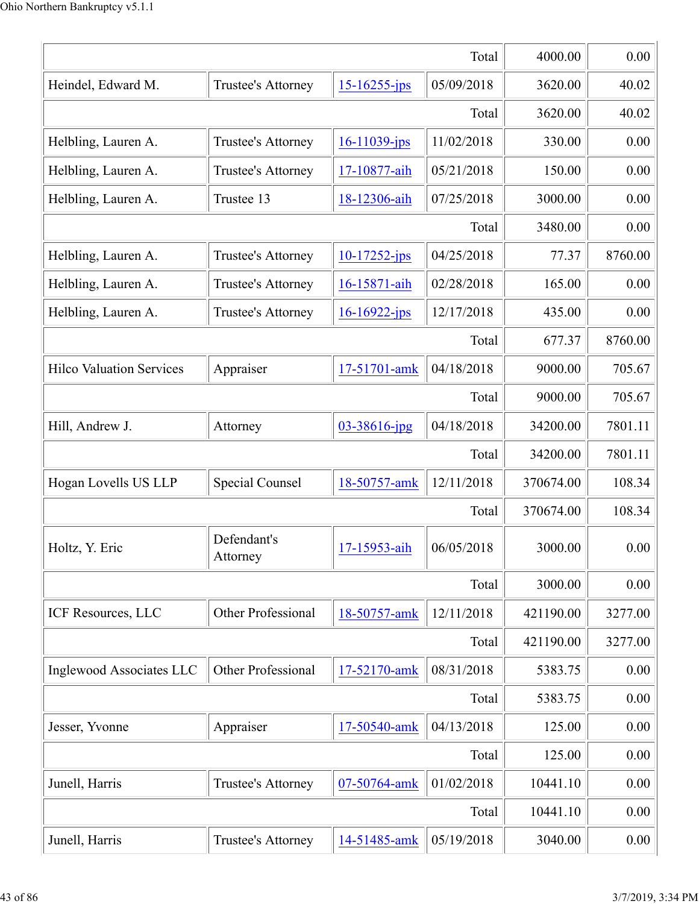| | | | | | |
|---|---|---|---|---|---|
| | | | Total | 4000.00 | 0.00 |
| Heindel, Edward M. | Trustee's Attorney | 15-16255-jps | 05/09/2018 | 3620.00 | 40.02 |
| | | | Total | 3620.00 | 40.02 |
| Helbling, Lauren A. | Trustee's Attorney | 16-11039-jps | 11/02/2018 | 330.00 | 0.00 |
| Helbling, Lauren A. | Trustee's Attorney | 17-10877-aih | 05/21/2018 | 150.00 | 0.00 |
| Helbling, Lauren A. | Trustee 13 | 18-12306-aih | 07/25/2018 | 3000.00 | 0.00 |
| | | | Total | 3480.00 | 0.00 |
| Helbling, Lauren A. | Trustee's Attorney | 10-17252-jps | 04/25/2018 | 77.37 | 8760.00 |
| Helbling, Lauren A. | Trustee's Attorney | 16-15871-aih | 02/28/2018 | 165.00 | 0.00 |
| Helbling, Lauren A. | Trustee's Attorney | 16-16922-jps | 12/17/2018 | 435.00 | 0.00 |
| | | | Total | 677.37 | 8760.00 |
| Hilco Valuation Services | Appraiser | 17-51701-amk | 04/18/2018 | 9000.00 | 705.67 |
| | | | Total | 9000.00 | 705.67 |
| Hill, Andrew J. | Attorney | 03-38616-jpg | 04/18/2018 | 34200.00 | 7801.11 |
| | | | Total | 34200.00 | 7801.11 |
| Hogan Lovells US LLP | Special Counsel | 18-50757-amk | 12/11/2018 | 370674.00 | 108.34 |
| | | | Total | 370674.00 | 108.34 |
| Holtz, Y. Eric | Defendant's Attorney | 17-15953-aih | 06/05/2018 | 3000.00 | 0.00 |
| | | | Total | 3000.00 | 0.00 |
| ICF Resources, LLC | Other Professional | 18-50757-amk | 12/11/2018 | 421190.00 | 3277.00 |
| | | | Total | 421190.00 | 3277.00 |
| Inglewood Associates LLC | Other Professional | 17-52170-amk | 08/31/2018 | 5383.75 | 0.00 |
| | | | Total | 5383.75 | 0.00 |
| Jesser, Yvonne | Appraiser | 17-50540-amk | 04/13/2018 | 125.00 | 0.00 |
| | | | Total | 125.00 | 0.00 |
| Junell, Harris | Trustee's Attorney | 07-50764-amk | 01/02/2018 | 10441.10 | 0.00 |
| | | | Total | 10441.10 | 0.00 |
| Junell, Harris | Trustee's Attorney | 14-51485-amk | 05/19/2018 | 3040.00 | 0.00 |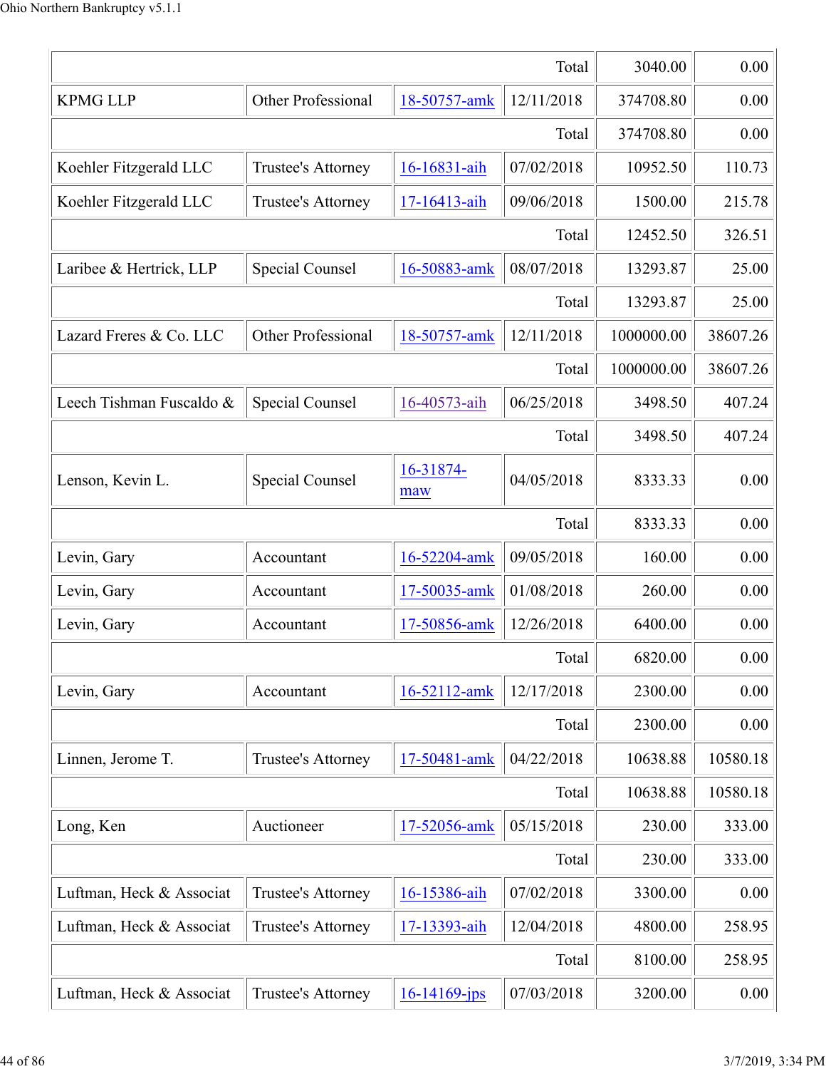| | | | Total | 3040.00 | 0.00 |
|---|---|---|---|---|---|
| KPMG LLP | Other Professional | 18-50757-amk | 12/11/2018 | 374708.80 | 0.00 |
| | | | Total | 374708.80 | 0.00 |
| Koehler Fitzgerald LLC | Trustee's Attorney | 16-16831-aih | 07/02/2018 | 10952.50 | 110.73 |
| Koehler Fitzgerald LLC | Trustee's Attorney | 17-16413-aih | 09/06/2018 | 1500.00 | 215.78 |
| | | | Total | 12452.50 | 326.51 |
| Laribee & Hertrick, LLP | Special Counsel | 16-50883-amk | 08/07/2018 | 13293.87 | 25.00 |
| | | | Total | 13293.87 | 25.00 |
| Lazard Freres & Co. LLC | Other Professional | 18-50757-amk | 12/11/2018 | 1000000.00 | 38607.26 |
| | | | Total | 1000000.00 | 38607.26 |
| Leech Tishman Fuscaldo & | Special Counsel | 16-40573-aih | 06/25/2018 | 3498.50 | 407.24 |
| | | | Total | 3498.50 | 407.24 |
| Lenson, Kevin L. | Special Counsel | 16-31874-maw | 04/05/2018 | 8333.33 | 0.00 |
| | | | Total | 8333.33 | 0.00 |
| Levin, Gary | Accountant | 16-52204-amk | 09/05/2018 | 160.00 | 0.00 |
| Levin, Gary | Accountant | 17-50035-amk | 01/08/2018 | 260.00 | 0.00 |
| Levin, Gary | Accountant | 17-50856-amk | 12/26/2018 | 6400.00 | 0.00 |
| | | | Total | 6820.00 | 0.00 |
| Levin, Gary | Accountant | 16-52112-amk | 12/17/2018 | 2300.00 | 0.00 |
| | | | Total | 2300.00 | 0.00 |
| Linnen, Jerome T. | Trustee's Attorney | 17-50481-amk | 04/22/2018 | 10638.88 | 10580.18 |
| | | | Total | 10638.88 | 10580.18 |
| Long, Ken | Auctioneer | 17-52056-amk | 05/15/2018 | 230.00 | 333.00 |
| | | | Total | 230.00 | 333.00 |
| Luftman, Heck & Associat | Trustee's Attorney | 16-15386-aih | 07/02/2018 | 3300.00 | 0.00 |
| Luftman, Heck & Associat | Trustee's Attorney | 17-13393-aih | 12/04/2018 | 4800.00 | 258.95 |
| | | | Total | 8100.00 | 258.95 |
| Luftman, Heck & Associat | Trustee's Attorney | 16-14169-jps | 07/03/2018 | 3200.00 | 0.00 |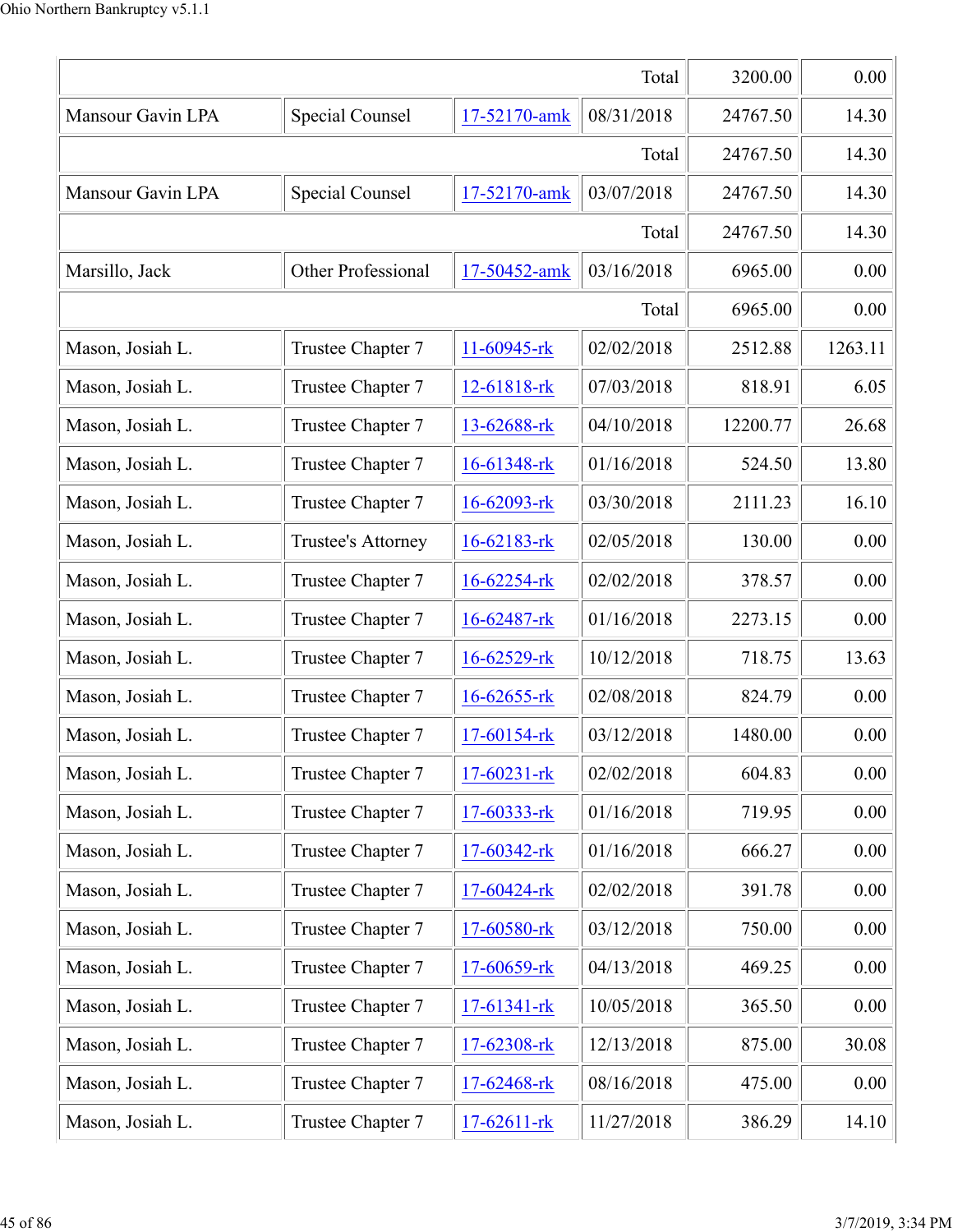| | | | | | |
|---|---|---|---|---|---|
| | | | Total | 3200.00 | 0.00 |
| Mansour Gavin LPA | Special Counsel | 17-52170-amk | 08/31/2018 | 24767.50 | 14.30 |
| | | | Total | 24767.50 | 14.30 |
| Mansour Gavin LPA | Special Counsel | 17-52170-amk | 03/07/2018 | 24767.50 | 14.30 |
| | | | Total | 24767.50 | 14.30 |
| Marsillo, Jack | Other Professional | 17-50452-amk | 03/16/2018 | 6965.00 | 0.00 |
| | | | Total | 6965.00 | 0.00 |
| Mason, Josiah L. | Trustee Chapter 7 | 11-60945-rk | 02/02/2018 | 2512.88 | 1263.11 |
| Mason, Josiah L. | Trustee Chapter 7 | 12-61818-rk | 07/03/2018 | 818.91 | 6.05 |
| Mason, Josiah L. | Trustee Chapter 7 | 13-62688-rk | 04/10/2018 | 12200.77 | 26.68 |
| Mason, Josiah L. | Trustee Chapter 7 | 16-61348-rk | 01/16/2018 | 524.50 | 13.80 |
| Mason, Josiah L. | Trustee Chapter 7 | 16-62093-rk | 03/30/2018 | 2111.23 | 16.10 |
| Mason, Josiah L. | Trustee's Attorney | 16-62183-rk | 02/05/2018 | 130.00 | 0.00 |
| Mason, Josiah L. | Trustee Chapter 7 | 16-62254-rk | 02/02/2018 | 378.57 | 0.00 |
| Mason, Josiah L. | Trustee Chapter 7 | 16-62487-rk | 01/16/2018 | 2273.15 | 0.00 |
| Mason, Josiah L. | Trustee Chapter 7 | 16-62529-rk | 10/12/2018 | 718.75 | 13.63 |
| Mason, Josiah L. | Trustee Chapter 7 | 16-62655-rk | 02/08/2018 | 824.79 | 0.00 |
| Mason, Josiah L. | Trustee Chapter 7 | 17-60154-rk | 03/12/2018 | 1480.00 | 0.00 |
| Mason, Josiah L. | Trustee Chapter 7 | 17-60231-rk | 02/02/2018 | 604.83 | 0.00 |
| Mason, Josiah L. | Trustee Chapter 7 | 17-60333-rk | 01/16/2018 | 719.95 | 0.00 |
| Mason, Josiah L. | Trustee Chapter 7 | 17-60342-rk | 01/16/2018 | 666.27 | 0.00 |
| Mason, Josiah L. | Trustee Chapter 7 | 17-60424-rk | 02/02/2018 | 391.78 | 0.00 |
| Mason, Josiah L. | Trustee Chapter 7 | 17-60580-rk | 03/12/2018 | 750.00 | 0.00 |
| Mason, Josiah L. | Trustee Chapter 7 | 17-60659-rk | 04/13/2018 | 469.25 | 0.00 |
| Mason, Josiah L. | Trustee Chapter 7 | 17-61341-rk | 10/05/2018 | 365.50 | 0.00 |
| Mason, Josiah L. | Trustee Chapter 7 | 17-62308-rk | 12/13/2018 | 875.00 | 30.08 |
| Mason, Josiah L. | Trustee Chapter 7 | 17-62468-rk | 08/16/2018 | 475.00 | 0.00 |
| Mason, Josiah L. | Trustee Chapter 7 | 17-62611-rk | 11/27/2018 | 386.29 | 14.10 |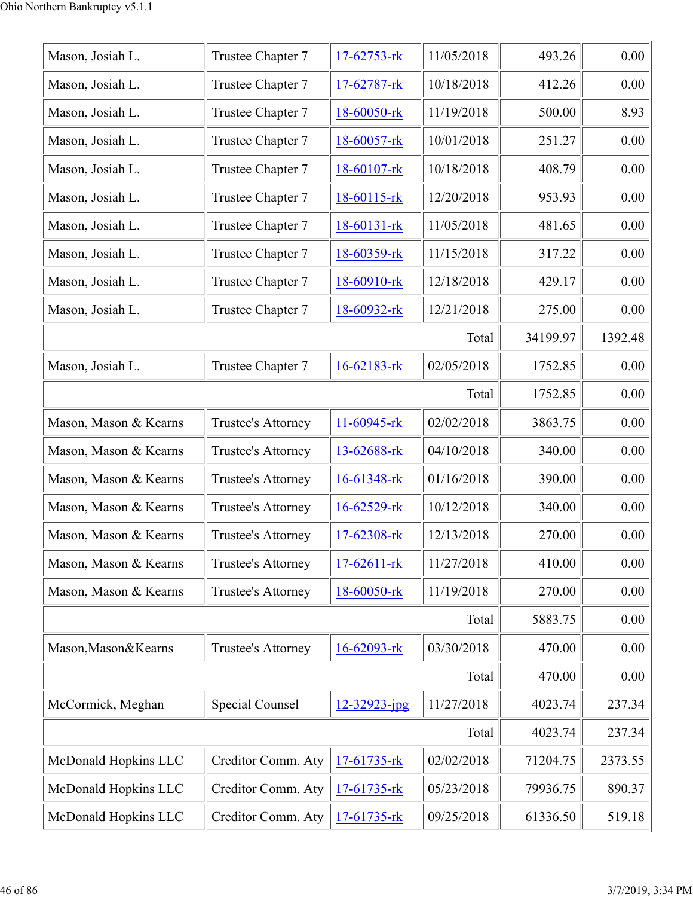| | | | | | |
|---|---|---|---|---|---|
| Mason, Josiah L. | Trustee Chapter 7 | 17-62753-rk | 11/05/2018 | 493.26 | 0.00 |
| Mason, Josiah L. | Trustee Chapter 7 | 17-62787-rk | 10/18/2018 | 412.26 | 0.00 |
| Mason, Josiah L. | Trustee Chapter 7 | 18-60050-rk | 11/19/2018 | 500.00 | 8.93 |
| Mason, Josiah L. | Trustee Chapter 7 | 18-60057-rk | 10/01/2018 | 251.27 | 0.00 |
| Mason, Josiah L. | Trustee Chapter 7 | 18-60107-rk | 10/18/2018 | 408.79 | 0.00 |
| Mason, Josiah L. | Trustee Chapter 7 | 18-60115-rk | 12/20/2018 | 953.93 | 0.00 |
| Mason, Josiah L. | Trustee Chapter 7 | 18-60131-rk | 11/05/2018 | 481.65 | 0.00 |
| Mason, Josiah L. | Trustee Chapter 7 | 18-60359-rk | 11/15/2018 | 317.22 | 0.00 |
| Mason, Josiah L. | Trustee Chapter 7 | 18-60910-rk | 12/18/2018 | 429.17 | 0.00 |
| Mason, Josiah L. | Trustee Chapter 7 | 18-60932-rk | 12/21/2018 | 275.00 | 0.00 |
| | | | Total | 34199.97 | 1392.48 |
| Mason, Josiah L. | Trustee Chapter 7 | 16-62183-rk | 02/05/2018 | 1752.85 | 0.00 |
| | | | Total | 1752.85 | 0.00 |
| Mason, Mason & Kearns | Trustee's Attorney | 11-60945-rk | 02/02/2018 | 3863.75 | 0.00 |
| Mason, Mason & Kearns | Trustee's Attorney | 13-62688-rk | 04/10/2018 | 340.00 | 0.00 |
| Mason, Mason & Kearns | Trustee's Attorney | 16-61348-rk | 01/16/2018 | 390.00 | 0.00 |
| Mason, Mason & Kearns | Trustee's Attorney | 16-62529-rk | 10/12/2018 | 340.00 | 0.00 |
| Mason, Mason & Kearns | Trustee's Attorney | 17-62308-rk | 12/13/2018 | 270.00 | 0.00 |
| Mason, Mason & Kearns | Trustee's Attorney | 17-62611-rk | 11/27/2018 | 410.00 | 0.00 |
| Mason, Mason & Kearns | Trustee's Attorney | 18-60050-rk | 11/19/2018 | 270.00 | 0.00 |
| | | | Total | 5883.75 | 0.00 |
| Mason,Mason&Kearns | Trustee's Attorney | 16-62093-rk | 03/30/2018 | 470.00 | 0.00 |
| | | | Total | 470.00 | 0.00 |
| McCormick, Meghan | Special Counsel | 12-32923-jpg | 11/27/2018 | 4023.74 | 237.34 |
| | | | Total | 4023.74 | 237.34 |
| McDonald Hopkins LLC | Creditor Comm. Aty | 17-61735-rk | 02/02/2018 | 71204.75 | 2373.55 |
| McDonald Hopkins LLC | Creditor Comm. Aty | 17-61735-rk | 05/23/2018 | 79936.75 | 890.37 |
| McDonald Hopkins LLC | Creditor Comm. Aty | 17-61735-rk | 09/25/2018 | 61336.50 | 519.18 |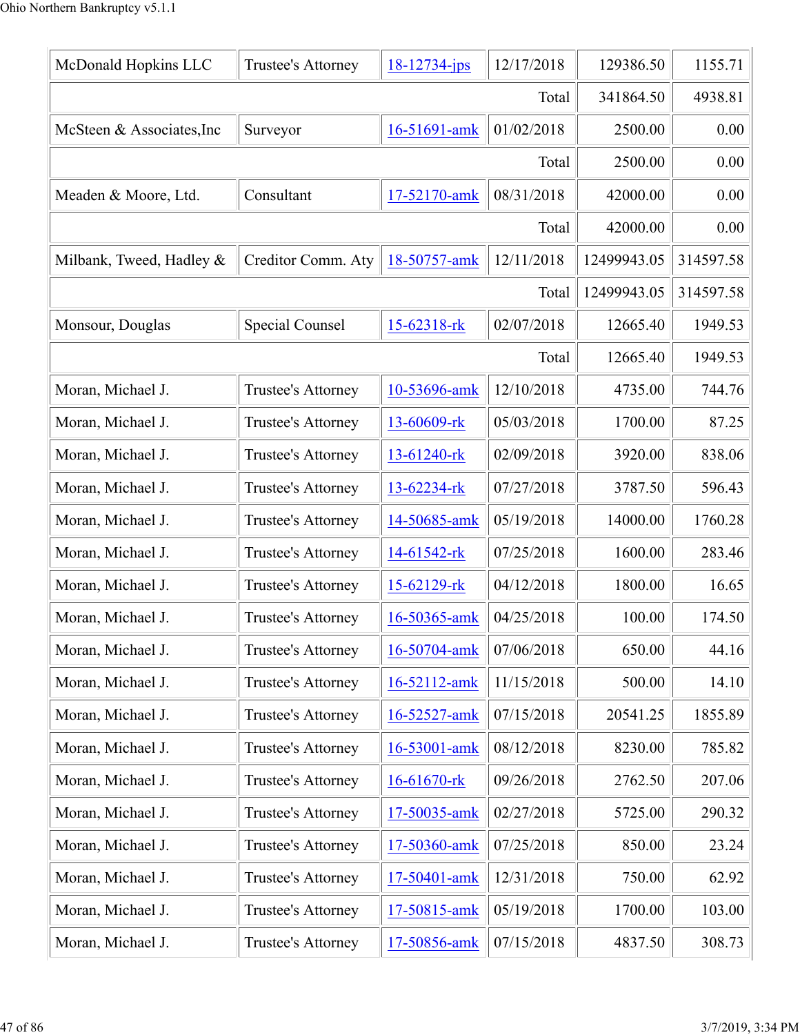| | | | | | |
|---|---|---|---|---|---|
| McDonald Hopkins LLC | Trustee's Attorney | 18-12734-jps | 12/17/2018 | 129386.50 | 1155.71 |
| | | | Total | 341864.50 | 4938.81 |
| McSteen & Associates,Inc | Surveyor | 16-51691-amk | 01/02/2018 | 2500.00 | 0.00 |
| | | | Total | 2500.00 | 0.00 |
| Meaden & Moore, Ltd. | Consultant | 17-52170-amk | 08/31/2018 | 42000.00 | 0.00 |
| | | | Total | 42000.00 | 0.00 |
| Milbank, Tweed, Hadley & | Creditor Comm. Aty | 18-50757-amk | 12/11/2018 | 12499943.05 | 314597.58 |
| | | | Total | 12499943.05 | 314597.58 |
| Monsour, Douglas | Special Counsel | 15-62318-rk | 02/07/2018 | 12665.40 | 1949.53 |
| | | | Total | 12665.40 | 1949.53 |
| Moran, Michael J. | Trustee's Attorney | 10-53696-amk | 12/10/2018 | 4735.00 | 744.76 |
| Moran, Michael J. | Trustee's Attorney | 13-60609-rk | 05/03/2018 | 1700.00 | 87.25 |
| Moran, Michael J. | Trustee's Attorney | 13-61240-rk | 02/09/2018 | 3920.00 | 838.06 |
| Moran, Michael J. | Trustee's Attorney | 13-62234-rk | 07/27/2018 | 3787.50 | 596.43 |
| Moran, Michael J. | Trustee's Attorney | 14-50685-amk | 05/19/2018 | 14000.00 | 1760.28 |
| Moran, Michael J. | Trustee's Attorney | 14-61542-rk | 07/25/2018 | 1600.00 | 283.46 |
| Moran, Michael J. | Trustee's Attorney | 15-62129-rk | 04/12/2018 | 1800.00 | 16.65 |
| Moran, Michael J. | Trustee's Attorney | 16-50365-amk | 04/25/2018 | 100.00 | 174.50 |
| Moran, Michael J. | Trustee's Attorney | 16-50704-amk | 07/06/2018 | 650.00 | 44.16 |
| Moran, Michael J. | Trustee's Attorney | 16-52112-amk | 11/15/2018 | 500.00 | 14.10 |
| Moran, Michael J. | Trustee's Attorney | 16-52527-amk | 07/15/2018 | 20541.25 | 1855.89 |
| Moran, Michael J. | Trustee's Attorney | 16-53001-amk | 08/12/2018 | 8230.00 | 785.82 |
| Moran, Michael J. | Trustee's Attorney | 16-61670-rk | 09/26/2018 | 2762.50 | 207.06 |
| Moran, Michael J. | Trustee's Attorney | 17-50035-amk | 02/27/2018 | 5725.00 | 290.32 |
| Moran, Michael J. | Trustee's Attorney | 17-50360-amk | 07/25/2018 | 850.00 | 23.24 |
| Moran, Michael J. | Trustee's Attorney | 17-50401-amk | 12/31/2018 | 750.00 | 62.92 |
| Moran, Michael J. | Trustee's Attorney | 17-50815-amk | 05/19/2018 | 1700.00 | 103.00 |
| Moran, Michael J. | Trustee's Attorney | 17-50856-amk | 07/15/2018 | 4837.50 | 308.73 |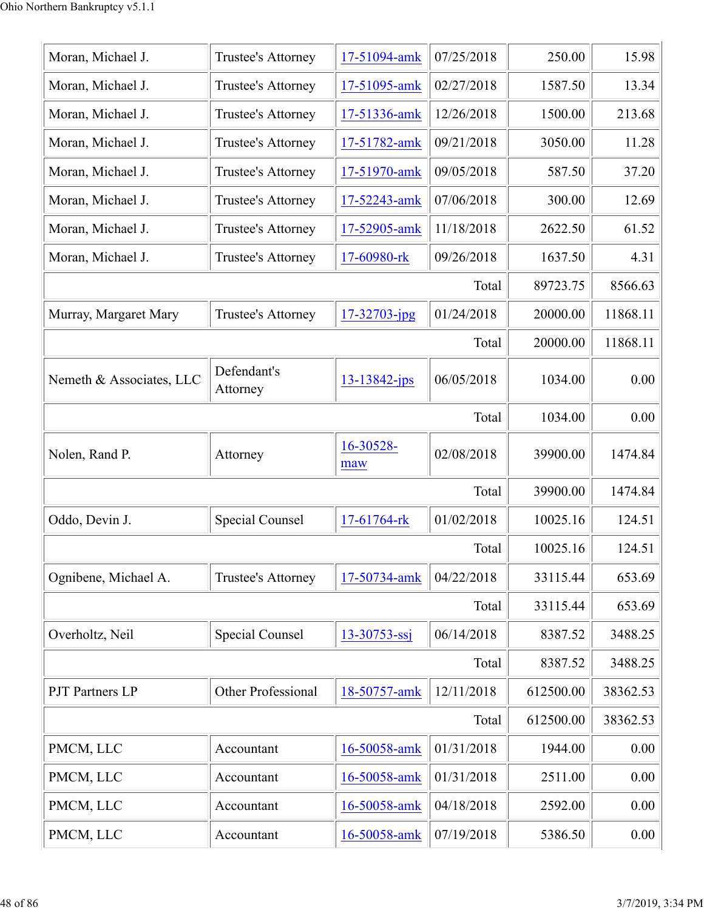| | | | | | |
|---|---|---|---|---|---|
| Moran, Michael J. | Trustee's Attorney | 17-51094-amk | 07/25/2018 | 250.00 | 15.98 |
| Moran, Michael J. | Trustee's Attorney | 17-51095-amk | 02/27/2018 | 1587.50 | 13.34 |
| Moran, Michael J. | Trustee's Attorney | 17-51336-amk | 12/26/2018 | 1500.00 | 213.68 |
| Moran, Michael J. | Trustee's Attorney | 17-51782-amk | 09/21/2018 | 3050.00 | 11.28 |
| Moran, Michael J. | Trustee's Attorney | 17-51970-amk | 09/05/2018 | 587.50 | 37.20 |
| Moran, Michael J. | Trustee's Attorney | 17-52243-amk | 07/06/2018 | 300.00 | 12.69 |
| Moran, Michael J. | Trustee's Attorney | 17-52905-amk | 11/18/2018 | 2622.50 | 61.52 |
| Moran, Michael J. | Trustee's Attorney | 17-60980-rk | 09/26/2018 | 1637.50 | 4.31 |
| | | | Total | 89723.75 | 8566.63 |
| Murray, Margaret Mary | Trustee's Attorney | 17-32703-jpg | 01/24/2018 | 20000.00 | 11868.11 |
| | | | Total | 20000.00 | 11868.11 |
| Nemeth & Associates, LLC | Defendant's Attorney | 13-13842-jps | 06/05/2018 | 1034.00 | 0.00 |
| | | | Total | 1034.00 | 0.00 |
| Nolen, Rand P. | Attorney | 16-30528-maw | 02/08/2018 | 39900.00 | 1474.84 |
| | | | Total | 39900.00 | 1474.84 |
| Oddo, Devin J. | Special Counsel | 17-61764-rk | 01/02/2018 | 10025.16 | 124.51 |
| | | | Total | 10025.16 | 124.51 |
| Ognibene, Michael A. | Trustee's Attorney | 17-50734-amk | 04/22/2018 | 33115.44 | 653.69 |
| | | | Total | 33115.44 | 653.69 |
| Overholtz, Neil | Special Counsel | 13-30753-ssj | 06/14/2018 | 8387.52 | 3488.25 |
| | | | Total | 8387.52 | 3488.25 |
| PJT Partners LP | Other Professional | 18-50757-amk | 12/11/2018 | 612500.00 | 38362.53 |
| | | | Total | 612500.00 | 38362.53 |
| PMCM, LLC | Accountant | 16-50058-amk | 01/31/2018 | 1944.00 | 0.00 |
| PMCM, LLC | Accountant | 16-50058-amk | 01/31/2018 | 2511.00 | 0.00 |
| PMCM, LLC | Accountant | 16-50058-amk | 04/18/2018 | 2592.00 | 0.00 |
| PMCM, LLC | Accountant | 16-50058-amk | 07/19/2018 | 5386.50 | 0.00 |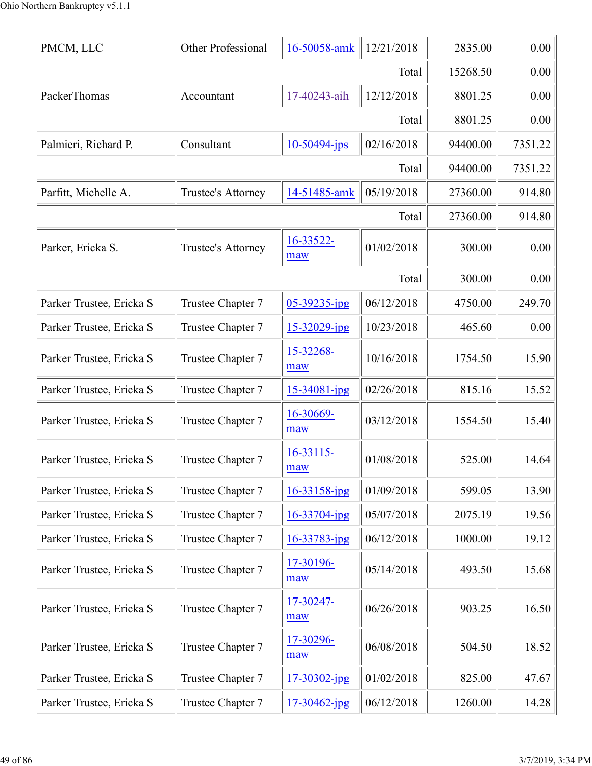| | | | | | |
|---|---|---|---|---|---|
| PMCM, LLC | Other Professional | 16-50058-amk | 12/21/2018 | 2835.00 | 0.00 |
| | | | Total | 15268.50 | 0.00 |
| PackerThomas | Accountant | 17-40243-aih | 12/12/2018 | 8801.25 | 0.00 |
| | | | Total | 8801.25 | 0.00 |
| Palmieri, Richard P. | Consultant | 10-50494-jps | 02/16/2018 | 94400.00 | 7351.22 |
| | | | Total | 94400.00 | 7351.22 |
| Parfitt, Michelle A. | Trustee's Attorney | 14-51485-amk | 05/19/2018 | 27360.00 | 914.80 |
| | | | Total | 27360.00 | 914.80 |
| Parker, Ericka S. | Trustee's Attorney | 16-33522-maw | 01/02/2018 | 300.00 | 0.00 |
| | | | Total | 300.00 | 0.00 |
| Parker Trustee, Ericka S | Trustee Chapter 7 | 05-39235-jpg | 06/12/2018 | 4750.00 | 249.70 |
| Parker Trustee, Ericka S | Trustee Chapter 7 | 15-32029-jpg | 10/23/2018 | 465.60 | 0.00 |
| Parker Trustee, Ericka S | Trustee Chapter 7 | 15-32268-maw | 10/16/2018 | 1754.50 | 15.90 |
| Parker Trustee, Ericka S | Trustee Chapter 7 | 15-34081-jpg | 02/26/2018 | 815.16 | 15.52 |
| Parker Trustee, Ericka S | Trustee Chapter 7 | 16-30669-maw | 03/12/2018 | 1554.50 | 15.40 |
| Parker Trustee, Ericka S | Trustee Chapter 7 | 16-33115-maw | 01/08/2018 | 525.00 | 14.64 |
| Parker Trustee, Ericka S | Trustee Chapter 7 | 16-33158-jpg | 01/09/2018 | 599.05 | 13.90 |
| Parker Trustee, Ericka S | Trustee Chapter 7 | 16-33704-jpg | 05/07/2018 | 2075.19 | 19.56 |
| Parker Trustee, Ericka S | Trustee Chapter 7 | 16-33783-jpg | 06/12/2018 | 1000.00 | 19.12 |
| Parker Trustee, Ericka S | Trustee Chapter 7 | 17-30196-maw | 05/14/2018 | 493.50 | 15.68 |
| Parker Trustee, Ericka S | Trustee Chapter 7 | 17-30247-maw | 06/26/2018 | 903.25 | 16.50 |
| Parker Trustee, Ericka S | Trustee Chapter 7 | 17-30296-maw | 06/08/2018 | 504.50 | 18.52 |
| Parker Trustee, Ericka S | Trustee Chapter 7 | 17-30302-jpg | 01/02/2018 | 825.00 | 47.67 |
| Parker Trustee, Ericka S | Trustee Chapter 7 | 17-30462-jpg | 06/12/2018 | 1260.00 | 14.28 |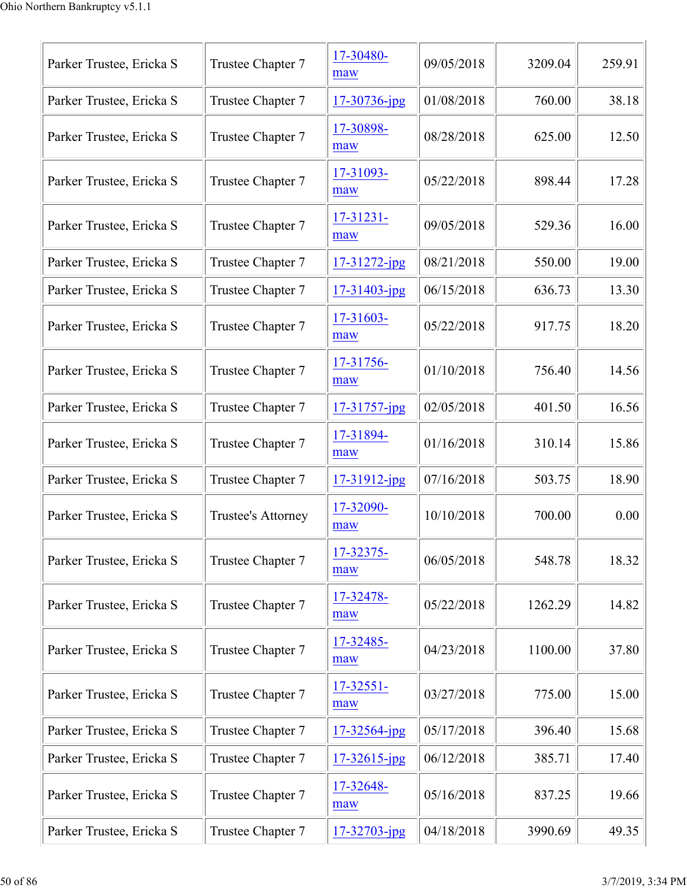| Parker Trustee, Ericka S | Trustee Chapter 7 | 17-30480-maw | 09/05/2018 | 3209.04 | 259.91 |
|---|---|---|---|---|---|
| Parker Trustee, Ericka S | Trustee Chapter 7 | 17-30736-jpg | 01/08/2018 | 760.00 | 38.18 |
| Parker Trustee, Ericka S | Trustee Chapter 7 | 17-30898-maw | 08/28/2018 | 625.00 | 12.50 |
| Parker Trustee, Ericka S | Trustee Chapter 7 | 17-31093-maw | 05/22/2018 | 898.44 | 17.28 |
| Parker Trustee, Ericka S | Trustee Chapter 7 | 17-31231-maw | 09/05/2018 | 529.36 | 16.00 |
| Parker Trustee, Ericka S | Trustee Chapter 7 | 17-31272-jpg | 08/21/2018 | 550.00 | 19.00 |
| Parker Trustee, Ericka S | Trustee Chapter 7 | 17-31403-jpg | 06/15/2018 | 636.73 | 13.30 |
| Parker Trustee, Ericka S | Trustee Chapter 7 | 17-31603-maw | 05/22/2018 | 917.75 | 18.20 |
| Parker Trustee, Ericka S | Trustee Chapter 7 | 17-31756-maw | 01/10/2018 | 756.40 | 14.56 |
| Parker Trustee, Ericka S | Trustee Chapter 7 | 17-31757-jpg | 02/05/2018 | 401.50 | 16.56 |
| Parker Trustee, Ericka S | Trustee Chapter 7 | 17-31894-maw | 01/16/2018 | 310.14 | 15.86 |
| Parker Trustee, Ericka S | Trustee Chapter 7 | 17-31912-jpg | 07/16/2018 | 503.75 | 18.90 |
| Parker Trustee, Ericka S | Trustee's Attorney | 17-32090-maw | 10/10/2018 | 700.00 | 0.00 |
| Parker Trustee, Ericka S | Trustee Chapter 7 | 17-32375-maw | 06/05/2018 | 548.78 | 18.32 |
| Parker Trustee, Ericka S | Trustee Chapter 7 | 17-32478-maw | 05/22/2018 | 1262.29 | 14.82 |
| Parker Trustee, Ericka S | Trustee Chapter 7 | 17-32485-maw | 04/23/2018 | 1100.00 | 37.80 |
| Parker Trustee, Ericka S | Trustee Chapter 7 | 17-32551-maw | 03/27/2018 | 775.00 | 15.00 |
| Parker Trustee, Ericka S | Trustee Chapter 7 | 17-32564-jpg | 05/17/2018 | 396.40 | 15.68 |
| Parker Trustee, Ericka S | Trustee Chapter 7 | 17-32615-jpg | 06/12/2018 | 385.71 | 17.40 |
| Parker Trustee, Ericka S | Trustee Chapter 7 | 17-32648-maw | 05/16/2018 | 837.25 | 19.66 |
| Parker Trustee, Ericka S | Trustee Chapter 7 | 17-32703-jpg | 04/18/2018 | 3990.69 | 49.35 |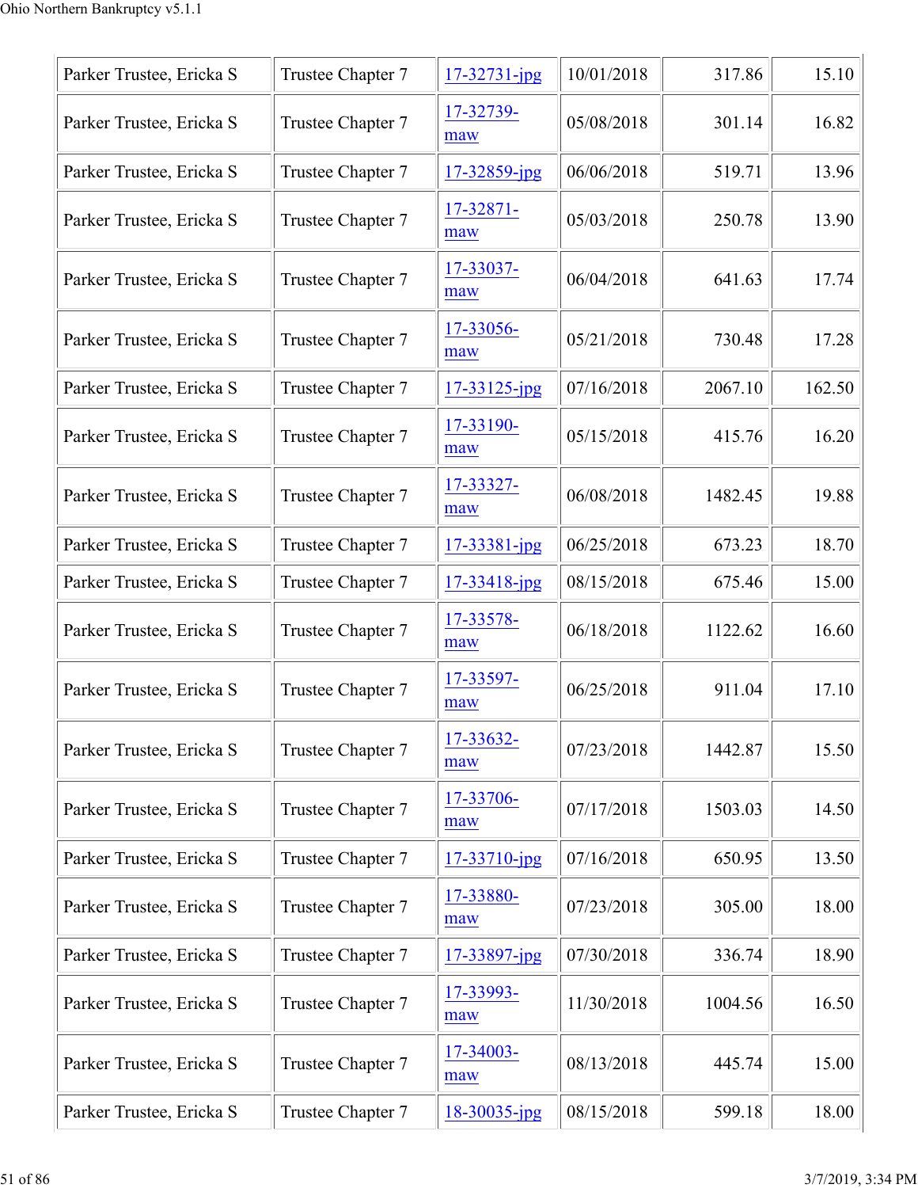| | | | | | |
|---|---|---|---|---|---|
| Parker Trustee, Ericka S | Trustee Chapter 7 | 17-32731-jpg | 10/01/2018 | 317.86 | 15.10 |
| Parker Trustee, Ericka S | Trustee Chapter 7 | 17-32739-maw | 05/08/2018 | 301.14 | 16.82 |
| Parker Trustee, Ericka S | Trustee Chapter 7 | 17-32859-jpg | 06/06/2018 | 519.71 | 13.96 |
| Parker Trustee, Ericka S | Trustee Chapter 7 | 17-32871-maw | 05/03/2018 | 250.78 | 13.90 |
| Parker Trustee, Ericka S | Trustee Chapter 7 | 17-33037-maw | 06/04/2018 | 641.63 | 17.74 |
| Parker Trustee, Ericka S | Trustee Chapter 7 | 17-33056-maw | 05/21/2018 | 730.48 | 17.28 |
| Parker Trustee, Ericka S | Trustee Chapter 7 | 17-33125-jpg | 07/16/2018 | 2067.10 | 162.50 |
| Parker Trustee, Ericka S | Trustee Chapter 7 | 17-33190-maw | 05/15/2018 | 415.76 | 16.20 |
| Parker Trustee, Ericka S | Trustee Chapter 7 | 17-33327-maw | 06/08/2018 | 1482.45 | 19.88 |
| Parker Trustee, Ericka S | Trustee Chapter 7 | 17-33381-jpg | 06/25/2018 | 673.23 | 18.70 |
| Parker Trustee, Ericka S | Trustee Chapter 7 | 17-33418-jpg | 08/15/2018 | 675.46 | 15.00 |
| Parker Trustee, Ericka S | Trustee Chapter 7 | 17-33578-maw | 06/18/2018 | 1122.62 | 16.60 |
| Parker Trustee, Ericka S | Trustee Chapter 7 | 17-33597-maw | 06/25/2018 | 911.04 | 17.10 |
| Parker Trustee, Ericka S | Trustee Chapter 7 | 17-33632-maw | 07/23/2018 | 1442.87 | 15.50 |
| Parker Trustee, Ericka S | Trustee Chapter 7 | 17-33706-maw | 07/17/2018 | 1503.03 | 14.50 |
| Parker Trustee, Ericka S | Trustee Chapter 7 | 17-33710-jpg | 07/16/2018 | 650.95 | 13.50 |
| Parker Trustee, Ericka S | Trustee Chapter 7 | 17-33880-maw | 07/23/2018 | 305.00 | 18.00 |
| Parker Trustee, Ericka S | Trustee Chapter 7 | 17-33897-jpg | 07/30/2018 | 336.74 | 18.90 |
| Parker Trustee, Ericka S | Trustee Chapter 7 | 17-33993-maw | 11/30/2018 | 1004.56 | 16.50 |
| Parker Trustee, Ericka S | Trustee Chapter 7 | 17-34003-maw | 08/13/2018 | 445.74 | 15.00 |
| Parker Trustee, Ericka S | Trustee Chapter 7 | 18-30035-jpg | 08/15/2018 | 599.18 | 18.00 |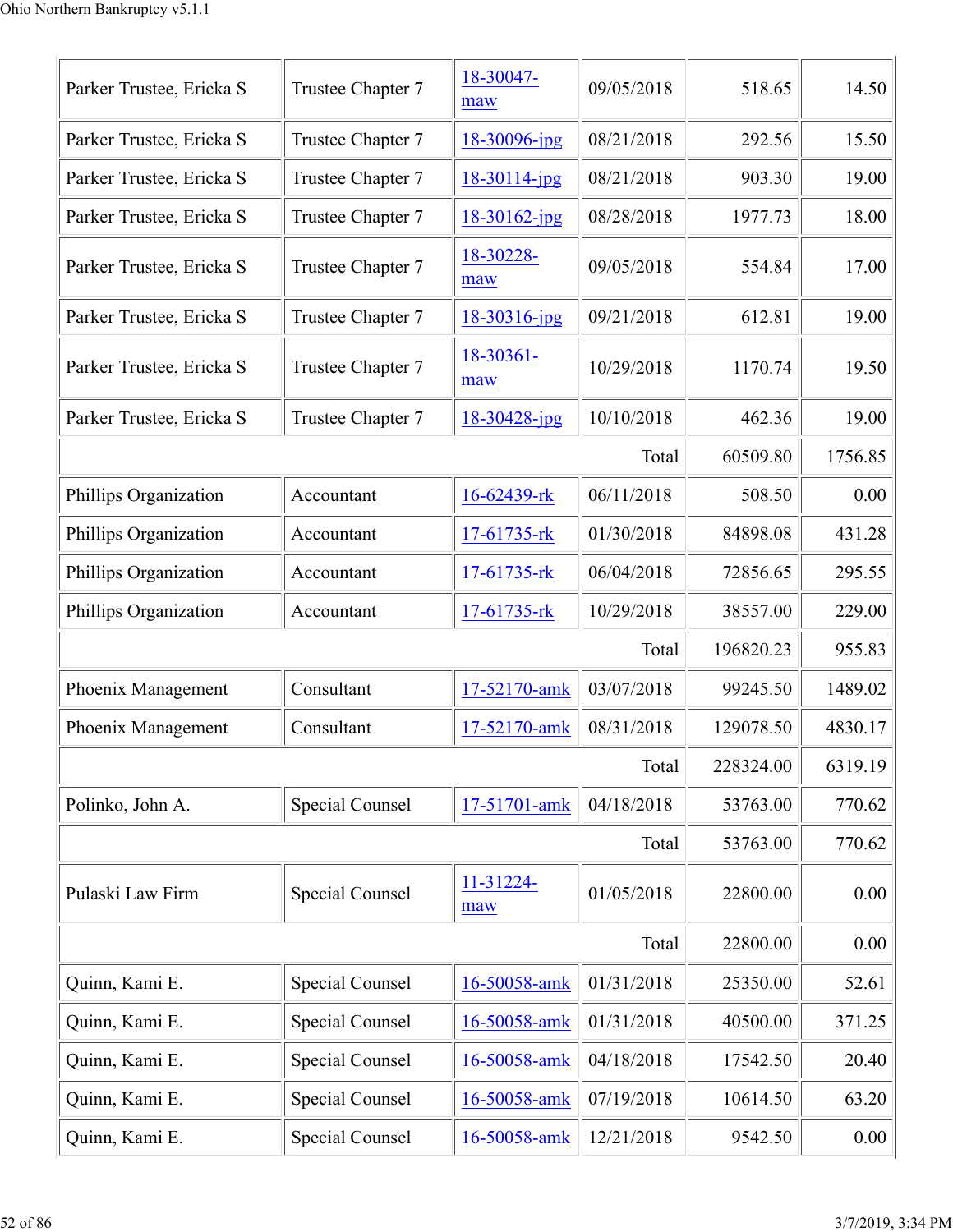| | | | | | |
|---|---|---|---|---|---|
| Parker Trustee, Ericka S | Trustee Chapter 7 | 18-30047-maw | 09/05/2018 | 518.65 | 14.50 |
| Parker Trustee, Ericka S | Trustee Chapter 7 | 18-30096-jpg | 08/21/2018 | 292.56 | 15.50 |
| Parker Trustee, Ericka S | Trustee Chapter 7 | 18-30114-jpg | 08/21/2018 | 903.30 | 19.00 |
| Parker Trustee, Ericka S | Trustee Chapter 7 | 18-30162-jpg | 08/28/2018 | 1977.73 | 18.00 |
| Parker Trustee, Ericka S | Trustee Chapter 7 | 18-30228-maw | 09/05/2018 | 554.84 | 17.00 |
| Parker Trustee, Ericka S | Trustee Chapter 7 | 18-30316-jpg | 09/21/2018 | 612.81 | 19.00 |
| Parker Trustee, Ericka S | Trustee Chapter 7 | 18-30361-maw | 10/29/2018 | 1170.74 | 19.50 |
| Parker Trustee, Ericka S | Trustee Chapter 7 | 18-30428-jpg | 10/10/2018 | 462.36 | 19.00 |
| | | | Total | 60509.80 | 1756.85 |
| Phillips Organization | Accountant | 16-62439-rk | 06/11/2018 | 508.50 | 0.00 |
| Phillips Organization | Accountant | 17-61735-rk | 01/30/2018 | 84898.08 | 431.28 |
| Phillips Organization | Accountant | 17-61735-rk | 06/04/2018 | 72856.65 | 295.55 |
| Phillips Organization | Accountant | 17-61735-rk | 10/29/2018 | 38557.00 | 229.00 |
| | | | Total | 196820.23 | 955.83 |
| Phoenix Management | Consultant | 17-52170-amk | 03/07/2018 | 99245.50 | 1489.02 |
| Phoenix Management | Consultant | 17-52170-amk | 08/31/2018 | 129078.50 | 4830.17 |
| | | | Total | 228324.00 | 6319.19 |
| Polinko, John A. | Special Counsel | 17-51701-amk | 04/18/2018 | 53763.00 | 770.62 |
| | | | Total | 53763.00 | 770.62 |
| Pulaski Law Firm | Special Counsel | 11-31224-maw | 01/05/2018 | 22800.00 | 0.00 |
| | | | Total | 22800.00 | 0.00 |
| Quinn, Kami E. | Special Counsel | 16-50058-amk | 01/31/2018 | 25350.00 | 52.61 |
| Quinn, Kami E. | Special Counsel | 16-50058-amk | 01/31/2018 | 40500.00 | 371.25 |
| Quinn, Kami E. | Special Counsel | 16-50058-amk | 04/18/2018 | 17542.50 | 20.40 |
| Quinn, Kami E. | Special Counsel | 16-50058-amk | 07/19/2018 | 10614.50 | 63.20 |
| Quinn, Kami E. | Special Counsel | 16-50058-amk | 12/21/2018 | 9542.50 | 0.00 |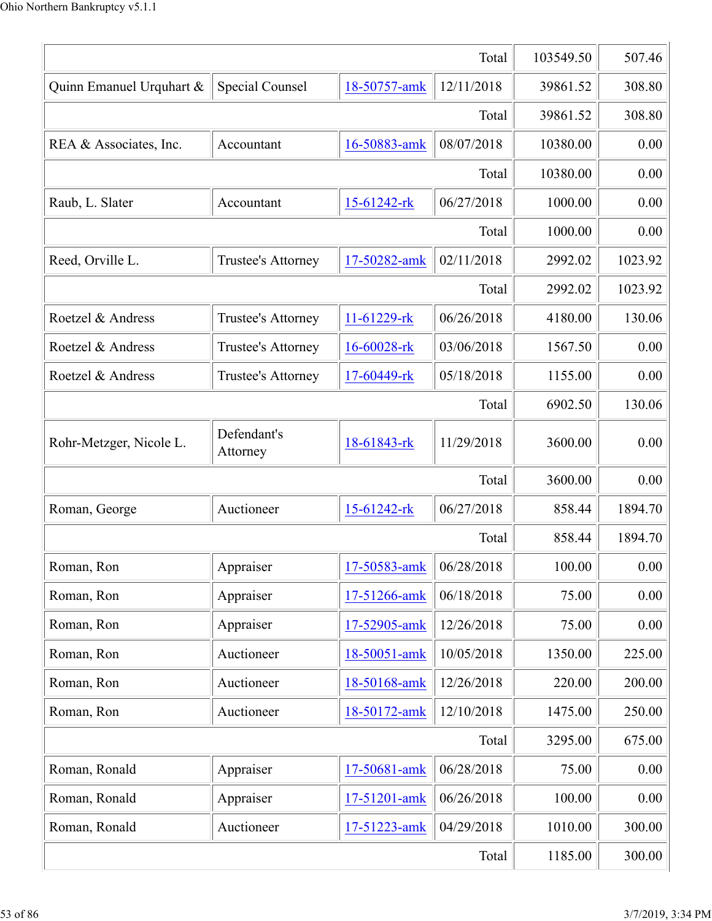| | | | | | |
|---|---|---|---|---|---|
| | | | Total | 103549.50 | 507.46 |
| Quinn Emanuel Urquhart & | Special Counsel | 18-50757-amk | 12/11/2018 | 39861.52 | 308.80 |
| | | | Total | 39861.52 | 308.80 |
| REA & Associates, Inc. | Accountant | 16-50883-amk | 08/07/2018 | 10380.00 | 0.00 |
| | | | Total | 10380.00 | 0.00 |
| Raub, L. Slater | Accountant | 15-61242-rk | 06/27/2018 | 1000.00 | 0.00 |
| | | | Total | 1000.00 | 0.00 |
| Reed, Orville L. | Trustee's Attorney | 17-50282-amk | 02/11/2018 | 2992.02 | 1023.92 |
| | | | Total | 2992.02 | 1023.92 |
| Roetzel & Andress | Trustee's Attorney | 11-61229-rk | 06/26/2018 | 4180.00 | 130.06 |
| Roetzel & Andress | Trustee's Attorney | 16-60028-rk | 03/06/2018 | 1567.50 | 0.00 |
| Roetzel & Andress | Trustee's Attorney | 17-60449-rk | 05/18/2018 | 1155.00 | 0.00 |
| | | | Total | 6902.50 | 130.06 |
| Rohr-Metzger, Nicole L. | Defendant's Attorney | 18-61843-rk | 11/29/2018 | 3600.00 | 0.00 |
| | | | Total | 3600.00 | 0.00 |
| Roman, George | Auctioneer | 15-61242-rk | 06/27/2018 | 858.44 | 1894.70 |
| | | | Total | 858.44 | 1894.70 |
| Roman, Ron | Appraiser | 17-50583-amk | 06/28/2018 | 100.00 | 0.00 |
| Roman, Ron | Appraiser | 17-51266-amk | 06/18/2018 | 75.00 | 0.00 |
| Roman, Ron | Appraiser | 17-52905-amk | 12/26/2018 | 75.00 | 0.00 |
| Roman, Ron | Auctioneer | 18-50051-amk | 10/05/2018 | 1350.00 | 225.00 |
| Roman, Ron | Auctioneer | 18-50168-amk | 12/26/2018 | 220.00 | 200.00 |
| Roman, Ron | Auctioneer | 18-50172-amk | 12/10/2018 | 1475.00 | 250.00 |
| | | | Total | 3295.00 | 675.00 |
| Roman, Ronald | Appraiser | 17-50681-amk | 06/28/2018 | 75.00 | 0.00 |
| Roman, Ronald | Appraiser | 17-51201-amk | 06/26/2018 | 100.00 | 0.00 |
| Roman, Ronald | Auctioneer | 17-51223-amk | 04/29/2018 | 1010.00 | 300.00 |
| | | | Total | 1185.00 | 300.00 |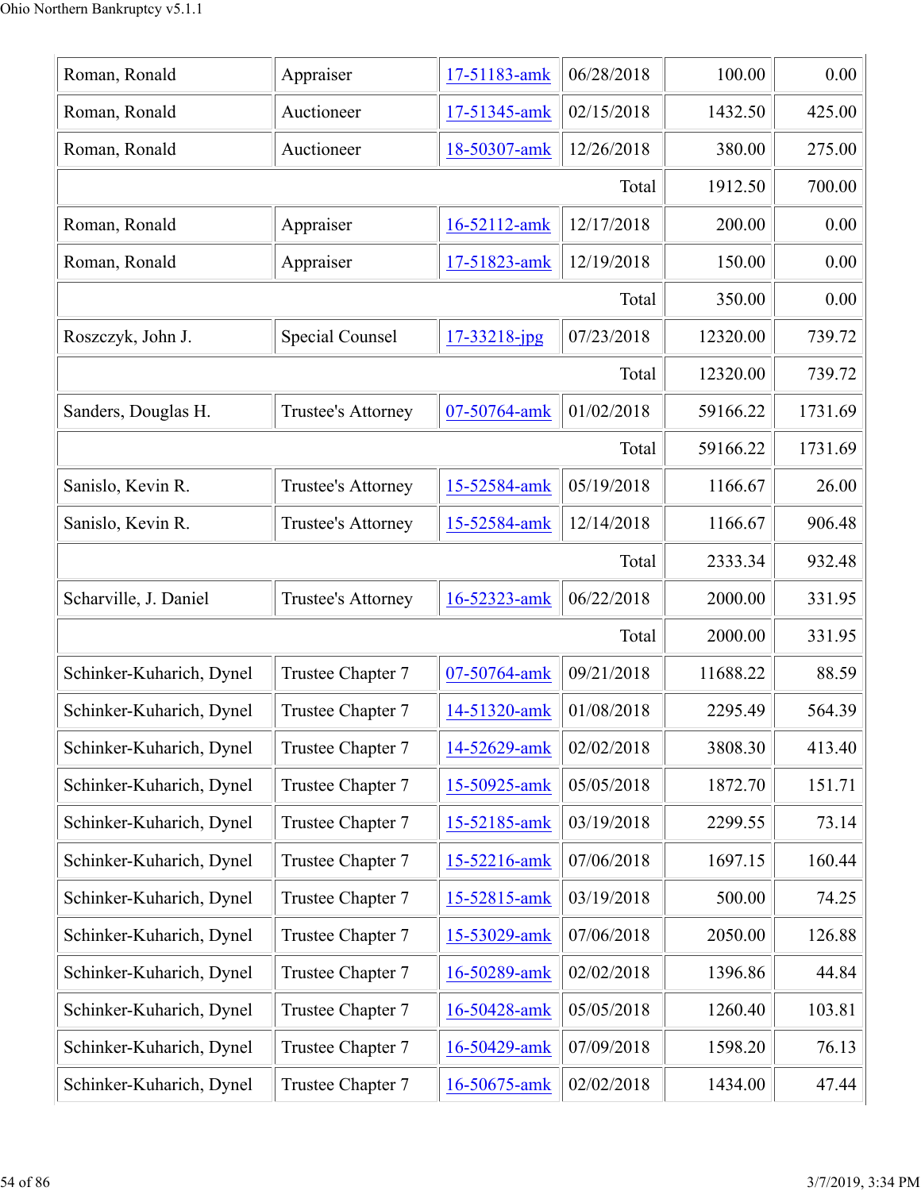| | | | | | |
|---|---|---|---|---|---|
| Roman, Ronald | Appraiser | 17-51183-amk | 06/28/2018 | 100.00 | 0.00 |
| Roman, Ronald | Auctioneer | 17-51345-amk | 02/15/2018 | 1432.50 | 425.00 |
| Roman, Ronald | Auctioneer | 18-50307-amk | 12/26/2018 | 380.00 | 275.00 |
| | | | Total | 1912.50 | 700.00 |
| Roman, Ronald | Appraiser | 16-52112-amk | 12/17/2018 | 200.00 | 0.00 |
| Roman, Ronald | Appraiser | 17-51823-amk | 12/19/2018 | 150.00 | 0.00 |
| | | | Total | 350.00 | 0.00 |
| Roszczyk, John J. | Special Counsel | 17-33218-jpg | 07/23/2018 | 12320.00 | 739.72 |
| | | | Total | 12320.00 | 739.72 |
| Sanders, Douglas H. | Trustee's Attorney | 07-50764-amk | 01/02/2018 | 59166.22 | 1731.69 |
| | | | Total | 59166.22 | 1731.69 |
| Sanislo, Kevin R. | Trustee's Attorney | 15-52584-amk | 05/19/2018 | 1166.67 | 26.00 |
| Sanislo, Kevin R. | Trustee's Attorney | 15-52584-amk | 12/14/2018 | 1166.67 | 906.48 |
| | | | Total | 2333.34 | 932.48 |
| Scharville, J. Daniel | Trustee's Attorney | 16-52323-amk | 06/22/2018 | 2000.00 | 331.95 |
| | | | Total | 2000.00 | 331.95 |
| Schinker-Kuharich, Dynel | Trustee Chapter 7 | 07-50764-amk | 09/21/2018 | 11688.22 | 88.59 |
| Schinker-Kuharich, Dynel | Trustee Chapter 7 | 14-51320-amk | 01/08/2018 | 2295.49 | 564.39 |
| Schinker-Kuharich, Dynel | Trustee Chapter 7 | 14-52629-amk | 02/02/2018 | 3808.30 | 413.40 |
| Schinker-Kuharich, Dynel | Trustee Chapter 7 | 15-50925-amk | 05/05/2018 | 1872.70 | 151.71 |
| Schinker-Kuharich, Dynel | Trustee Chapter 7 | 15-52185-amk | 03/19/2018 | 2299.55 | 73.14 |
| Schinker-Kuharich, Dynel | Trustee Chapter 7 | 15-52216-amk | 07/06/2018 | 1697.15 | 160.44 |
| Schinker-Kuharich, Dynel | Trustee Chapter 7 | 15-52815-amk | 03/19/2018 | 500.00 | 74.25 |
| Schinker-Kuharich, Dynel | Trustee Chapter 7 | 15-53029-amk | 07/06/2018 | 2050.00 | 126.88 |
| Schinker-Kuharich, Dynel | Trustee Chapter 7 | 16-50289-amk | 02/02/2018 | 1396.86 | 44.84 |
| Schinker-Kuharich, Dynel | Trustee Chapter 7 | 16-50428-amk | 05/05/2018 | 1260.40 | 103.81 |
| Schinker-Kuharich, Dynel | Trustee Chapter 7 | 16-50429-amk | 07/09/2018 | 1598.20 | 76.13 |
| Schinker-Kuharich, Dynel | Trustee Chapter 7 | 16-50675-amk | 02/02/2018 | 1434.00 | 47.44 |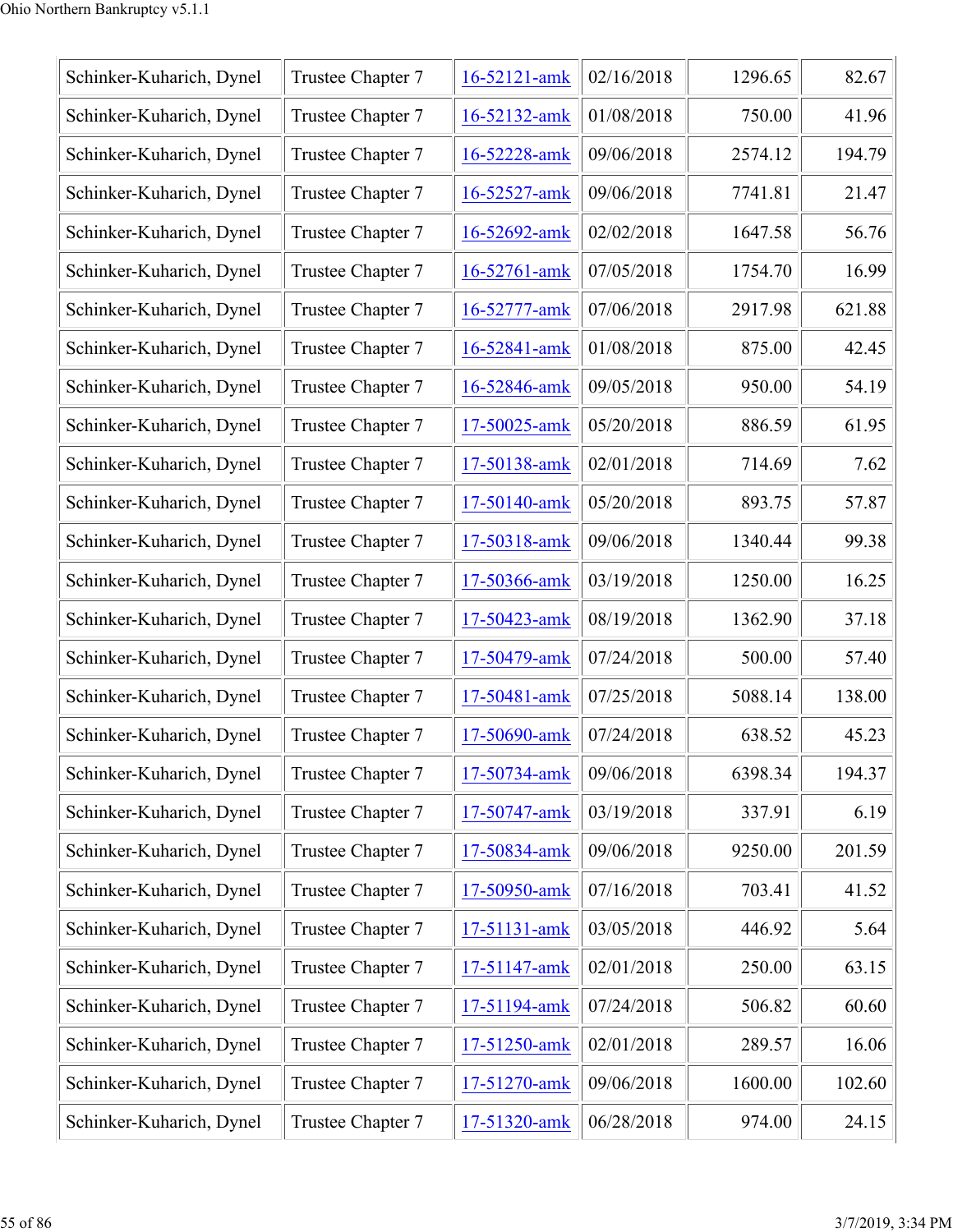| | | | | | |
|---|---|---|---|---|---|
| Schinker-Kuharich, Dynel | Trustee Chapter 7 | 16-52121-amk | 02/16/2018 | 1296.65 | 82.67 |
| Schinker-Kuharich, Dynel | Trustee Chapter 7 | 16-52132-amk | 01/08/2018 | 750.00 | 41.96 |
| Schinker-Kuharich, Dynel | Trustee Chapter 7 | 16-52228-amk | 09/06/2018 | 2574.12 | 194.79 |
| Schinker-Kuharich, Dynel | Trustee Chapter 7 | 16-52527-amk | 09/06/2018 | 7741.81 | 21.47 |
| Schinker-Kuharich, Dynel | Trustee Chapter 7 | 16-52692-amk | 02/02/2018 | 1647.58 | 56.76 |
| Schinker-Kuharich, Dynel | Trustee Chapter 7 | 16-52761-amk | 07/05/2018 | 1754.70 | 16.99 |
| Schinker-Kuharich, Dynel | Trustee Chapter 7 | 16-52777-amk | 07/06/2018 | 2917.98 | 621.88 |
| Schinker-Kuharich, Dynel | Trustee Chapter 7 | 16-52841-amk | 01/08/2018 | 875.00 | 42.45 |
| Schinker-Kuharich, Dynel | Trustee Chapter 7 | 16-52846-amk | 09/05/2018 | 950.00 | 54.19 |
| Schinker-Kuharich, Dynel | Trustee Chapter 7 | 17-50025-amk | 05/20/2018 | 886.59 | 61.95 |
| Schinker-Kuharich, Dynel | Trustee Chapter 7 | 17-50138-amk | 02/01/2018 | 714.69 | 7.62 |
| Schinker-Kuharich, Dynel | Trustee Chapter 7 | 17-50140-amk | 05/20/2018 | 893.75 | 57.87 |
| Schinker-Kuharich, Dynel | Trustee Chapter 7 | 17-50318-amk | 09/06/2018 | 1340.44 | 99.38 |
| Schinker-Kuharich, Dynel | Trustee Chapter 7 | 17-50366-amk | 03/19/2018 | 1250.00 | 16.25 |
| Schinker-Kuharich, Dynel | Trustee Chapter 7 | 17-50423-amk | 08/19/2018 | 1362.90 | 37.18 |
| Schinker-Kuharich, Dynel | Trustee Chapter 7 | 17-50479-amk | 07/24/2018 | 500.00 | 57.40 |
| Schinker-Kuharich, Dynel | Trustee Chapter 7 | 17-50481-amk | 07/25/2018 | 5088.14 | 138.00 |
| Schinker-Kuharich, Dynel | Trustee Chapter 7 | 17-50690-amk | 07/24/2018 | 638.52 | 45.23 |
| Schinker-Kuharich, Dynel | Trustee Chapter 7 | 17-50734-amk | 09/06/2018 | 6398.34 | 194.37 |
| Schinker-Kuharich, Dynel | Trustee Chapter 7 | 17-50747-amk | 03/19/2018 | 337.91 | 6.19 |
| Schinker-Kuharich, Dynel | Trustee Chapter 7 | 17-50834-amk | 09/06/2018 | 9250.00 | 201.59 |
| Schinker-Kuharich, Dynel | Trustee Chapter 7 | 17-50950-amk | 07/16/2018 | 703.41 | 41.52 |
| Schinker-Kuharich, Dynel | Trustee Chapter 7 | 17-51131-amk | 03/05/2018 | 446.92 | 5.64 |
| Schinker-Kuharich, Dynel | Trustee Chapter 7 | 17-51147-amk | 02/01/2018 | 250.00 | 63.15 |
| Schinker-Kuharich, Dynel | Trustee Chapter 7 | 17-51194-amk | 07/24/2018 | 506.82 | 60.60 |
| Schinker-Kuharich, Dynel | Trustee Chapter 7 | 17-51250-amk | 02/01/2018 | 289.57 | 16.06 |
| Schinker-Kuharich, Dynel | Trustee Chapter 7 | 17-51270-amk | 09/06/2018 | 1600.00 | 102.60 |
| Schinker-Kuharich, Dynel | Trustee Chapter 7 | 17-51320-amk | 06/28/2018 | 974.00 | 24.15 |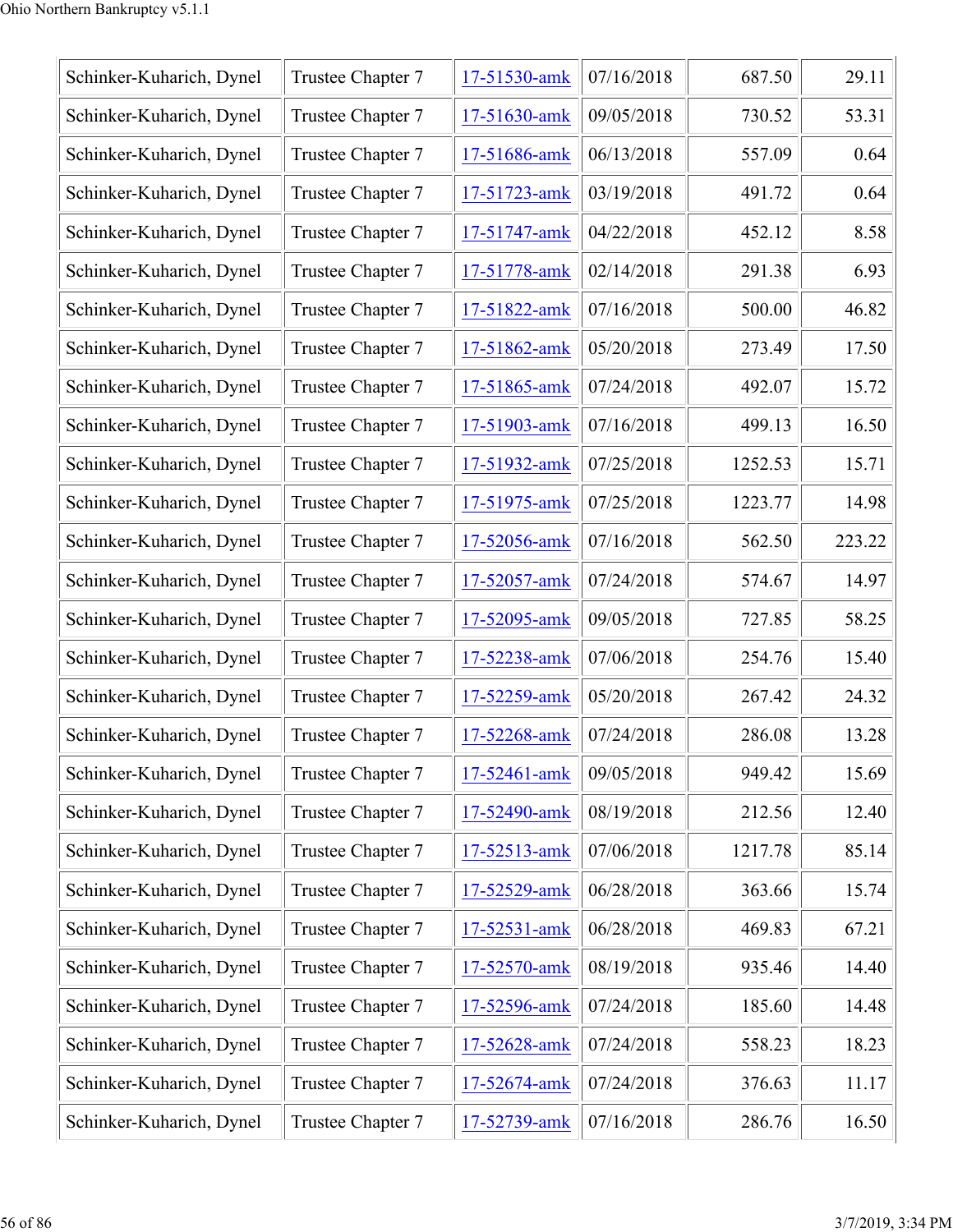| | | | | | |
|---|---|---|---|---|---|
| Schinker-Kuharich, Dynel | Trustee Chapter 7 | 17-51530-amk | 07/16/2018 | 687.50 | 29.11 |
| Schinker-Kuharich, Dynel | Trustee Chapter 7 | 17-51630-amk | 09/05/2018 | 730.52 | 53.31 |
| Schinker-Kuharich, Dynel | Trustee Chapter 7 | 17-51686-amk | 06/13/2018 | 557.09 | 0.64 |
| Schinker-Kuharich, Dynel | Trustee Chapter 7 | 17-51723-amk | 03/19/2018 | 491.72 | 0.64 |
| Schinker-Kuharich, Dynel | Trustee Chapter 7 | 17-51747-amk | 04/22/2018 | 452.12 | 8.58 |
| Schinker-Kuharich, Dynel | Trustee Chapter 7 | 17-51778-amk | 02/14/2018 | 291.38 | 6.93 |
| Schinker-Kuharich, Dynel | Trustee Chapter 7 | 17-51822-amk | 07/16/2018 | 500.00 | 46.82 |
| Schinker-Kuharich, Dynel | Trustee Chapter 7 | 17-51862-amk | 05/20/2018 | 273.49 | 17.50 |
| Schinker-Kuharich, Dynel | Trustee Chapter 7 | 17-51865-amk | 07/24/2018 | 492.07 | 15.72 |
| Schinker-Kuharich, Dynel | Trustee Chapter 7 | 17-51903-amk | 07/16/2018 | 499.13 | 16.50 |
| Schinker-Kuharich, Dynel | Trustee Chapter 7 | 17-51932-amk | 07/25/2018 | 1252.53 | 15.71 |
| Schinker-Kuharich, Dynel | Trustee Chapter 7 | 17-51975-amk | 07/25/2018 | 1223.77 | 14.98 |
| Schinker-Kuharich, Dynel | Trustee Chapter 7 | 17-52056-amk | 07/16/2018 | 562.50 | 223.22 |
| Schinker-Kuharich, Dynel | Trustee Chapter 7 | 17-52057-amk | 07/24/2018 | 574.67 | 14.97 |
| Schinker-Kuharich, Dynel | Trustee Chapter 7 | 17-52095-amk | 09/05/2018 | 727.85 | 58.25 |
| Schinker-Kuharich, Dynel | Trustee Chapter 7 | 17-52238-amk | 07/06/2018 | 254.76 | 15.40 |
| Schinker-Kuharich, Dynel | Trustee Chapter 7 | 17-52259-amk | 05/20/2018 | 267.42 | 24.32 |
| Schinker-Kuharich, Dynel | Trustee Chapter 7 | 17-52268-amk | 07/24/2018 | 286.08 | 13.28 |
| Schinker-Kuharich, Dynel | Trustee Chapter 7 | 17-52461-amk | 09/05/2018 | 949.42 | 15.69 |
| Schinker-Kuharich, Dynel | Trustee Chapter 7 | 17-52490-amk | 08/19/2018 | 212.56 | 12.40 |
| Schinker-Kuharich, Dynel | Trustee Chapter 7 | 17-52513-amk | 07/06/2018 | 1217.78 | 85.14 |
| Schinker-Kuharich, Dynel | Trustee Chapter 7 | 17-52529-amk | 06/28/2018 | 363.66 | 15.74 |
| Schinker-Kuharich, Dynel | Trustee Chapter 7 | 17-52531-amk | 06/28/2018 | 469.83 | 67.21 |
| Schinker-Kuharich, Dynel | Trustee Chapter 7 | 17-52570-amk | 08/19/2018 | 935.46 | 14.40 |
| Schinker-Kuharich, Dynel | Trustee Chapter 7 | 17-52596-amk | 07/24/2018 | 185.60 | 14.48 |
| Schinker-Kuharich, Dynel | Trustee Chapter 7 | 17-52628-amk | 07/24/2018 | 558.23 | 18.23 |
| Schinker-Kuharich, Dynel | Trustee Chapter 7 | 17-52674-amk | 07/24/2018 | 376.63 | 11.17 |
| Schinker-Kuharich, Dynel | Trustee Chapter 7 | 17-52739-amk | 07/16/2018 | 286.76 | 16.50 |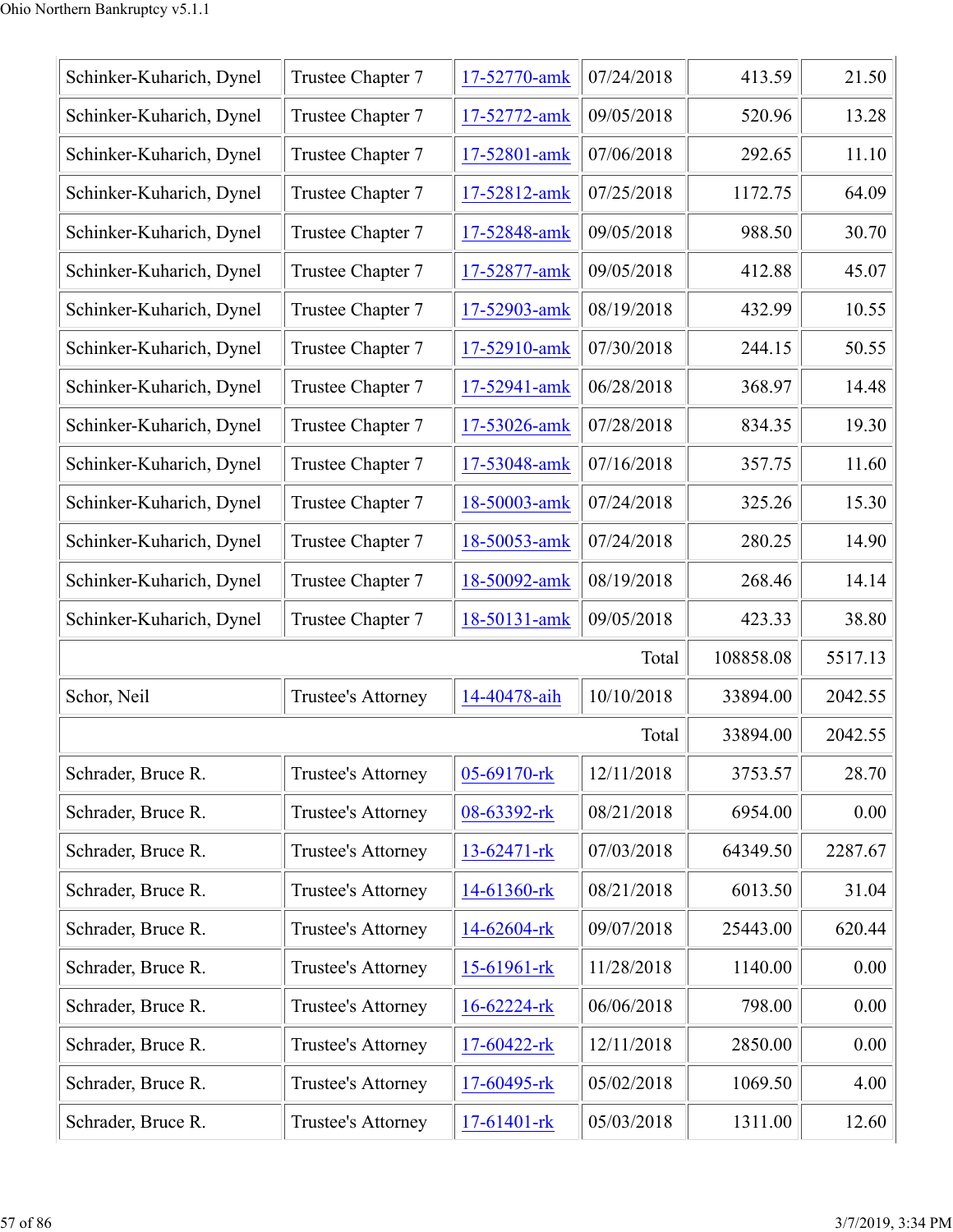| | | | | | |
|---|---|---|---|---|---|
| Schinker-Kuharich, Dynel | Trustee Chapter 7 | 17-52770-amk | 07/24/2018 | 413.59 | 21.50 |
| Schinker-Kuharich, Dynel | Trustee Chapter 7 | 17-52772-amk | 09/05/2018 | 520.96 | 13.28 |
| Schinker-Kuharich, Dynel | Trustee Chapter 7 | 17-52801-amk | 07/06/2018 | 292.65 | 11.10 |
| Schinker-Kuharich, Dynel | Trustee Chapter 7 | 17-52812-amk | 07/25/2018 | 1172.75 | 64.09 |
| Schinker-Kuharich, Dynel | Trustee Chapter 7 | 17-52848-amk | 09/05/2018 | 988.50 | 30.70 |
| Schinker-Kuharich, Dynel | Trustee Chapter 7 | 17-52877-amk | 09/05/2018 | 412.88 | 45.07 |
| Schinker-Kuharich, Dynel | Trustee Chapter 7 | 17-52903-amk | 08/19/2018 | 432.99 | 10.55 |
| Schinker-Kuharich, Dynel | Trustee Chapter 7 | 17-52910-amk | 07/30/2018 | 244.15 | 50.55 |
| Schinker-Kuharich, Dynel | Trustee Chapter 7 | 17-52941-amk | 06/28/2018 | 368.97 | 14.48 |
| Schinker-Kuharich, Dynel | Trustee Chapter 7 | 17-53026-amk | 07/28/2018 | 834.35 | 19.30 |
| Schinker-Kuharich, Dynel | Trustee Chapter 7 | 17-53048-amk | 07/16/2018 | 357.75 | 11.60 |
| Schinker-Kuharich, Dynel | Trustee Chapter 7 | 18-50003-amk | 07/24/2018 | 325.26 | 15.30 |
| Schinker-Kuharich, Dynel | Trustee Chapter 7 | 18-50053-amk | 07/24/2018 | 280.25 | 14.90 |
| Schinker-Kuharich, Dynel | Trustee Chapter 7 | 18-50092-amk | 08/19/2018 | 268.46 | 14.14 |
| Schinker-Kuharich, Dynel | Trustee Chapter 7 | 18-50131-amk | 09/05/2018 | 423.33 | 38.80 |
| | | | Total | 108858.08 | 5517.13 |
| Schor, Neil | Trustee's Attorney | 14-40478-aih | 10/10/2018 | 33894.00 | 2042.55 |
| | | | Total | 33894.00 | 2042.55 |
| Schrader, Bruce R. | Trustee's Attorney | 05-69170-rk | 12/11/2018 | 3753.57 | 28.70 |
| Schrader, Bruce R. | Trustee's Attorney | 08-63392-rk | 08/21/2018 | 6954.00 | 0.00 |
| Schrader, Bruce R. | Trustee's Attorney | 13-62471-rk | 07/03/2018 | 64349.50 | 2287.67 |
| Schrader, Bruce R. | Trustee's Attorney | 14-61360-rk | 08/21/2018 | 6013.50 | 31.04 |
| Schrader, Bruce R. | Trustee's Attorney | 14-62604-rk | 09/07/2018 | 25443.00 | 620.44 |
| Schrader, Bruce R. | Trustee's Attorney | 15-61961-rk | 11/28/2018 | 1140.00 | 0.00 |
| Schrader, Bruce R. | Trustee's Attorney | 16-62224-rk | 06/06/2018 | 798.00 | 0.00 |
| Schrader, Bruce R. | Trustee's Attorney | 17-60422-rk | 12/11/2018 | 2850.00 | 0.00 |
| Schrader, Bruce R. | Trustee's Attorney | 17-60495-rk | 05/02/2018 | 1069.50 | 4.00 |
| Schrader, Bruce R. | Trustee's Attorney | 17-61401-rk | 05/03/2018 | 1311.00 | 12.60 |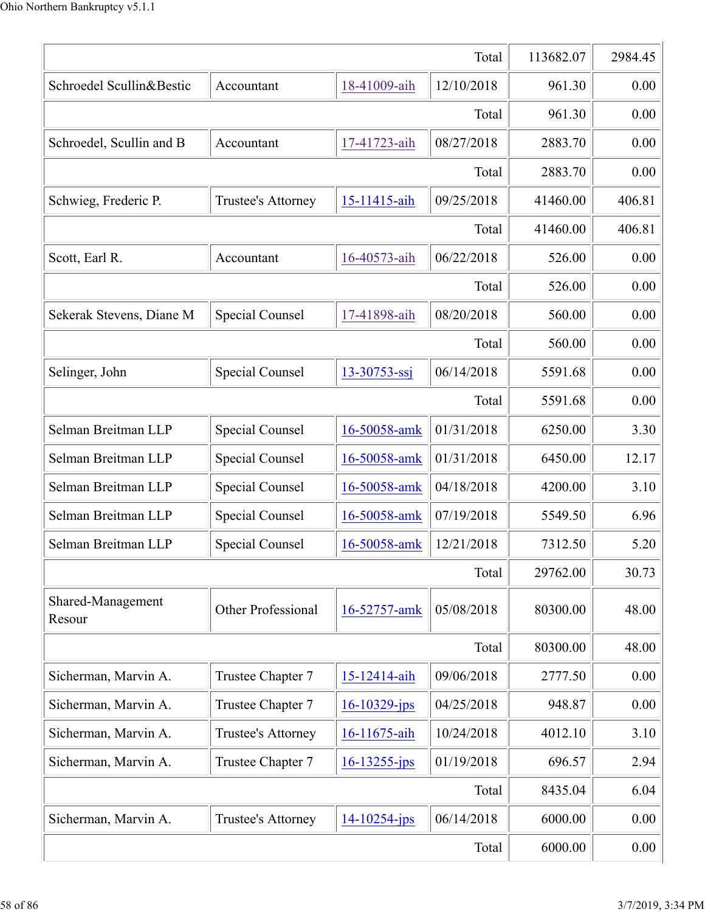| | | | | | |
|---|---|---|---|---|---|
| | | | Total | 113682.07 | 2984.45 |
| Schroedel Scullin&Bestic | Accountant | 18-41009-aih | 12/10/2018 | 961.30 | 0.00 |
| | | | Total | 961.30 | 0.00 |
| Schroedel, Scullin and B | Accountant | 17-41723-aih | 08/27/2018 | 2883.70 | 0.00 |
| | | | Total | 2883.70 | 0.00 |
| Schwieg, Frederic P. | Trustee's Attorney | 15-11415-aih | 09/25/2018 | 41460.00 | 406.81 |
| | | | Total | 41460.00 | 406.81 |
| Scott, Earl R. | Accountant | 16-40573-aih | 06/22/2018 | 526.00 | 0.00 |
| | | | Total | 526.00 | 0.00 |
| Sekerak Stevens, Diane M | Special Counsel | 17-41898-aih | 08/20/2018 | 560.00 | 0.00 |
| | | | Total | 560.00 | 0.00 |
| Selinger, John | Special Counsel | 13-30753-ssj | 06/14/2018 | 5591.68 | 0.00 |
| | | | Total | 5591.68 | 0.00 |
| Selman Breitman LLP | Special Counsel | 16-50058-amk | 01/31/2018 | 6250.00 | 3.30 |
| Selman Breitman LLP | Special Counsel | 16-50058-amk | 01/31/2018 | 6450.00 | 12.17 |
| Selman Breitman LLP | Special Counsel | 16-50058-amk | 04/18/2018 | 4200.00 | 3.10 |
| Selman Breitman LLP | Special Counsel | 16-50058-amk | 07/19/2018 | 5549.50 | 6.96 |
| Selman Breitman LLP | Special Counsel | 16-50058-amk | 12/21/2018 | 7312.50 | 5.20 |
| | | | Total | 29762.00 | 30.73 |
| Shared-Management Resour | Other Professional | 16-52757-amk | 05/08/2018 | 80300.00 | 48.00 |
| | | | Total | 80300.00 | 48.00 |
| Sicherman, Marvin A. | Trustee Chapter 7 | 15-12414-aih | 09/06/2018 | 2777.50 | 0.00 |
| Sicherman, Marvin A. | Trustee Chapter 7 | 16-10329-jps | 04/25/2018 | 948.87 | 0.00 |
| Sicherman, Marvin A. | Trustee's Attorney | 16-11675-aih | 10/24/2018 | 4012.10 | 3.10 |
| Sicherman, Marvin A. | Trustee Chapter 7 | 16-13255-jps | 01/19/2018 | 696.57 | 2.94 |
| | | | Total | 8435.04 | 6.04 |
| Sicherman, Marvin A. | Trustee's Attorney | 14-10254-jps | 06/14/2018 | 6000.00 | 0.00 |
| | | | Total | 6000.00 | 0.00 |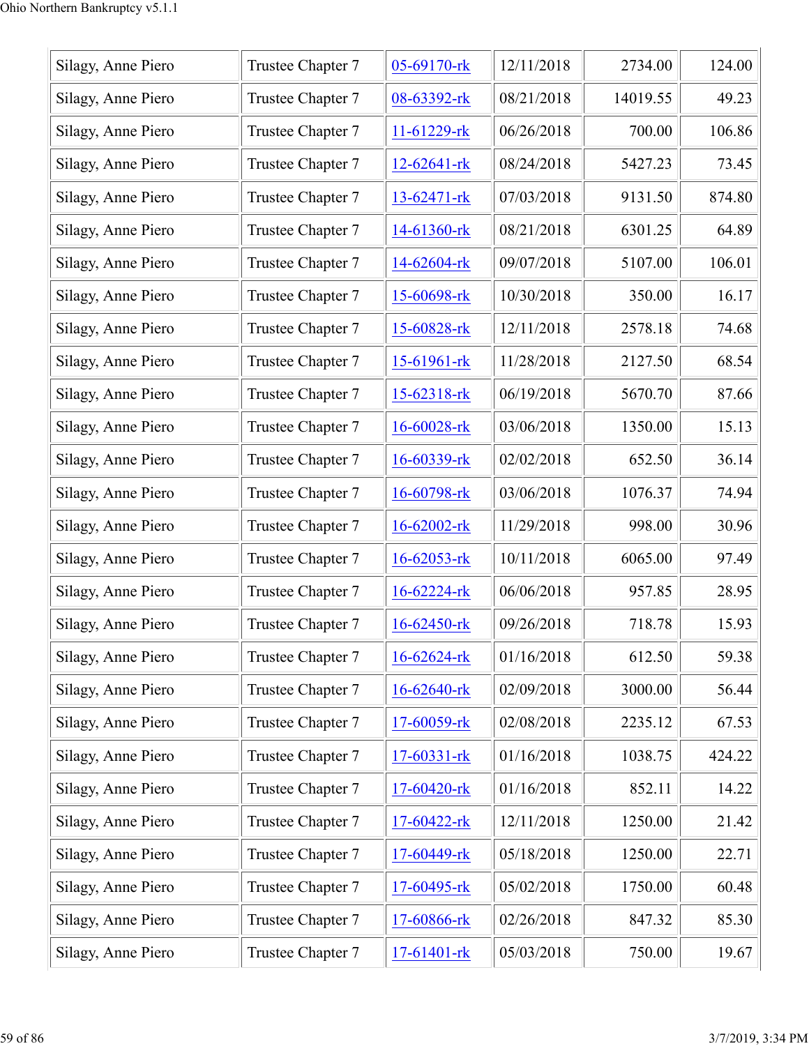| Silagy, Anne Piero | Trustee Chapter 7 | 05-69170-rk | 12/11/2018 | 2734.00 | 124.00 |
|---|---|---|---|---|---|
| Silagy, Anne Piero | Trustee Chapter 7 | 08-63392-rk | 08/21/2018 | 14019.55 | 49.23 |
| Silagy, Anne Piero | Trustee Chapter 7 | 11-61229-rk | 06/26/2018 | 700.00 | 106.86 |
| Silagy, Anne Piero | Trustee Chapter 7 | 12-62641-rk | 08/24/2018 | 5427.23 | 73.45 |
| Silagy, Anne Piero | Trustee Chapter 7 | 13-62471-rk | 07/03/2018 | 9131.50 | 874.80 |
| Silagy, Anne Piero | Trustee Chapter 7 | 14-61360-rk | 08/21/2018 | 6301.25 | 64.89 |
| Silagy, Anne Piero | Trustee Chapter 7 | 14-62604-rk | 09/07/2018 | 5107.00 | 106.01 |
| Silagy, Anne Piero | Trustee Chapter 7 | 15-60698-rk | 10/30/2018 | 350.00 | 16.17 |
| Silagy, Anne Piero | Trustee Chapter 7 | 15-60828-rk | 12/11/2018 | 2578.18 | 74.68 |
| Silagy, Anne Piero | Trustee Chapter 7 | 15-61961-rk | 11/28/2018 | 2127.50 | 68.54 |
| Silagy, Anne Piero | Trustee Chapter 7 | 15-62318-rk | 06/19/2018 | 5670.70 | 87.66 |
| Silagy, Anne Piero | Trustee Chapter 7 | 16-60028-rk | 03/06/2018 | 1350.00 | 15.13 |
| Silagy, Anne Piero | Trustee Chapter 7 | 16-60339-rk | 02/02/2018 | 652.50 | 36.14 |
| Silagy, Anne Piero | Trustee Chapter 7 | 16-60798-rk | 03/06/2018 | 1076.37 | 74.94 |
| Silagy, Anne Piero | Trustee Chapter 7 | 16-62002-rk | 11/29/2018 | 998.00 | 30.96 |
| Silagy, Anne Piero | Trustee Chapter 7 | 16-62053-rk | 10/11/2018 | 6065.00 | 97.49 |
| Silagy, Anne Piero | Trustee Chapter 7 | 16-62224-rk | 06/06/2018 | 957.85 | 28.95 |
| Silagy, Anne Piero | Trustee Chapter 7 | 16-62450-rk | 09/26/2018 | 718.78 | 15.93 |
| Silagy, Anne Piero | Trustee Chapter 7 | 16-62624-rk | 01/16/2018 | 612.50 | 59.38 |
| Silagy, Anne Piero | Trustee Chapter 7 | 16-62640-rk | 02/09/2018 | 3000.00 | 56.44 |
| Silagy, Anne Piero | Trustee Chapter 7 | 17-60059-rk | 02/08/2018 | 2235.12 | 67.53 |
| Silagy, Anne Piero | Trustee Chapter 7 | 17-60331-rk | 01/16/2018 | 1038.75 | 424.22 |
| Silagy, Anne Piero | Trustee Chapter 7 | 17-60420-rk | 01/16/2018 | 852.11 | 14.22 |
| Silagy, Anne Piero | Trustee Chapter 7 | 17-60422-rk | 12/11/2018 | 1250.00 | 21.42 |
| Silagy, Anne Piero | Trustee Chapter 7 | 17-60449-rk | 05/18/2018 | 1250.00 | 22.71 |
| Silagy, Anne Piero | Trustee Chapter 7 | 17-60495-rk | 05/02/2018 | 1750.00 | 60.48 |
| Silagy, Anne Piero | Trustee Chapter 7 | 17-60866-rk | 02/26/2018 | 847.32 | 85.30 |
| Silagy, Anne Piero | Trustee Chapter 7 | 17-61401-rk | 05/03/2018 | 750.00 | 19.67 |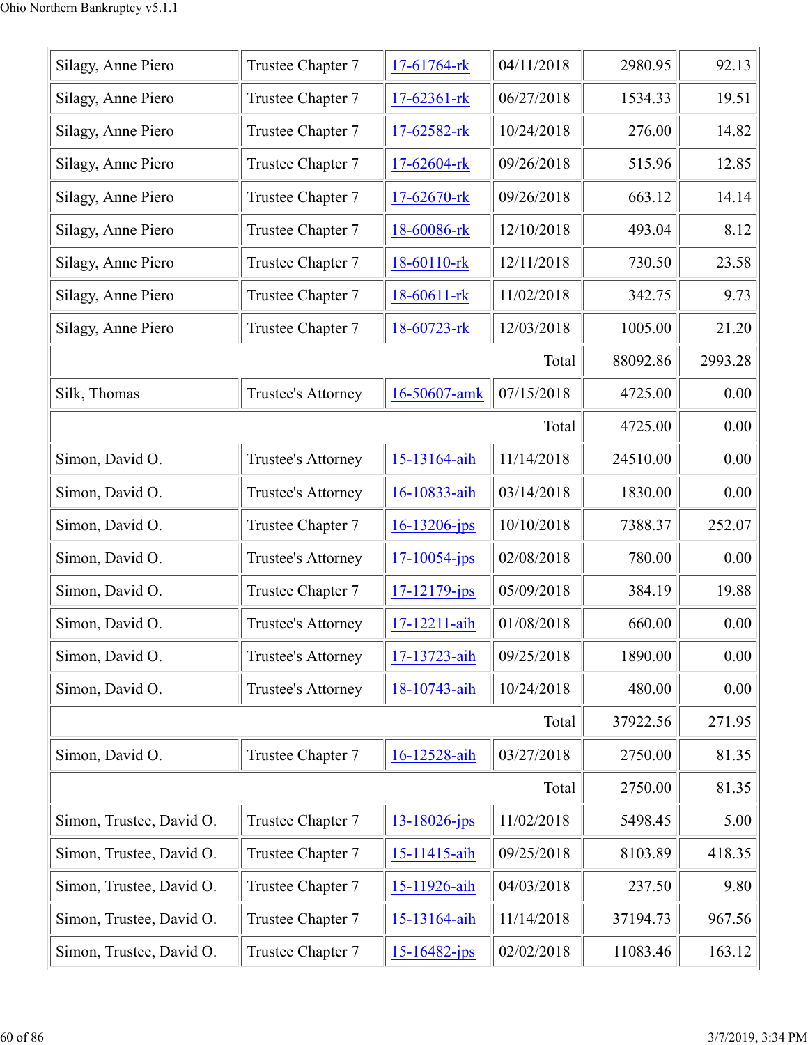| | | | | | |
|---|---|---|---|---|---|
| Silagy, Anne Piero | Trustee Chapter 7 | 17-61764-rk | 04/11/2018 | 2980.95 | 92.13 |
| Silagy, Anne Piero | Trustee Chapter 7 | 17-62361-rk | 06/27/2018 | 1534.33 | 19.51 |
| Silagy, Anne Piero | Trustee Chapter 7 | 17-62582-rk | 10/24/2018 | 276.00 | 14.82 |
| Silagy, Anne Piero | Trustee Chapter 7 | 17-62604-rk | 09/26/2018 | 515.96 | 12.85 |
| Silagy, Anne Piero | Trustee Chapter 7 | 17-62670-rk | 09/26/2018 | 663.12 | 14.14 |
| Silagy, Anne Piero | Trustee Chapter 7 | 18-60086-rk | 12/10/2018 | 493.04 | 8.12 |
| Silagy, Anne Piero | Trustee Chapter 7 | 18-60110-rk | 12/11/2018 | 730.50 | 23.58 |
| Silagy, Anne Piero | Trustee Chapter 7 | 18-60611-rk | 11/02/2018 | 342.75 | 9.73 |
| Silagy, Anne Piero | Trustee Chapter 7 | 18-60723-rk | 12/03/2018 | 1005.00 | 21.20 |
| | | | Total | 88092.86 | 2993.28 |
| Silk, Thomas | Trustee's Attorney | 16-50607-amk | 07/15/2018 | 4725.00 | 0.00 |
| | | | Total | 4725.00 | 0.00 |
| Simon, David O. | Trustee's Attorney | 15-13164-aih | 11/14/2018 | 24510.00 | 0.00 |
| Simon, David O. | Trustee's Attorney | 16-10833-aih | 03/14/2018 | 1830.00 | 0.00 |
| Simon, David O. | Trustee Chapter 7 | 16-13206-jps | 10/10/2018 | 7388.37 | 252.07 |
| Simon, David O. | Trustee's Attorney | 17-10054-jps | 02/08/2018 | 780.00 | 0.00 |
| Simon, David O. | Trustee Chapter 7 | 17-12179-jps | 05/09/2018 | 384.19 | 19.88 |
| Simon, David O. | Trustee's Attorney | 17-12211-aih | 01/08/2018 | 660.00 | 0.00 |
| Simon, David O. | Trustee's Attorney | 17-13723-aih | 09/25/2018 | 1890.00 | 0.00 |
| Simon, David O. | Trustee's Attorney | 18-10743-aih | 10/24/2018 | 480.00 | 0.00 |
| | | | Total | 37922.56 | 271.95 |
| Simon, David O. | Trustee Chapter 7 | 16-12528-aih | 03/27/2018 | 2750.00 | 81.35 |
| | | | Total | 2750.00 | 81.35 |
| Simon, Trustee, David O. | Trustee Chapter 7 | 13-18026-jps | 11/02/2018 | 5498.45 | 5.00 |
| Simon, Trustee, David O. | Trustee Chapter 7 | 15-11415-aih | 09/25/2018 | 8103.89 | 418.35 |
| Simon, Trustee, David O. | Trustee Chapter 7 | 15-11926-aih | 04/03/2018 | 237.50 | 9.80 |
| Simon, Trustee, David O. | Trustee Chapter 7 | 15-13164-aih | 11/14/2018 | 37194.73 | 967.56 |
| Simon, Trustee, David O. | Trustee Chapter 7 | 15-16482-jps | 02/02/2018 | 11083.46 | 163.12 |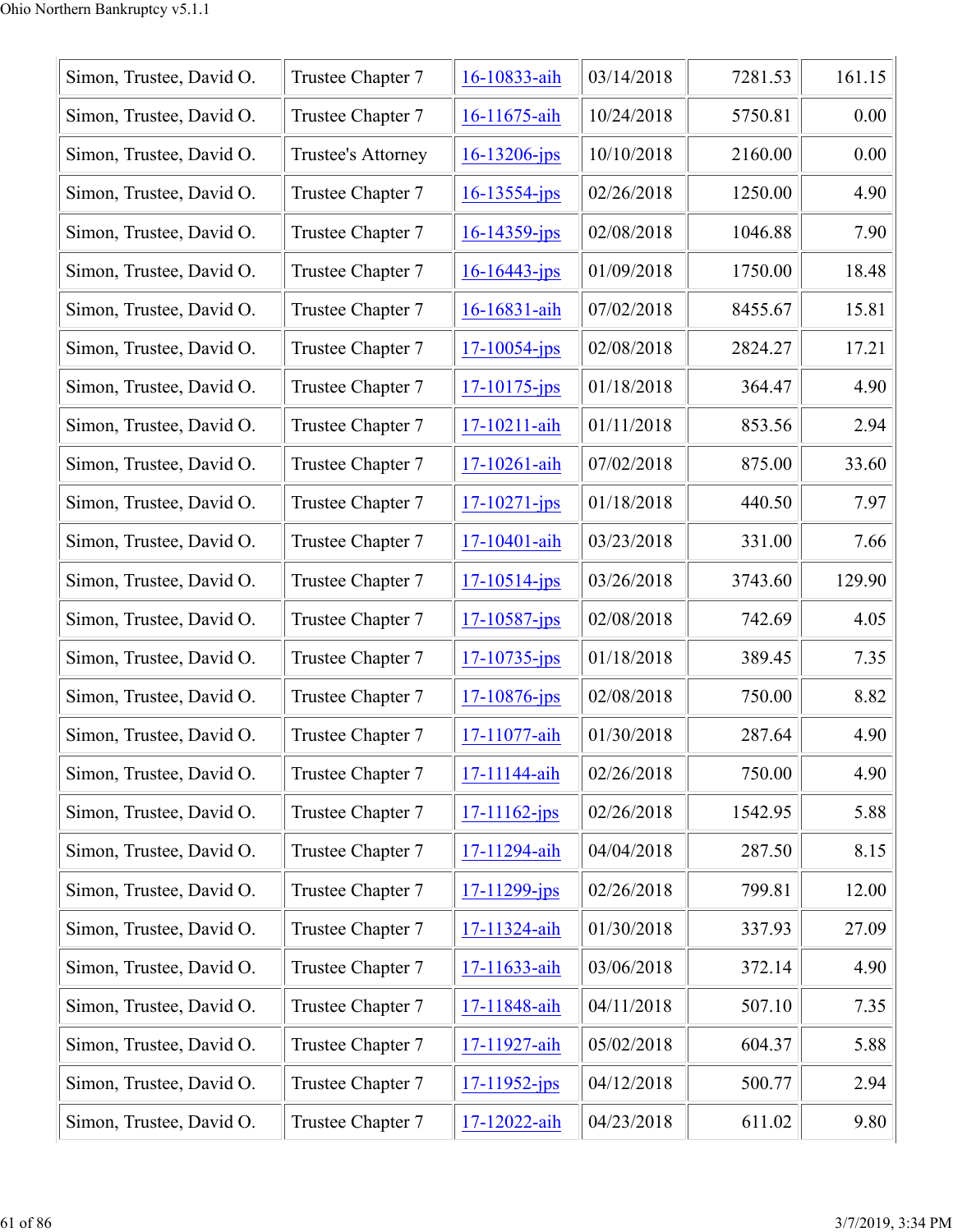| | | | | | |
|---|---|---|---|---|---|
| Simon, Trustee, David O. | Trustee Chapter 7 | 16-10833-aih | 03/14/2018 | 7281.53 | 161.15 |
| Simon, Trustee, David O. | Trustee Chapter 7 | 16-11675-aih | 10/24/2018 | 5750.81 | 0.00 |
| Simon, Trustee, David O. | Trustee's Attorney | 16-13206-jps | 10/10/2018 | 2160.00 | 0.00 |
| Simon, Trustee, David O. | Trustee Chapter 7 | 16-13554-jps | 02/26/2018 | 1250.00 | 4.90 |
| Simon, Trustee, David O. | Trustee Chapter 7 | 16-14359-jps | 02/08/2018 | 1046.88 | 7.90 |
| Simon, Trustee, David O. | Trustee Chapter 7 | 16-16443-jps | 01/09/2018 | 1750.00 | 18.48 |
| Simon, Trustee, David O. | Trustee Chapter 7 | 16-16831-aih | 07/02/2018 | 8455.67 | 15.81 |
| Simon, Trustee, David O. | Trustee Chapter 7 | 17-10054-jps | 02/08/2018 | 2824.27 | 17.21 |
| Simon, Trustee, David O. | Trustee Chapter 7 | 17-10175-jps | 01/18/2018 | 364.47 | 4.90 |
| Simon, Trustee, David O. | Trustee Chapter 7 | 17-10211-aih | 01/11/2018 | 853.56 | 2.94 |
| Simon, Trustee, David O. | Trustee Chapter 7 | 17-10261-aih | 07/02/2018 | 875.00 | 33.60 |
| Simon, Trustee, David O. | Trustee Chapter 7 | 17-10271-jps | 01/18/2018 | 440.50 | 7.97 |
| Simon, Trustee, David O. | Trustee Chapter 7 | 17-10401-aih | 03/23/2018 | 331.00 | 7.66 |
| Simon, Trustee, David O. | Trustee Chapter 7 | 17-10514-jps | 03/26/2018 | 3743.60 | 129.90 |
| Simon, Trustee, David O. | Trustee Chapter 7 | 17-10587-jps | 02/08/2018 | 742.69 | 4.05 |
| Simon, Trustee, David O. | Trustee Chapter 7 | 17-10735-jps | 01/18/2018 | 389.45 | 7.35 |
| Simon, Trustee, David O. | Trustee Chapter 7 | 17-10876-jps | 02/08/2018 | 750.00 | 8.82 |
| Simon, Trustee, David O. | Trustee Chapter 7 | 17-11077-aih | 01/30/2018 | 287.64 | 4.90 |
| Simon, Trustee, David O. | Trustee Chapter 7 | 17-11144-aih | 02/26/2018 | 750.00 | 4.90 |
| Simon, Trustee, David O. | Trustee Chapter 7 | 17-11162-jps | 02/26/2018 | 1542.95 | 5.88 |
| Simon, Trustee, David O. | Trustee Chapter 7 | 17-11294-aih | 04/04/2018 | 287.50 | 8.15 |
| Simon, Trustee, David O. | Trustee Chapter 7 | 17-11299-jps | 02/26/2018 | 799.81 | 12.00 |
| Simon, Trustee, David O. | Trustee Chapter 7 | 17-11324-aih | 01/30/2018 | 337.93 | 27.09 |
| Simon, Trustee, David O. | Trustee Chapter 7 | 17-11633-aih | 03/06/2018 | 372.14 | 4.90 |
| Simon, Trustee, David O. | Trustee Chapter 7 | 17-11848-aih | 04/11/2018 | 507.10 | 7.35 |
| Simon, Trustee, David O. | Trustee Chapter 7 | 17-11927-aih | 05/02/2018 | 604.37 | 5.88 |
| Simon, Trustee, David O. | Trustee Chapter 7 | 17-11952-jps | 04/12/2018 | 500.77 | 2.94 |
| Simon, Trustee, David O. | Trustee Chapter 7 | 17-12022-aih | 04/23/2018 | 611.02 | 9.80 |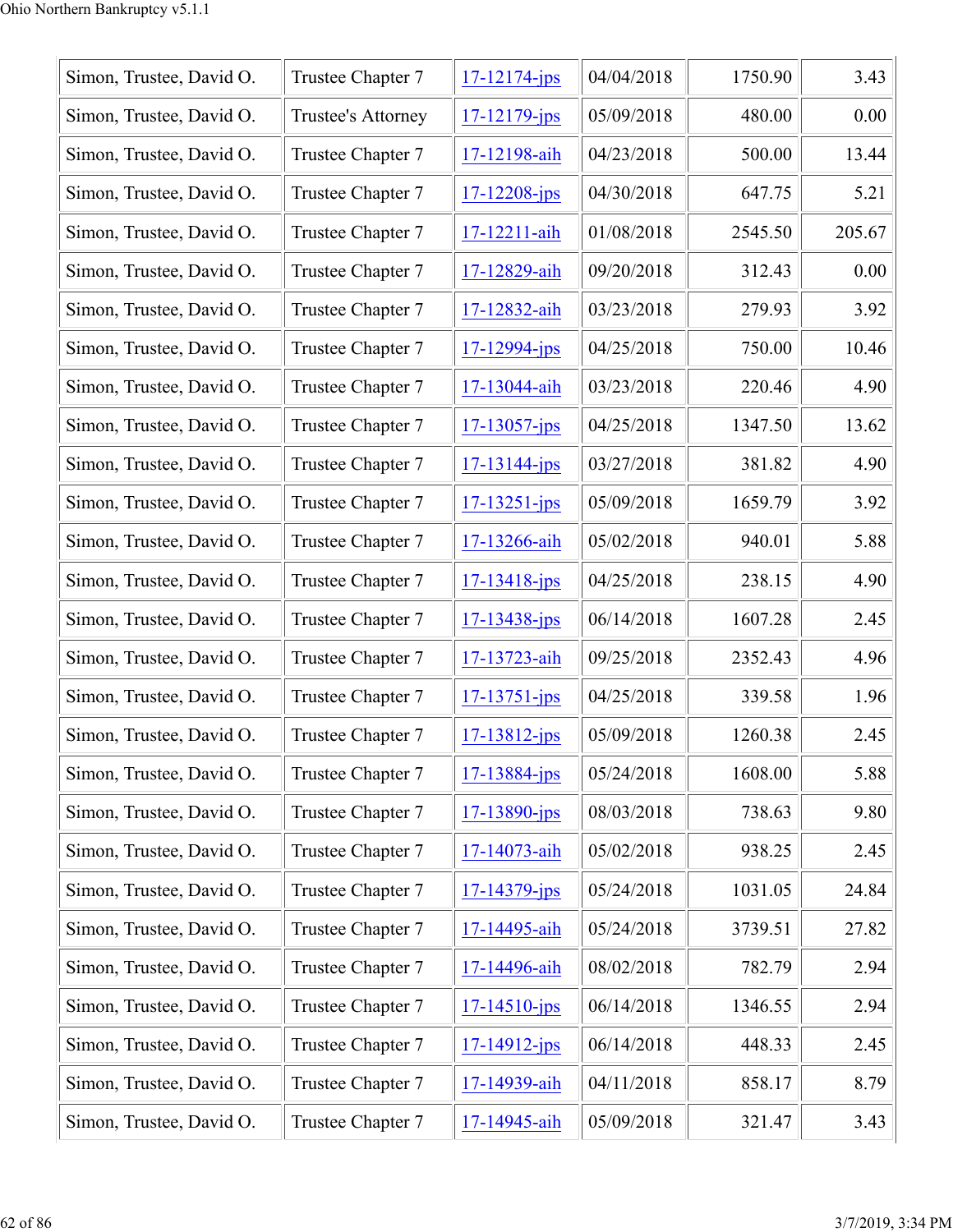| | | | | | |
|---|---|---|---|---|---|
| Simon, Trustee, David O. | Trustee Chapter 7 | 17-12174-jps | 04/04/2018 | 1750.90 | 3.43 |
| Simon, Trustee, David O. | Trustee's Attorney | 17-12179-jps | 05/09/2018 | 480.00 | 0.00 |
| Simon, Trustee, David O. | Trustee Chapter 7 | 17-12198-aih | 04/23/2018 | 500.00 | 13.44 |
| Simon, Trustee, David O. | Trustee Chapter 7 | 17-12208-jps | 04/30/2018 | 647.75 | 5.21 |
| Simon, Trustee, David O. | Trustee Chapter 7 | 17-12211-aih | 01/08/2018 | 2545.50 | 205.67 |
| Simon, Trustee, David O. | Trustee Chapter 7 | 17-12829-aih | 09/20/2018 | 312.43 | 0.00 |
| Simon, Trustee, David O. | Trustee Chapter 7 | 17-12832-aih | 03/23/2018 | 279.93 | 3.92 |
| Simon, Trustee, David O. | Trustee Chapter 7 | 17-12994-jps | 04/25/2018 | 750.00 | 10.46 |
| Simon, Trustee, David O. | Trustee Chapter 7 | 17-13044-aih | 03/23/2018 | 220.46 | 4.90 |
| Simon, Trustee, David O. | Trustee Chapter 7 | 17-13057-jps | 04/25/2018 | 1347.50 | 13.62 |
| Simon, Trustee, David O. | Trustee Chapter 7 | 17-13144-jps | 03/27/2018 | 381.82 | 4.90 |
| Simon, Trustee, David O. | Trustee Chapter 7 | 17-13251-jps | 05/09/2018 | 1659.79 | 3.92 |
| Simon, Trustee, David O. | Trustee Chapter 7 | 17-13266-aih | 05/02/2018 | 940.01 | 5.88 |
| Simon, Trustee, David O. | Trustee Chapter 7 | 17-13418-jps | 04/25/2018 | 238.15 | 4.90 |
| Simon, Trustee, David O. | Trustee Chapter 7 | 17-13438-jps | 06/14/2018 | 1607.28 | 2.45 |
| Simon, Trustee, David O. | Trustee Chapter 7 | 17-13723-aih | 09/25/2018 | 2352.43 | 4.96 |
| Simon, Trustee, David O. | Trustee Chapter 7 | 17-13751-jps | 04/25/2018 | 339.58 | 1.96 |
| Simon, Trustee, David O. | Trustee Chapter 7 | 17-13812-jps | 05/09/2018 | 1260.38 | 2.45 |
| Simon, Trustee, David O. | Trustee Chapter 7 | 17-13884-jps | 05/24/2018 | 1608.00 | 5.88 |
| Simon, Trustee, David O. | Trustee Chapter 7 | 17-13890-jps | 08/03/2018 | 738.63 | 9.80 |
| Simon, Trustee, David O. | Trustee Chapter 7 | 17-14073-aih | 05/02/2018 | 938.25 | 2.45 |
| Simon, Trustee, David O. | Trustee Chapter 7 | 17-14379-jps | 05/24/2018 | 1031.05 | 24.84 |
| Simon, Trustee, David O. | Trustee Chapter 7 | 17-14495-aih | 05/24/2018 | 3739.51 | 27.82 |
| Simon, Trustee, David O. | Trustee Chapter 7 | 17-14496-aih | 08/02/2018 | 782.79 | 2.94 |
| Simon, Trustee, David O. | Trustee Chapter 7 | 17-14510-jps | 06/14/2018 | 1346.55 | 2.94 |
| Simon, Trustee, David O. | Trustee Chapter 7 | 17-14912-jps | 06/14/2018 | 448.33 | 2.45 |
| Simon, Trustee, David O. | Trustee Chapter 7 | 17-14939-aih | 04/11/2018 | 858.17 | 8.79 |
| Simon, Trustee, David O. | Trustee Chapter 7 | 17-14945-aih | 05/09/2018 | 321.47 | 3.43 |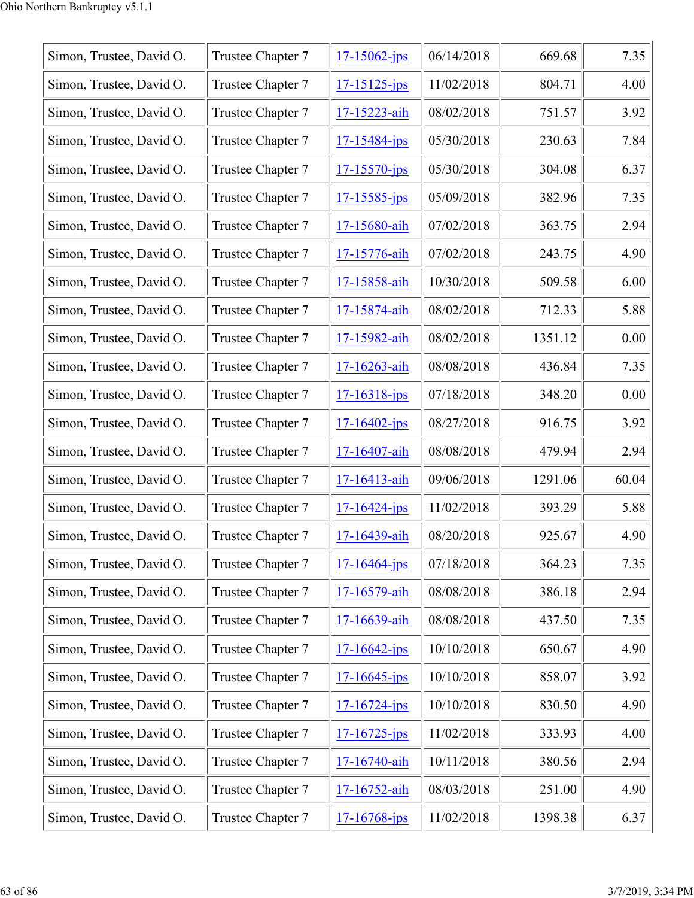| | | | | | |
|---|---|---|---|---|---|
| Simon, Trustee, David O. | Trustee Chapter 7 | 17-15062-jps | 06/14/2018 | 669.68 | 7.35 |
| Simon, Trustee, David O. | Trustee Chapter 7 | 17-15125-jps | 11/02/2018 | 804.71 | 4.00 |
| Simon, Trustee, David O. | Trustee Chapter 7 | 17-15223-aih | 08/02/2018 | 751.57 | 3.92 |
| Simon, Trustee, David O. | Trustee Chapter 7 | 17-15484-jps | 05/30/2018 | 230.63 | 7.84 |
| Simon, Trustee, David O. | Trustee Chapter 7 | 17-15570-jps | 05/30/2018 | 304.08 | 6.37 |
| Simon, Trustee, David O. | Trustee Chapter 7 | 17-15585-jps | 05/09/2018 | 382.96 | 7.35 |
| Simon, Trustee, David O. | Trustee Chapter 7 | 17-15680-aih | 07/02/2018 | 363.75 | 2.94 |
| Simon, Trustee, David O. | Trustee Chapter 7 | 17-15776-aih | 07/02/2018 | 243.75 | 4.90 |
| Simon, Trustee, David O. | Trustee Chapter 7 | 17-15858-aih | 10/30/2018 | 509.58 | 6.00 |
| Simon, Trustee, David O. | Trustee Chapter 7 | 17-15874-aih | 08/02/2018 | 712.33 | 5.88 |
| Simon, Trustee, David O. | Trustee Chapter 7 | 17-15982-aih | 08/02/2018 | 1351.12 | 0.00 |
| Simon, Trustee, David O. | Trustee Chapter 7 | 17-16263-aih | 08/08/2018 | 436.84 | 7.35 |
| Simon, Trustee, David O. | Trustee Chapter 7 | 17-16318-jps | 07/18/2018 | 348.20 | 0.00 |
| Simon, Trustee, David O. | Trustee Chapter 7 | 17-16402-jps | 08/27/2018 | 916.75 | 3.92 |
| Simon, Trustee, David O. | Trustee Chapter 7 | 17-16407-aih | 08/08/2018 | 479.94 | 2.94 |
| Simon, Trustee, David O. | Trustee Chapter 7 | 17-16413-aih | 09/06/2018 | 1291.06 | 60.04 |
| Simon, Trustee, David O. | Trustee Chapter 7 | 17-16424-jps | 11/02/2018 | 393.29 | 5.88 |
| Simon, Trustee, David O. | Trustee Chapter 7 | 17-16439-aih | 08/20/2018 | 925.67 | 4.90 |
| Simon, Trustee, David O. | Trustee Chapter 7 | 17-16464-jps | 07/18/2018 | 364.23 | 7.35 |
| Simon, Trustee, David O. | Trustee Chapter 7 | 17-16579-aih | 08/08/2018 | 386.18 | 2.94 |
| Simon, Trustee, David O. | Trustee Chapter 7 | 17-16639-aih | 08/08/2018 | 437.50 | 7.35 |
| Simon, Trustee, David O. | Trustee Chapter 7 | 17-16642-jps | 10/10/2018 | 650.67 | 4.90 |
| Simon, Trustee, David O. | Trustee Chapter 7 | 17-16645-jps | 10/10/2018 | 858.07 | 3.92 |
| Simon, Trustee, David O. | Trustee Chapter 7 | 17-16724-jps | 10/10/2018 | 830.50 | 4.90 |
| Simon, Trustee, David O. | Trustee Chapter 7 | 17-16725-jps | 11/02/2018 | 333.93 | 4.00 |
| Simon, Trustee, David O. | Trustee Chapter 7 | 17-16740-aih | 10/11/2018 | 380.56 | 2.94 |
| Simon, Trustee, David O. | Trustee Chapter 7 | 17-16752-aih | 08/03/2018 | 251.00 | 4.90 |
| Simon, Trustee, David O. | Trustee Chapter 7 | 17-16768-jps | 11/02/2018 | 1398.38 | 6.37 |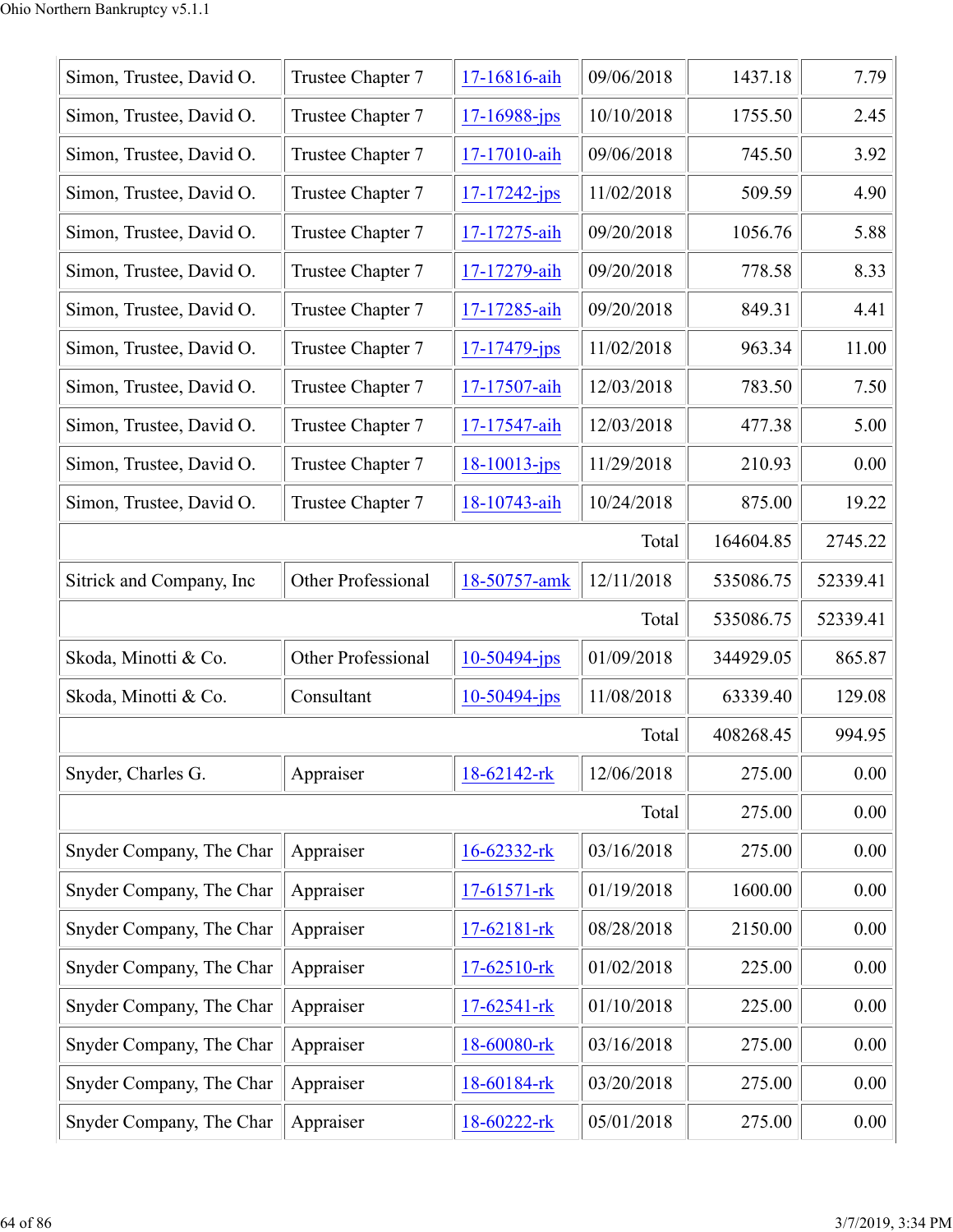| | | | | | |
|---|---|---|---|---|---|
| Simon, Trustee, David O. | Trustee Chapter 7 | 17-16816-aih | 09/06/2018 | 1437.18 | 7.79 |
| Simon, Trustee, David O. | Trustee Chapter 7 | 17-16988-jps | 10/10/2018 | 1755.50 | 2.45 |
| Simon, Trustee, David O. | Trustee Chapter 7 | 17-17010-aih | 09/06/2018 | 745.50 | 3.92 |
| Simon, Trustee, David O. | Trustee Chapter 7 | 17-17242-jps | 11/02/2018 | 509.59 | 4.90 |
| Simon, Trustee, David O. | Trustee Chapter 7 | 17-17275-aih | 09/20/2018 | 1056.76 | 5.88 |
| Simon, Trustee, David O. | Trustee Chapter 7 | 17-17279-aih | 09/20/2018 | 778.58 | 8.33 |
| Simon, Trustee, David O. | Trustee Chapter 7 | 17-17285-aih | 09/20/2018 | 849.31 | 4.41 |
| Simon, Trustee, David O. | Trustee Chapter 7 | 17-17479-jps | 11/02/2018 | 963.34 | 11.00 |
| Simon, Trustee, David O. | Trustee Chapter 7 | 17-17507-aih | 12/03/2018 | 783.50 | 7.50 |
| Simon, Trustee, David O. | Trustee Chapter 7 | 17-17547-aih | 12/03/2018 | 477.38 | 5.00 |
| Simon, Trustee, David O. | Trustee Chapter 7 | 18-10013-jps | 11/29/2018 | 210.93 | 0.00 |
| Simon, Trustee, David O. | Trustee Chapter 7 | 18-10743-aih | 10/24/2018 | 875.00 | 19.22 |
| | | | Total | 164604.85 | 2745.22 |
| Sitrick and Company, Inc | Other Professional | 18-50757-amk | 12/11/2018 | 535086.75 | 52339.41 |
| | | | Total | 535086.75 | 52339.41 |
| Skoda, Minotti & Co. | Other Professional | 10-50494-jps | 01/09/2018 | 344929.05 | 865.87 |
| Skoda, Minotti & Co. | Consultant | 10-50494-jps | 11/08/2018 | 63339.40 | 129.08 |
| | | | Total | 408268.45 | 994.95 |
| Snyder, Charles G. | Appraiser | 18-62142-rk | 12/06/2018 | 275.00 | 0.00 |
| | | | Total | 275.00 | 0.00 |
| Snyder Company, The Char | Appraiser | 16-62332-rk | 03/16/2018 | 275.00 | 0.00 |
| Snyder Company, The Char | Appraiser | 17-61571-rk | 01/19/2018 | 1600.00 | 0.00 |
| Snyder Company, The Char | Appraiser | 17-62181-rk | 08/28/2018 | 2150.00 | 0.00 |
| Snyder Company, The Char | Appraiser | 17-62510-rk | 01/02/2018 | 225.00 | 0.00 |
| Snyder Company, The Char | Appraiser | 17-62541-rk | 01/10/2018 | 225.00 | 0.00 |
| Snyder Company, The Char | Appraiser | 18-60080-rk | 03/16/2018 | 275.00 | 0.00 |
| Snyder Company, The Char | Appraiser | 18-60184-rk | 03/20/2018 | 275.00 | 0.00 |
| Snyder Company, The Char | Appraiser | 18-60222-rk | 05/01/2018 | 275.00 | 0.00 |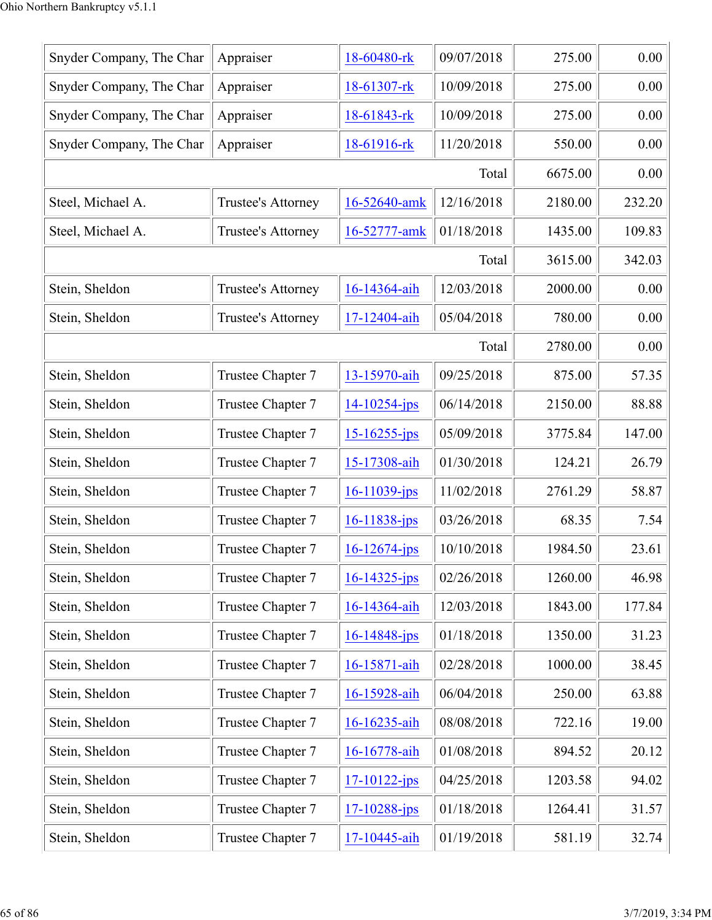| | | | | | |
|---|---|---|---|---|---|
| Snyder Company, The Char | Appraiser | 18-60480-rk | 09/07/2018 | 275.00 | 0.00 |
| Snyder Company, The Char | Appraiser | 18-61307-rk | 10/09/2018 | 275.00 | 0.00 |
| Snyder Company, The Char | Appraiser | 18-61843-rk | 10/09/2018 | 275.00 | 0.00 |
| Snyder Company, The Char | Appraiser | 18-61916-rk | 11/20/2018 | 550.00 | 0.00 |
| | | | Total | 6675.00 | 0.00 |
| Steel, Michael A. | Trustee's Attorney | 16-52640-amk | 12/16/2018 | 2180.00 | 232.20 |
| Steel, Michael A. | Trustee's Attorney | 16-52777-amk | 01/18/2018 | 1435.00 | 109.83 |
| | | | Total | 3615.00 | 342.03 |
| Stein, Sheldon | Trustee's Attorney | 16-14364-aih | 12/03/2018 | 2000.00 | 0.00 |
| Stein, Sheldon | Trustee's Attorney | 17-12404-aih | 05/04/2018 | 780.00 | 0.00 |
| | | | Total | 2780.00 | 0.00 |
| Stein, Sheldon | Trustee Chapter 7 | 13-15970-aih | 09/25/2018 | 875.00 | 57.35 |
| Stein, Sheldon | Trustee Chapter 7 | 14-10254-jps | 06/14/2018 | 2150.00 | 88.88 |
| Stein, Sheldon | Trustee Chapter 7 | 15-16255-jps | 05/09/2018 | 3775.84 | 147.00 |
| Stein, Sheldon | Trustee Chapter 7 | 15-17308-aih | 01/30/2018 | 124.21 | 26.79 |
| Stein, Sheldon | Trustee Chapter 7 | 16-11039-jps | 11/02/2018 | 2761.29 | 58.87 |
| Stein, Sheldon | Trustee Chapter 7 | 16-11838-jps | 03/26/2018 | 68.35 | 7.54 |
| Stein, Sheldon | Trustee Chapter 7 | 16-12674-jps | 10/10/2018 | 1984.50 | 23.61 |
| Stein, Sheldon | Trustee Chapter 7 | 16-14325-jps | 02/26/2018 | 1260.00 | 46.98 |
| Stein, Sheldon | Trustee Chapter 7 | 16-14364-aih | 12/03/2018 | 1843.00 | 177.84 |
| Stein, Sheldon | Trustee Chapter 7 | 16-14848-jps | 01/18/2018 | 1350.00 | 31.23 |
| Stein, Sheldon | Trustee Chapter 7 | 16-15871-aih | 02/28/2018 | 1000.00 | 38.45 |
| Stein, Sheldon | Trustee Chapter 7 | 16-15928-aih | 06/04/2018 | 250.00 | 63.88 |
| Stein, Sheldon | Trustee Chapter 7 | 16-16235-aih | 08/08/2018 | 722.16 | 19.00 |
| Stein, Sheldon | Trustee Chapter 7 | 16-16778-aih | 01/08/2018 | 894.52 | 20.12 |
| Stein, Sheldon | Trustee Chapter 7 | 17-10122-jps | 04/25/2018 | 1203.58 | 94.02 |
| Stein, Sheldon | Trustee Chapter 7 | 17-10288-jps | 01/18/2018 | 1264.41 | 31.57 |
| Stein, Sheldon | Trustee Chapter 7 | 17-10445-aih | 01/19/2018 | 581.19 | 32.74 |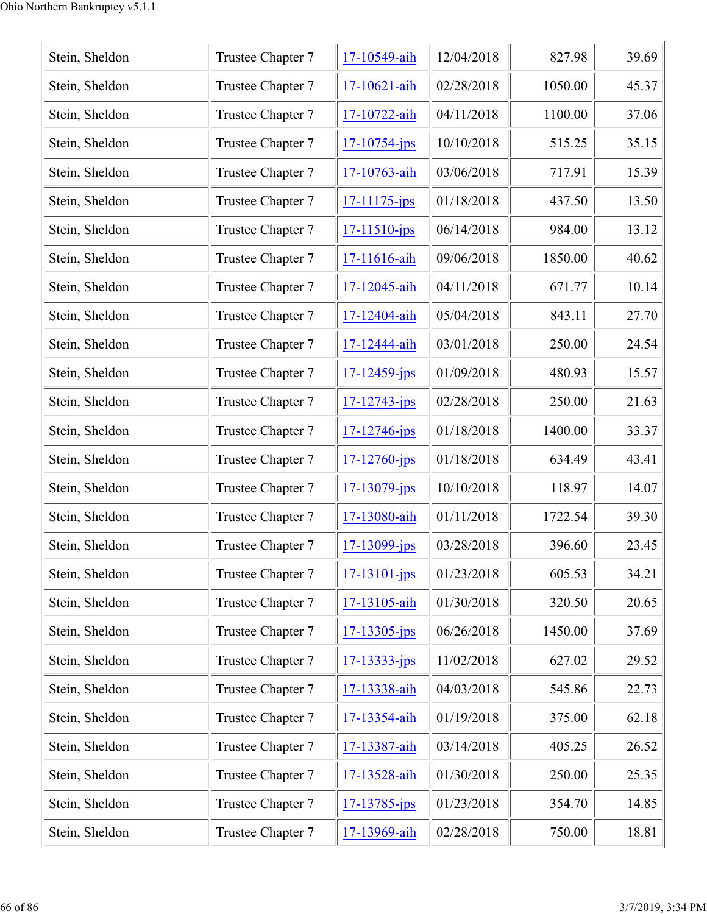| Stein, Sheldon | Trustee Chapter 7 | 17-10549-aih | 12/04/2018 | 827.98 | 39.69 |
|---|---|---|---|---|---|
| Stein, Sheldon | Trustee Chapter 7 | 17-10621-aih | 02/28/2018 | 1050.00 | 45.37 |
| Stein, Sheldon | Trustee Chapter 7 | 17-10722-aih | 04/11/2018 | 1100.00 | 37.06 |
| Stein, Sheldon | Trustee Chapter 7 | 17-10754-jps | 10/10/2018 | 515.25 | 35.15 |
| Stein, Sheldon | Trustee Chapter 7 | 17-10763-aih | 03/06/2018 | 717.91 | 15.39 |
| Stein, Sheldon | Trustee Chapter 7 | 17-11175-jps | 01/18/2018 | 437.50 | 13.50 |
| Stein, Sheldon | Trustee Chapter 7 | 17-11510-jps | 06/14/2018 | 984.00 | 13.12 |
| Stein, Sheldon | Trustee Chapter 7 | 17-11616-aih | 09/06/2018 | 1850.00 | 40.62 |
| Stein, Sheldon | Trustee Chapter 7 | 17-12045-aih | 04/11/2018 | 671.77 | 10.14 |
| Stein, Sheldon | Trustee Chapter 7 | 17-12404-aih | 05/04/2018 | 843.11 | 27.70 |
| Stein, Sheldon | Trustee Chapter 7 | 17-12444-aih | 03/01/2018 | 250.00 | 24.54 |
| Stein, Sheldon | Trustee Chapter 7 | 17-12459-jps | 01/09/2018 | 480.93 | 15.57 |
| Stein, Sheldon | Trustee Chapter 7 | 17-12743-jps | 02/28/2018 | 250.00 | 21.63 |
| Stein, Sheldon | Trustee Chapter 7 | 17-12746-jps | 01/18/2018 | 1400.00 | 33.37 |
| Stein, Sheldon | Trustee Chapter 7 | 17-12760-jps | 01/18/2018 | 634.49 | 43.41 |
| Stein, Sheldon | Trustee Chapter 7 | 17-13079-jps | 10/10/2018 | 118.97 | 14.07 |
| Stein, Sheldon | Trustee Chapter 7 | 17-13080-aih | 01/11/2018 | 1722.54 | 39.30 |
| Stein, Sheldon | Trustee Chapter 7 | 17-13099-jps | 03/28/2018 | 396.60 | 23.45 |
| Stein, Sheldon | Trustee Chapter 7 | 17-13101-jps | 01/23/2018 | 605.53 | 34.21 |
| Stein, Sheldon | Trustee Chapter 7 | 17-13105-aih | 01/30/2018 | 320.50 | 20.65 |
| Stein, Sheldon | Trustee Chapter 7 | 17-13305-jps | 06/26/2018 | 1450.00 | 37.69 |
| Stein, Sheldon | Trustee Chapter 7 | 17-13333-jps | 11/02/2018 | 627.02 | 29.52 |
| Stein, Sheldon | Trustee Chapter 7 | 17-13338-aih | 04/03/2018 | 545.86 | 22.73 |
| Stein, Sheldon | Trustee Chapter 7 | 17-13354-aih | 01/19/2018 | 375.00 | 62.18 |
| Stein, Sheldon | Trustee Chapter 7 | 17-13387-aih | 03/14/2018 | 405.25 | 26.52 |
| Stein, Sheldon | Trustee Chapter 7 | 17-13528-aih | 01/30/2018 | 250.00 | 25.35 |
| Stein, Sheldon | Trustee Chapter 7 | 17-13785-jps | 01/23/2018 | 354.70 | 14.85 |
| Stein, Sheldon | Trustee Chapter 7 | 17-13969-aih | 02/28/2018 | 750.00 | 18.81 |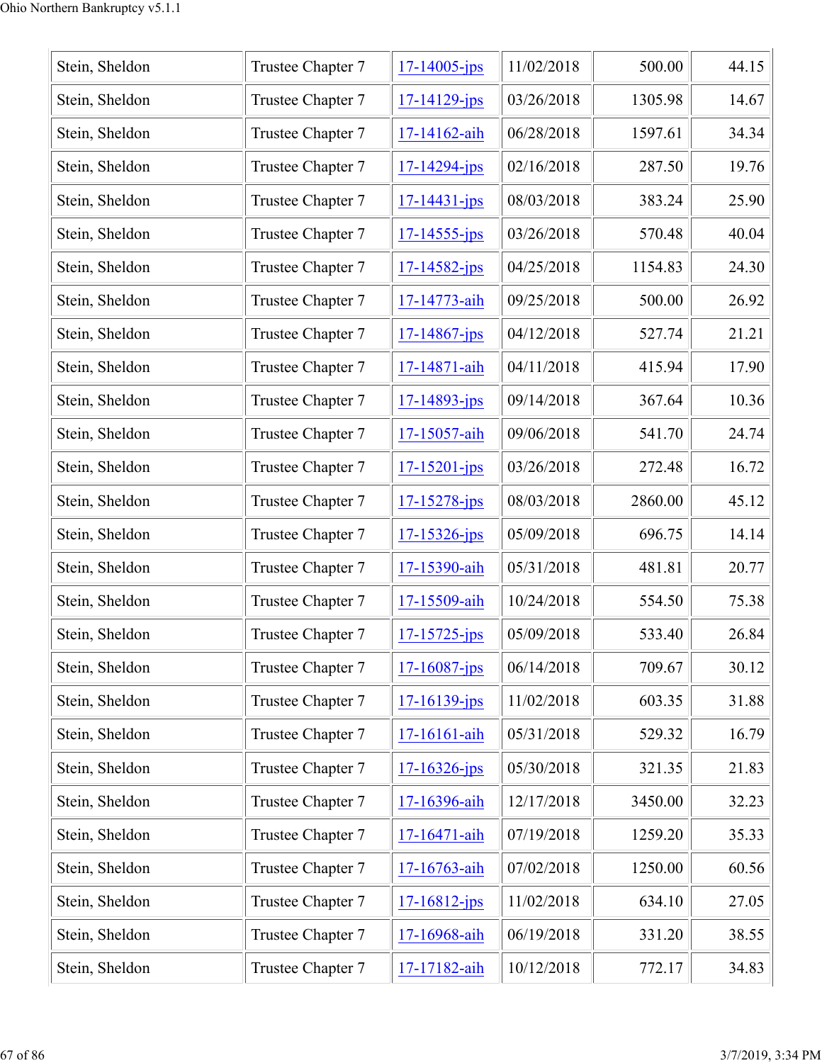| Stein, Sheldon | Trustee Chapter 7 | 17-14005-jps | 11/02/2018 | 500.00 | 44.15 |
|---|---|---|---|---|---|
| Stein, Sheldon | Trustee Chapter 7 | 17-14129-jps | 03/26/2018 | 1305.98 | 14.67 |
| Stein, Sheldon | Trustee Chapter 7 | 17-14162-aih | 06/28/2018 | 1597.61 | 34.34 |
| Stein, Sheldon | Trustee Chapter 7 | 17-14294-jps | 02/16/2018 | 287.50 | 19.76 |
| Stein, Sheldon | Trustee Chapter 7 | 17-14431-jps | 08/03/2018 | 383.24 | 25.90 |
| Stein, Sheldon | Trustee Chapter 7 | 17-14555-jps | 03/26/2018 | 570.48 | 40.04 |
| Stein, Sheldon | Trustee Chapter 7 | 17-14582-jps | 04/25/2018 | 1154.83 | 24.30 |
| Stein, Sheldon | Trustee Chapter 7 | 17-14773-aih | 09/25/2018 | 500.00 | 26.92 |
| Stein, Sheldon | Trustee Chapter 7 | 17-14867-jps | 04/12/2018 | 527.74 | 21.21 |
| Stein, Sheldon | Trustee Chapter 7 | 17-14871-aih | 04/11/2018 | 415.94 | 17.90 |
| Stein, Sheldon | Trustee Chapter 7 | 17-14893-jps | 09/14/2018 | 367.64 | 10.36 |
| Stein, Sheldon | Trustee Chapter 7 | 17-15057-aih | 09/06/2018 | 541.70 | 24.74 |
| Stein, Sheldon | Trustee Chapter 7 | 17-15201-jps | 03/26/2018 | 272.48 | 16.72 |
| Stein, Sheldon | Trustee Chapter 7 | 17-15278-jps | 08/03/2018 | 2860.00 | 45.12 |
| Stein, Sheldon | Trustee Chapter 7 | 17-15326-jps | 05/09/2018 | 696.75 | 14.14 |
| Stein, Sheldon | Trustee Chapter 7 | 17-15390-aih | 05/31/2018 | 481.81 | 20.77 |
| Stein, Sheldon | Trustee Chapter 7 | 17-15509-aih | 10/24/2018 | 554.50 | 75.38 |
| Stein, Sheldon | Trustee Chapter 7 | 17-15725-jps | 05/09/2018 | 533.40 | 26.84 |
| Stein, Sheldon | Trustee Chapter 7 | 17-16087-jps | 06/14/2018 | 709.67 | 30.12 |
| Stein, Sheldon | Trustee Chapter 7 | 17-16139-jps | 11/02/2018 | 603.35 | 31.88 |
| Stein, Sheldon | Trustee Chapter 7 | 17-16161-aih | 05/31/2018 | 529.32 | 16.79 |
| Stein, Sheldon | Trustee Chapter 7 | 17-16326-jps | 05/30/2018 | 321.35 | 21.83 |
| Stein, Sheldon | Trustee Chapter 7 | 17-16396-aih | 12/17/2018 | 3450.00 | 32.23 |
| Stein, Sheldon | Trustee Chapter 7 | 17-16471-aih | 07/19/2018 | 1259.20 | 35.33 |
| Stein, Sheldon | Trustee Chapter 7 | 17-16763-aih | 07/02/2018 | 1250.00 | 60.56 |
| Stein, Sheldon | Trustee Chapter 7 | 17-16812-jps | 11/02/2018 | 634.10 | 27.05 |
| Stein, Sheldon | Trustee Chapter 7 | 17-16968-aih | 06/19/2018 | 331.20 | 38.55 |
| Stein, Sheldon | Trustee Chapter 7 | 17-17182-aih | 10/12/2018 | 772.17 | 34.83 |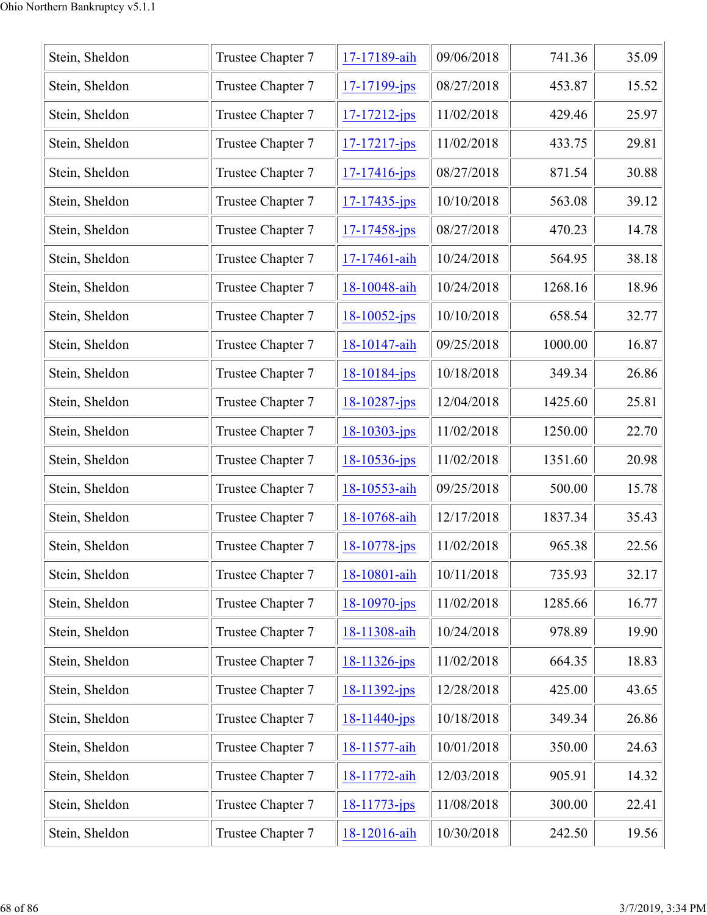| | | | | | |
|---|---|---|---|---|---|
| Stein, Sheldon | Trustee Chapter 7 | 17-17189-aih | 09/06/2018 | 741.36 | 35.09 |
| Stein, Sheldon | Trustee Chapter 7 | 17-17199-jps | 08/27/2018 | 453.87 | 15.52 |
| Stein, Sheldon | Trustee Chapter 7 | 17-17212-jps | 11/02/2018 | 429.46 | 25.97 |
| Stein, Sheldon | Trustee Chapter 7 | 17-17217-jps | 11/02/2018 | 433.75 | 29.81 |
| Stein, Sheldon | Trustee Chapter 7 | 17-17416-jps | 08/27/2018 | 871.54 | 30.88 |
| Stein, Sheldon | Trustee Chapter 7 | 17-17435-jps | 10/10/2018 | 563.08 | 39.12 |
| Stein, Sheldon | Trustee Chapter 7 | 17-17458-jps | 08/27/2018 | 470.23 | 14.78 |
| Stein, Sheldon | Trustee Chapter 7 | 17-17461-aih | 10/24/2018 | 564.95 | 38.18 |
| Stein, Sheldon | Trustee Chapter 7 | 18-10048-aih | 10/24/2018 | 1268.16 | 18.96 |
| Stein, Sheldon | Trustee Chapter 7 | 18-10052-jps | 10/10/2018 | 658.54 | 32.77 |
| Stein, Sheldon | Trustee Chapter 7 | 18-10147-aih | 09/25/2018 | 1000.00 | 16.87 |
| Stein, Sheldon | Trustee Chapter 7 | 18-10184-jps | 10/18/2018 | 349.34 | 26.86 |
| Stein, Sheldon | Trustee Chapter 7 | 18-10287-jps | 12/04/2018 | 1425.60 | 25.81 |
| Stein, Sheldon | Trustee Chapter 7 | 18-10303-jps | 11/02/2018 | 1250.00 | 22.70 |
| Stein, Sheldon | Trustee Chapter 7 | 18-10536-jps | 11/02/2018 | 1351.60 | 20.98 |
| Stein, Sheldon | Trustee Chapter 7 | 18-10553-aih | 09/25/2018 | 500.00 | 15.78 |
| Stein, Sheldon | Trustee Chapter 7 | 18-10768-aih | 12/17/2018 | 1837.34 | 35.43 |
| Stein, Sheldon | Trustee Chapter 7 | 18-10778-jps | 11/02/2018 | 965.38 | 22.56 |
| Stein, Sheldon | Trustee Chapter 7 | 18-10801-aih | 10/11/2018 | 735.93 | 32.17 |
| Stein, Sheldon | Trustee Chapter 7 | 18-10970-jps | 11/02/2018 | 1285.66 | 16.77 |
| Stein, Sheldon | Trustee Chapter 7 | 18-11308-aih | 10/24/2018 | 978.89 | 19.90 |
| Stein, Sheldon | Trustee Chapter 7 | 18-11326-jps | 11/02/2018 | 664.35 | 18.83 |
| Stein, Sheldon | Trustee Chapter 7 | 18-11392-jps | 12/28/2018 | 425.00 | 43.65 |
| Stein, Sheldon | Trustee Chapter 7 | 18-11440-jps | 10/18/2018 | 349.34 | 26.86 |
| Stein, Sheldon | Trustee Chapter 7 | 18-11577-aih | 10/01/2018 | 350.00 | 24.63 |
| Stein, Sheldon | Trustee Chapter 7 | 18-11772-aih | 12/03/2018 | 905.91 | 14.32 |
| Stein, Sheldon | Trustee Chapter 7 | 18-11773-jps | 11/08/2018 | 300.00 | 22.41 |
| Stein, Sheldon | Trustee Chapter 7 | 18-12016-aih | 10/30/2018 | 242.50 | 19.56 |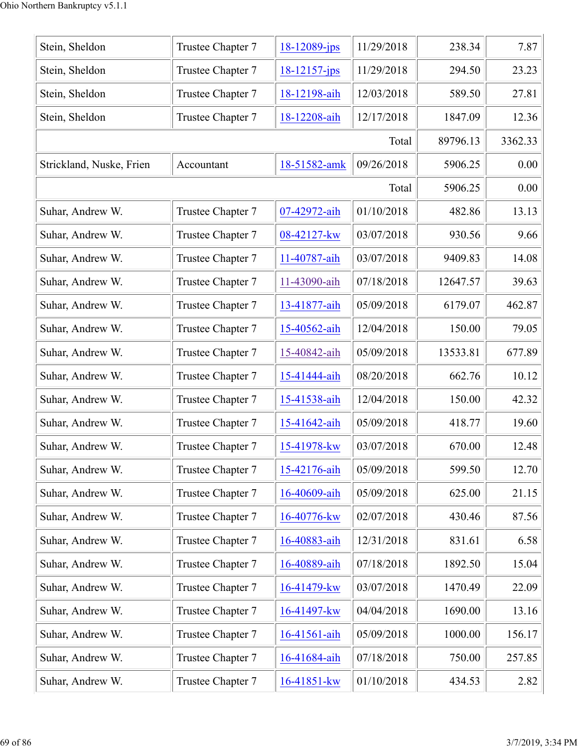| | | | | | |
|---|---|---|---|---|---|
| Stein, Sheldon | Trustee Chapter 7 | 18-12089-jps | 11/29/2018 | 238.34 | 7.87 |
| Stein, Sheldon | Trustee Chapter 7 | 18-12157-jps | 11/29/2018 | 294.50 | 23.23 |
| Stein, Sheldon | Trustee Chapter 7 | 18-12198-aih | 12/03/2018 | 589.50 | 27.81 |
| Stein, Sheldon | Trustee Chapter 7 | 18-12208-aih | 12/17/2018 | 1847.09 | 12.36 |
| | | | Total | 89796.13 | 3362.33 |
| Strickland, Nuske, Frien | Accountant | 18-51582-amk | 09/26/2018 | 5906.25 | 0.00 |
| | | | Total | 5906.25 | 0.00 |
| Suhar, Andrew W. | Trustee Chapter 7 | 07-42972-aih | 01/10/2018 | 482.86 | 13.13 |
| Suhar, Andrew W. | Trustee Chapter 7 | 08-42127-kw | 03/07/2018 | 930.56 | 9.66 |
| Suhar, Andrew W. | Trustee Chapter 7 | 11-40787-aih | 03/07/2018 | 9409.83 | 14.08 |
| Suhar, Andrew W. | Trustee Chapter 7 | 11-43090-aih | 07/18/2018 | 12647.57 | 39.63 |
| Suhar, Andrew W. | Trustee Chapter 7 | 13-41877-aih | 05/09/2018 | 6179.07 | 462.87 |
| Suhar, Andrew W. | Trustee Chapter 7 | 15-40562-aih | 12/04/2018 | 150.00 | 79.05 |
| Suhar, Andrew W. | Trustee Chapter 7 | 15-40842-aih | 05/09/2018 | 13533.81 | 677.89 |
| Suhar, Andrew W. | Trustee Chapter 7 | 15-41444-aih | 08/20/2018 | 662.76 | 10.12 |
| Suhar, Andrew W. | Trustee Chapter 7 | 15-41538-aih | 12/04/2018 | 150.00 | 42.32 |
| Suhar, Andrew W. | Trustee Chapter 7 | 15-41642-aih | 05/09/2018 | 418.77 | 19.60 |
| Suhar, Andrew W. | Trustee Chapter 7 | 15-41978-kw | 03/07/2018 | 670.00 | 12.48 |
| Suhar, Andrew W. | Trustee Chapter 7 | 15-42176-aih | 05/09/2018 | 599.50 | 12.70 |
| Suhar, Andrew W. | Trustee Chapter 7 | 16-40609-aih | 05/09/2018 | 625.00 | 21.15 |
| Suhar, Andrew W. | Trustee Chapter 7 | 16-40776-kw | 02/07/2018 | 430.46 | 87.56 |
| Suhar, Andrew W. | Trustee Chapter 7 | 16-40883-aih | 12/31/2018 | 831.61 | 6.58 |
| Suhar, Andrew W. | Trustee Chapter 7 | 16-40889-aih | 07/18/2018 | 1892.50 | 15.04 |
| Suhar, Andrew W. | Trustee Chapter 7 | 16-41479-kw | 03/07/2018 | 1470.49 | 22.09 |
| Suhar, Andrew W. | Trustee Chapter 7 | 16-41497-kw | 04/04/2018 | 1690.00 | 13.16 |
| Suhar, Andrew W. | Trustee Chapter 7 | 16-41561-aih | 05/09/2018 | 1000.00 | 156.17 |
| Suhar, Andrew W. | Trustee Chapter 7 | 16-41684-aih | 07/18/2018 | 750.00 | 257.85 |
| Suhar, Andrew W. | Trustee Chapter 7 | 16-41851-kw | 01/10/2018 | 434.53 | 2.82 |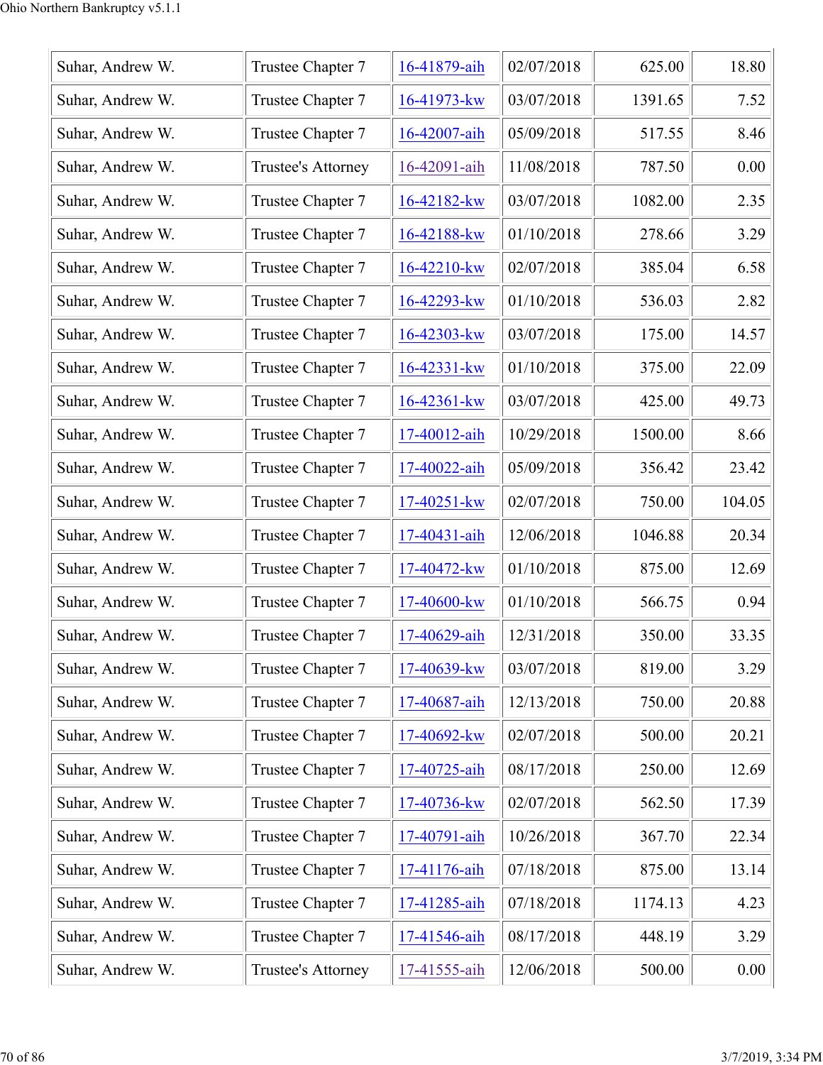| | | | | | |
|---|---|---|---|---|---|
| Suhar, Andrew W. | Trustee Chapter 7 | 16-41879-aih | 02/07/2018 | 625.00 | 18.80 |
| Suhar, Andrew W. | Trustee Chapter 7 | 16-41973-kw | 03/07/2018 | 1391.65 | 7.52 |
| Suhar, Andrew W. | Trustee Chapter 7 | 16-42007-aih | 05/09/2018 | 517.55 | 8.46 |
| Suhar, Andrew W. | Trustee's Attorney | 16-42091-aih | 11/08/2018 | 787.50 | 0.00 |
| Suhar, Andrew W. | Trustee Chapter 7 | 16-42182-kw | 03/07/2018 | 1082.00 | 2.35 |
| Suhar, Andrew W. | Trustee Chapter 7 | 16-42188-kw | 01/10/2018 | 278.66 | 3.29 |
| Suhar, Andrew W. | Trustee Chapter 7 | 16-42210-kw | 02/07/2018 | 385.04 | 6.58 |
| Suhar, Andrew W. | Trustee Chapter 7 | 16-42293-kw | 01/10/2018 | 536.03 | 2.82 |
| Suhar, Andrew W. | Trustee Chapter 7 | 16-42303-kw | 03/07/2018 | 175.00 | 14.57 |
| Suhar, Andrew W. | Trustee Chapter 7 | 16-42331-kw | 01/10/2018 | 375.00 | 22.09 |
| Suhar, Andrew W. | Trustee Chapter 7 | 16-42361-kw | 03/07/2018 | 425.00 | 49.73 |
| Suhar, Andrew W. | Trustee Chapter 7 | 17-40012-aih | 10/29/2018 | 1500.00 | 8.66 |
| Suhar, Andrew W. | Trustee Chapter 7 | 17-40022-aih | 05/09/2018 | 356.42 | 23.42 |
| Suhar, Andrew W. | Trustee Chapter 7 | 17-40251-kw | 02/07/2018 | 750.00 | 104.05 |
| Suhar, Andrew W. | Trustee Chapter 7 | 17-40431-aih | 12/06/2018 | 1046.88 | 20.34 |
| Suhar, Andrew W. | Trustee Chapter 7 | 17-40472-kw | 01/10/2018 | 875.00 | 12.69 |
| Suhar, Andrew W. | Trustee Chapter 7 | 17-40600-kw | 01/10/2018 | 566.75 | 0.94 |
| Suhar, Andrew W. | Trustee Chapter 7 | 17-40629-aih | 12/31/2018 | 350.00 | 33.35 |
| Suhar, Andrew W. | Trustee Chapter 7 | 17-40639-kw | 03/07/2018 | 819.00 | 3.29 |
| Suhar, Andrew W. | Trustee Chapter 7 | 17-40687-aih | 12/13/2018 | 750.00 | 20.88 |
| Suhar, Andrew W. | Trustee Chapter 7 | 17-40692-kw | 02/07/2018 | 500.00 | 20.21 |
| Suhar, Andrew W. | Trustee Chapter 7 | 17-40725-aih | 08/17/2018 | 250.00 | 12.69 |
| Suhar, Andrew W. | Trustee Chapter 7 | 17-40736-kw | 02/07/2018 | 562.50 | 17.39 |
| Suhar, Andrew W. | Trustee Chapter 7 | 17-40791-aih | 10/26/2018 | 367.70 | 22.34 |
| Suhar, Andrew W. | Trustee Chapter 7 | 17-41176-aih | 07/18/2018 | 875.00 | 13.14 |
| Suhar, Andrew W. | Trustee Chapter 7 | 17-41285-aih | 07/18/2018 | 1174.13 | 4.23 |
| Suhar, Andrew W. | Trustee Chapter 7 | 17-41546-aih | 08/17/2018 | 448.19 | 3.29 |
| Suhar, Andrew W. | Trustee's Attorney | 17-41555-aih | 12/06/2018 | 500.00 | 0.00 |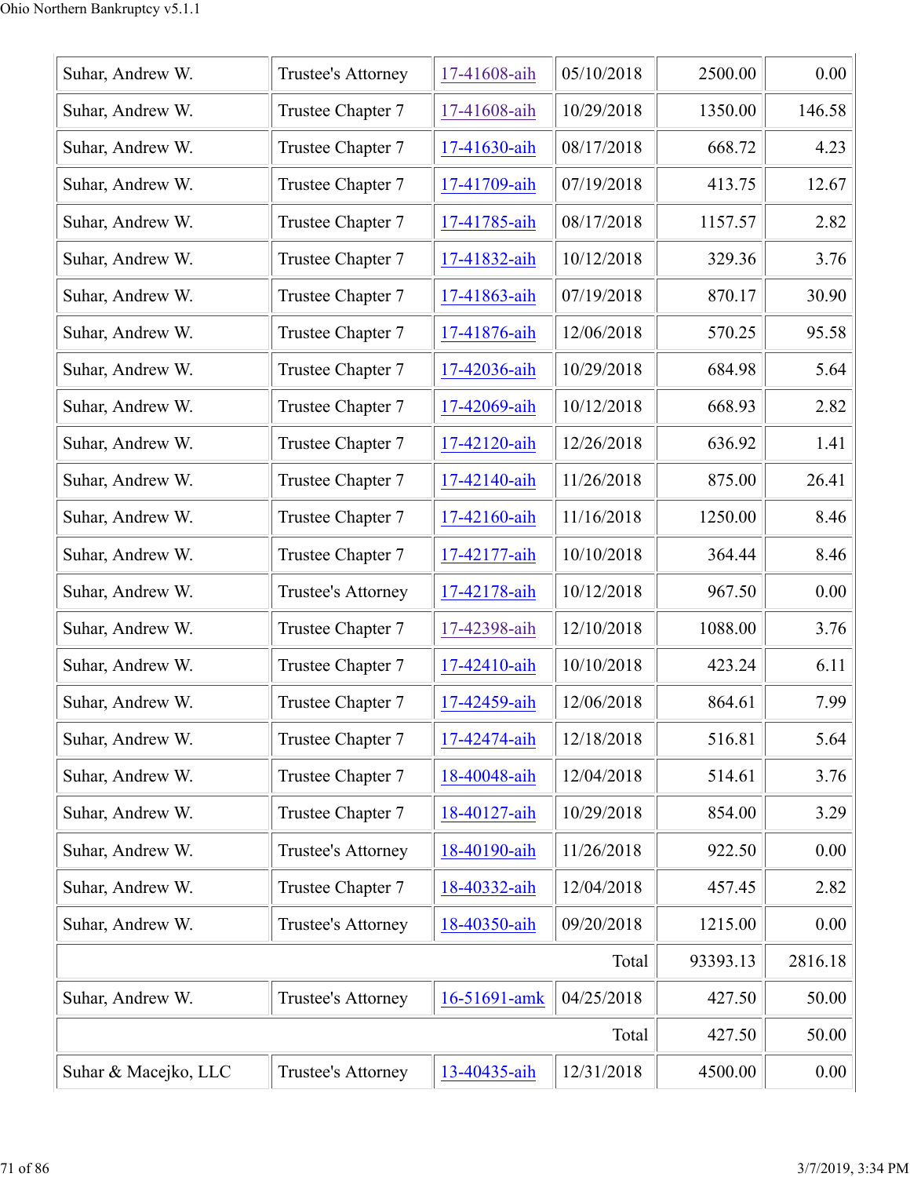| | | | | | |
|---|---|---|---|---|---|
| Suhar, Andrew W. | Trustee's Attorney | 17-41608-aih | 05/10/2018 | 2500.00 | 0.00 |
| Suhar, Andrew W. | Trustee Chapter 7 | 17-41608-aih | 10/29/2018 | 1350.00 | 146.58 |
| Suhar, Andrew W. | Trustee Chapter 7 | 17-41630-aih | 08/17/2018 | 668.72 | 4.23 |
| Suhar, Andrew W. | Trustee Chapter 7 | 17-41709-aih | 07/19/2018 | 413.75 | 12.67 |
| Suhar, Andrew W. | Trustee Chapter 7 | 17-41785-aih | 08/17/2018 | 1157.57 | 2.82 |
| Suhar, Andrew W. | Trustee Chapter 7 | 17-41832-aih | 10/12/2018 | 329.36 | 3.76 |
| Suhar, Andrew W. | Trustee Chapter 7 | 17-41863-aih | 07/19/2018 | 870.17 | 30.90 |
| Suhar, Andrew W. | Trustee Chapter 7 | 17-41876-aih | 12/06/2018 | 570.25 | 95.58 |
| Suhar, Andrew W. | Trustee Chapter 7 | 17-42036-aih | 10/29/2018 | 684.98 | 5.64 |
| Suhar, Andrew W. | Trustee Chapter 7 | 17-42069-aih | 10/12/2018 | 668.93 | 2.82 |
| Suhar, Andrew W. | Trustee Chapter 7 | 17-42120-aih | 12/26/2018 | 636.92 | 1.41 |
| Suhar, Andrew W. | Trustee Chapter 7 | 17-42140-aih | 11/26/2018 | 875.00 | 26.41 |
| Suhar, Andrew W. | Trustee Chapter 7 | 17-42160-aih | 11/16/2018 | 1250.00 | 8.46 |
| Suhar, Andrew W. | Trustee Chapter 7 | 17-42177-aih | 10/10/2018 | 364.44 | 8.46 |
| Suhar, Andrew W. | Trustee's Attorney | 17-42178-aih | 10/12/2018 | 967.50 | 0.00 |
| Suhar, Andrew W. | Trustee Chapter 7 | 17-42398-aih | 12/10/2018 | 1088.00 | 3.76 |
| Suhar, Andrew W. | Trustee Chapter 7 | 17-42410-aih | 10/10/2018 | 423.24 | 6.11 |
| Suhar, Andrew W. | Trustee Chapter 7 | 17-42459-aih | 12/06/2018 | 864.61 | 7.99 |
| Suhar, Andrew W. | Trustee Chapter 7 | 17-42474-aih | 12/18/2018 | 516.81 | 5.64 |
| Suhar, Andrew W. | Trustee Chapter 7 | 18-40048-aih | 12/04/2018 | 514.61 | 3.76 |
| Suhar, Andrew W. | Trustee Chapter 7 | 18-40127-aih | 10/29/2018 | 854.00 | 3.29 |
| Suhar, Andrew W. | Trustee's Attorney | 18-40190-aih | 11/26/2018 | 922.50 | 0.00 |
| Suhar, Andrew W. | Trustee Chapter 7 | 18-40332-aih | 12/04/2018 | 457.45 | 2.82 |
| Suhar, Andrew W. | Trustee's Attorney | 18-40350-aih | 09/20/2018 | 1215.00 | 0.00 |
| | | | Total | 93393.13 | 2816.18 |
| Suhar, Andrew W. | Trustee's Attorney | 16-51691-amk | 04/25/2018 | 427.50 | 50.00 |
| | | | Total | 427.50 | 50.00 |
| Suhar & Macejko, LLC | Trustee's Attorney | 13-40435-aih | 12/31/2018 | 4500.00 | 0.00 |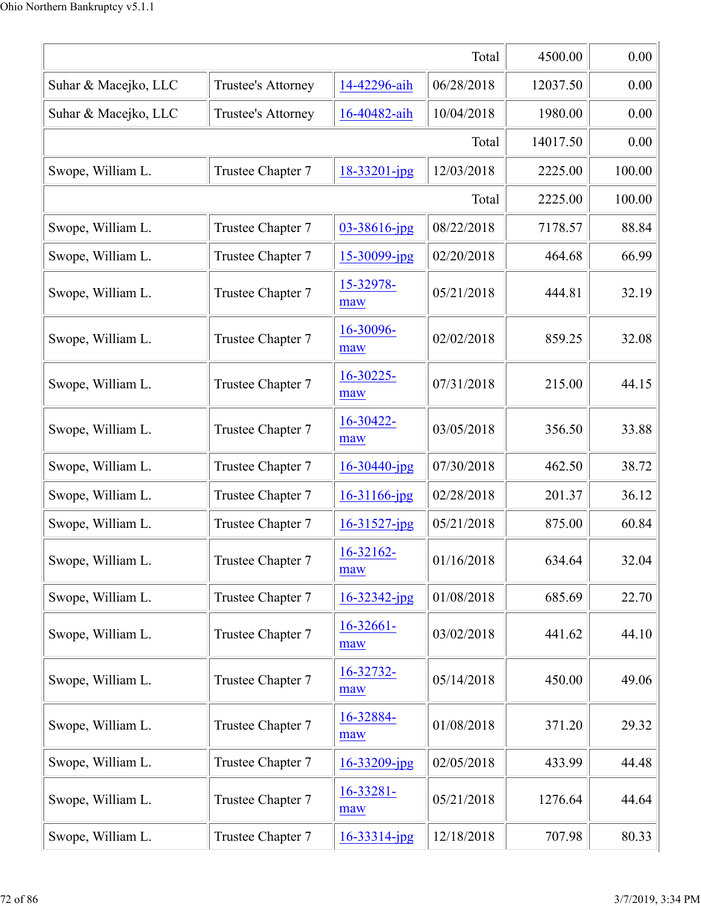| | | | Total | 4500.00 | 0.00 |
|---|---|---|---|---|---|
| Suhar & Macejko, LLC | Trustee's Attorney | 14-42296-aih | 06/28/2018 | 12037.50 | 0.00 |
| Suhar & Macejko, LLC | Trustee's Attorney | 16-40482-aih | 10/04/2018 | 1980.00 | 0.00 |
| | | | Total | 14017.50 | 0.00 |
| Swope, William L. | Trustee Chapter 7 | 18-33201-jpg | 12/03/2018 | 2225.00 | 100.00 |
| | | | Total | 2225.00 | 100.00 |
| Swope, William L. | Trustee Chapter 7 | 03-38616-jpg | 08/22/2018 | 7178.57 | 88.84 |
| Swope, William L. | Trustee Chapter 7 | 15-30099-jpg | 02/20/2018 | 464.68 | 66.99 |
| Swope, William L. | Trustee Chapter 7 | 15-32978-maw | 05/21/2018 | 444.81 | 32.19 |
| Swope, William L. | Trustee Chapter 7 | 16-30096-maw | 02/02/2018 | 859.25 | 32.08 |
| Swope, William L. | Trustee Chapter 7 | 16-30225-maw | 07/31/2018 | 215.00 | 44.15 |
| Swope, William L. | Trustee Chapter 7 | 16-30422-maw | 03/05/2018 | 356.50 | 33.88 |
| Swope, William L. | Trustee Chapter 7 | 16-30440-jpg | 07/30/2018 | 462.50 | 38.72 |
| Swope, William L. | Trustee Chapter 7 | 16-31166-jpg | 02/28/2018 | 201.37 | 36.12 |
| Swope, William L. | Trustee Chapter 7 | 16-31527-jpg | 05/21/2018 | 875.00 | 60.84 |
| Swope, William L. | Trustee Chapter 7 | 16-32162-maw | 01/16/2018 | 634.64 | 32.04 |
| Swope, William L. | Trustee Chapter 7 | 16-32342-jpg | 01/08/2018 | 685.69 | 22.70 |
| Swope, William L. | Trustee Chapter 7 | 16-32661-maw | 03/02/2018 | 441.62 | 44.10 |
| Swope, William L. | Trustee Chapter 7 | 16-32732-maw | 05/14/2018 | 450.00 | 49.06 |
| Swope, William L. | Trustee Chapter 7 | 16-32884-maw | 01/08/2018 | 371.20 | 29.32 |
| Swope, William L. | Trustee Chapter 7 | 16-33209-jpg | 02/05/2018 | 433.99 | 44.48 |
| Swope, William L. | Trustee Chapter 7 | 16-33281-maw | 05/21/2018 | 1276.64 | 44.64 |
| Swope, William L. | Trustee Chapter 7 | 16-33314-jpg | 12/18/2018 | 707.98 | 80.33 |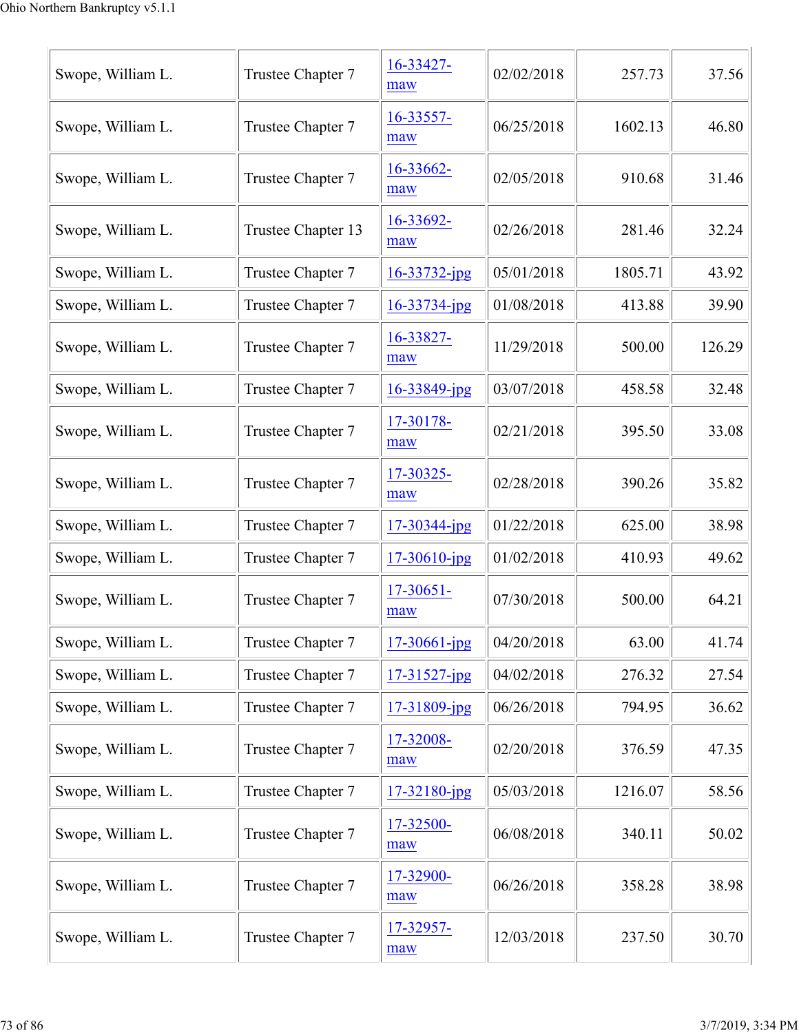| | | | | | |
|---|---|---|---|---|---|
| Swope, William L. | Trustee Chapter 7 | 16-33427-maw | 02/02/2018 | 257.73 | 37.56 |
| Swope, William L. | Trustee Chapter 7 | 16-33557-maw | 06/25/2018 | 1602.13 | 46.80 |
| Swope, William L. | Trustee Chapter 7 | 16-33662-maw | 02/05/2018 | 910.68 | 31.46 |
| Swope, William L. | Trustee Chapter 13 | 16-33692-maw | 02/26/2018 | 281.46 | 32.24 |
| Swope, William L. | Trustee Chapter 7 | 16-33732-jpg | 05/01/2018 | 1805.71 | 43.92 |
| Swope, William L. | Trustee Chapter 7 | 16-33734-jpg | 01/08/2018 | 413.88 | 39.90 |
| Swope, William L. | Trustee Chapter 7 | 16-33827-maw | 11/29/2018 | 500.00 | 126.29 |
| Swope, William L. | Trustee Chapter 7 | 16-33849-jpg | 03/07/2018 | 458.58 | 32.48 |
| Swope, William L. | Trustee Chapter 7 | 17-30178-maw | 02/21/2018 | 395.50 | 33.08 |
| Swope, William L. | Trustee Chapter 7 | 17-30325-maw | 02/28/2018 | 390.26 | 35.82 |
| Swope, William L. | Trustee Chapter 7 | 17-30344-jpg | 01/22/2018 | 625.00 | 38.98 |
| Swope, William L. | Trustee Chapter 7 | 17-30610-jpg | 01/02/2018 | 410.93 | 49.62 |
| Swope, William L. | Trustee Chapter 7 | 17-30651-maw | 07/30/2018 | 500.00 | 64.21 |
| Swope, William L. | Trustee Chapter 7 | 17-30661-jpg | 04/20/2018 | 63.00 | 41.74 |
| Swope, William L. | Trustee Chapter 7 | 17-31527-jpg | 04/02/2018 | 276.32 | 27.54 |
| Swope, William L. | Trustee Chapter 7 | 17-31809-jpg | 06/26/2018 | 794.95 | 36.62 |
| Swope, William L. | Trustee Chapter 7 | 17-32008-maw | 02/20/2018 | 376.59 | 47.35 |
| Swope, William L. | Trustee Chapter 7 | 17-32180-jpg | 05/03/2018 | 1216.07 | 58.56 |
| Swope, William L. | Trustee Chapter 7 | 17-32500-maw | 06/08/2018 | 340.11 | 50.02 |
| Swope, William L. | Trustee Chapter 7 | 17-32900-maw | 06/26/2018 | 358.28 | 38.98 |
| Swope, William L. | Trustee Chapter 7 | 17-32957-maw | 12/03/2018 | 237.50 | 30.70 |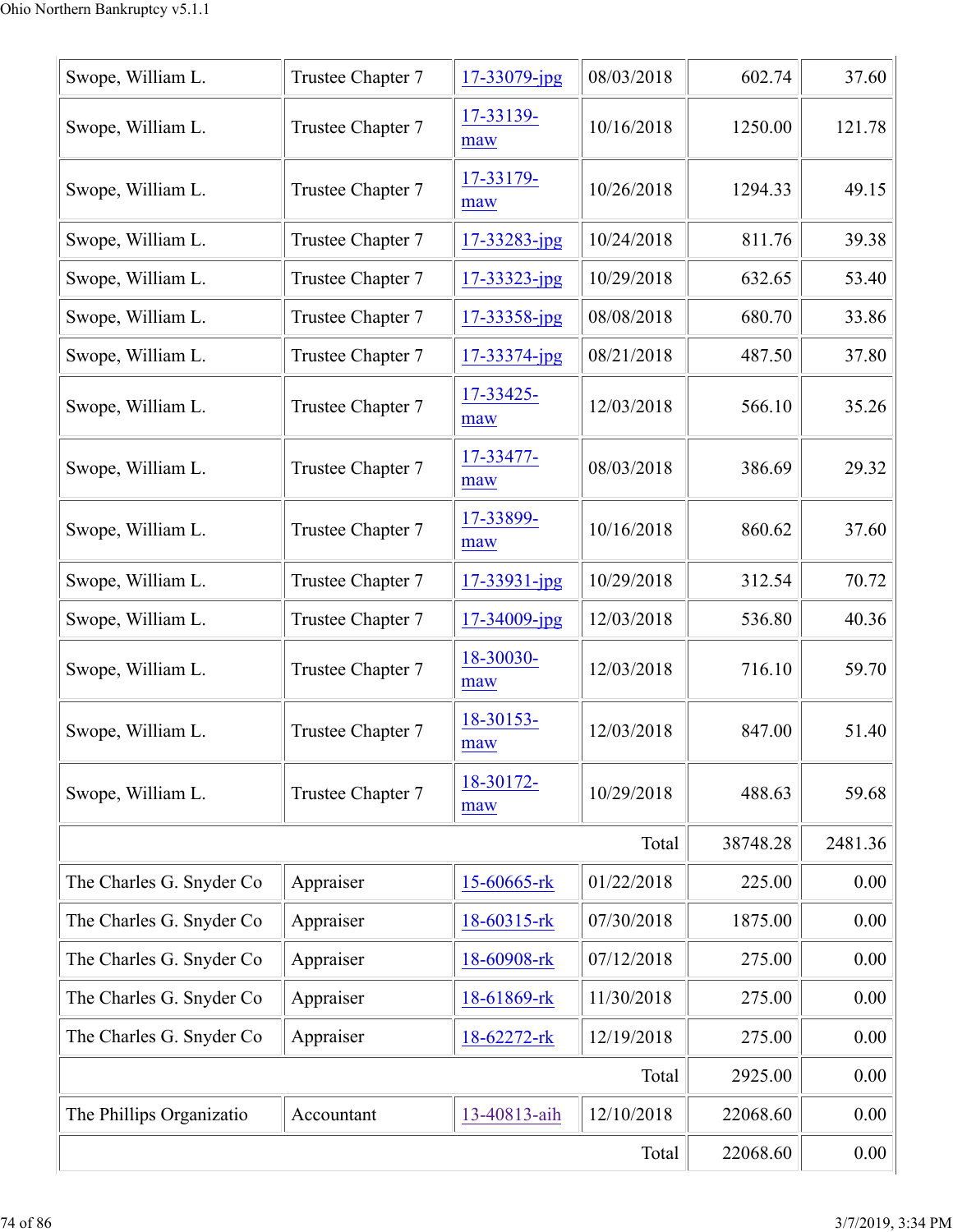| | | | | | |
|---|---|---|---|---|---|
| Swope, William L. | Trustee Chapter 7 | 17-33079-jpg | 08/03/2018 | 602.74 | 37.60 |
| Swope, William L. | Trustee Chapter 7 | 17-33139-maw | 10/16/2018 | 1250.00 | 121.78 |
| Swope, William L. | Trustee Chapter 7 | 17-33179-maw | 10/26/2018 | 1294.33 | 49.15 |
| Swope, William L. | Trustee Chapter 7 | 17-33283-jpg | 10/24/2018 | 811.76 | 39.38 |
| Swope, William L. | Trustee Chapter 7 | 17-33323-jpg | 10/29/2018 | 632.65 | 53.40 |
| Swope, William L. | Trustee Chapter 7 | 17-33358-jpg | 08/08/2018 | 680.70 | 33.86 |
| Swope, William L. | Trustee Chapter 7 | 17-33374-jpg | 08/21/2018 | 487.50 | 37.80 |
| Swope, William L. | Trustee Chapter 7 | 17-33425-maw | 12/03/2018 | 566.10 | 35.26 |
| Swope, William L. | Trustee Chapter 7 | 17-33477-maw | 08/03/2018 | 386.69 | 29.32 |
| Swope, William L. | Trustee Chapter 7 | 17-33899-maw | 10/16/2018 | 860.62 | 37.60 |
| Swope, William L. | Trustee Chapter 7 | 17-33931-jpg | 10/29/2018 | 312.54 | 70.72 |
| Swope, William L. | Trustee Chapter 7 | 17-34009-jpg | 12/03/2018 | 536.80 | 40.36 |
| Swope, William L. | Trustee Chapter 7 | 18-30030-maw | 12/03/2018 | 716.10 | 59.70 |
| Swope, William L. | Trustee Chapter 7 | 18-30153-maw | 12/03/2018 | 847.00 | 51.40 |
| Swope, William L. | Trustee Chapter 7 | 18-30172-maw | 10/29/2018 | 488.63 | 59.68 |
| | | | Total | 38748.28 | 2481.36 |
| The Charles G. Snyder Co | Appraiser | 15-60665-rk | 01/22/2018 | 225.00 | 0.00 |
| The Charles G. Snyder Co | Appraiser | 18-60315-rk | 07/30/2018 | 1875.00 | 0.00 |
| The Charles G. Snyder Co | Appraiser | 18-60908-rk | 07/12/2018 | 275.00 | 0.00 |
| The Charles G. Snyder Co | Appraiser | 18-61869-rk | 11/30/2018 | 275.00 | 0.00 |
| The Charles G. Snyder Co | Appraiser | 18-62272-rk | 12/19/2018 | 275.00 | 0.00 |
| | | | Total | 2925.00 | 0.00 |
| The Phillips Organizatio | Accountant | 13-40813-aih | 12/10/2018 | 22068.60 | 0.00 |
| | | | Total | 22068.60 | 0.00 |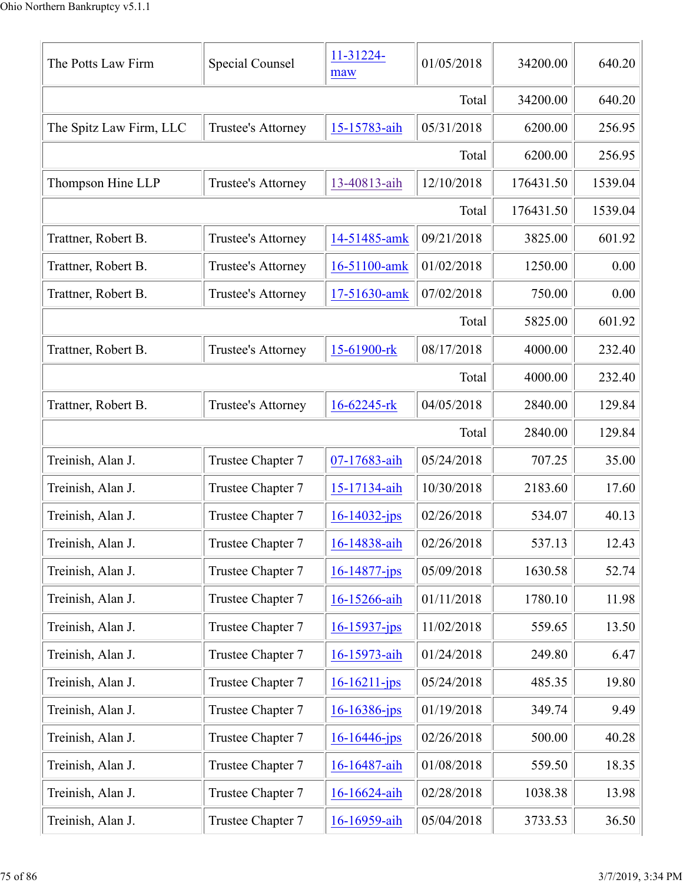| The Potts Law Firm | Special Counsel | 11-31224-maw | 01/05/2018 | 34200.00 | 640.20 |
|---|---|---|---|---|---|
| | | | Total | 34200.00 | 640.20 |
| The Spitz Law Firm, LLC | Trustee's Attorney | 15-15783-aih | 05/31/2018 | 6200.00 | 256.95 |
| | | | Total | 6200.00 | 256.95 |
| Thompson Hine LLP | Trustee's Attorney | 13-40813-aih | 12/10/2018 | 176431.50 | 1539.04 |
| | | | Total | 176431.50 | 1539.04 |
| Trattner, Robert B. | Trustee's Attorney | 14-51485-amk | 09/21/2018 | 3825.00 | 601.92 |
| Trattner, Robert B. | Trustee's Attorney | 16-51100-amk | 01/02/2018 | 1250.00 | 0.00 |
| Trattner, Robert B. | Trustee's Attorney | 17-51630-amk | 07/02/2018 | 750.00 | 0.00 |
| | | | Total | 5825.00 | 601.92 |
| Trattner, Robert B. | Trustee's Attorney | 15-61900-rk | 08/17/2018 | 4000.00 | 232.40 |
| | | | Total | 4000.00 | 232.40 |
| Trattner, Robert B. | Trustee's Attorney | 16-62245-rk | 04/05/2018 | 2840.00 | 129.84 |
| | | | Total | 2840.00 | 129.84 |
| Treinish, Alan J. | Trustee Chapter 7 | 07-17683-aih | 05/24/2018 | 707.25 | 35.00 |
| Treinish, Alan J. | Trustee Chapter 7 | 15-17134-aih | 10/30/2018 | 2183.60 | 17.60 |
| Treinish, Alan J. | Trustee Chapter 7 | 16-14032-jps | 02/26/2018 | 534.07 | 40.13 |
| Treinish, Alan J. | Trustee Chapter 7 | 16-14838-aih | 02/26/2018 | 537.13 | 12.43 |
| Treinish, Alan J. | Trustee Chapter 7 | 16-14877-jps | 05/09/2018 | 1630.58 | 52.74 |
| Treinish, Alan J. | Trustee Chapter 7 | 16-15266-aih | 01/11/2018 | 1780.10 | 11.98 |
| Treinish, Alan J. | Trustee Chapter 7 | 16-15937-jps | 11/02/2018 | 559.65 | 13.50 |
| Treinish, Alan J. | Trustee Chapter 7 | 16-15973-aih | 01/24/2018 | 249.80 | 6.47 |
| Treinish, Alan J. | Trustee Chapter 7 | 16-16211-jps | 05/24/2018 | 485.35 | 19.80 |
| Treinish, Alan J. | Trustee Chapter 7 | 16-16386-jps | 01/19/2018 | 349.74 | 9.49 |
| Treinish, Alan J. | Trustee Chapter 7 | 16-16446-jps | 02/26/2018 | 500.00 | 40.28 |
| Treinish, Alan J. | Trustee Chapter 7 | 16-16487-aih | 01/08/2018 | 559.50 | 18.35 |
| Treinish, Alan J. | Trustee Chapter 7 | 16-16624-aih | 02/28/2018 | 1038.38 | 13.98 |
| Treinish, Alan J. | Trustee Chapter 7 | 16-16959-aih | 05/04/2018 | 3733.53 | 36.50 |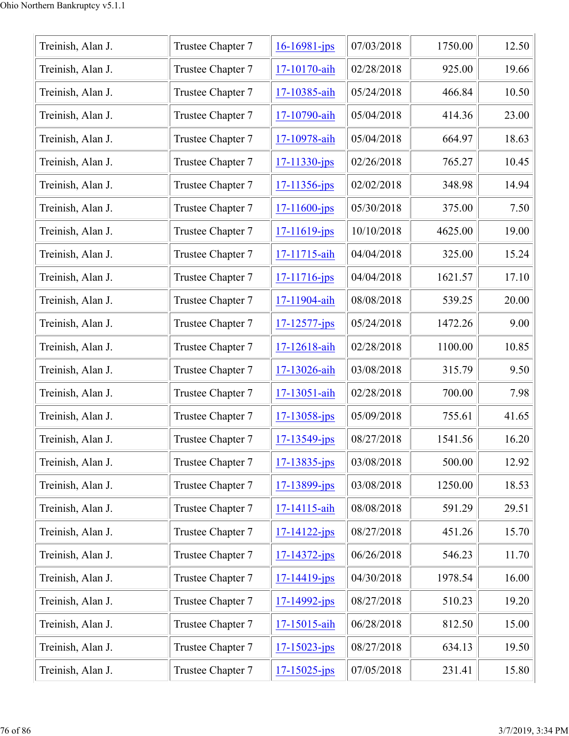| | | | | | |
|---|---|---|---|---|---|
| Treinish, Alan J. | Trustee Chapter 7 | 16-16981-jps | 07/03/2018 | 1750.00 | 12.50 |
| Treinish, Alan J. | Trustee Chapter 7 | 17-10170-aih | 02/28/2018 | 925.00 | 19.66 |
| Treinish, Alan J. | Trustee Chapter 7 | 17-10385-aih | 05/24/2018 | 466.84 | 10.50 |
| Treinish, Alan J. | Trustee Chapter 7 | 17-10790-aih | 05/04/2018 | 414.36 | 23.00 |
| Treinish, Alan J. | Trustee Chapter 7 | 17-10978-aih | 05/04/2018 | 664.97 | 18.63 |
| Treinish, Alan J. | Trustee Chapter 7 | 17-11330-jps | 02/26/2018 | 765.27 | 10.45 |
| Treinish, Alan J. | Trustee Chapter 7 | 17-11356-jps | 02/02/2018 | 348.98 | 14.94 |
| Treinish, Alan J. | Trustee Chapter 7 | 17-11600-jps | 05/30/2018 | 375.00 | 7.50 |
| Treinish, Alan J. | Trustee Chapter 7 | 17-11619-jps | 10/10/2018 | 4625.00 | 19.00 |
| Treinish, Alan J. | Trustee Chapter 7 | 17-11715-aih | 04/04/2018 | 325.00 | 15.24 |
| Treinish, Alan J. | Trustee Chapter 7 | 17-11716-jps | 04/04/2018 | 1621.57 | 17.10 |
| Treinish, Alan J. | Trustee Chapter 7 | 17-11904-aih | 08/08/2018 | 539.25 | 20.00 |
| Treinish, Alan J. | Trustee Chapter 7 | 17-12577-jps | 05/24/2018 | 1472.26 | 9.00 |
| Treinish, Alan J. | Trustee Chapter 7 | 17-12618-aih | 02/28/2018 | 1100.00 | 10.85 |
| Treinish, Alan J. | Trustee Chapter 7 | 17-13026-aih | 03/08/2018 | 315.79 | 9.50 |
| Treinish, Alan J. | Trustee Chapter 7 | 17-13051-aih | 02/28/2018 | 700.00 | 7.98 |
| Treinish, Alan J. | Trustee Chapter 7 | 17-13058-jps | 05/09/2018 | 755.61 | 41.65 |
| Treinish, Alan J. | Trustee Chapter 7 | 17-13549-jps | 08/27/2018 | 1541.56 | 16.20 |
| Treinish, Alan J. | Trustee Chapter 7 | 17-13835-jps | 03/08/2018 | 500.00 | 12.92 |
| Treinish, Alan J. | Trustee Chapter 7 | 17-13899-jps | 03/08/2018 | 1250.00 | 18.53 |
| Treinish, Alan J. | Trustee Chapter 7 | 17-14115-aih | 08/08/2018 | 591.29 | 29.51 |
| Treinish, Alan J. | Trustee Chapter 7 | 17-14122-jps | 08/27/2018 | 451.26 | 15.70 |
| Treinish, Alan J. | Trustee Chapter 7 | 17-14372-jps | 06/26/2018 | 546.23 | 11.70 |
| Treinish, Alan J. | Trustee Chapter 7 | 17-14419-jps | 04/30/2018 | 1978.54 | 16.00 |
| Treinish, Alan J. | Trustee Chapter 7 | 17-14992-jps | 08/27/2018 | 510.23 | 19.20 |
| Treinish, Alan J. | Trustee Chapter 7 | 17-15015-aih | 06/28/2018 | 812.50 | 15.00 |
| Treinish, Alan J. | Trustee Chapter 7 | 17-15023-jps | 08/27/2018 | 634.13 | 19.50 |
| Treinish, Alan J. | Trustee Chapter 7 | 17-15025-jps | 07/05/2018 | 231.41 | 15.80 |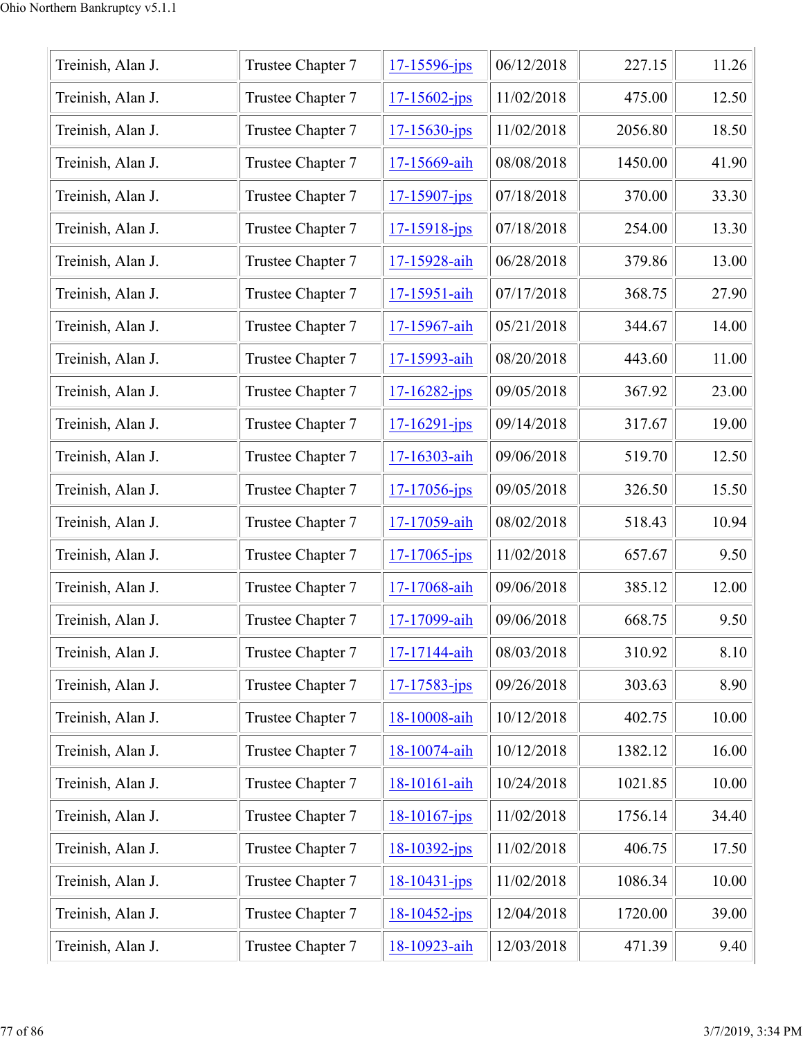| | | | | | |
|---|---|---|---|---|---|
| Treinish, Alan J. | Trustee Chapter 7 | 17-15596-jps | 06/12/2018 | 227.15 | 11.26 |
| Treinish, Alan J. | Trustee Chapter 7 | 17-15602-jps | 11/02/2018 | 475.00 | 12.50 |
| Treinish, Alan J. | Trustee Chapter 7 | 17-15630-jps | 11/02/2018 | 2056.80 | 18.50 |
| Treinish, Alan J. | Trustee Chapter 7 | 17-15669-aih | 08/08/2018 | 1450.00 | 41.90 |
| Treinish, Alan J. | Trustee Chapter 7 | 17-15907-jps | 07/18/2018 | 370.00 | 33.30 |
| Treinish, Alan J. | Trustee Chapter 7 | 17-15918-jps | 07/18/2018 | 254.00 | 13.30 |
| Treinish, Alan J. | Trustee Chapter 7 | 17-15928-aih | 06/28/2018 | 379.86 | 13.00 |
| Treinish, Alan J. | Trustee Chapter 7 | 17-15951-aih | 07/17/2018 | 368.75 | 27.90 |
| Treinish, Alan J. | Trustee Chapter 7 | 17-15967-aih | 05/21/2018 | 344.67 | 14.00 |
| Treinish, Alan J. | Trustee Chapter 7 | 17-15993-aih | 08/20/2018 | 443.60 | 11.00 |
| Treinish, Alan J. | Trustee Chapter 7 | 17-16282-jps | 09/05/2018 | 367.92 | 23.00 |
| Treinish, Alan J. | Trustee Chapter 7 | 17-16291-jps | 09/14/2018 | 317.67 | 19.00 |
| Treinish, Alan J. | Trustee Chapter 7 | 17-16303-aih | 09/06/2018 | 519.70 | 12.50 |
| Treinish, Alan J. | Trustee Chapter 7 | 17-17056-jps | 09/05/2018 | 326.50 | 15.50 |
| Treinish, Alan J. | Trustee Chapter 7 | 17-17059-aih | 08/02/2018 | 518.43 | 10.94 |
| Treinish, Alan J. | Trustee Chapter 7 | 17-17065-jps | 11/02/2018 | 657.67 | 9.50 |
| Treinish, Alan J. | Trustee Chapter 7 | 17-17068-aih | 09/06/2018 | 385.12 | 12.00 |
| Treinish, Alan J. | Trustee Chapter 7 | 17-17099-aih | 09/06/2018 | 668.75 | 9.50 |
| Treinish, Alan J. | Trustee Chapter 7 | 17-17144-aih | 08/03/2018 | 310.92 | 8.10 |
| Treinish, Alan J. | Trustee Chapter 7 | 17-17583-jps | 09/26/2018 | 303.63 | 8.90 |
| Treinish, Alan J. | Trustee Chapter 7 | 18-10008-aih | 10/12/2018 | 402.75 | 10.00 |
| Treinish, Alan J. | Trustee Chapter 7 | 18-10074-aih | 10/12/2018 | 1382.12 | 16.00 |
| Treinish, Alan J. | Trustee Chapter 7 | 18-10161-aih | 10/24/2018 | 1021.85 | 10.00 |
| Treinish, Alan J. | Trustee Chapter 7 | 18-10167-jps | 11/02/2018 | 1756.14 | 34.40 |
| Treinish, Alan J. | Trustee Chapter 7 | 18-10392-jps | 11/02/2018 | 406.75 | 17.50 |
| Treinish, Alan J. | Trustee Chapter 7 | 18-10431-jps | 11/02/2018 | 1086.34 | 10.00 |
| Treinish, Alan J. | Trustee Chapter 7 | 18-10452-jps | 12/04/2018 | 1720.00 | 39.00 |
| Treinish, Alan J. | Trustee Chapter 7 | 18-10923-aih | 12/03/2018 | 471.39 | 9.40 |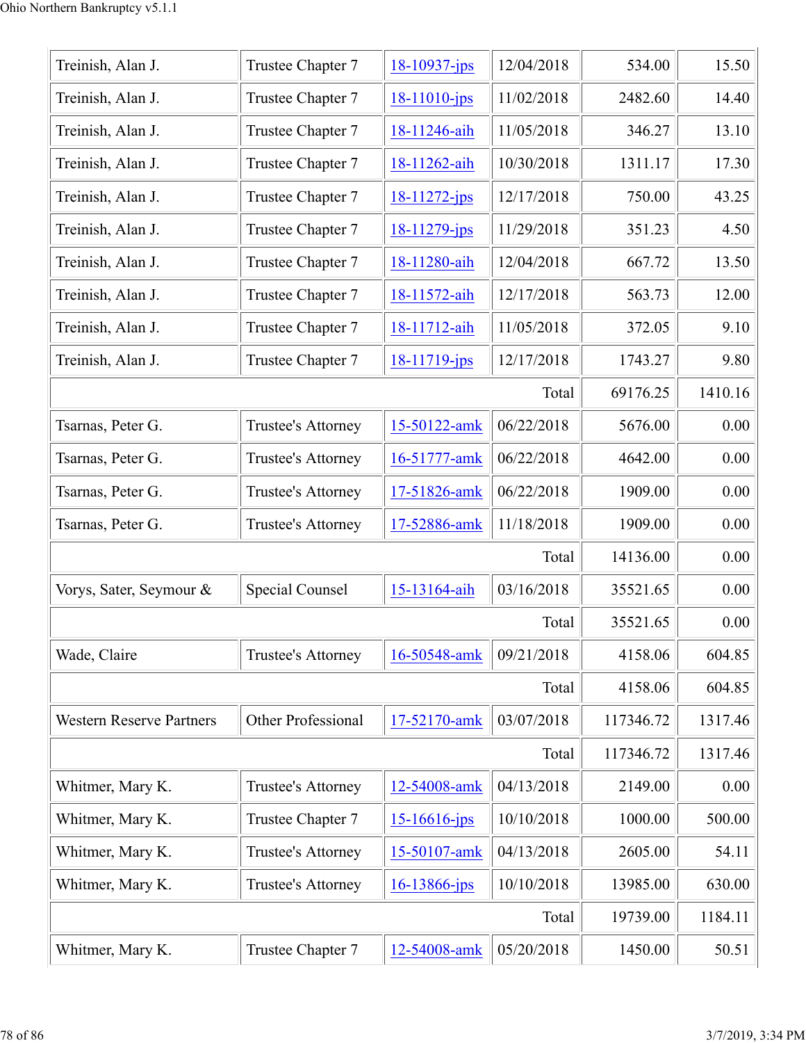| Treinish, Alan J. | Trustee Chapter 7 | 18-10937-jps | 12/04/2018 | 534.00 | 15.50 |
|---|---|---|---|---|---|
| Treinish, Alan J. | Trustee Chapter 7 | 18-11010-jps | 11/02/2018 | 2482.60 | 14.40 |
| Treinish, Alan J. | Trustee Chapter 7 | 18-11246-aih | 11/05/2018 | 346.27 | 13.10 |
| Treinish, Alan J. | Trustee Chapter 7 | 18-11262-aih | 10/30/2018 | 1311.17 | 17.30 |
| Treinish, Alan J. | Trustee Chapter 7 | 18-11272-jps | 12/17/2018 | 750.00 | 43.25 |
| Treinish, Alan J. | Trustee Chapter 7 | 18-11279-jps | 11/29/2018 | 351.23 | 4.50 |
| Treinish, Alan J. | Trustee Chapter 7 | 18-11280-aih | 12/04/2018 | 667.72 | 13.50 |
| Treinish, Alan J. | Trustee Chapter 7 | 18-11572-aih | 12/17/2018 | 563.73 | 12.00 |
| Treinish, Alan J. | Trustee Chapter 7 | 18-11712-aih | 11/05/2018 | 372.05 | 9.10 |
| Treinish, Alan J. | Trustee Chapter 7 | 18-11719-jps | 12/17/2018 | 1743.27 | 9.80 |
| | | | Total | 69176.25 | 1410.16 |
| Tsarnas, Peter G. | Trustee's Attorney | 15-50122-amk | 06/22/2018 | 5676.00 | 0.00 |
| Tsarnas, Peter G. | Trustee's Attorney | 16-51777-amk | 06/22/2018 | 4642.00 | 0.00 |
| Tsarnas, Peter G. | Trustee's Attorney | 17-51826-amk | 06/22/2018 | 1909.00 | 0.00 |
| Tsarnas, Peter G. | Trustee's Attorney | 17-52886-amk | 11/18/2018 | 1909.00 | 0.00 |
| | | | Total | 14136.00 | 0.00 |
| Vorys, Sater, Seymour & | Special Counsel | 15-13164-aih | 03/16/2018 | 35521.65 | 0.00 |
| | | | Total | 35521.65 | 0.00 |
| Wade, Claire | Trustee's Attorney | 16-50548-amk | 09/21/2018 | 4158.06 | 604.85 |
| | | | Total | 4158.06 | 604.85 |
| Western Reserve Partners | Other Professional | 17-52170-amk | 03/07/2018 | 117346.72 | 1317.46 |
| | | | Total | 117346.72 | 1317.46 |
| Whitmer, Mary K. | Trustee's Attorney | 12-54008-amk | 04/13/2018 | 2149.00 | 0.00 |
| Whitmer, Mary K. | Trustee Chapter 7 | 15-16616-jps | 10/10/2018 | 1000.00 | 500.00 |
| Whitmer, Mary K. | Trustee's Attorney | 15-50107-amk | 04/13/2018 | 2605.00 | 54.11 |
| Whitmer, Mary K. | Trustee's Attorney | 16-13866-jps | 10/10/2018 | 13985.00 | 630.00 |
| | | | Total | 19739.00 | 1184.11 |
| Whitmer, Mary K. | Trustee Chapter 7 | 12-54008-amk | 05/20/2018 | 1450.00 | 50.51 |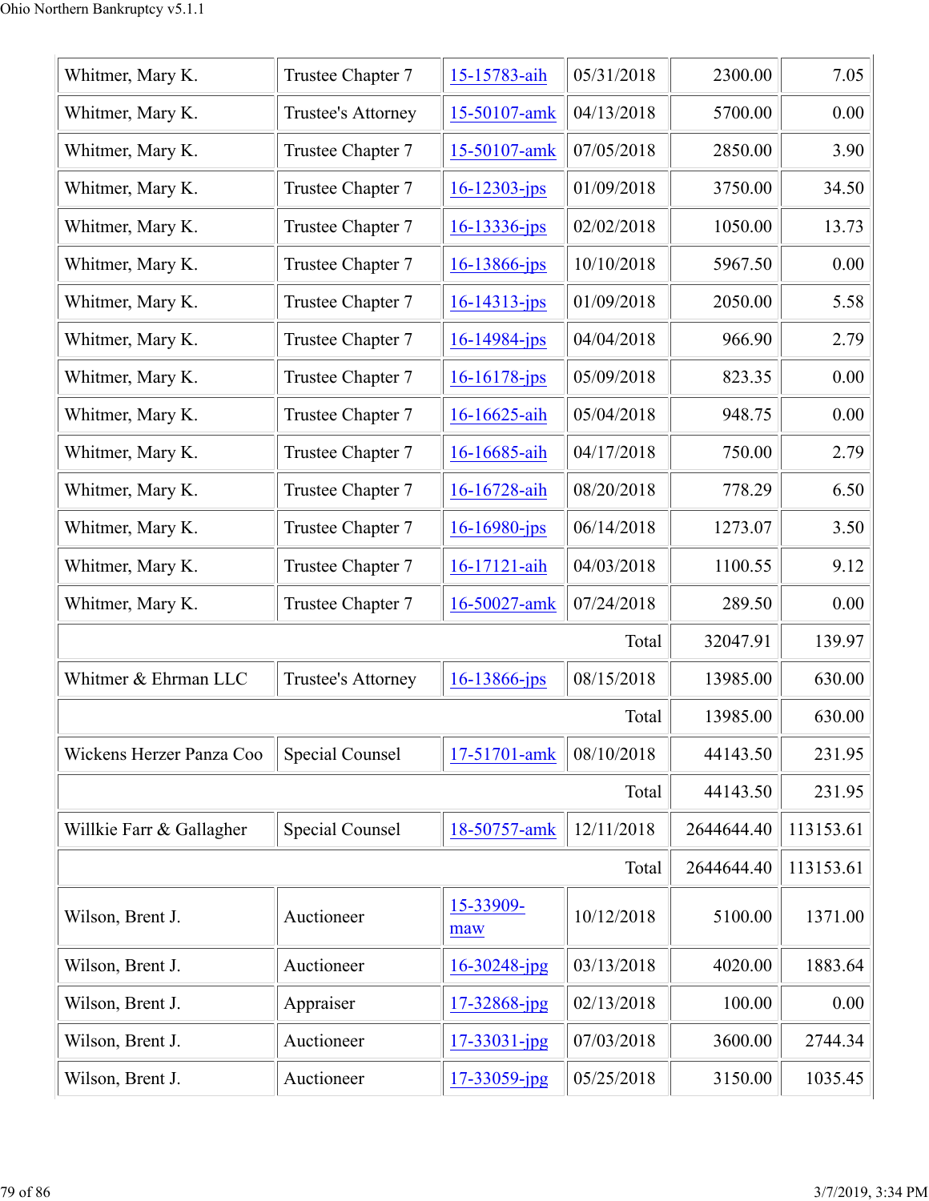| | | | | | |
|---|---|---|---|---|---|
| Whitmer, Mary K. | Trustee Chapter 7 | 15-15783-aih | 05/31/2018 | 2300.00 | 7.05 |
| Whitmer, Mary K. | Trustee's Attorney | 15-50107-amk | 04/13/2018 | 5700.00 | 0.00 |
| Whitmer, Mary K. | Trustee Chapter 7 | 15-50107-amk | 07/05/2018 | 2850.00 | 3.90 |
| Whitmer, Mary K. | Trustee Chapter 7 | 16-12303-jps | 01/09/2018 | 3750.00 | 34.50 |
| Whitmer, Mary K. | Trustee Chapter 7 | 16-13336-jps | 02/02/2018 | 1050.00 | 13.73 |
| Whitmer, Mary K. | Trustee Chapter 7 | 16-13866-jps | 10/10/2018 | 5967.50 | 0.00 |
| Whitmer, Mary K. | Trustee Chapter 7 | 16-14313-jps | 01/09/2018 | 2050.00 | 5.58 |
| Whitmer, Mary K. | Trustee Chapter 7 | 16-14984-jps | 04/04/2018 | 966.90 | 2.79 |
| Whitmer, Mary K. | Trustee Chapter 7 | 16-16178-jps | 05/09/2018 | 823.35 | 0.00 |
| Whitmer, Mary K. | Trustee Chapter 7 | 16-16625-aih | 05/04/2018 | 948.75 | 0.00 |
| Whitmer, Mary K. | Trustee Chapter 7 | 16-16685-aih | 04/17/2018 | 750.00 | 2.79 |
| Whitmer, Mary K. | Trustee Chapter 7 | 16-16728-aih | 08/20/2018 | 778.29 | 6.50 |
| Whitmer, Mary K. | Trustee Chapter 7 | 16-16980-jps | 06/14/2018 | 1273.07 | 3.50 |
| Whitmer, Mary K. | Trustee Chapter 7 | 16-17121-aih | 04/03/2018 | 1100.55 | 9.12 |
| Whitmer, Mary K. | Trustee Chapter 7 | 16-50027-amk | 07/24/2018 | 289.50 | 0.00 |
| | | | Total | 32047.91 | 139.97 |
| Whitmer & Ehrman LLC | Trustee's Attorney | 16-13866-jps | 08/15/2018 | 13985.00 | 630.00 |
| | | | Total | 13985.00 | 630.00 |
| Wickens Herzer Panza Coo | Special Counsel | 17-51701-amk | 08/10/2018 | 44143.50 | 231.95 |
| | | | Total | 44143.50 | 231.95 |
| Willkie Farr & Gallagher | Special Counsel | 18-50757-amk | 12/11/2018 | 2644644.40 | 113153.61 |
| | | | Total | 2644644.40 | 113153.61 |
| Wilson, Brent J. | Auctioneer | 15-33909-maw | 10/12/2018 | 5100.00 | 1371.00 |
| Wilson, Brent J. | Auctioneer | 16-30248-jpg | 03/13/2018 | 4020.00 | 1883.64 |
| Wilson, Brent J. | Appraiser | 17-32868-jpg | 02/13/2018 | 100.00 | 0.00 |
| Wilson, Brent J. | Auctioneer | 17-33031-jpg | 07/03/2018 | 3600.00 | 2744.34 |
| Wilson, Brent J. | Auctioneer | 17-33059-jpg | 05/25/2018 | 3150.00 | 1035.45 |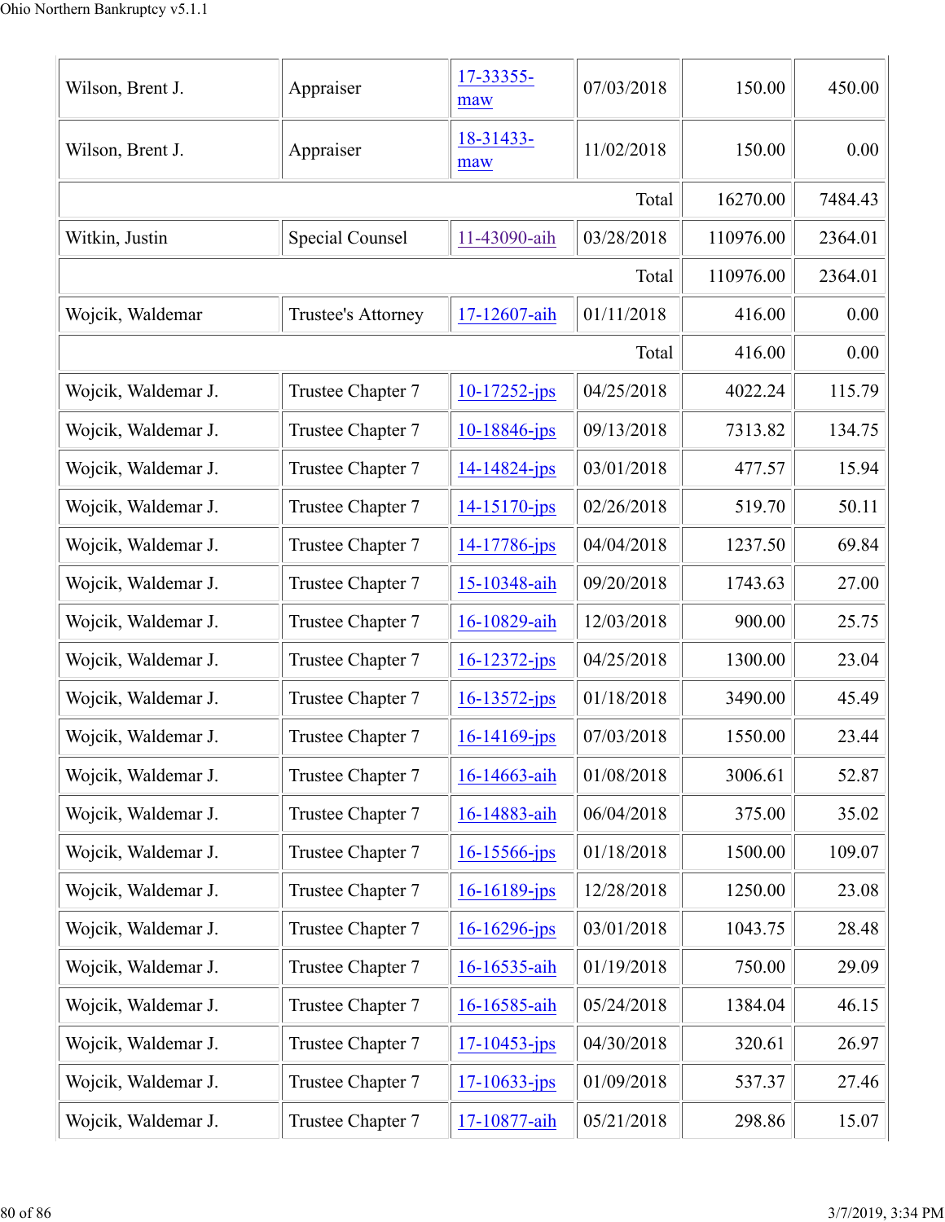| | | | | | |
|---|---|---|---|---|---|
| Wilson, Brent J. | Appraiser | 17-33355-maw | 07/03/2018 | 150.00 | 450.00 |
| Wilson, Brent J. | Appraiser | 18-31433-maw | 11/02/2018 | 150.00 | 0.00 |
| | | | Total | 16270.00 | 7484.43 |
| Witkin, Justin | Special Counsel | 11-43090-aih | 03/28/2018 | 110976.00 | 2364.01 |
| | | | Total | 110976.00 | 2364.01 |
| Wojcik, Waldemar | Trustee's Attorney | 17-12607-aih | 01/11/2018 | 416.00 | 0.00 |
| | | | Total | 416.00 | 0.00 |
| Wojcik, Waldemar J. | Trustee Chapter 7 | 10-17252-jps | 04/25/2018 | 4022.24 | 115.79 |
| Wojcik, Waldemar J. | Trustee Chapter 7 | 10-18846-jps | 09/13/2018 | 7313.82 | 134.75 |
| Wojcik, Waldemar J. | Trustee Chapter 7 | 14-14824-jps | 03/01/2018 | 477.57 | 15.94 |
| Wojcik, Waldemar J. | Trustee Chapter 7 | 14-15170-jps | 02/26/2018 | 519.70 | 50.11 |
| Wojcik, Waldemar J. | Trustee Chapter 7 | 14-17786-jps | 04/04/2018 | 1237.50 | 69.84 |
| Wojcik, Waldemar J. | Trustee Chapter 7 | 15-10348-aih | 09/20/2018 | 1743.63 | 27.00 |
| Wojcik, Waldemar J. | Trustee Chapter 7 | 16-10829-aih | 12/03/2018 | 900.00 | 25.75 |
| Wojcik, Waldemar J. | Trustee Chapter 7 | 16-12372-jps | 04/25/2018 | 1300.00 | 23.04 |
| Wojcik, Waldemar J. | Trustee Chapter 7 | 16-13572-jps | 01/18/2018 | 3490.00 | 45.49 |
| Wojcik, Waldemar J. | Trustee Chapter 7 | 16-14169-jps | 07/03/2018 | 1550.00 | 23.44 |
| Wojcik, Waldemar J. | Trustee Chapter 7 | 16-14663-aih | 01/08/2018 | 3006.61 | 52.87 |
| Wojcik, Waldemar J. | Trustee Chapter 7 | 16-14883-aih | 06/04/2018 | 375.00 | 35.02 |
| Wojcik, Waldemar J. | Trustee Chapter 7 | 16-15566-jps | 01/18/2018 | 1500.00 | 109.07 |
| Wojcik, Waldemar J. | Trustee Chapter 7 | 16-16189-jps | 12/28/2018 | 1250.00 | 23.08 |
| Wojcik, Waldemar J. | Trustee Chapter 7 | 16-16296-jps | 03/01/2018 | 1043.75 | 28.48 |
| Wojcik, Waldemar J. | Trustee Chapter 7 | 16-16535-aih | 01/19/2018 | 750.00 | 29.09 |
| Wojcik, Waldemar J. | Trustee Chapter 7 | 16-16585-aih | 05/24/2018 | 1384.04 | 46.15 |
| Wojcik, Waldemar J. | Trustee Chapter 7 | 17-10453-jps | 04/30/2018 | 320.61 | 26.97 |
| Wojcik, Waldemar J. | Trustee Chapter 7 | 17-10633-jps | 01/09/2018 | 537.37 | 27.46 |
| Wojcik, Waldemar J. | Trustee Chapter 7 | 17-10877-aih | 05/21/2018 | 298.86 | 15.07 |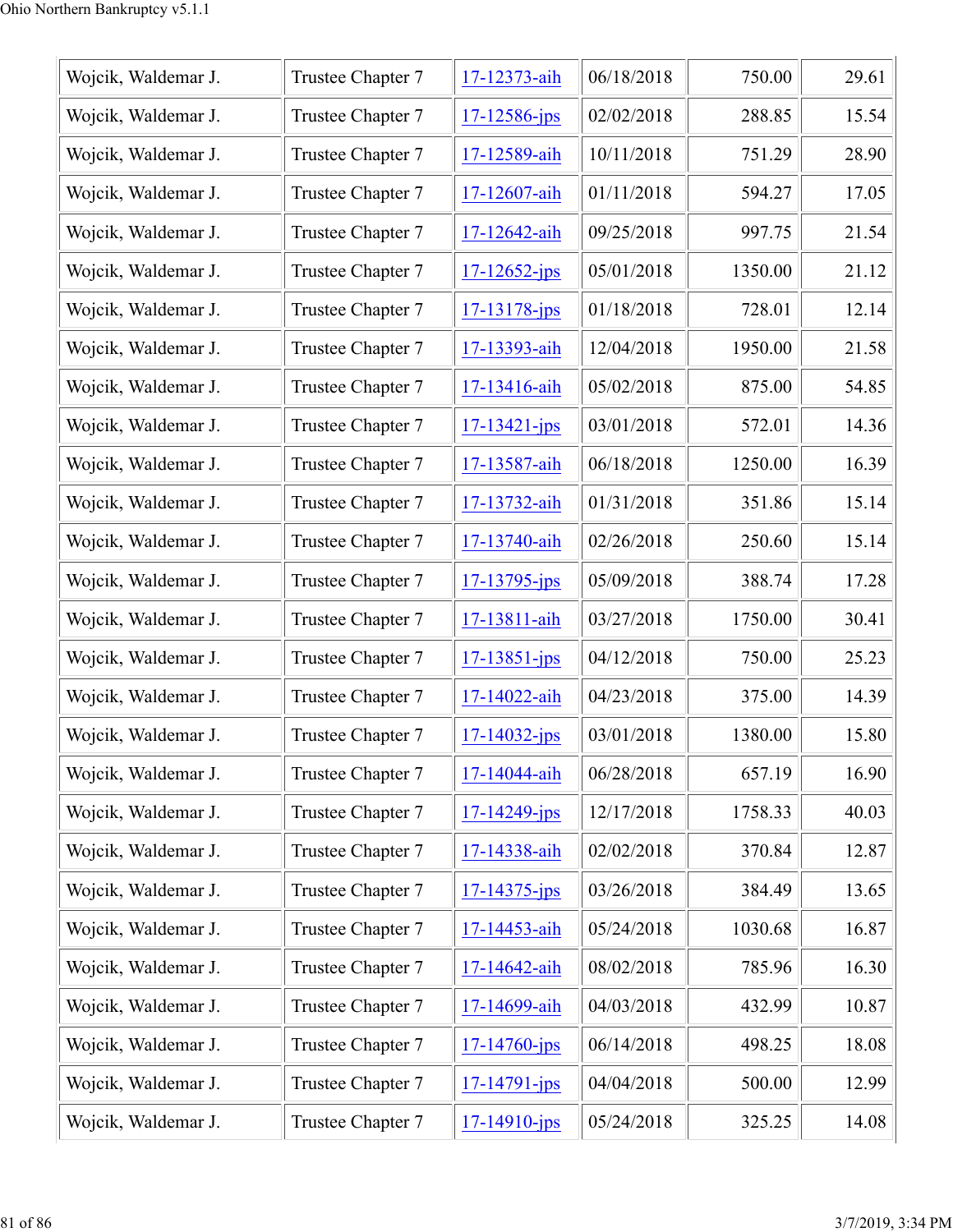| Wojcik, Waldemar J. | Trustee Chapter 7 | 17-12373-aih | 06/18/2018 | 750.00 | 29.61 |
|---|---|---|---|---|---|
| Wojcik, Waldemar J. | Trustee Chapter 7 | 17-12586-jps | 02/02/2018 | 288.85 | 15.54 |
| Wojcik, Waldemar J. | Trustee Chapter 7 | 17-12589-aih | 10/11/2018 | 751.29 | 28.90 |
| Wojcik, Waldemar J. | Trustee Chapter 7 | 17-12607-aih | 01/11/2018 | 594.27 | 17.05 |
| Wojcik, Waldemar J. | Trustee Chapter 7 | 17-12642-aih | 09/25/2018 | 997.75 | 21.54 |
| Wojcik, Waldemar J. | Trustee Chapter 7 | 17-12652-jps | 05/01/2018 | 1350.00 | 21.12 |
| Wojcik, Waldemar J. | Trustee Chapter 7 | 17-13178-jps | 01/18/2018 | 728.01 | 12.14 |
| Wojcik, Waldemar J. | Trustee Chapter 7 | 17-13393-aih | 12/04/2018 | 1950.00 | 21.58 |
| Wojcik, Waldemar J. | Trustee Chapter 7 | 17-13416-aih | 05/02/2018 | 875.00 | 54.85 |
| Wojcik, Waldemar J. | Trustee Chapter 7 | 17-13421-jps | 03/01/2018 | 572.01 | 14.36 |
| Wojcik, Waldemar J. | Trustee Chapter 7 | 17-13587-aih | 06/18/2018 | 1250.00 | 16.39 |
| Wojcik, Waldemar J. | Trustee Chapter 7 | 17-13732-aih | 01/31/2018 | 351.86 | 15.14 |
| Wojcik, Waldemar J. | Trustee Chapter 7 | 17-13740-aih | 02/26/2018 | 250.60 | 15.14 |
| Wojcik, Waldemar J. | Trustee Chapter 7 | 17-13795-jps | 05/09/2018 | 388.74 | 17.28 |
| Wojcik, Waldemar J. | Trustee Chapter 7 | 17-13811-aih | 03/27/2018 | 1750.00 | 30.41 |
| Wojcik, Waldemar J. | Trustee Chapter 7 | 17-13851-jps | 04/12/2018 | 750.00 | 25.23 |
| Wojcik, Waldemar J. | Trustee Chapter 7 | 17-14022-aih | 04/23/2018 | 375.00 | 14.39 |
| Wojcik, Waldemar J. | Trustee Chapter 7 | 17-14032-jps | 03/01/2018 | 1380.00 | 15.80 |
| Wojcik, Waldemar J. | Trustee Chapter 7 | 17-14044-aih | 06/28/2018 | 657.19 | 16.90 |
| Wojcik, Waldemar J. | Trustee Chapter 7 | 17-14249-jps | 12/17/2018 | 1758.33 | 40.03 |
| Wojcik, Waldemar J. | Trustee Chapter 7 | 17-14338-aih | 02/02/2018 | 370.84 | 12.87 |
| Wojcik, Waldemar J. | Trustee Chapter 7 | 17-14375-jps | 03/26/2018 | 384.49 | 13.65 |
| Wojcik, Waldemar J. | Trustee Chapter 7 | 17-14453-aih | 05/24/2018 | 1030.68 | 16.87 |
| Wojcik, Waldemar J. | Trustee Chapter 7 | 17-14642-aih | 08/02/2018 | 785.96 | 16.30 |
| Wojcik, Waldemar J. | Trustee Chapter 7 | 17-14699-aih | 04/03/2018 | 432.99 | 10.87 |
| Wojcik, Waldemar J. | Trustee Chapter 7 | 17-14760-jps | 06/14/2018 | 498.25 | 18.08 |
| Wojcik, Waldemar J. | Trustee Chapter 7 | 17-14791-jps | 04/04/2018 | 500.00 | 12.99 |
| Wojcik, Waldemar J. | Trustee Chapter 7 | 17-14910-jps | 05/24/2018 | 325.25 | 14.08 |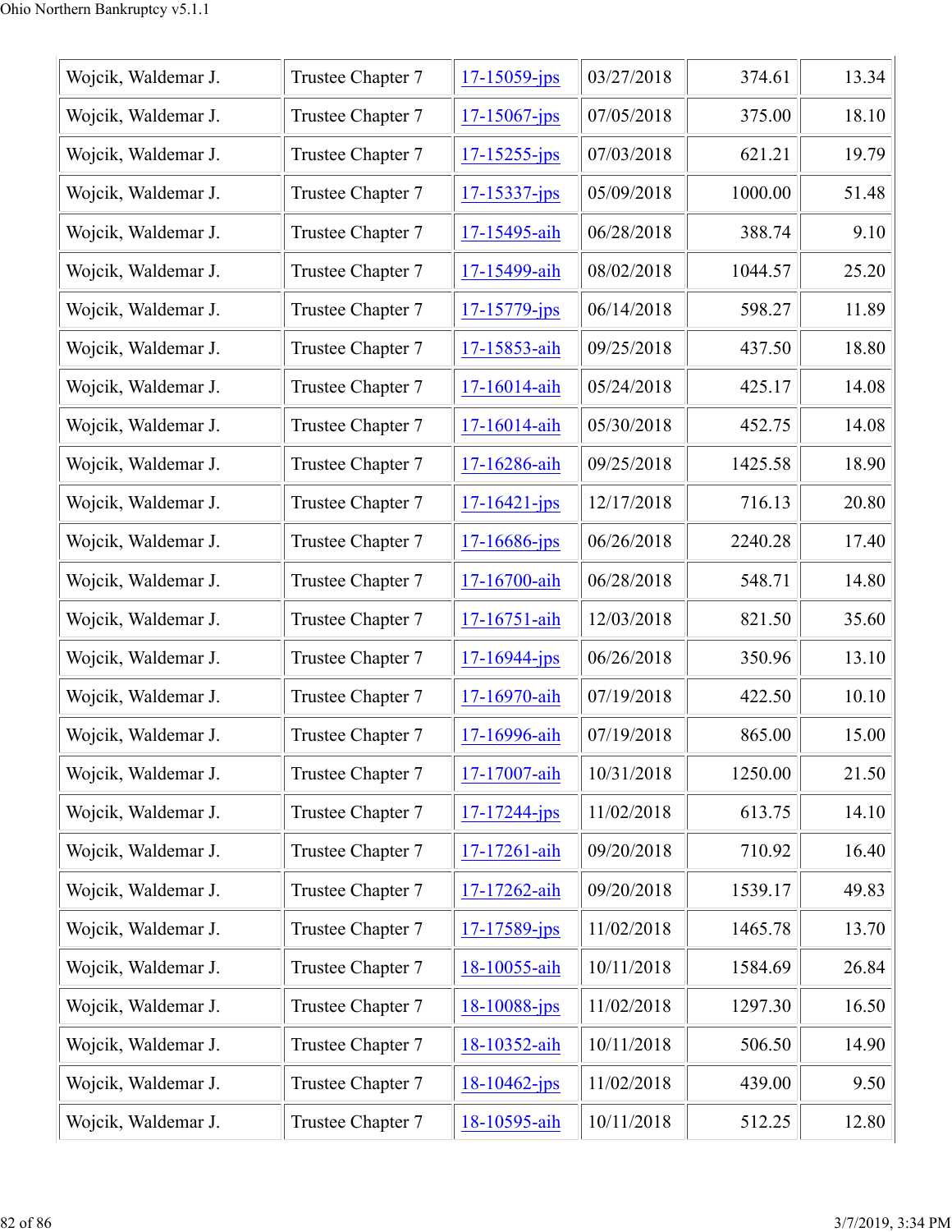| Wojcik, Waldemar J. | Trustee Chapter 7 | 17-15059-jps | 03/27/2018 | 374.61 | 13.34 |
|---|---|---|---|---|---|
| Wojcik, Waldemar J. | Trustee Chapter 7 | 17-15067-jps | 07/05/2018 | 375.00 | 18.10 |
| Wojcik, Waldemar J. | Trustee Chapter 7 | 17-15255-jps | 07/03/2018 | 621.21 | 19.79 |
| Wojcik, Waldemar J. | Trustee Chapter 7 | 17-15337-jps | 05/09/2018 | 1000.00 | 51.48 |
| Wojcik, Waldemar J. | Trustee Chapter 7 | 17-15495-aih | 06/28/2018 | 388.74 | 9.10 |
| Wojcik, Waldemar J. | Trustee Chapter 7 | 17-15499-aih | 08/02/2018 | 1044.57 | 25.20 |
| Wojcik, Waldemar J. | Trustee Chapter 7 | 17-15779-jps | 06/14/2018 | 598.27 | 11.89 |
| Wojcik, Waldemar J. | Trustee Chapter 7 | 17-15853-aih | 09/25/2018 | 437.50 | 18.80 |
| Wojcik, Waldemar J. | Trustee Chapter 7 | 17-16014-aih | 05/24/2018 | 425.17 | 14.08 |
| Wojcik, Waldemar J. | Trustee Chapter 7 | 17-16014-aih | 05/30/2018 | 452.75 | 14.08 |
| Wojcik, Waldemar J. | Trustee Chapter 7 | 17-16286-aih | 09/25/2018 | 1425.58 | 18.90 |
| Wojcik, Waldemar J. | Trustee Chapter 7 | 17-16421-jps | 12/17/2018 | 716.13 | 20.80 |
| Wojcik, Waldemar J. | Trustee Chapter 7 | 17-16686-jps | 06/26/2018 | 2240.28 | 17.40 |
| Wojcik, Waldemar J. | Trustee Chapter 7 | 17-16700-aih | 06/28/2018 | 548.71 | 14.80 |
| Wojcik, Waldemar J. | Trustee Chapter 7 | 17-16751-aih | 12/03/2018 | 821.50 | 35.60 |
| Wojcik, Waldemar J. | Trustee Chapter 7 | 17-16944-jps | 06/26/2018 | 350.96 | 13.10 |
| Wojcik, Waldemar J. | Trustee Chapter 7 | 17-16970-aih | 07/19/2018 | 422.50 | 10.10 |
| Wojcik, Waldemar J. | Trustee Chapter 7 | 17-16996-aih | 07/19/2018 | 865.00 | 15.00 |
| Wojcik, Waldemar J. | Trustee Chapter 7 | 17-17007-aih | 10/31/2018 | 1250.00 | 21.50 |
| Wojcik, Waldemar J. | Trustee Chapter 7 | 17-17244-jps | 11/02/2018 | 613.75 | 14.10 |
| Wojcik, Waldemar J. | Trustee Chapter 7 | 17-17261-aih | 09/20/2018 | 710.92 | 16.40 |
| Wojcik, Waldemar J. | Trustee Chapter 7 | 17-17262-aih | 09/20/2018 | 1539.17 | 49.83 |
| Wojcik, Waldemar J. | Trustee Chapter 7 | 17-17589-jps | 11/02/2018 | 1465.78 | 13.70 |
| Wojcik, Waldemar J. | Trustee Chapter 7 | 18-10055-aih | 10/11/2018 | 1584.69 | 26.84 |
| Wojcik, Waldemar J. | Trustee Chapter 7 | 18-10088-jps | 11/02/2018 | 1297.30 | 16.50 |
| Wojcik, Waldemar J. | Trustee Chapter 7 | 18-10352-aih | 10/11/2018 | 506.50 | 14.90 |
| Wojcik, Waldemar J. | Trustee Chapter 7 | 18-10462-jps | 11/02/2018 | 439.00 | 9.50 |
| Wojcik, Waldemar J. | Trustee Chapter 7 | 18-10595-aih | 10/11/2018 | 512.25 | 12.80 |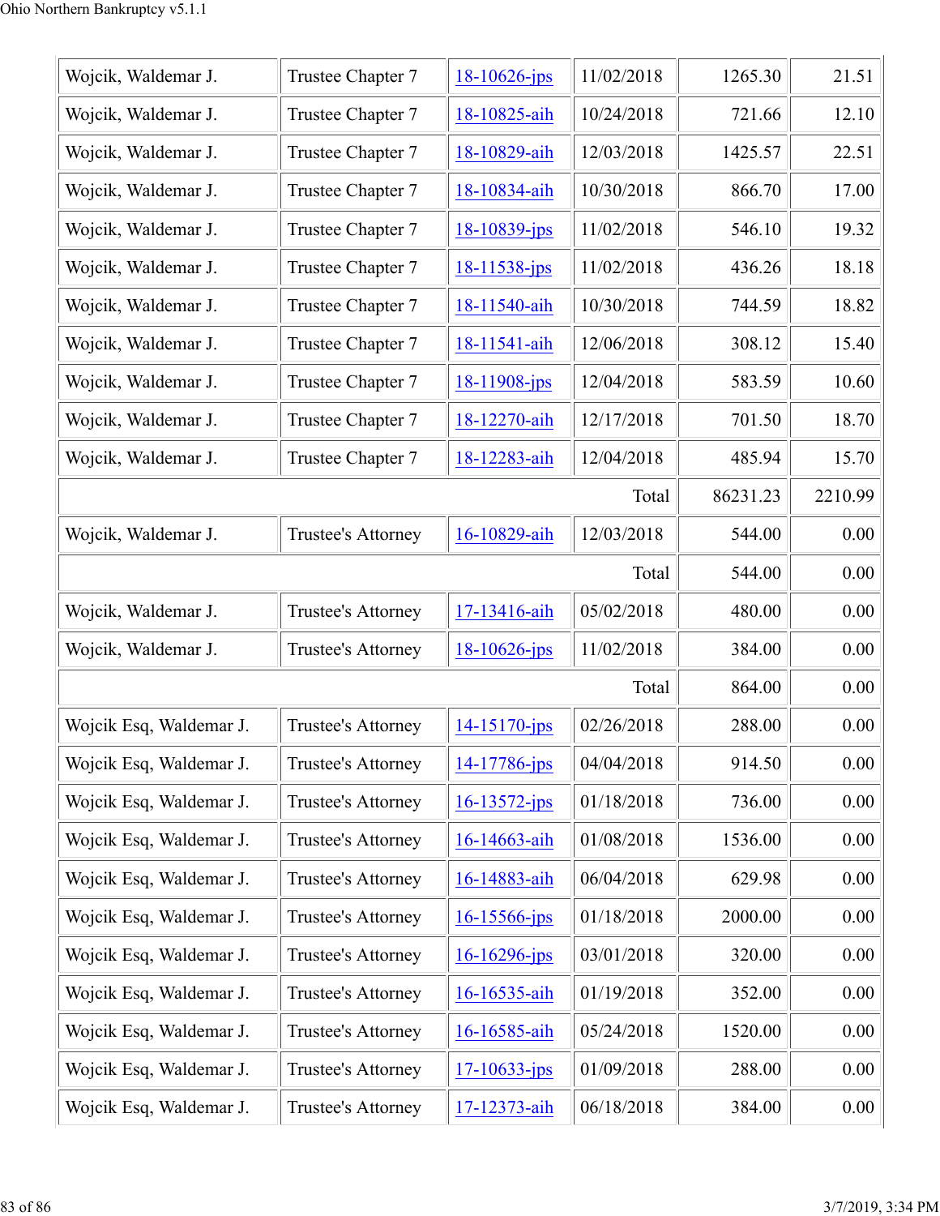| Wojcik, Waldemar J. | Trustee Chapter 7 | 18-10626-jps | 11/02/2018 | 1265.30 | 21.51 |
|---|---|---|---|---|---|
| Wojcik, Waldemar J. | Trustee Chapter 7 | 18-10825-aih | 10/24/2018 | 721.66 | 12.10 |
| Wojcik, Waldemar J. | Trustee Chapter 7 | 18-10829-aih | 12/03/2018 | 1425.57 | 22.51 |
| Wojcik, Waldemar J. | Trustee Chapter 7 | 18-10834-aih | 10/30/2018 | 866.70 | 17.00 |
| Wojcik, Waldemar J. | Trustee Chapter 7 | 18-10839-jps | 11/02/2018 | 546.10 | 19.32 |
| Wojcik, Waldemar J. | Trustee Chapter 7 | 18-11538-jps | 11/02/2018 | 436.26 | 18.18 |
| Wojcik, Waldemar J. | Trustee Chapter 7 | 18-11540-aih | 10/30/2018 | 744.59 | 18.82 |
| Wojcik, Waldemar J. | Trustee Chapter 7 | 18-11541-aih | 12/06/2018 | 308.12 | 15.40 |
| Wojcik, Waldemar J. | Trustee Chapter 7 | 18-11908-jps | 12/04/2018 | 583.59 | 10.60 |
| Wojcik, Waldemar J. | Trustee Chapter 7 | 18-12270-aih | 12/17/2018 | 701.50 | 18.70 |
| Wojcik, Waldemar J. | Trustee Chapter 7 | 18-12283-aih | 12/04/2018 | 485.94 | 15.70 |
| | | | Total | 86231.23 | 2210.99 |
| Wojcik, Waldemar J. | Trustee's Attorney | 16-10829-aih | 12/03/2018 | 544.00 | 0.00 |
| | | | Total | 544.00 | 0.00 |
| Wojcik, Waldemar J. | Trustee's Attorney | 17-13416-aih | 05/02/2018 | 480.00 | 0.00 |
| Wojcik, Waldemar J. | Trustee's Attorney | 18-10626-jps | 11/02/2018 | 384.00 | 0.00 |
| | | | Total | 864.00 | 0.00 |
| Wojcik Esq, Waldemar J. | Trustee's Attorney | 14-15170-jps | 02/26/2018 | 288.00 | 0.00 |
| Wojcik Esq, Waldemar J. | Trustee's Attorney | 14-17786-jps | 04/04/2018 | 914.50 | 0.00 |
| Wojcik Esq, Waldemar J. | Trustee's Attorney | 16-13572-jps | 01/18/2018 | 736.00 | 0.00 |
| Wojcik Esq, Waldemar J. | Trustee's Attorney | 16-14663-aih | 01/08/2018 | 1536.00 | 0.00 |
| Wojcik Esq, Waldemar J. | Trustee's Attorney | 16-14883-aih | 06/04/2018 | 629.98 | 0.00 |
| Wojcik Esq, Waldemar J. | Trustee's Attorney | 16-15566-jps | 01/18/2018 | 2000.00 | 0.00 |
| Wojcik Esq, Waldemar J. | Trustee's Attorney | 16-16296-jps | 03/01/2018 | 320.00 | 0.00 |
| Wojcik Esq, Waldemar J. | Trustee's Attorney | 16-16535-aih | 01/19/2018 | 352.00 | 0.00 |
| Wojcik Esq, Waldemar J. | Trustee's Attorney | 16-16585-aih | 05/24/2018 | 1520.00 | 0.00 |
| Wojcik Esq, Waldemar J. | Trustee's Attorney | 17-10633-jps | 01/09/2018 | 288.00 | 0.00 |
| Wojcik Esq, Waldemar J. | Trustee's Attorney | 17-12373-aih | 06/18/2018 | 384.00 | 0.00 |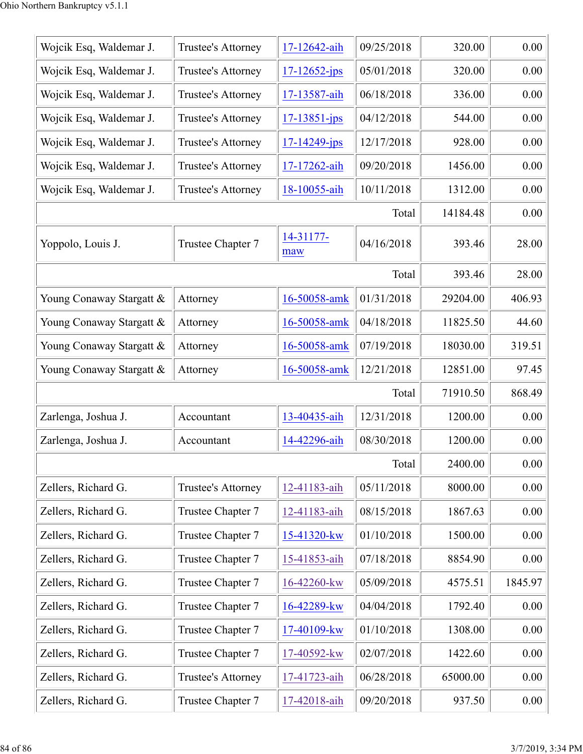| | | | | | |
|---|---|---|---|---|---|
| Wojcik Esq, Waldemar J. | Trustee's Attorney | 17-12642-aih | 09/25/2018 | 320.00 | 0.00 |
| Wojcik Esq, Waldemar J. | Trustee's Attorney | 17-12652-jps | 05/01/2018 | 320.00 | 0.00 |
| Wojcik Esq, Waldemar J. | Trustee's Attorney | 17-13587-aih | 06/18/2018 | 336.00 | 0.00 |
| Wojcik Esq, Waldemar J. | Trustee's Attorney | 17-13851-jps | 04/12/2018 | 544.00 | 0.00 |
| Wojcik Esq, Waldemar J. | Trustee's Attorney | 17-14249-jps | 12/17/2018 | 928.00 | 0.00 |
| Wojcik Esq, Waldemar J. | Trustee's Attorney | 17-17262-aih | 09/20/2018 | 1456.00 | 0.00 |
| Wojcik Esq, Waldemar J. | Trustee's Attorney | 18-10055-aih | 10/11/2018 | 1312.00 | 0.00 |
| | | | Total | 14184.48 | 0.00 |
| Yoppolo, Louis J. | Trustee Chapter 7 | 14-31177-maw | 04/16/2018 | 393.46 | 28.00 |
| | | | Total | 393.46 | 28.00 |
| Young Conaway Stargatt & | Attorney | 16-50058-amk | 01/31/2018 | 29204.00 | 406.93 |
| Young Conaway Stargatt & | Attorney | 16-50058-amk | 04/18/2018 | 11825.50 | 44.60 |
| Young Conaway Stargatt & | Attorney | 16-50058-amk | 07/19/2018 | 18030.00 | 319.51 |
| Young Conaway Stargatt & | Attorney | 16-50058-amk | 12/21/2018 | 12851.00 | 97.45 |
| | | | Total | 71910.50 | 868.49 |
| Zarlenga, Joshua J. | Accountant | 13-40435-aih | 12/31/2018 | 1200.00 | 0.00 |
| Zarlenga, Joshua J. | Accountant | 14-42296-aih | 08/30/2018 | 1200.00 | 0.00 |
| | | | Total | 2400.00 | 0.00 |
| Zellers, Richard G. | Trustee's Attorney | 12-41183-aih | 05/11/2018 | 8000.00 | 0.00 |
| Zellers, Richard G. | Trustee Chapter 7 | 12-41183-aih | 08/15/2018 | 1867.63 | 0.00 |
| Zellers, Richard G. | Trustee Chapter 7 | 15-41320-kw | 01/10/2018 | 1500.00 | 0.00 |
| Zellers, Richard G. | Trustee Chapter 7 | 15-41853-aih | 07/18/2018 | 8854.90 | 0.00 |
| Zellers, Richard G. | Trustee Chapter 7 | 16-42260-kw | 05/09/2018 | 4575.51 | 1845.97 |
| Zellers, Richard G. | Trustee Chapter 7 | 16-42289-kw | 04/04/2018 | 1792.40 | 0.00 |
| Zellers, Richard G. | Trustee Chapter 7 | 17-40109-kw | 01/10/2018 | 1308.00 | 0.00 |
| Zellers, Richard G. | Trustee Chapter 7 | 17-40592-kw | 02/07/2018 | 1422.60 | 0.00 |
| Zellers, Richard G. | Trustee's Attorney | 17-41723-aih | 06/28/2018 | 65000.00 | 0.00 |
| Zellers, Richard G. | Trustee Chapter 7 | 17-42018-aih | 09/20/2018 | 937.50 | 0.00 |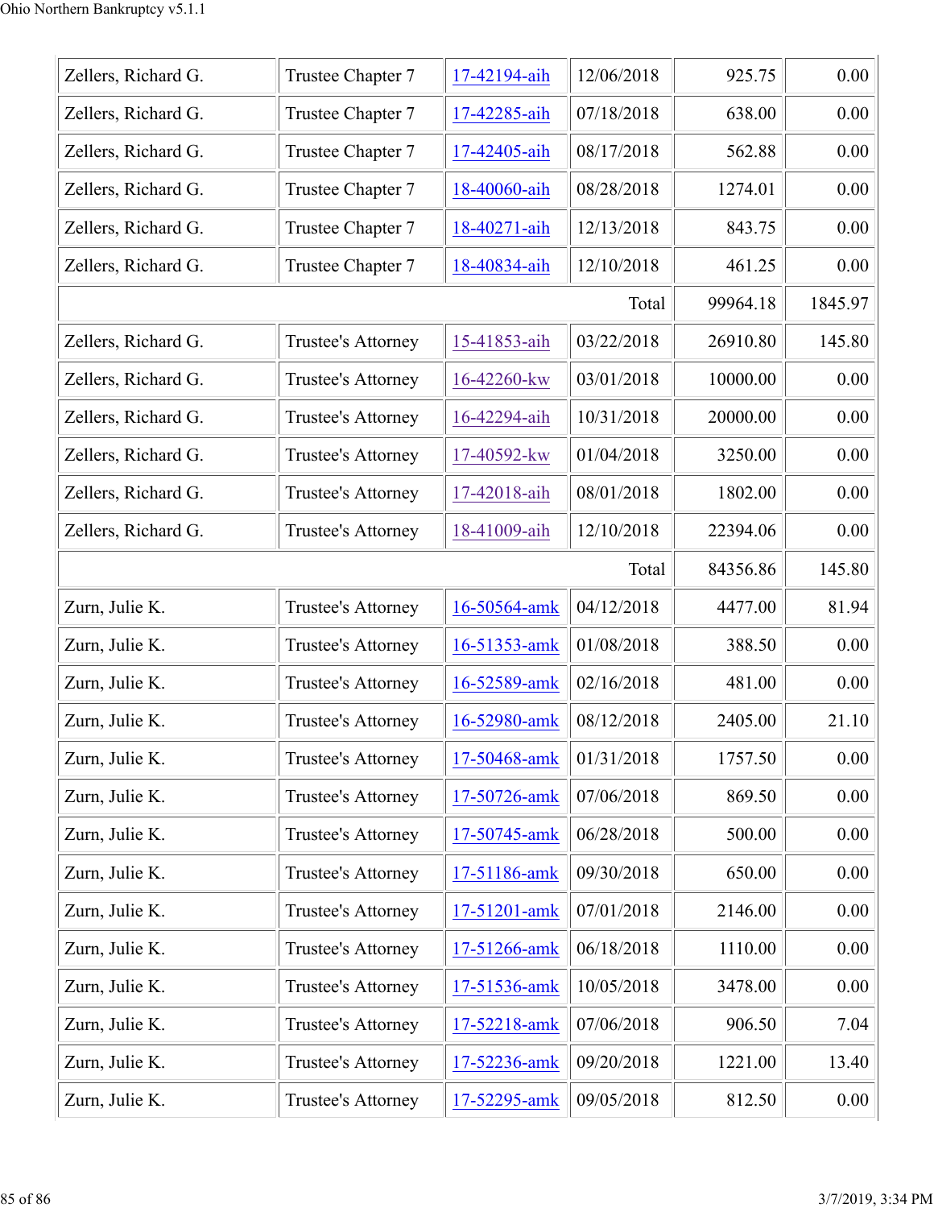| | | | | | |
|---|---|---|---|---|---|
| Zellers, Richard G. | Trustee Chapter 7 | 17-42194-aih | 12/06/2018 | 925.75 | 0.00 |
| Zellers, Richard G. | Trustee Chapter 7 | 17-42285-aih | 07/18/2018 | 638.00 | 0.00 |
| Zellers, Richard G. | Trustee Chapter 7 | 17-42405-aih | 08/17/2018 | 562.88 | 0.00 |
| Zellers, Richard G. | Trustee Chapter 7 | 18-40060-aih | 08/28/2018 | 1274.01 | 0.00 |
| Zellers, Richard G. | Trustee Chapter 7 | 18-40271-aih | 12/13/2018 | 843.75 | 0.00 |
| Zellers, Richard G. | Trustee Chapter 7 | 18-40834-aih | 12/10/2018 | 461.25 | 0.00 |
| | | | Total | 99964.18 | 1845.97 |
| Zellers, Richard G. | Trustee's Attorney | 15-41853-aih | 03/22/2018 | 26910.80 | 145.80 |
| Zellers, Richard G. | Trustee's Attorney | 16-42260-kw | 03/01/2018 | 10000.00 | 0.00 |
| Zellers, Richard G. | Trustee's Attorney | 16-42294-aih | 10/31/2018 | 20000.00 | 0.00 |
| Zellers, Richard G. | Trustee's Attorney | 17-40592-kw | 01/04/2018 | 3250.00 | 0.00 |
| Zellers, Richard G. | Trustee's Attorney | 17-42018-aih | 08/01/2018 | 1802.00 | 0.00 |
| Zellers, Richard G. | Trustee's Attorney | 18-41009-aih | 12/10/2018 | 22394.06 | 0.00 |
| | | | Total | 84356.86 | 145.80 |
| Zurn, Julie K. | Trustee's Attorney | 16-50564-amk | 04/12/2018 | 4477.00 | 81.94 |
| Zurn, Julie K. | Trustee's Attorney | 16-51353-amk | 01/08/2018 | 388.50 | 0.00 |
| Zurn, Julie K. | Trustee's Attorney | 16-52589-amk | 02/16/2018 | 481.00 | 0.00 |
| Zurn, Julie K. | Trustee's Attorney | 16-52980-amk | 08/12/2018 | 2405.00 | 21.10 |
| Zurn, Julie K. | Trustee's Attorney | 17-50468-amk | 01/31/2018 | 1757.50 | 0.00 |
| Zurn, Julie K. | Trustee's Attorney | 17-50726-amk | 07/06/2018 | 869.50 | 0.00 |
| Zurn, Julie K. | Trustee's Attorney | 17-50745-amk | 06/28/2018 | 500.00 | 0.00 |
| Zurn, Julie K. | Trustee's Attorney | 17-51186-amk | 09/30/2018 | 650.00 | 0.00 |
| Zurn, Julie K. | Trustee's Attorney | 17-51201-amk | 07/01/2018 | 2146.00 | 0.00 |
| Zurn, Julie K. | Trustee's Attorney | 17-51266-amk | 06/18/2018 | 1110.00 | 0.00 |
| Zurn, Julie K. | Trustee's Attorney | 17-51536-amk | 10/05/2018 | 3478.00 | 0.00 |
| Zurn, Julie K. | Trustee's Attorney | 17-52218-amk | 07/06/2018 | 906.50 | 7.04 |
| Zurn, Julie K. | Trustee's Attorney | 17-52236-amk | 09/20/2018 | 1221.00 | 13.40 |
| Zurn, Julie K. | Trustee's Attorney | 17-52295-amk | 09/05/2018 | 812.50 | 0.00 |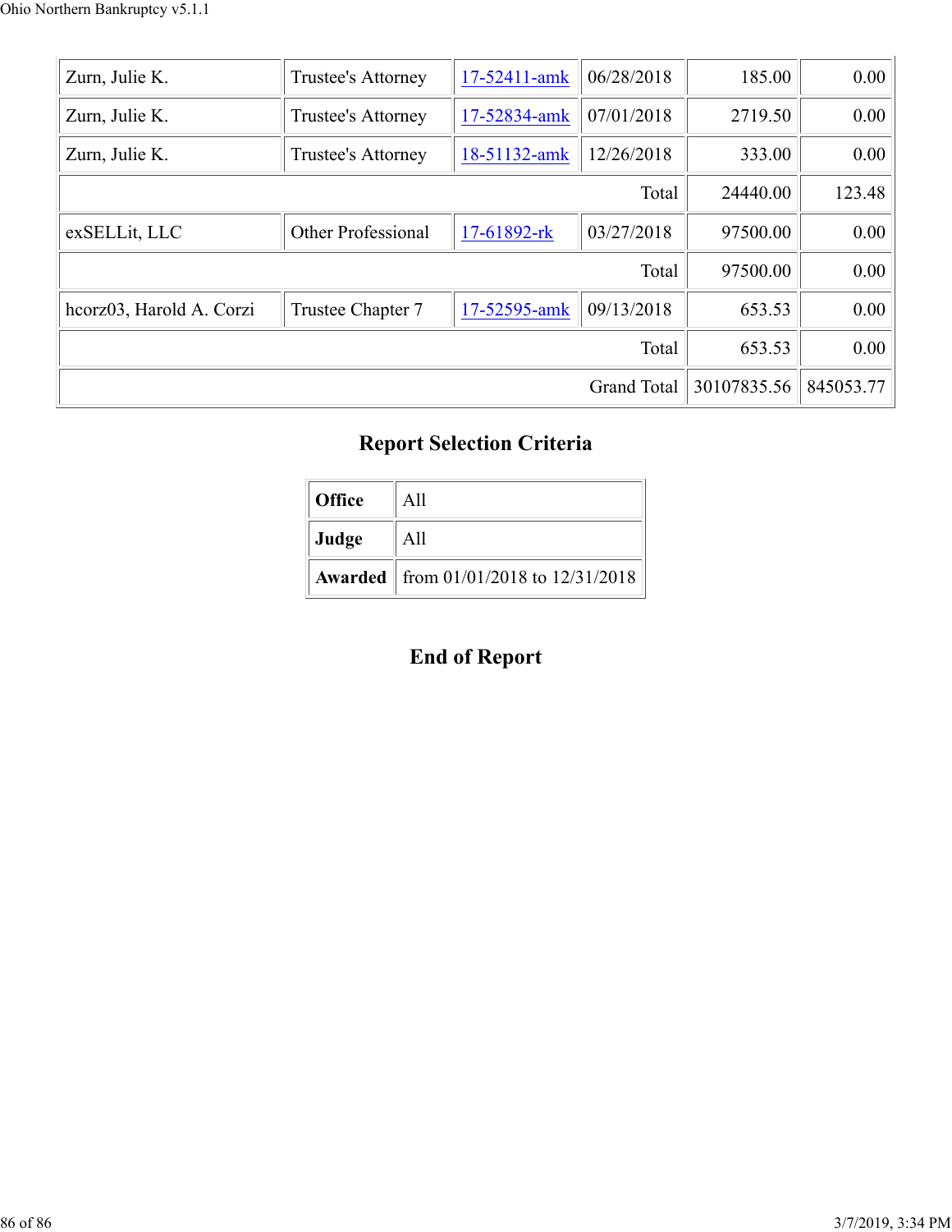| | | | | | |
|---|---|---|---|---|---|
| Zurn, Julie K. | Trustee's Attorney | 17-52411-amk | 06/28/2018 | 185.00 | 0.00 |
| Zurn, Julie K. | Trustee's Attorney | 17-52834-amk | 07/01/2018 | 2719.50 | 0.00 |
| Zurn, Julie K. | Trustee's Attorney | 18-51132-amk | 12/26/2018 | 333.00 | 0.00 |
| | | | Total | 24440.00 | 123.48 |
| exSELLit, LLC | Other Professional | 17-61892-rk | 03/27/2018 | 97500.00 | 0.00 |
| | | | Total | 97500.00 | 0.00 |
| hcorz03, Harold A. Corzi | Trustee Chapter 7 | 17-52595-amk | 09/13/2018 | 653.53 | 0.00 |
| | | | Total | 653.53 | 0.00 |
| | | | Grand Total | 30107835.56 | 845053.77 |

## Report Selection Criteria

| | |
|---|---|
| **Office** | All |
| **Judge** | All |
| **Awarded** | from 01/01/2018 to 12/31/2018 |

## End of Report